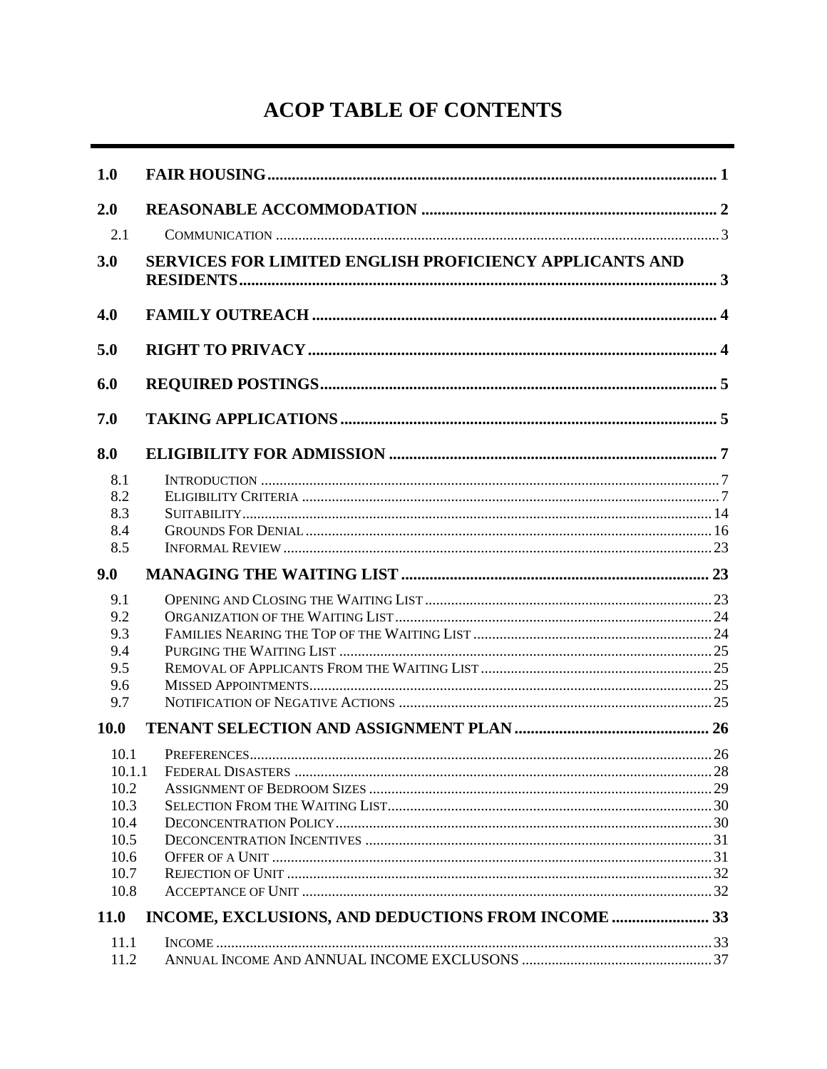# ACOP TABLE OF CONTENTS

| | | |
|---|---|---|
| **1.0** | **FAIR HOUSING** | **1** |
| **2.0** | **REASONABLE ACCOMMODATION** | **2** |
| 2.1 | Communication | 3 |
| **3.0** | **SERVICES FOR LIMITED ENGLISH PROFICIENCY APPLICANTS AND RESIDENTS** | **3** |
| **4.0** | **FAMILY OUTREACH** | **4** |
| **5.0** | **RIGHT TO PRIVACY** | **4** |
| **6.0** | **REQUIRED POSTINGS** | **5** |
| **7.0** | **TAKING APPLICATIONS** | **5** |
| **8.0** | **ELIGIBILITY FOR ADMISSION** | **7** |
| 8.1 | Introduction | 7 |
| 8.2 | Eligibility Criteria | 7 |
| 8.3 | Suitability | 14 |
| 8.4 | Grounds For Denial | 16 |
| 8.5 | Informal Review | 23 |
| **9.0** | **MANAGING THE WAITING LIST** | **23** |
| 9.1 | Opening and Closing the Waiting List | 23 |
| 9.2 | Organization of the Waiting List | 24 |
| 9.3 | Families Nearing the Top of the Waiting List | 24 |
| 9.4 | Purging the Waiting List | 25 |
| 9.5 | Removal of Applicants From the Waiting List | 25 |
| 9.6 | Missed Appointments | 25 |
| 9.7 | Notification of Negative Actions | 25 |
| **10.0** | **TENANT SELECTION AND ASSIGNMENT PLAN** | **26** |
| 10.1 | Preferences | 26 |
| 10.1.1 | Federal Disasters | 28 |
| 10.2 | Assignment of Bedroom Sizes | 29 |
| 10.3 | Selection From the Waiting List | 30 |
| 10.4 | Deconcentration Policy | 30 |
| 10.5 | Deconcentration Incentives | 31 |
| 10.6 | Offer of a Unit | 31 |
| 10.7 | Rejection of Unit | 32 |
| 10.8 | Acceptance of Unit | 32 |
| **11.0** | **INCOME, EXCLUSIONS, AND DEDUCTIONS FROM INCOME** | **33** |
| 11.1 | Income | 33 |
| 11.2 | Annual Income And ANNUAL INCOME EXCLUSONS | 37 |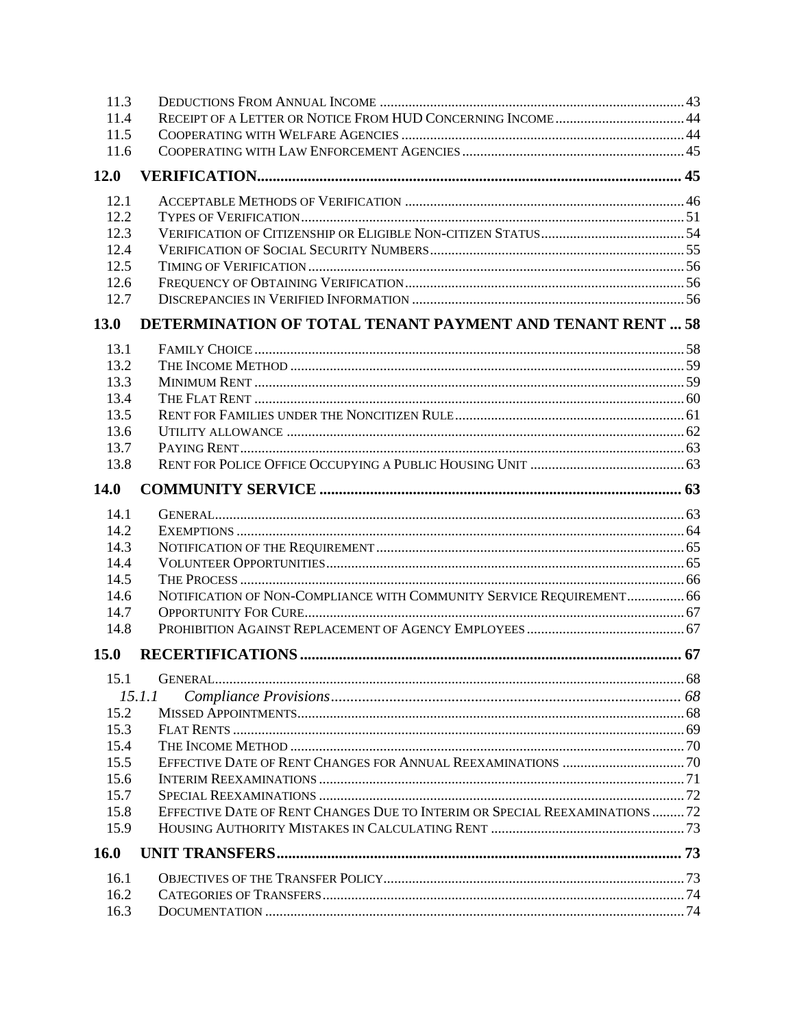| | | |
|---|---|---|
| 11.3 | Deductions From Annual Income | 43 |
| 11.4 | Receipt of a Letter or Notice From HUD Concerning Income | 44 |
| 11.5 | Cooperating with Welfare Agencies | 44 |
| 11.6 | Cooperating with Law Enforcement Agencies | 45 |
| **12.0** | **VERIFICATION** | **45** |
| 12.1 | Acceptable Methods of Verification | 46 |
| 12.2 | Types of Verification | 51 |
| 12.3 | Verification of Citizenship or Eligible Non-citizen Status | 54 |
| 12.4 | Verification of Social Security Numbers | 55 |
| 12.5 | Timing of Verification | 56 |
| 12.6 | Frequency of Obtaining Verification | 56 |
| 12.7 | Discrepancies in Verified Information | 56 |
| **13.0** | **DETERMINATION OF TOTAL TENANT PAYMENT AND TENANT RENT** | **58** |
| 13.1 | Family Choice | 58 |
| 13.2 | The Income Method | 59 |
| 13.3 | Minimum Rent | 59 |
| 13.4 | The Flat Rent | 60 |
| 13.5 | Rent for Families under the Noncitizen Rule | 61 |
| 13.6 | Utility allowance | 62 |
| 13.7 | Paying Rent | 63 |
| 13.8 | Rent for Police Office Occupying a Public Housing Unit | 63 |
| **14.0** | **COMMUNITY SERVICE** | **63** |
| 14.1 | General | 63 |
| 14.2 | Exemptions | 64 |
| 14.3 | Notification of the Requirement | 65 |
| 14.4 | Volunteer Opportunities | 65 |
| 14.5 | The Process | 66 |
| 14.6 | Notification of Non-Compliance with Community Service Requirement | 66 |
| 14.7 | Opportunity For Cure | 67 |
| 14.8 | Prohibition Against Replacement of Agency Employees | 67 |
| **15.0** | **RECERTIFICATIONS** | **67** |
| 15.1 | General | 68 |
| *15.1.1* | *Compliance Provisions* | *68* |
| 15.2 | Missed Appointments | 68 |
| 15.3 | Flat Rents | 69 |
| 15.4 | The Income Method | 70 |
| 15.5 | Effective Date of Rent Changes for Annual Reexaminations | 70 |
| 15.6 | Interim Reexaminations | 71 |
| 15.7 | Special Reexaminations | 72 |
| 15.8 | Effective Date of Rent Changes Due to Interim or Special Reexaminations | 72 |
| 15.9 | Housing Authority Mistakes in Calculating Rent | 73 |
| **16.0** | **UNIT TRANSFERS** | **73** |
| 16.1 | Objectives of the Transfer Policy | 73 |
| 16.2 | Categories of Transfers | 74 |
| 16.3 | Documentation | 74 |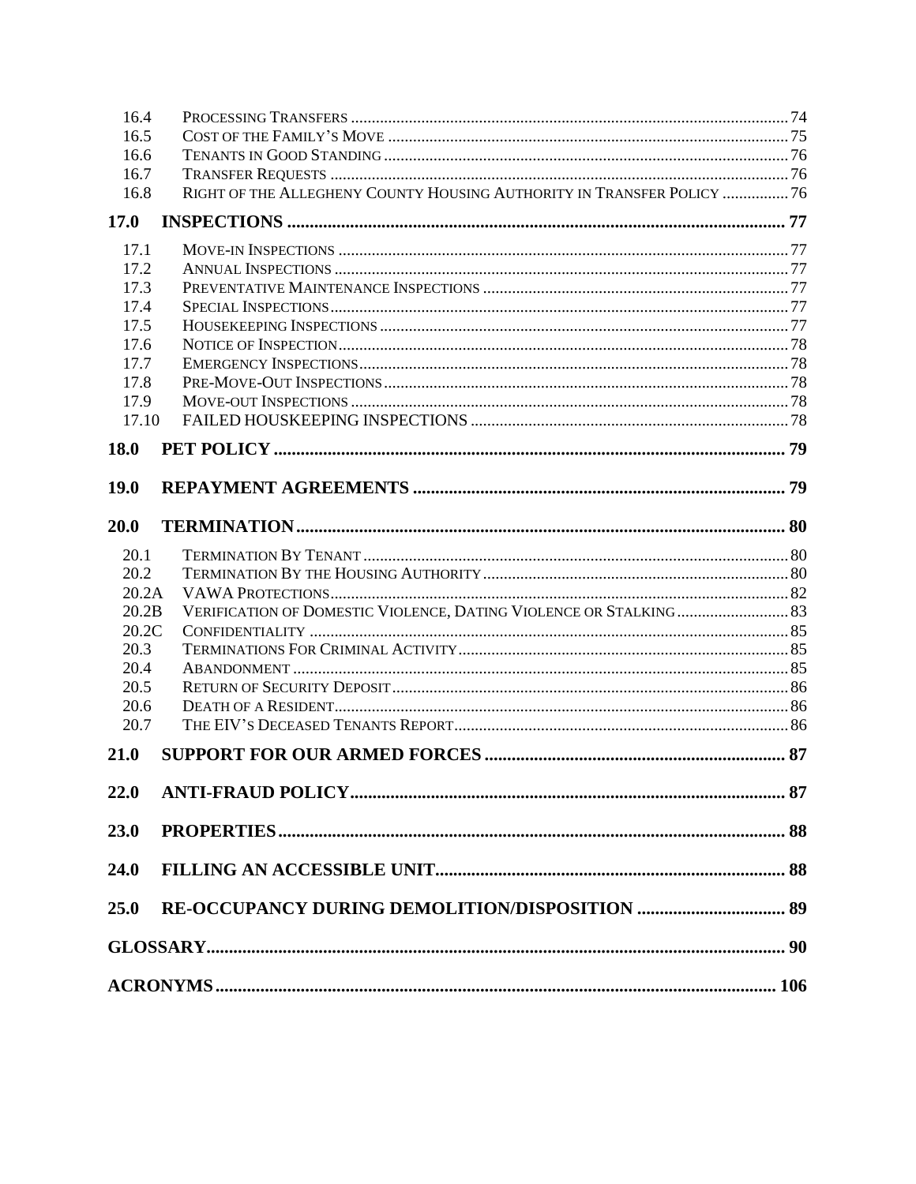16.4 Processing Transfers ..... 74
16.5 Cost of the Family's Move ..... 75
16.6 Tenants in Good Standing ..... 76
16.7 Transfer Requests ..... 76
16.8 Right of the Allegheny County Housing Authority in Transfer Policy ..... 76

**17.0 INSPECTIONS ..... 77**

17.1 Move-in Inspections ..... 77
17.2 Annual Inspections ..... 77
17.3 Preventative Maintenance Inspections ..... 77
17.4 Special Inspections ..... 77
17.5 Housekeeping Inspections ..... 77
17.6 Notice of Inspection ..... 78
17.7 Emergency Inspections ..... 78
17.8 Pre-Move-Out Inspections ..... 78
17.9 Move-out Inspections ..... 78
17.10 FAILED HOUSKEEPING INSPECTIONS ..... 78

**18.0 PET POLICY ..... 79**

**19.0 REPAYMENT AGREEMENTS ..... 79**

**20.0 TERMINATION ..... 80**

20.1 Termination By Tenant ..... 80
20.2 Termination By the Housing Authority ..... 80
20.2A VAWA Protections ..... 82
20.2B Verification of Domestic Violence, Dating Violence or Stalking ..... 83
20.2C Confidentiality ..... 85
20.3 Terminations For Criminal Activity ..... 85
20.4 Abandonment ..... 85
20.5 Return of Security Deposit ..... 86
20.6 Death of a Resident ..... 86
20.7 The EIV's Deceased Tenants Report ..... 86

**21.0 SUPPORT FOR OUR ARMED FORCES ..... 87**

**22.0 ANTI-FRAUD POLICY ..... 87**

**23.0 PROPERTIES ..... 88**

**24.0 FILLING AN ACCESSIBLE UNIT ..... 88**

**25.0 RE-OCCUPANCY DURING DEMOLITION/DISPOSITION ..... 89**

**GLOSSARY ..... 90**

**ACRONYMS ..... 106**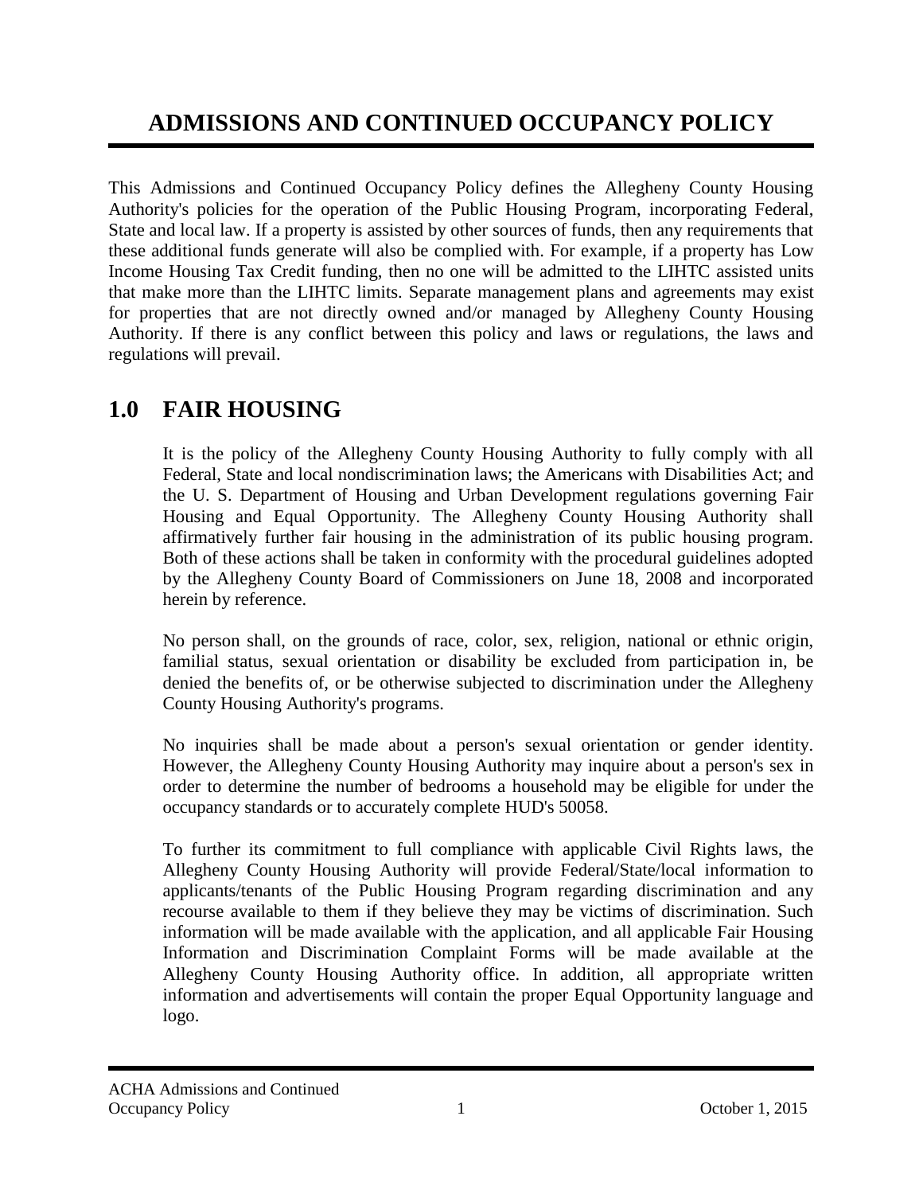# ADMISSIONS AND CONTINUED OCCUPANCY POLICY

This Admissions and Continued Occupancy Policy defines the Allegheny County Housing Authority's policies for the operation of the Public Housing Program, incorporating Federal, State and local law. If a property is assisted by other sources of funds, then any requirements that these additional funds generate will also be complied with. For example, if a property has Low Income Housing Tax Credit funding, then no one will be admitted to the LIHTC assisted units that make more than the LIHTC limits. Separate management plans and agreements may exist for properties that are not directly owned and/or managed by Allegheny County Housing Authority. If there is any conflict between this policy and laws or regulations, the laws and regulations will prevail.

## 1.0 FAIR HOUSING

It is the policy of the Allegheny County Housing Authority to fully comply with all Federal, State and local nondiscrimination laws; the Americans with Disabilities Act; and the U. S. Department of Housing and Urban Development regulations governing Fair Housing and Equal Opportunity. The Allegheny County Housing Authority shall affirmatively further fair housing in the administration of its public housing program. Both of these actions shall be taken in conformity with the procedural guidelines adopted by the Allegheny County Board of Commissioners on June 18, 2008 and incorporated herein by reference.

No person shall, on the grounds of race, color, sex, religion, national or ethnic origin, familial status, sexual orientation or disability be excluded from participation in, be denied the benefits of, or be otherwise subjected to discrimination under the Allegheny County Housing Authority's programs.

No inquiries shall be made about a person's sexual orientation or gender identity. However, the Allegheny County Housing Authority may inquire about a person's sex in order to determine the number of bedrooms a household may be eligible for under the occupancy standards or to accurately complete HUD's 50058.

To further its commitment to full compliance with applicable Civil Rights laws, the Allegheny County Housing Authority will provide Federal/State/local information to applicants/tenants of the Public Housing Program regarding discrimination and any recourse available to them if they believe they may be victims of discrimination. Such information will be made available with the application, and all applicable Fair Housing Information and Discrimination Complaint Forms will be made available at the Allegheny County Housing Authority office. In addition, all appropriate written information and advertisements will contain the proper Equal Opportunity language and logo.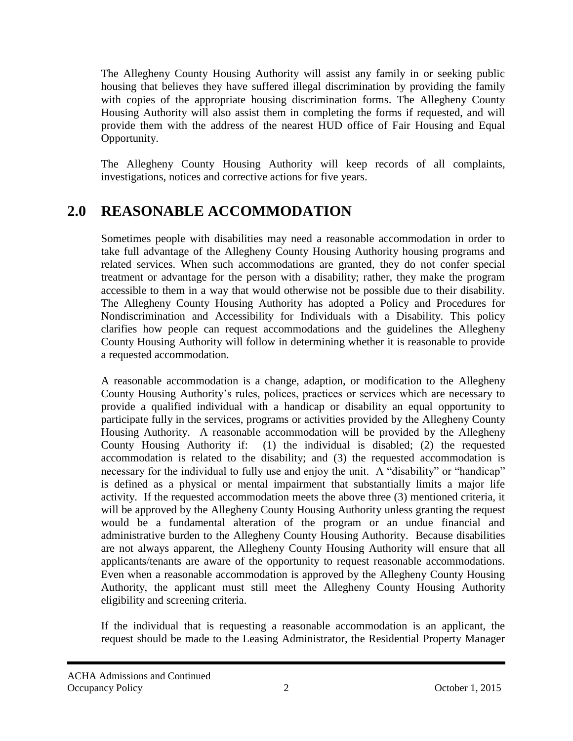The Allegheny County Housing Authority will assist any family in or seeking public housing that believes they have suffered illegal discrimination by providing the family with copies of the appropriate housing discrimination forms. The Allegheny County Housing Authority will also assist them in completing the forms if requested, and will provide them with the address of the nearest HUD office of Fair Housing and Equal Opportunity.

The Allegheny County Housing Authority will keep records of all complaints, investigations, notices and corrective actions for five years.

# 2.0 REASONABLE ACCOMMODATION

Sometimes people with disabilities may need a reasonable accommodation in order to take full advantage of the Allegheny County Housing Authority housing programs and related services. When such accommodations are granted, they do not confer special treatment or advantage for the person with a disability; rather, they make the program accessible to them in a way that would otherwise not be possible due to their disability. The Allegheny County Housing Authority has adopted a Policy and Procedures for Nondiscrimination and Accessibility for Individuals with a Disability. This policy clarifies how people can request accommodations and the guidelines the Allegheny County Housing Authority will follow in determining whether it is reasonable to provide a requested accommodation.

A reasonable accommodation is a change, adaption, or modification to the Allegheny County Housing Authority's rules, polices, practices or services which are necessary to provide a qualified individual with a handicap or disability an equal opportunity to participate fully in the services, programs or activities provided by the Allegheny County Housing Authority. A reasonable accommodation will be provided by the Allegheny County Housing Authority if: (1) the individual is disabled; (2) the requested accommodation is related to the disability; and (3) the requested accommodation is necessary for the individual to fully use and enjoy the unit. A "disability" or "handicap" is defined as a physical or mental impairment that substantially limits a major life activity. If the requested accommodation meets the above three (3) mentioned criteria, it will be approved by the Allegheny County Housing Authority unless granting the request would be a fundamental alteration of the program or an undue financial and administrative burden to the Allegheny County Housing Authority. Because disabilities are not always apparent, the Allegheny County Housing Authority will ensure that all applicants/tenants are aware of the opportunity to request reasonable accommodations. Even when a reasonable accommodation is approved by the Allegheny County Housing Authority, the applicant must still meet the Allegheny County Housing Authority eligibility and screening criteria.

If the individual that is requesting a reasonable accommodation is an applicant, the request should be made to the Leasing Administrator, the Residential Property Manager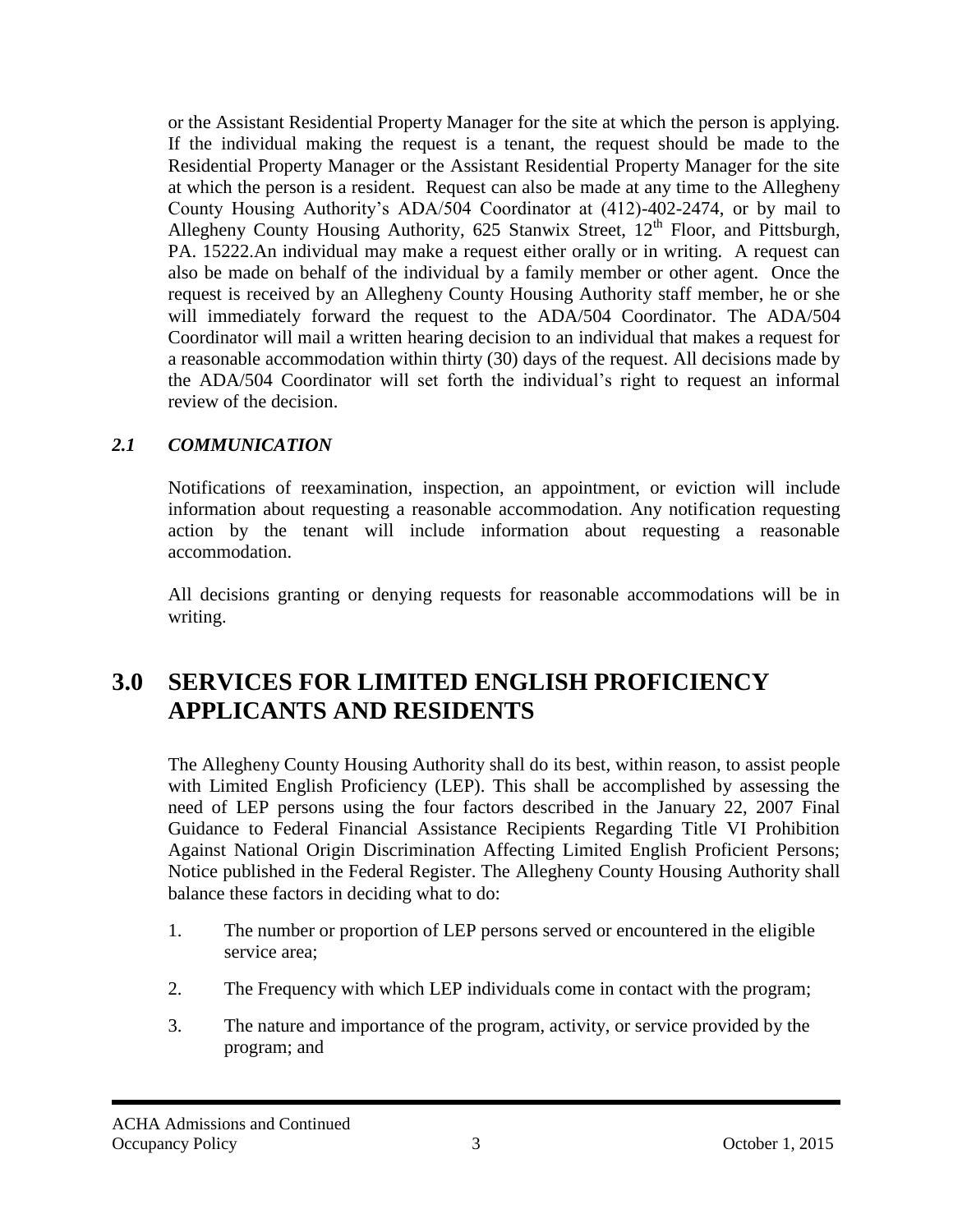or the Assistant Residential Property Manager for the site at which the person is applying. If the individual making the request is a tenant, the request should be made to the Residential Property Manager or the Assistant Residential Property Manager for the site at which the person is a resident. Request can also be made at any time to the Allegheny County Housing Authority's ADA/504 Coordinator at (412)-402-2474, or by mail to Allegheny County Housing Authority, 625 Stanwix Street, 12th Floor, and Pittsburgh, PA. 15222.An individual may make a request either orally or in writing. A request can also be made on behalf of the individual by a family member or other agent. Once the request is received by an Allegheny County Housing Authority staff member, he or she will immediately forward the request to the ADA/504 Coordinator. The ADA/504 Coordinator will mail a written hearing decision to an individual that makes a request for a reasonable accommodation within thirty (30) days of the request. All decisions made by the ADA/504 Coordinator will set forth the individual's right to request an informal review of the decision.

### *2.1 COMMUNICATION*

Notifications of reexamination, inspection, an appointment, or eviction will include information about requesting a reasonable accommodation. Any notification requesting action by the tenant will include information about requesting a reasonable accommodation.

All decisions granting or denying requests for reasonable accommodations will be in writing.

## 3.0 SERVICES FOR LIMITED ENGLISH PROFICIENCY APPLICANTS AND RESIDENTS

The Allegheny County Housing Authority shall do its best, within reason, to assist people with Limited English Proficiency (LEP). This shall be accomplished by assessing the need of LEP persons using the four factors described in the January 22, 2007 Final Guidance to Federal Financial Assistance Recipients Regarding Title VI Prohibition Against National Origin Discrimination Affecting Limited English Proficient Persons; Notice published in the Federal Register. The Allegheny County Housing Authority shall balance these factors in deciding what to do:

1. The number or proportion of LEP persons served or encountered in the eligible service area;
2. The Frequency with which LEP individuals come in contact with the program;
3. The nature and importance of the program, activity, or service provided by the program; and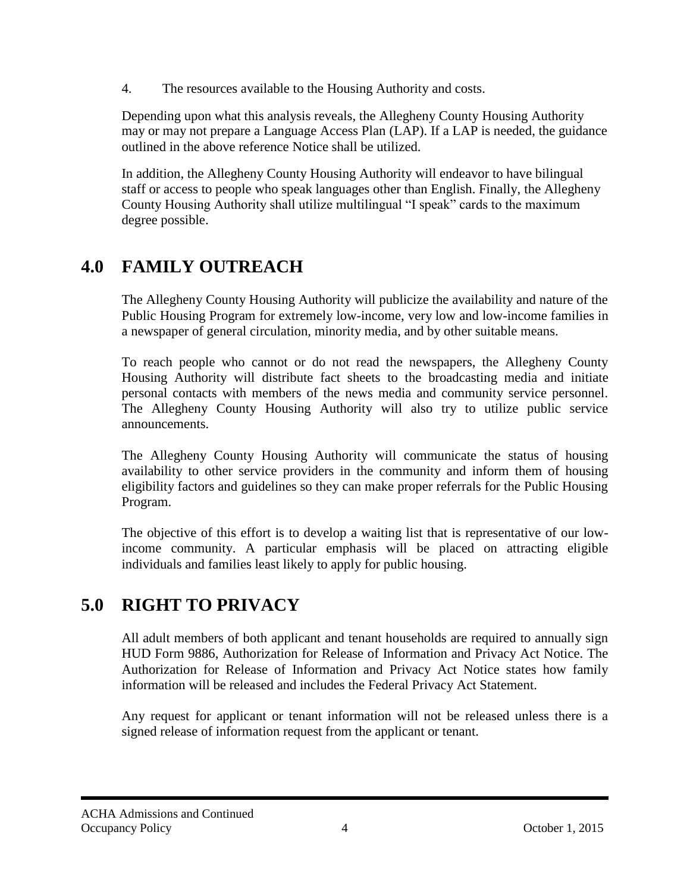4. The resources available to the Housing Authority and costs.

Depending upon what this analysis reveals, the Allegheny County Housing Authority may or may not prepare a Language Access Plan (LAP). If a LAP is needed, the guidance outlined in the above reference Notice shall be utilized.

In addition, the Allegheny County Housing Authority will endeavor to have bilingual staff or access to people who speak languages other than English. Finally, the Allegheny County Housing Authority shall utilize multilingual "I speak" cards to the maximum degree possible.

# 4.0 FAMILY OUTREACH

The Allegheny County Housing Authority will publicize the availability and nature of the Public Housing Program for extremely low-income, very low and low-income families in a newspaper of general circulation, minority media, and by other suitable means.

To reach people who cannot or do not read the newspapers, the Allegheny County Housing Authority will distribute fact sheets to the broadcasting media and initiate personal contacts with members of the news media and community service personnel. The Allegheny County Housing Authority will also try to utilize public service announcements.

The Allegheny County Housing Authority will communicate the status of housing availability to other service providers in the community and inform them of housing eligibility factors and guidelines so they can make proper referrals for the Public Housing Program.

The objective of this effort is to develop a waiting list that is representative of our low-income community. A particular emphasis will be placed on attracting eligible individuals and families least likely to apply for public housing.

# 5.0 RIGHT TO PRIVACY

All adult members of both applicant and tenant households are required to annually sign HUD Form 9886, Authorization for Release of Information and Privacy Act Notice. The Authorization for Release of Information and Privacy Act Notice states how family information will be released and includes the Federal Privacy Act Statement.

Any request for applicant or tenant information will not be released unless there is a signed release of information request from the applicant or tenant.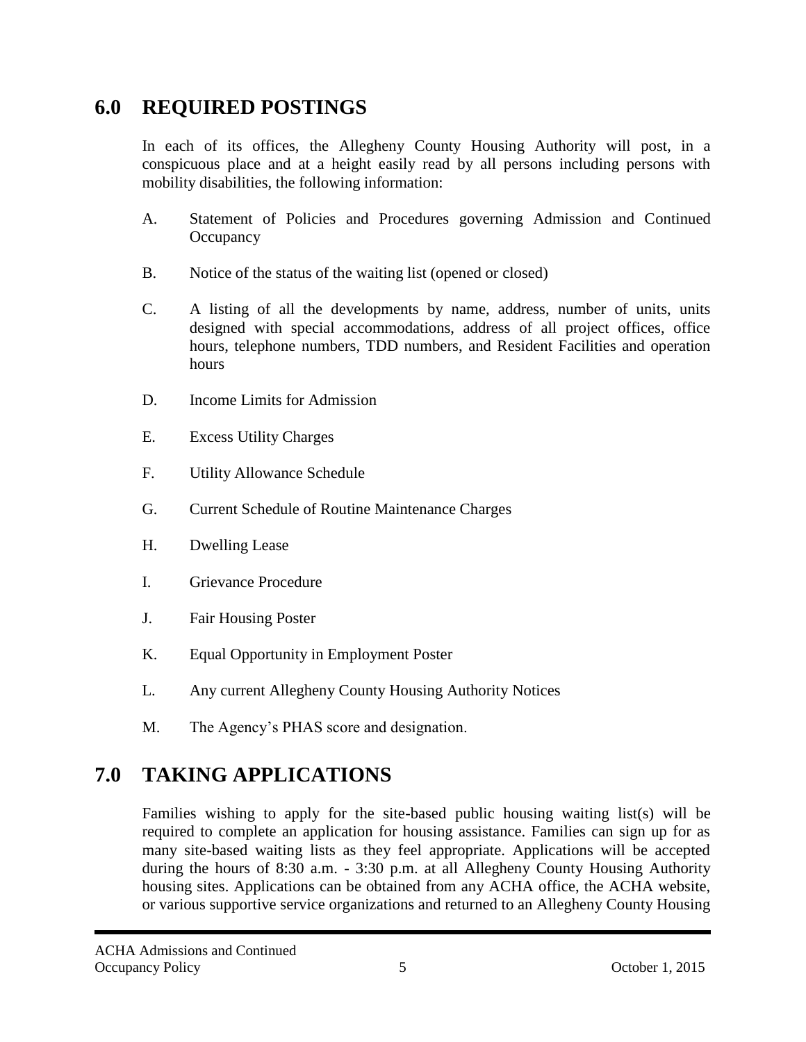## 6.0 REQUIRED POSTINGS

In each of its offices, the Allegheny County Housing Authority will post, in a conspicuous place and at a height easily read by all persons including persons with mobility disabilities, the following information:

A. Statement of Policies and Procedures governing Admission and Continued Occupancy

B. Notice of the status of the waiting list (opened or closed)

C. A listing of all the developments by name, address, number of units, units designed with special accommodations, address of all project offices, office hours, telephone numbers, TDD numbers, and Resident Facilities and operation hours

D. Income Limits for Admission

E. Excess Utility Charges

F. Utility Allowance Schedule

G. Current Schedule of Routine Maintenance Charges

H. Dwelling Lease

I. Grievance Procedure

J. Fair Housing Poster

K. Equal Opportunity in Employment Poster

L. Any current Allegheny County Housing Authority Notices

M. The Agency's PHAS score and designation.

## 7.0 TAKING APPLICATIONS

Families wishing to apply for the site-based public housing waiting list(s) will be required to complete an application for housing assistance. Families can sign up for as many site-based waiting lists as they feel appropriate. Applications will be accepted during the hours of 8:30 a.m. - 3:30 p.m. at all Allegheny County Housing Authority housing sites. Applications can be obtained from any ACHA office, the ACHA website, or various supportive service organizations and returned to an Allegheny County Housing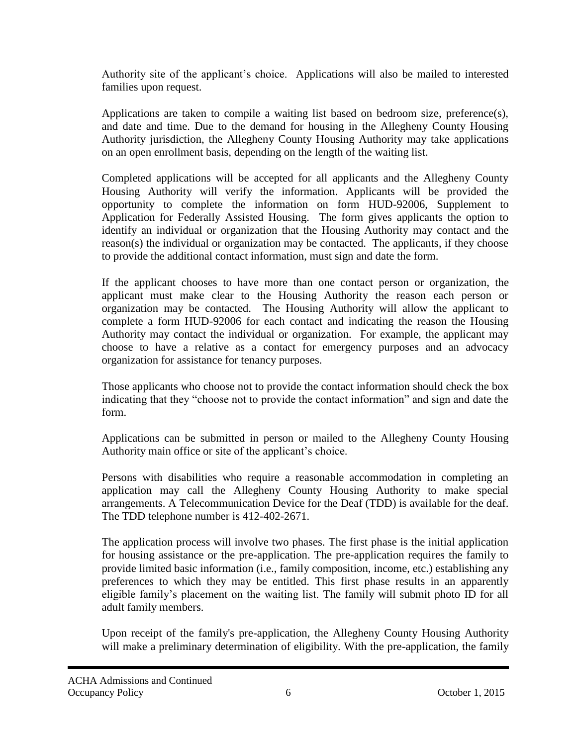Authority site of the applicant's choice. Applications will also be mailed to interested families upon request.

Applications are taken to compile a waiting list based on bedroom size, preference(s), and date and time. Due to the demand for housing in the Allegheny County Housing Authority jurisdiction, the Allegheny County Housing Authority may take applications on an open enrollment basis, depending on the length of the waiting list.

Completed applications will be accepted for all applicants and the Allegheny County Housing Authority will verify the information. Applicants will be provided the opportunity to complete the information on form HUD-92006, Supplement to Application for Federally Assisted Housing. The form gives applicants the option to identify an individual or organization that the Housing Authority may contact and the reason(s) the individual or organization may be contacted. The applicants, if they choose to provide the additional contact information, must sign and date the form.

If the applicant chooses to have more than one contact person or organization, the applicant must make clear to the Housing Authority the reason each person or organization may be contacted. The Housing Authority will allow the applicant to complete a form HUD-92006 for each contact and indicating the reason the Housing Authority may contact the individual or organization. For example, the applicant may choose to have a relative as a contact for emergency purposes and an advocacy organization for assistance for tenancy purposes.

Those applicants who choose not to provide the contact information should check the box indicating that they "choose not to provide the contact information" and sign and date the form.

Applications can be submitted in person or mailed to the Allegheny County Housing Authority main office or site of the applicant's choice.

Persons with disabilities who require a reasonable accommodation in completing an application may call the Allegheny County Housing Authority to make special arrangements. A Telecommunication Device for the Deaf (TDD) is available for the deaf. The TDD telephone number is 412-402-2671.

The application process will involve two phases. The first phase is the initial application for housing assistance or the pre-application. The pre-application requires the family to provide limited basic information (i.e., family composition, income, etc.) establishing any preferences to which they may be entitled. This first phase results in an apparently eligible family's placement on the waiting list. The family will submit photo ID for all adult family members.

Upon receipt of the family's pre-application, the Allegheny County Housing Authority will make a preliminary determination of eligibility. With the pre-application, the family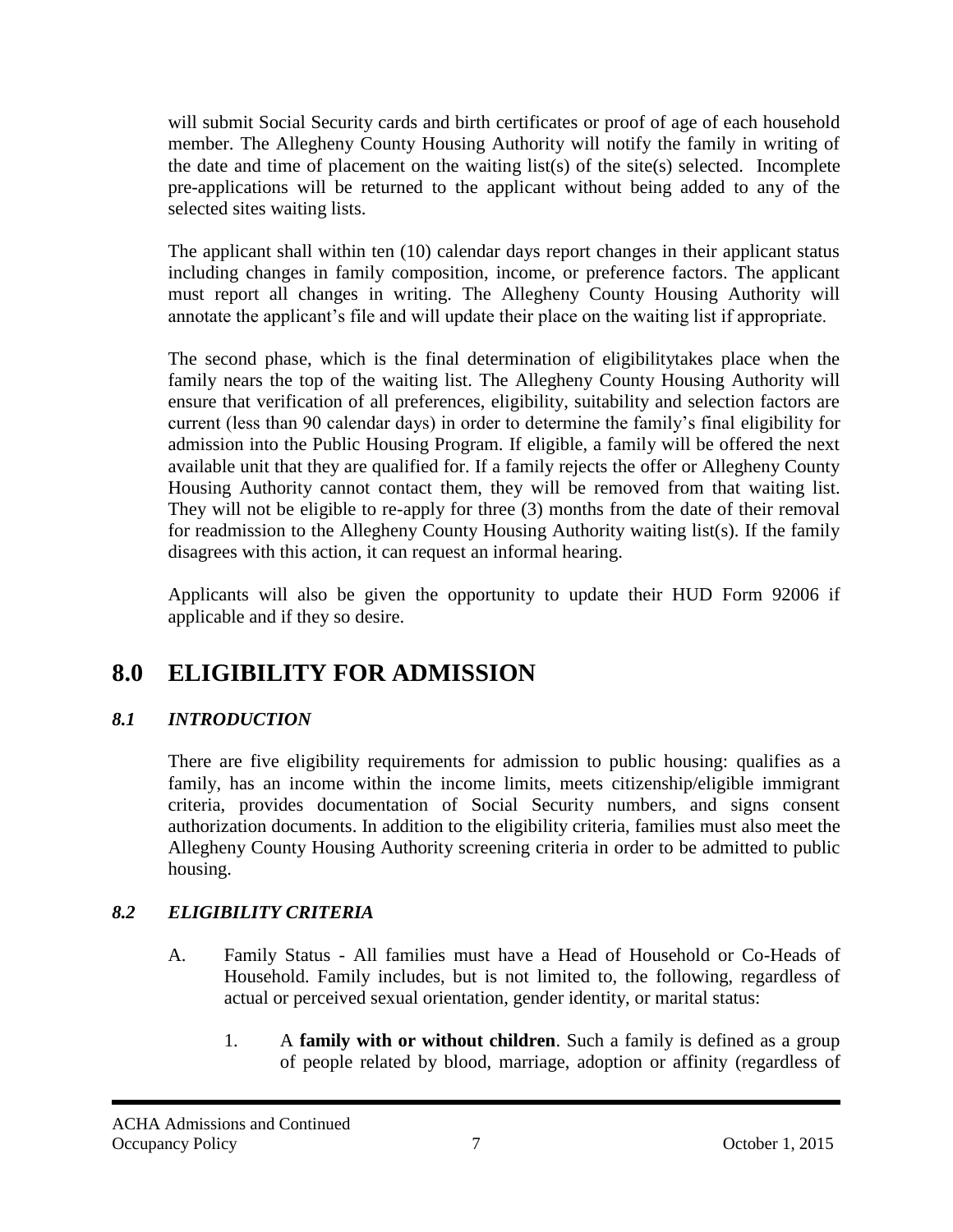will submit Social Security cards and birth certificates or proof of age of each household member. The Allegheny County Housing Authority will notify the family in writing of the date and time of placement on the waiting list(s) of the site(s) selected. Incomplete pre-applications will be returned to the applicant without being added to any of the selected sites waiting lists.

The applicant shall within ten (10) calendar days report changes in their applicant status including changes in family composition, income, or preference factors. The applicant must report all changes in writing. The Allegheny County Housing Authority will annotate the applicant's file and will update their place on the waiting list if appropriate.

The second phase, which is the final determination of eligibilitytakes place when the family nears the top of the waiting list. The Allegheny County Housing Authority will ensure that verification of all preferences, eligibility, suitability and selection factors are current (less than 90 calendar days) in order to determine the family's final eligibility for admission into the Public Housing Program. If eligible, a family will be offered the next available unit that they are qualified for. If a family rejects the offer or Allegheny County Housing Authority cannot contact them, they will be removed from that waiting list. They will not be eligible to re-apply for three (3) months from the date of their removal for readmission to the Allegheny County Housing Authority waiting list(s). If the family disagrees with this action, it can request an informal hearing.

Applicants will also be given the opportunity to update their HUD Form 92006 if applicable and if they so desire.

# 8.0 ELIGIBILITY FOR ADMISSION

### *8.1 INTRODUCTION*

There are five eligibility requirements for admission to public housing: qualifies as a family, has an income within the income limits, meets citizenship/eligible immigrant criteria, provides documentation of Social Security numbers, and signs consent authorization documents. In addition to the eligibility criteria, families must also meet the Allegheny County Housing Authority screening criteria in order to be admitted to public housing.

### *8.2 ELIGIBILITY CRITERIA*

A. Family Status - All families must have a Head of Household or Co-Heads of Household. Family includes, but is not limited to, the following, regardless of actual or perceived sexual orientation, gender identity, or marital status:

1. A **family with or without children**. Such a family is defined as a group of people related by blood, marriage, adoption or affinity (regardless of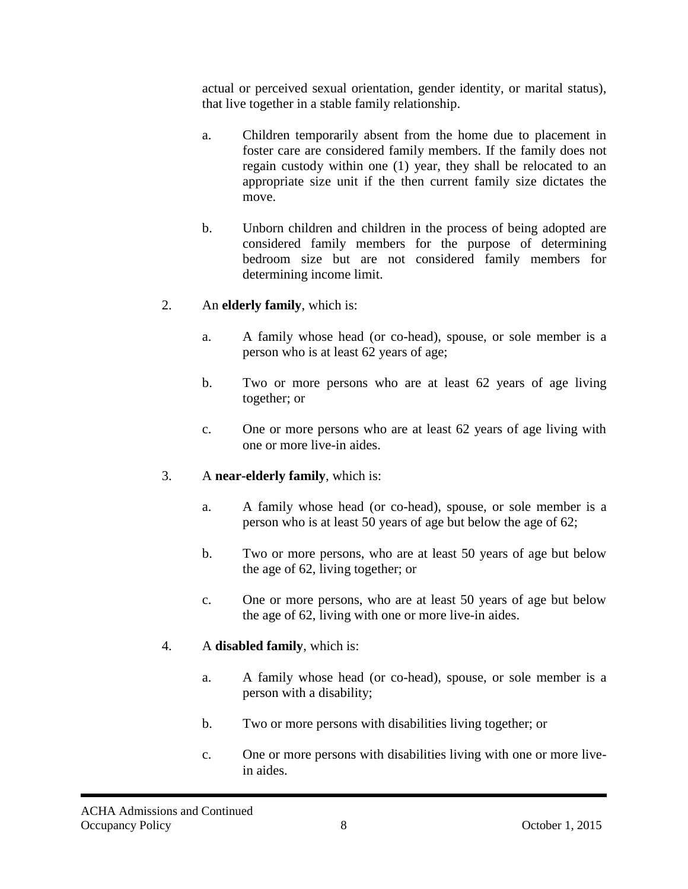actual or perceived sexual orientation, gender identity, or marital status), that live together in a stable family relationship.

a. Children temporarily absent from the home due to placement in foster care are considered family members. If the family does not regain custody within one (1) year, they shall be relocated to an appropriate size unit if the then current family size dictates the move.

b. Unborn children and children in the process of being adopted are considered family members for the purpose of determining bedroom size but are not considered family members for determining income limit.

2. An **elderly family**, which is:

a. A family whose head (or co-head), spouse, or sole member is a person who is at least 62 years of age;

b. Two or more persons who are at least 62 years of age living together; or

c. One or more persons who are at least 62 years of age living with one or more live-in aides.

3. A **near-elderly family**, which is:

a. A family whose head (or co-head), spouse, or sole member is a person who is at least 50 years of age but below the age of 62;

b. Two or more persons, who are at least 50 years of age but below the age of 62, living together; or

c. One or more persons, who are at least 50 years of age but below the age of 62, living with one or more live-in aides.

4. A **disabled family**, which is:

a. A family whose head (or co-head), spouse, or sole member is a person with a disability;

b. Two or more persons with disabilities living together; or

c. One or more persons with disabilities living with one or more live-in aides.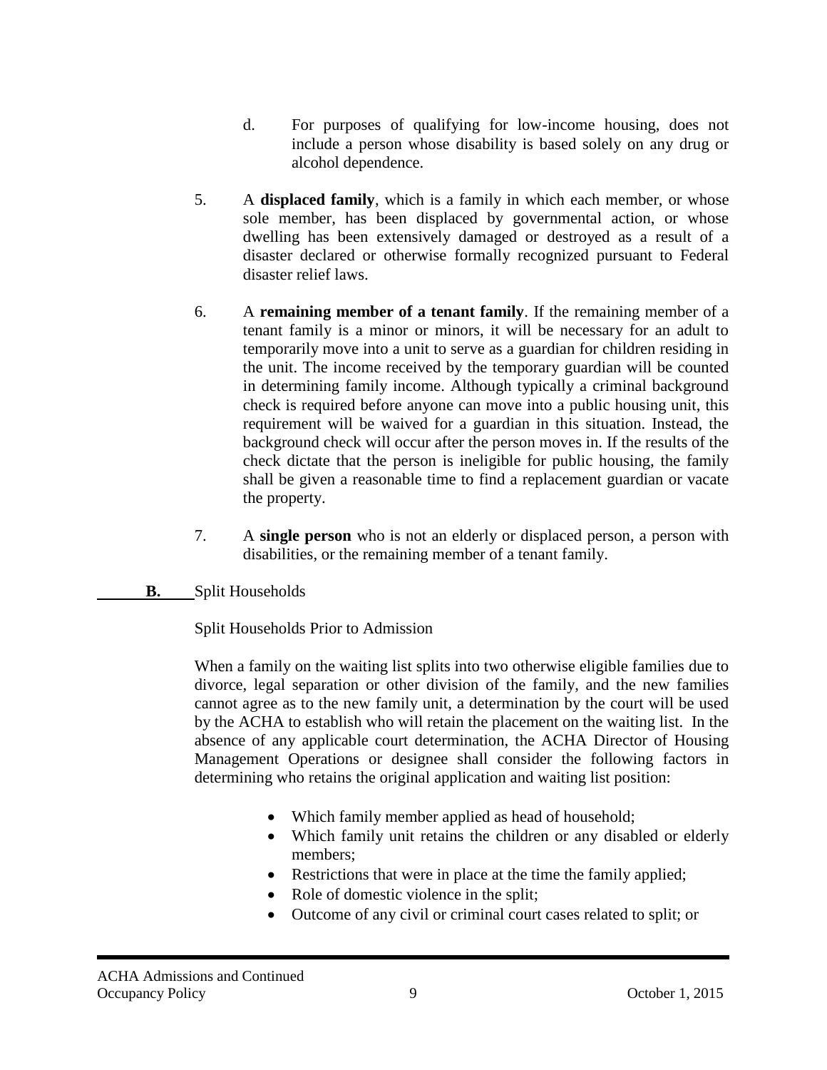d. For purposes of qualifying for low-income housing, does not include a person whose disability is based solely on any drug or alcohol dependence.

5. A **displaced family**, which is a family in which each member, or whose sole member, has been displaced by governmental action, or whose dwelling has been extensively damaged or destroyed as a result of a disaster declared or otherwise formally recognized pursuant to Federal disaster relief laws.

6. A **remaining member of a tenant family**. If the remaining member of a tenant family is a minor or minors, it will be necessary for an adult to temporarily move into a unit to serve as a guardian for children residing in the unit. The income received by the temporary guardian will be counted in determining family income. Although typically a criminal background check is required before anyone can move into a public housing unit, this requirement will be waived for a guardian in this situation. Instead, the background check will occur after the person moves in. If the results of the check dictate that the person is ineligible for public housing, the family shall be given a reasonable time to find a replacement guardian or vacate the property.

7. A **single person** who is not an elderly or displaced person, a person with disabilities, or the remaining member of a tenant family.

**B.** Split Households

Split Households Prior to Admission

When a family on the waiting list splits into two otherwise eligible families due to divorce, legal separation or other division of the family, and the new families cannot agree as to the new family unit, a determination by the court will be used by the ACHA to establish who will retain the placement on the waiting list. In the absence of any applicable court determination, the ACHA Director of Housing Management Operations or designee shall consider the following factors in determining who retains the original application and waiting list position:

- Which family member applied as head of household;
- Which family unit retains the children or any disabled or elderly members;
- Restrictions that were in place at the time the family applied;
- Role of domestic violence in the split;
- Outcome of any civil or criminal court cases related to split; or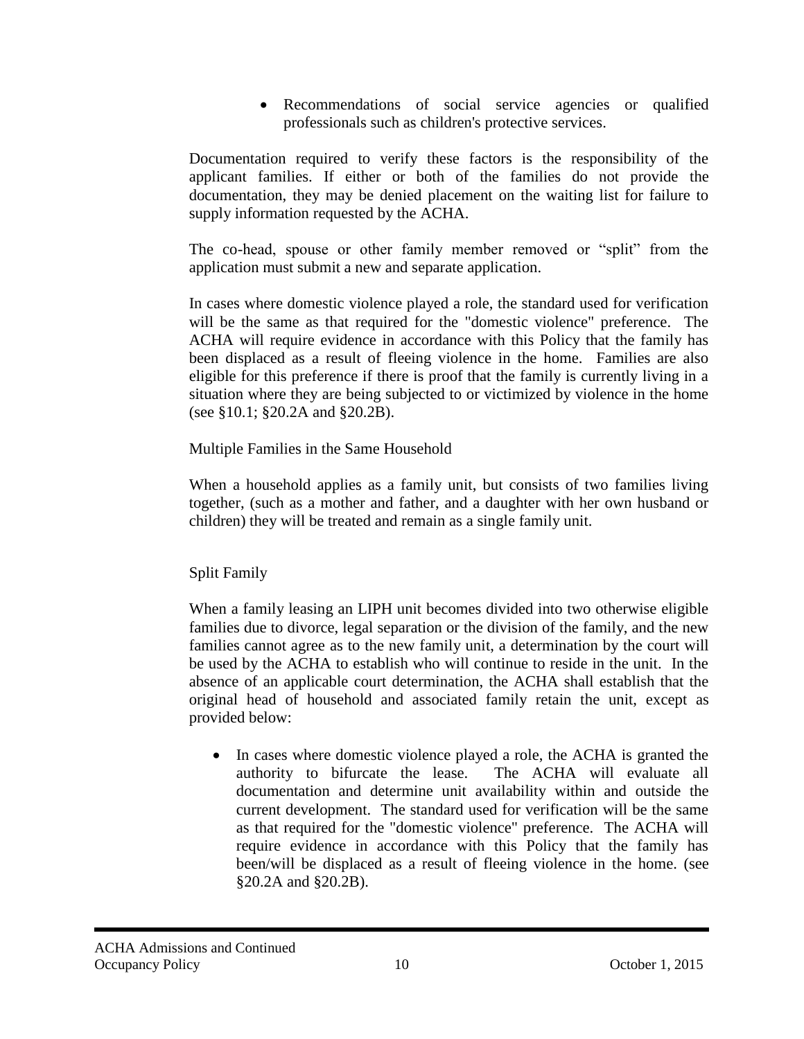- Recommendations of social service agencies or qualified professionals such as children's protective services.

Documentation required to verify these factors is the responsibility of the applicant families. If either or both of the families do not provide the documentation, they may be denied placement on the waiting list for failure to supply information requested by the ACHA.

The co-head, spouse or other family member removed or "split" from the application must submit a new and separate application.

In cases where domestic violence played a role, the standard used for verification will be the same as that required for the "domestic violence" preference. The ACHA will require evidence in accordance with this Policy that the family has been displaced as a result of fleeing violence in the home. Families are also eligible for this preference if there is proof that the family is currently living in a situation where they are being subjected to or victimized by violence in the home (see §10.1; §20.2A and §20.2B).

Multiple Families in the Same Household

When a household applies as a family unit, but consists of two families living together, (such as a mother and father, and a daughter with her own husband or children) they will be treated and remain as a single family unit.

Split Family

When a family leasing an LIPH unit becomes divided into two otherwise eligible families due to divorce, legal separation or the division of the family, and the new families cannot agree as to the new family unit, a determination by the court will be used by the ACHA to establish who will continue to reside in the unit. In the absence of an applicable court determination, the ACHA shall establish that the original head of household and associated family retain the unit, except as provided below:

- In cases where domestic violence played a role, the ACHA is granted the authority to bifurcate the lease. The ACHA will evaluate all documentation and determine unit availability within and outside the current development. The standard used for verification will be the same as that required for the "domestic violence" preference. The ACHA will require evidence in accordance with this Policy that the family has been/will be displaced as a result of fleeing violence in the home. (see §20.2A and §20.2B).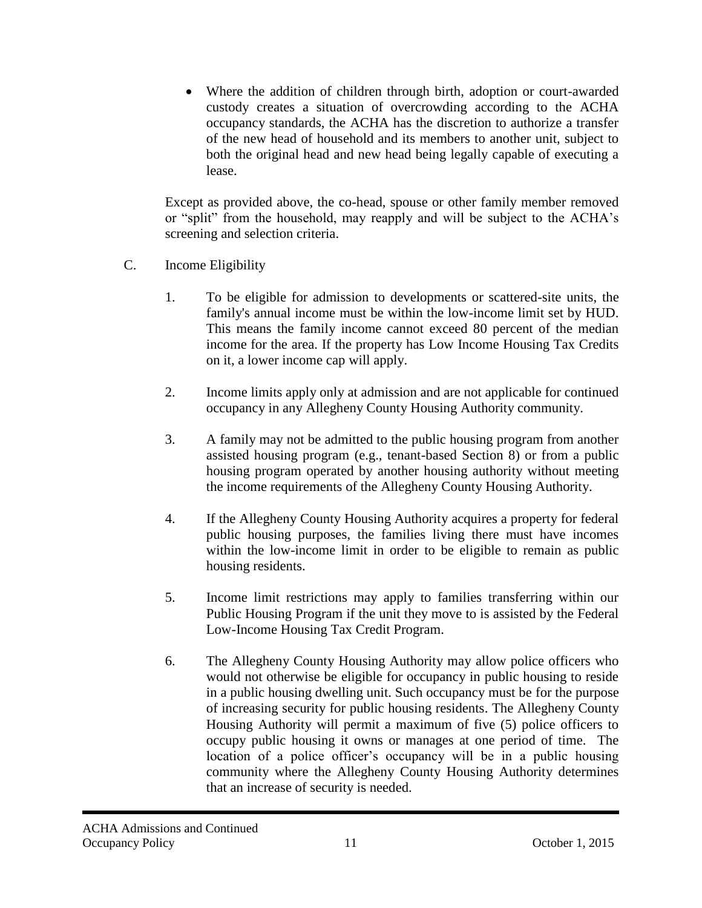- Where the addition of children through birth, adoption or court-awarded custody creates a situation of overcrowding according to the ACHA occupancy standards, the ACHA has the discretion to authorize a transfer of the new head of household and its members to another unit, subject to both the original head and new head being legally capable of executing a lease.

Except as provided above, the co-head, spouse or other family member removed or "split" from the household, may reapply and will be subject to the ACHA's screening and selection criteria.

C. Income Eligibility

1. To be eligible for admission to developments or scattered-site units, the family's annual income must be within the low-income limit set by HUD. This means the family income cannot exceed 80 percent of the median income for the area. If the property has Low Income Housing Tax Credits on it, a lower income cap will apply.

2. Income limits apply only at admission and are not applicable for continued occupancy in any Allegheny County Housing Authority community.

3. A family may not be admitted to the public housing program from another assisted housing program (e.g., tenant-based Section 8) or from a public housing program operated by another housing authority without meeting the income requirements of the Allegheny County Housing Authority.

4. If the Allegheny County Housing Authority acquires a property for federal public housing purposes, the families living there must have incomes within the low-income limit in order to be eligible to remain as public housing residents.

5. Income limit restrictions may apply to families transferring within our Public Housing Program if the unit they move to is assisted by the Federal Low-Income Housing Tax Credit Program.

6. The Allegheny County Housing Authority may allow police officers who would not otherwise be eligible for occupancy in public housing to reside in a public housing dwelling unit. Such occupancy must be for the purpose of increasing security for public housing residents. The Allegheny County Housing Authority will permit a maximum of five (5) police officers to occupy public housing it owns or manages at one period of time. The location of a police officer's occupancy will be in a public housing community where the Allegheny County Housing Authority determines that an increase of security is needed.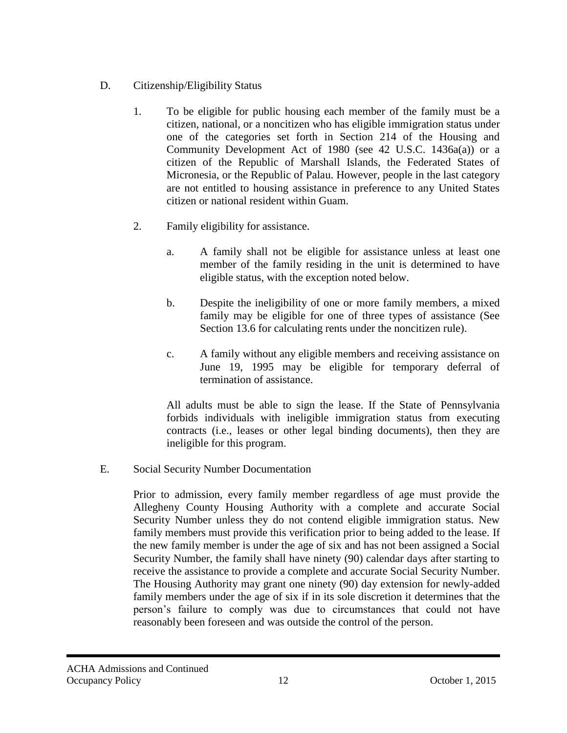D. Citizenship/Eligibility Status

1. To be eligible for public housing each member of the family must be a citizen, national, or a noncitizen who has eligible immigration status under one of the categories set forth in Section 214 of the Housing and Community Development Act of 1980 (see 42 U.S.C. 1436a(a)) or a citizen of the Republic of Marshall Islands, the Federated States of Micronesia, or the Republic of Palau. However, people in the last category are not entitled to housing assistance in preference to any United States citizen or national resident within Guam.

2. Family eligibility for assistance.

   a. A family shall not be eligible for assistance unless at least one member of the family residing in the unit is determined to have eligible status, with the exception noted below.

   b. Despite the ineligibility of one or more family members, a mixed family may be eligible for one of three types of assistance (See Section 13.6 for calculating rents under the noncitizen rule).

   c. A family without any eligible members and receiving assistance on June 19, 1995 may be eligible for temporary deferral of termination of assistance.

   All adults must be able to sign the lease. If the State of Pennsylvania forbids individuals with ineligible immigration status from executing contracts (i.e., leases or other legal binding documents), then they are ineligible for this program.

E. Social Security Number Documentation

Prior to admission, every family member regardless of age must provide the Allegheny County Housing Authority with a complete and accurate Social Security Number unless they do not contend eligible immigration status. New family members must provide this verification prior to being added to the lease. If the new family member is under the age of six and has not been assigned a Social Security Number, the family shall have ninety (90) calendar days after starting to receive the assistance to provide a complete and accurate Social Security Number. The Housing Authority may grant one ninety (90) day extension for newly-added family members under the age of six if in its sole discretion it determines that the person's failure to comply was due to circumstances that could not have reasonably been foreseen and was outside the control of the person.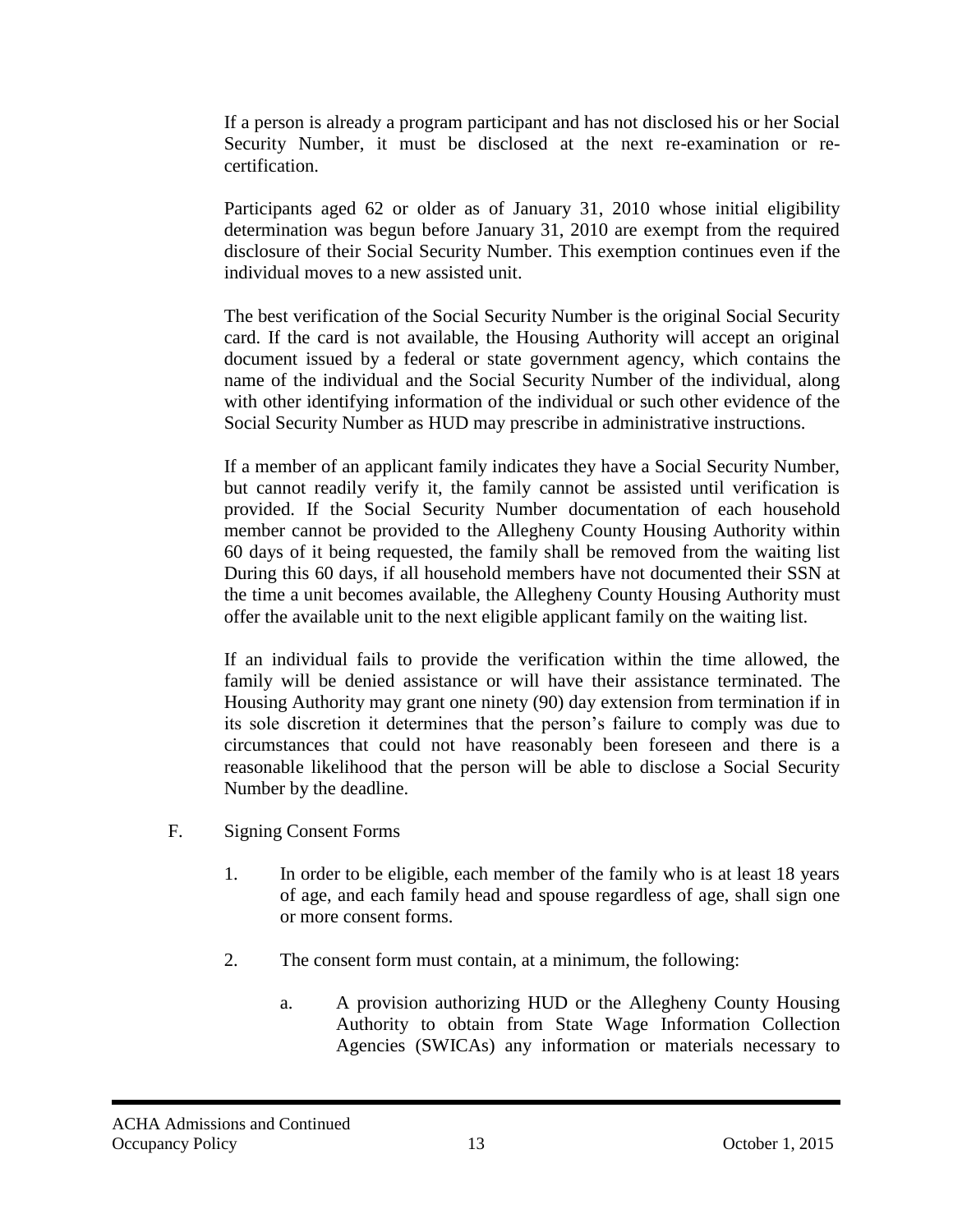If a person is already a program participant and has not disclosed his or her Social Security Number, it must be disclosed at the next re-examination or re-certification.

Participants aged 62 or older as of January 31, 2010 whose initial eligibility determination was begun before January 31, 2010 are exempt from the required disclosure of their Social Security Number. This exemption continues even if the individual moves to a new assisted unit.

The best verification of the Social Security Number is the original Social Security card. If the card is not available, the Housing Authority will accept an original document issued by a federal or state government agency, which contains the name of the individual and the Social Security Number of the individual, along with other identifying information of the individual or such other evidence of the Social Security Number as HUD may prescribe in administrative instructions.

If a member of an applicant family indicates they have a Social Security Number, but cannot readily verify it, the family cannot be assisted until verification is provided. If the Social Security Number documentation of each household member cannot be provided to the Allegheny County Housing Authority within 60 days of it being requested, the family shall be removed from the waiting list During this 60 days, if all household members have not documented their SSN at the time a unit becomes available, the Allegheny County Housing Authority must offer the available unit to the next eligible applicant family on the waiting list.

If an individual fails to provide the verification within the time allowed, the family will be denied assistance or will have their assistance terminated. The Housing Authority may grant one ninety (90) day extension from termination if in its sole discretion it determines that the person's failure to comply was due to circumstances that could not have reasonably been foreseen and there is a reasonable likelihood that the person will be able to disclose a Social Security Number by the deadline.

F. Signing Consent Forms

1. In order to be eligible, each member of the family who is at least 18 years of age, and each family head and spouse regardless of age, shall sign one or more consent forms.

2. The consent form must contain, at a minimum, the following:

   a. A provision authorizing HUD or the Allegheny County Housing Authority to obtain from State Wage Information Collection Agencies (SWICAs) any information or materials necessary to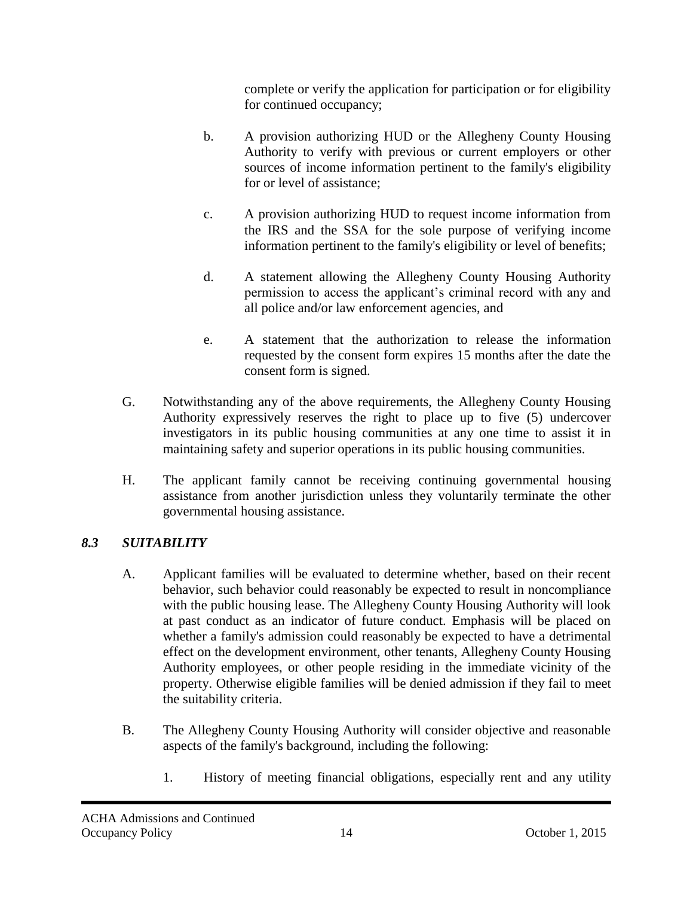complete or verify the application for participation or for eligibility for continued occupancy;

b. A provision authorizing HUD or the Allegheny County Housing Authority to verify with previous or current employers or other sources of income information pertinent to the family's eligibility for or level of assistance;

c. A provision authorizing HUD to request income information from the IRS and the SSA for the sole purpose of verifying income information pertinent to the family's eligibility or level of benefits;

d. A statement allowing the Allegheny County Housing Authority permission to access the applicant's criminal record with any and all police and/or law enforcement agencies, and

e. A statement that the authorization to release the information requested by the consent form expires 15 months after the date the consent form is signed.

G. Notwithstanding any of the above requirements, the Allegheny County Housing Authority expressively reserves the right to place up to five (5) undercover investigators in its public housing communities at any one time to assist it in maintaining safety and superior operations in its public housing communities.

H. The applicant family cannot be receiving continuing governmental housing assistance from another jurisdiction unless they voluntarily terminate the other governmental housing assistance.

### *8.3 SUITABILITY*

A. Applicant families will be evaluated to determine whether, based on their recent behavior, such behavior could reasonably be expected to result in noncompliance with the public housing lease. The Allegheny County Housing Authority will look at past conduct as an indicator of future conduct. Emphasis will be placed on whether a family's admission could reasonably be expected to have a detrimental effect on the development environment, other tenants, Allegheny County Housing Authority employees, or other people residing in the immediate vicinity of the property. Otherwise eligible families will be denied admission if they fail to meet the suitability criteria.

B. The Allegheny County Housing Authority will consider objective and reasonable aspects of the family's background, including the following:

1. History of meeting financial obligations, especially rent and any utility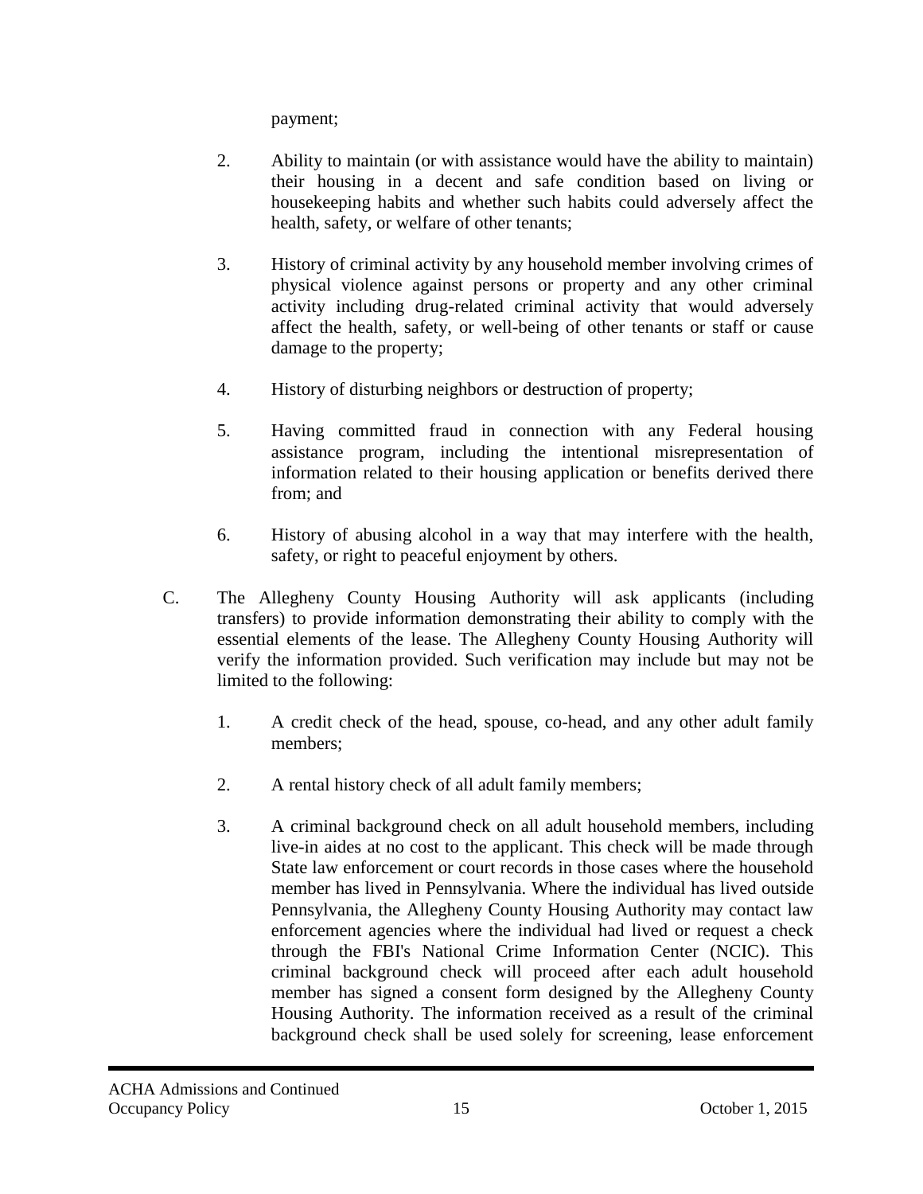payment;

2. Ability to maintain (or with assistance would have the ability to maintain) their housing in a decent and safe condition based on living or housekeeping habits and whether such habits could adversely affect the health, safety, or welfare of other tenants;

3. History of criminal activity by any household member involving crimes of physical violence against persons or property and any other criminal activity including drug-related criminal activity that would adversely affect the health, safety, or well-being of other tenants or staff or cause damage to the property;

4. History of disturbing neighbors or destruction of property;

5. Having committed fraud in connection with any Federal housing assistance program, including the intentional misrepresentation of information related to their housing application or benefits derived there from; and

6. History of abusing alcohol in a way that may interfere with the health, safety, or right to peaceful enjoyment by others.

C. The Allegheny County Housing Authority will ask applicants (including transfers) to provide information demonstrating their ability to comply with the essential elements of the lease. The Allegheny County Housing Authority will verify the information provided. Such verification may include but may not be limited to the following:

1. A credit check of the head, spouse, co-head, and any other adult family members;

2. A rental history check of all adult family members;

3. A criminal background check on all adult household members, including live-in aides at no cost to the applicant. This check will be made through State law enforcement or court records in those cases where the household member has lived in Pennsylvania. Where the individual has lived outside Pennsylvania, the Allegheny County Housing Authority may contact law enforcement agencies where the individual had lived or request a check through the FBI's National Crime Information Center (NCIC). This criminal background check will proceed after each adult household member has signed a consent form designed by the Allegheny County Housing Authority. The information received as a result of the criminal background check shall be used solely for screening, lease enforcement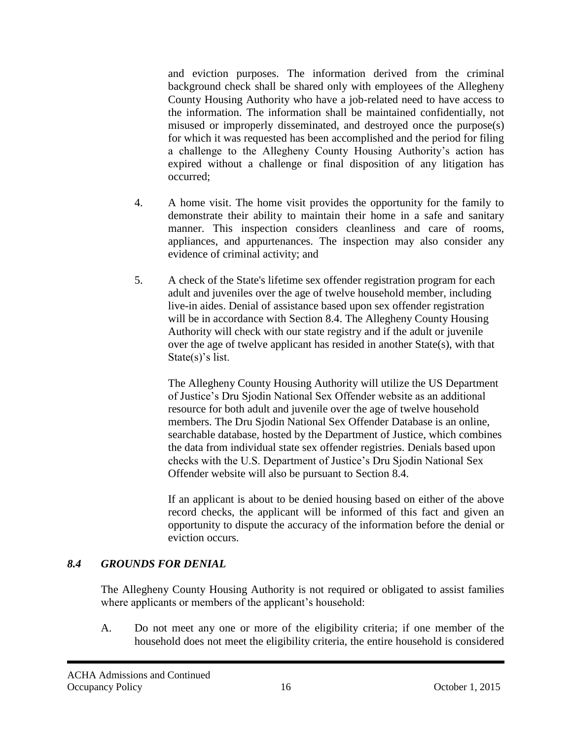and eviction purposes. The information derived from the criminal background check shall be shared only with employees of the Allegheny County Housing Authority who have a job-related need to have access to the information. The information shall be maintained confidentially, not misused or improperly disseminated, and destroyed once the purpose(s) for which it was requested has been accomplished and the period for filing a challenge to the Allegheny County Housing Authority's action has expired without a challenge or final disposition of any litigation has occurred;

4. A home visit. The home visit provides the opportunity for the family to demonstrate their ability to maintain their home in a safe and sanitary manner. This inspection considers cleanliness and care of rooms, appliances, and appurtenances. The inspection may also consider any evidence of criminal activity; and

5. A check of the State's lifetime sex offender registration program for each adult and juveniles over the age of twelve household member, including live-in aides. Denial of assistance based upon sex offender registration will be in accordance with Section 8.4. The Allegheny County Housing Authority will check with our state registry and if the adult or juvenile over the age of twelve applicant has resided in another State(s), with that State(s)'s list.

   The Allegheny County Housing Authority will utilize the US Department of Justice's Dru Sjodin National Sex Offender website as an additional resource for both adult and juvenile over the age of twelve household members. The Dru Sjodin National Sex Offender Database is an online, searchable database, hosted by the Department of Justice, which combines the data from individual state sex offender registries. Denials based upon checks with the U.S. Department of Justice's Dru Sjodin National Sex Offender website will also be pursuant to Section 8.4.

   If an applicant is about to be denied housing based on either of the above record checks, the applicant will be informed of this fact and given an opportunity to dispute the accuracy of the information before the denial or eviction occurs.

### *8.4 GROUNDS FOR DENIAL*

The Allegheny County Housing Authority is not required or obligated to assist families where applicants or members of the applicant's household:

A. Do not meet any one or more of the eligibility criteria; if one member of the household does not meet the eligibility criteria, the entire household is considered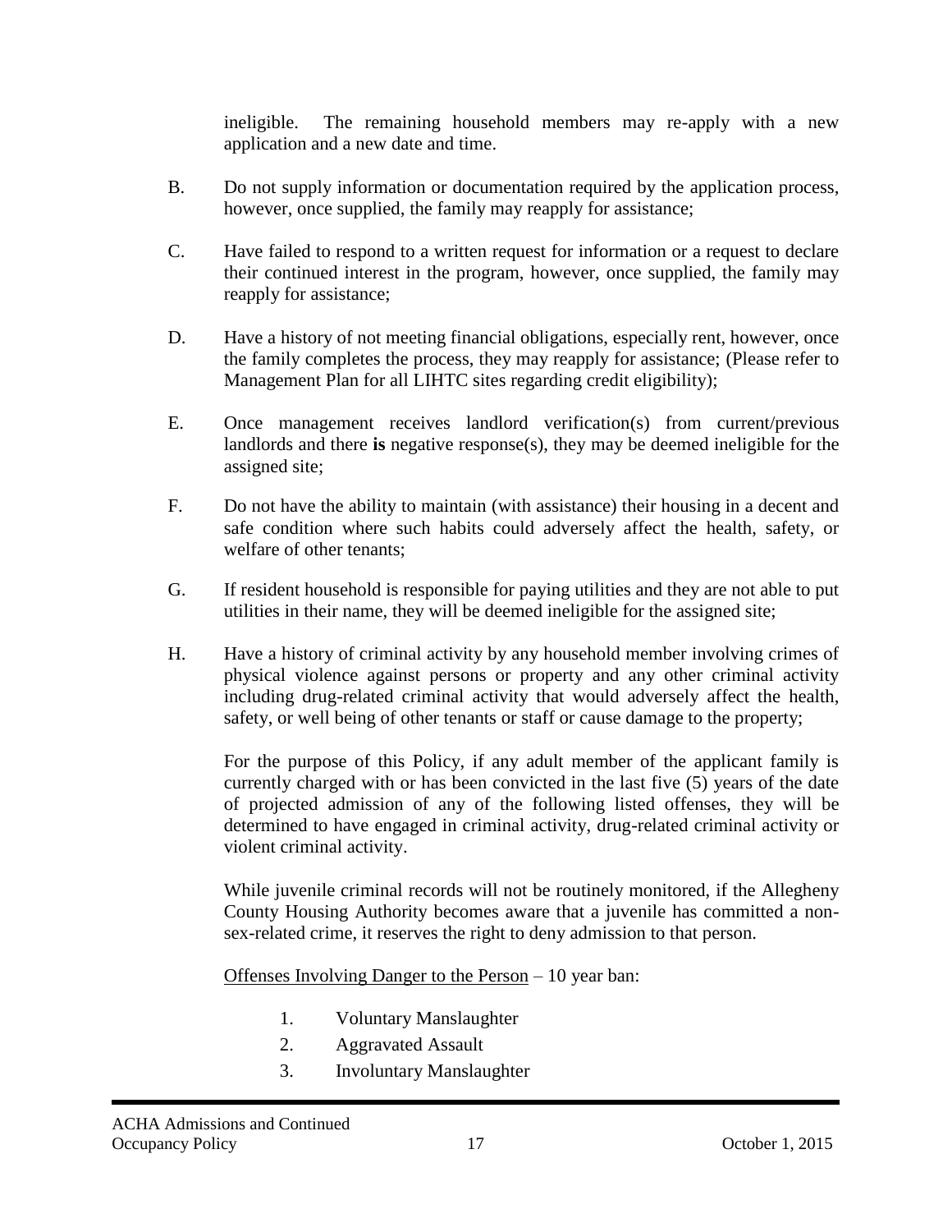ineligible. The remaining household members may re-apply with a new application and a new date and time.

B. Do not supply information or documentation required by the application process, however, once supplied, the family may reapply for assistance;

C. Have failed to respond to a written request for information or a request to declare their continued interest in the program, however, once supplied, the family may reapply for assistance;

D. Have a history of not meeting financial obligations, especially rent, however, once the family completes the process, they may reapply for assistance; (Please refer to Management Plan for all LIHTC sites regarding credit eligibility);

E. Once management receives landlord verification(s) from current/previous landlords and there **is** negative response(s), they may be deemed ineligible for the assigned site;

F. Do not have the ability to maintain (with assistance) their housing in a decent and safe condition where such habits could adversely affect the health, safety, or welfare of other tenants;

G. If resident household is responsible for paying utilities and they are not able to put utilities in their name, they will be deemed ineligible for the assigned site;

H. Have a history of criminal activity by any household member involving crimes of physical violence against persons or property and any other criminal activity including drug-related criminal activity that would adversely affect the health, safety, or well being of other tenants or staff or cause damage to the property;

For the purpose of this Policy, if any adult member of the applicant family is currently charged with or has been convicted in the last five (5) years of the date of projected admission of any of the following listed offenses, they will be determined to have engaged in criminal activity, drug-related criminal activity or violent criminal activity.

While juvenile criminal records will not be routinely monitored, if the Allegheny County Housing Authority becomes aware that a juvenile has committed a non-sex-related crime, it reserves the right to deny admission to that person.

<u>Offenses Involving Danger to the Person</u> – 10 year ban:

1. Voluntary Manslaughter
2. Aggravated Assault
3. Involuntary Manslaughter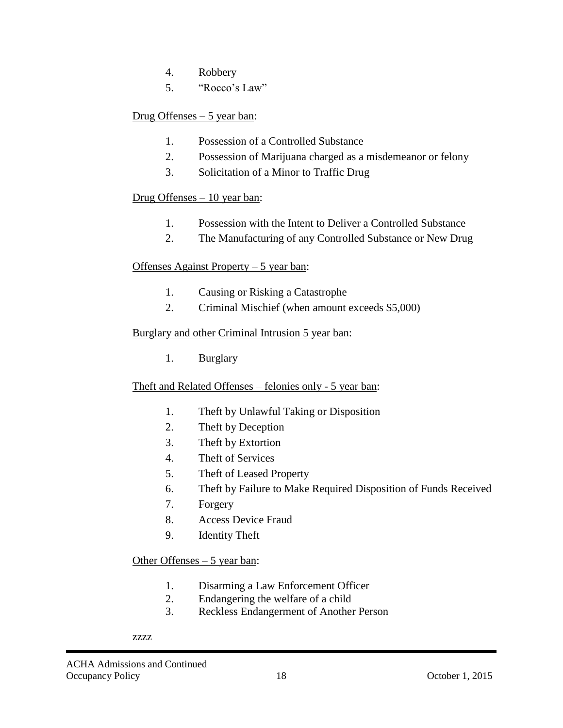4. Robbery
5. "Rocco's Law"

<u>Drug Offenses – 5 year ban</u>:

1. Possession of a Controlled Substance
2. Possession of Marijuana charged as a misdemeanor or felony
3. Solicitation of a Minor to Traffic Drug

<u>Drug Offenses – 10 year ban</u>:

1. Possession with the Intent to Deliver a Controlled Substance
2. The Manufacturing of any Controlled Substance or New Drug

<u>Offenses Against Property – 5 year ban</u>:

1. Causing or Risking a Catastrophe
2. Criminal Mischief (when amount exceeds $5,000)

<u>Burglary and other Criminal Intrusion 5 year ban</u>:

1. Burglary

<u>Theft and Related Offenses – felonies only - 5 year ban</u>:

1. Theft by Unlawful Taking or Disposition
2. Theft by Deception
3. Theft by Extortion
4. Theft of Services
5. Theft of Leased Property
6. Theft by Failure to Make Required Disposition of Funds Received
7. Forgery
8. Access Device Fraud
9. Identity Theft

<u>Other Offenses – 5 year ban</u>:

1. Disarming a Law Enforcement Officer
2. Endangering the welfare of a child
3. Reckless Endangerment of Another Person

zzzz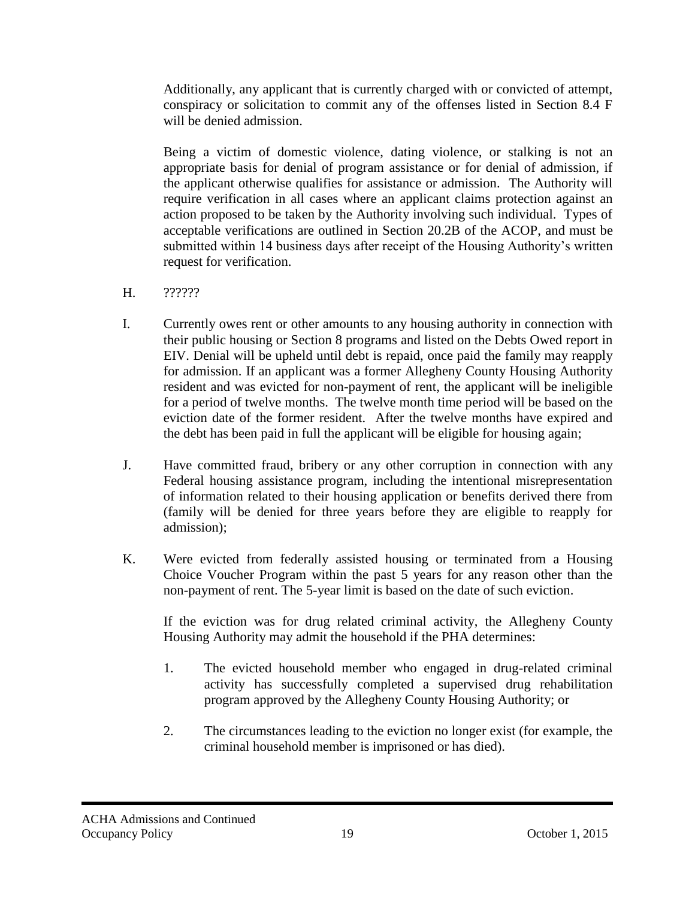Additionally, any applicant that is currently charged with or convicted of attempt, conspiracy or solicitation to commit any of the offenses listed in Section 8.4 F will be denied admission.

Being a victim of domestic violence, dating violence, or stalking is not an appropriate basis for denial of program assistance or for denial of admission, if the applicant otherwise qualifies for assistance or admission. The Authority will require verification in all cases where an applicant claims protection against an action proposed to be taken by the Authority involving such individual. Types of acceptable verifications are outlined in Section 20.2B of the ACOP, and must be submitted within 14 business days after receipt of the Housing Authority's written request for verification.

H. ??????

I. Currently owes rent or other amounts to any housing authority in connection with their public housing or Section 8 programs and listed on the Debts Owed report in EIV. Denial will be upheld until debt is repaid, once paid the family may reapply for admission. If an applicant was a former Allegheny County Housing Authority resident and was evicted for non-payment of rent, the applicant will be ineligible for a period of twelve months. The twelve month time period will be based on the eviction date of the former resident. After the twelve months have expired and the debt has been paid in full the applicant will be eligible for housing again;

J. Have committed fraud, bribery or any other corruption in connection with any Federal housing assistance program, including the intentional misrepresentation of information related to their housing application or benefits derived there from (family will be denied for three years before they are eligible to reapply for admission);

K. Were evicted from federally assisted housing or terminated from a Housing Choice Voucher Program within the past 5 years for any reason other than the non-payment of rent. The 5-year limit is based on the date of such eviction.

If the eviction was for drug related criminal activity, the Allegheny County Housing Authority may admit the household if the PHA determines:

1. The evicted household member who engaged in drug-related criminal activity has successfully completed a supervised drug rehabilitation program approved by the Allegheny County Housing Authority; or

2. The circumstances leading to the eviction no longer exist (for example, the criminal household member is imprisoned or has died).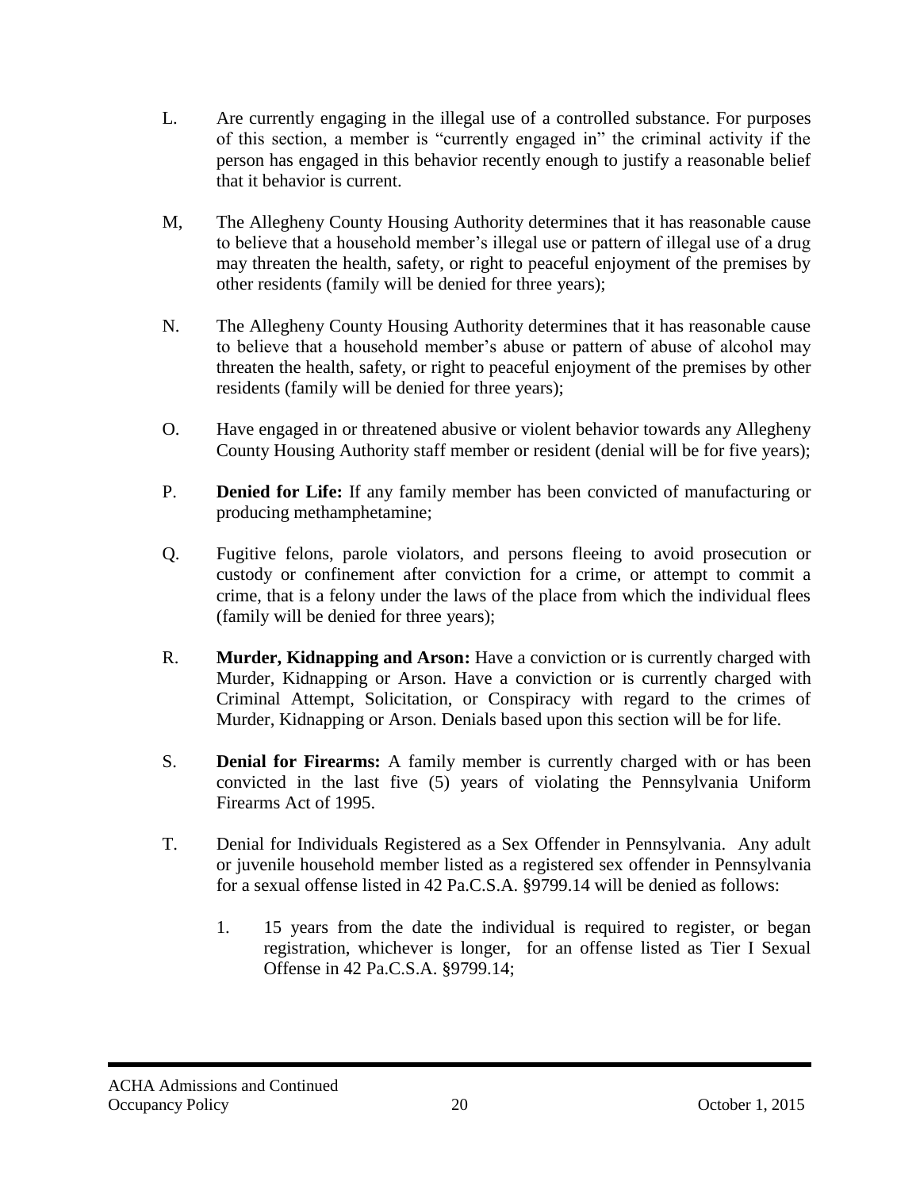L. Are currently engaging in the illegal use of a controlled substance. For purposes of this section, a member is "currently engaged in" the criminal activity if the person has engaged in this behavior recently enough to justify a reasonable belief that it behavior is current.

M, The Allegheny County Housing Authority determines that it has reasonable cause to believe that a household member's illegal use or pattern of illegal use of a drug may threaten the health, safety, or right to peaceful enjoyment of the premises by other residents (family will be denied for three years);

N. The Allegheny County Housing Authority determines that it has reasonable cause to believe that a household member's abuse or pattern of abuse of alcohol may threaten the health, safety, or right to peaceful enjoyment of the premises by other residents (family will be denied for three years);

O. Have engaged in or threatened abusive or violent behavior towards any Allegheny County Housing Authority staff member or resident (denial will be for five years);

P. **Denied for Life:** If any family member has been convicted of manufacturing or producing methamphetamine;

Q. Fugitive felons, parole violators, and persons fleeing to avoid prosecution or custody or confinement after conviction for a crime, or attempt to commit a crime, that is a felony under the laws of the place from which the individual flees (family will be denied for three years);

R. **Murder, Kidnapping and Arson:** Have a conviction or is currently charged with Murder, Kidnapping or Arson. Have a conviction or is currently charged with Criminal Attempt, Solicitation, or Conspiracy with regard to the crimes of Murder, Kidnapping or Arson. Denials based upon this section will be for life.

S. **Denial for Firearms:** A family member is currently charged with or has been convicted in the last five (5) years of violating the Pennsylvania Uniform Firearms Act of 1995.

T. Denial for Individuals Registered as a Sex Offender in Pennsylvania. Any adult or juvenile household member listed as a registered sex offender in Pennsylvania for a sexual offense listed in 42 Pa.C.S.A. §9799.14 will be denied as follows:

   1. 15 years from the date the individual is required to register, or began registration, whichever is longer, for an offense listed as Tier I Sexual Offense in 42 Pa.C.S.A. §9799.14;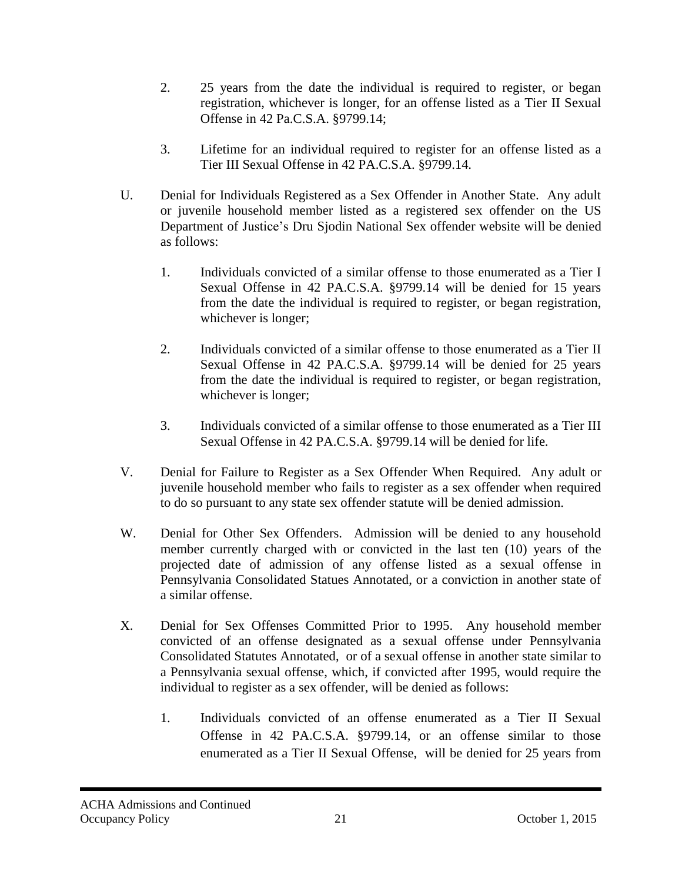2. 25 years from the date the individual is required to register, or began registration, whichever is longer, for an offense listed as a Tier II Sexual Offense in 42 Pa.C.S.A. §9799.14;

3. Lifetime for an individual required to register for an offense listed as a Tier III Sexual Offense in 42 PA.C.S.A. §9799.14.

U. Denial for Individuals Registered as a Sex Offender in Another State. Any adult or juvenile household member listed as a registered sex offender on the US Department of Justice's Dru Sjodin National Sex offender website will be denied as follows:

1. Individuals convicted of a similar offense to those enumerated as a Tier I Sexual Offense in 42 PA.C.S.A. §9799.14 will be denied for 15 years from the date the individual is required to register, or began registration, whichever is longer;

2. Individuals convicted of a similar offense to those enumerated as a Tier II Sexual Offense in 42 PA.C.S.A. §9799.14 will be denied for 25 years from the date the individual is required to register, or began registration, whichever is longer;

3. Individuals convicted of a similar offense to those enumerated as a Tier III Sexual Offense in 42 PA.C.S.A. §9799.14 will be denied for life.

V. Denial for Failure to Register as a Sex Offender When Required. Any adult or juvenile household member who fails to register as a sex offender when required to do so pursuant to any state sex offender statute will be denied admission.

W. Denial for Other Sex Offenders. Admission will be denied to any household member currently charged with or convicted in the last ten (10) years of the projected date of admission of any offense listed as a sexual offense in Pennsylvania Consolidated Statues Annotated, or a conviction in another state of a similar offense.

X. Denial for Sex Offenses Committed Prior to 1995. Any household member convicted of an offense designated as a sexual offense under Pennsylvania Consolidated Statutes Annotated, or of a sexual offense in another state similar to a Pennsylvania sexual offense, which, if convicted after 1995, would require the individual to register as a sex offender, will be denied as follows:

1. Individuals convicted of an offense enumerated as a Tier II Sexual Offense in 42 PA.C.S.A. §9799.14, or an offense similar to those enumerated as a Tier II Sexual Offense, will be denied for 25 years from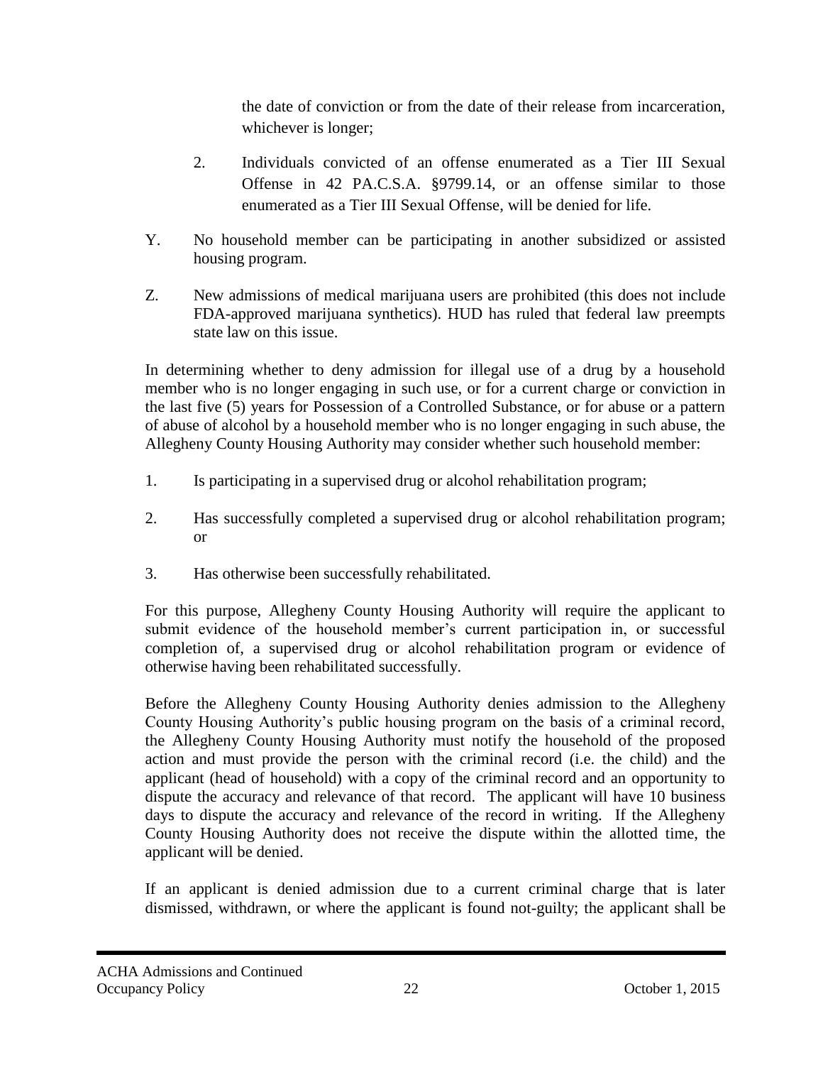the date of conviction or from the date of their release from incarceration, whichever is longer;

2. Individuals convicted of an offense enumerated as a Tier III Sexual Offense in 42 PA.C.S.A. §9799.14, or an offense similar to those enumerated as a Tier III Sexual Offense, will be denied for life.

Y. No household member can be participating in another subsidized or assisted housing program.

Z. New admissions of medical marijuana users are prohibited (this does not include FDA-approved marijuana synthetics). HUD has ruled that federal law preempts state law on this issue.

In determining whether to deny admission for illegal use of a drug by a household member who is no longer engaging in such use, or for a current charge or conviction in the last five (5) years for Possession of a Controlled Substance, or for abuse or a pattern of abuse of alcohol by a household member who is no longer engaging in such abuse, the Allegheny County Housing Authority may consider whether such household member:

1. Is participating in a supervised drug or alcohol rehabilitation program;

2. Has successfully completed a supervised drug or alcohol rehabilitation program; or

3. Has otherwise been successfully rehabilitated.

For this purpose, Allegheny County Housing Authority will require the applicant to submit evidence of the household member's current participation in, or successful completion of, a supervised drug or alcohol rehabilitation program or evidence of otherwise having been rehabilitated successfully.

Before the Allegheny County Housing Authority denies admission to the Allegheny County Housing Authority's public housing program on the basis of a criminal record, the Allegheny County Housing Authority must notify the household of the proposed action and must provide the person with the criminal record (i.e. the child) and the applicant (head of household) with a copy of the criminal record and an opportunity to dispute the accuracy and relevance of that record. The applicant will have 10 business days to dispute the accuracy and relevance of the record in writing. If the Allegheny County Housing Authority does not receive the dispute within the allotted time, the applicant will be denied.

If an applicant is denied admission due to a current criminal charge that is later dismissed, withdrawn, or where the applicant is found not-guilty; the applicant shall be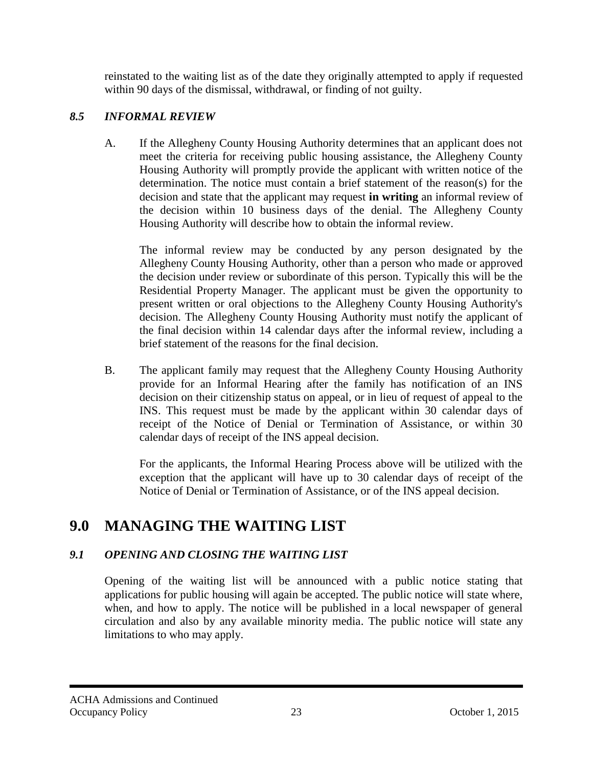reinstated to the waiting list as of the date they originally attempted to apply if requested within 90 days of the dismissal, withdrawal, or finding of not guilty.

### *8.5 INFORMAL REVIEW*

A. If the Allegheny County Housing Authority determines that an applicant does not meet the criteria for receiving public housing assistance, the Allegheny County Housing Authority will promptly provide the applicant with written notice of the determination. The notice must contain a brief statement of the reason(s) for the decision and state that the applicant may request **in writing** an informal review of the decision within 10 business days of the denial. The Allegheny County Housing Authority will describe how to obtain the informal review.

   The informal review may be conducted by any person designated by the Allegheny County Housing Authority, other than a person who made or approved the decision under review or subordinate of this person. Typically this will be the Residential Property Manager. The applicant must be given the opportunity to present written or oral objections to the Allegheny County Housing Authority's decision. The Allegheny County Housing Authority must notify the applicant of the final decision within 14 calendar days after the informal review, including a brief statement of the reasons for the final decision.

B. The applicant family may request that the Allegheny County Housing Authority provide for an Informal Hearing after the family has notification of an INS decision on their citizenship status on appeal, or in lieu of request of appeal to the INS. This request must be made by the applicant within 30 calendar days of receipt of the Notice of Denial or Termination of Assistance, or within 30 calendar days of receipt of the INS appeal decision.

   For the applicants, the Informal Hearing Process above will be utilized with the exception that the applicant will have up to 30 calendar days of receipt of the Notice of Denial or Termination of Assistance, or of the INS appeal decision.

# 9.0 MANAGING THE WAITING LIST

### *9.1 OPENING AND CLOSING THE WAITING LIST*

Opening of the waiting list will be announced with a public notice stating that applications for public housing will again be accepted. The public notice will state where, when, and how to apply. The notice will be published in a local newspaper of general circulation and also by any available minority media. The public notice will state any limitations to who may apply.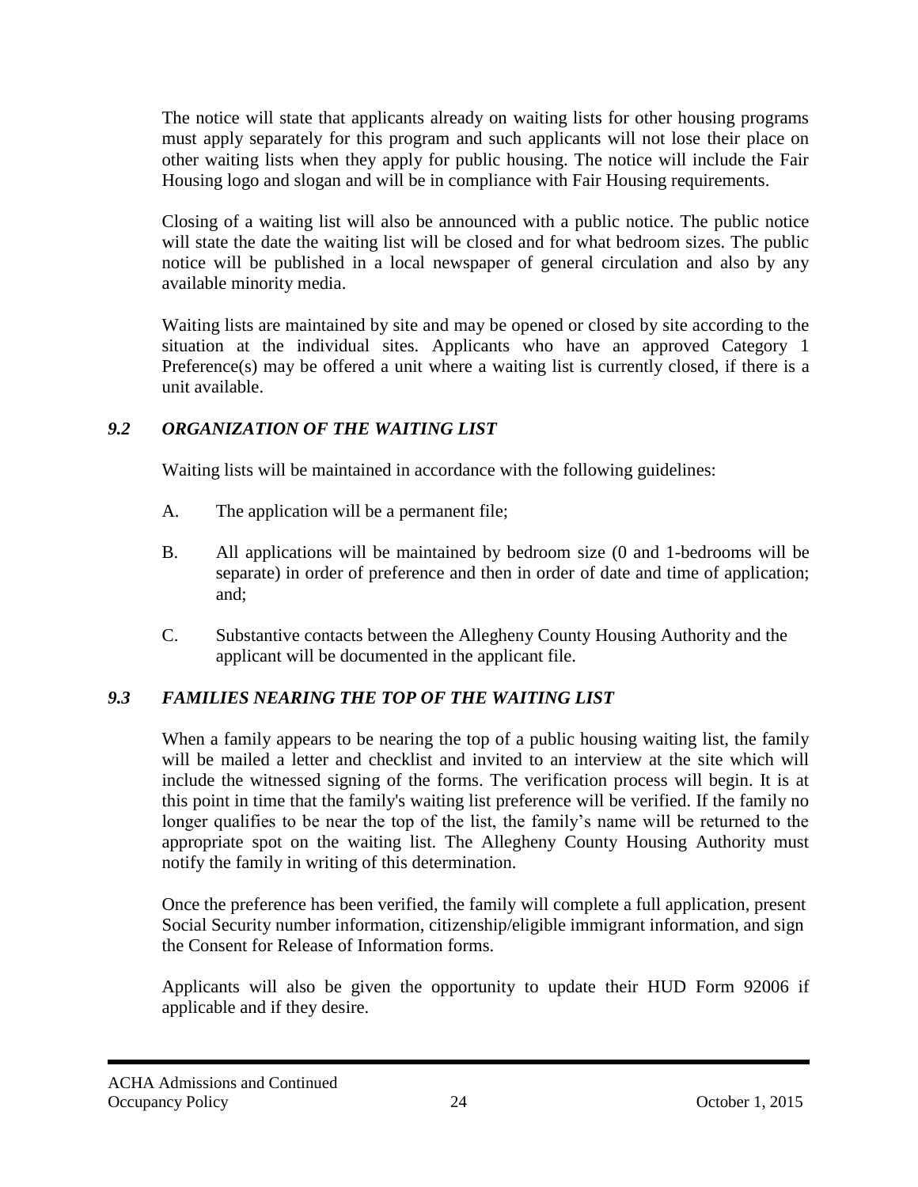The notice will state that applicants already on waiting lists for other housing programs must apply separately for this program and such applicants will not lose their place on other waiting lists when they apply for public housing. The notice will include the Fair Housing logo and slogan and will be in compliance with Fair Housing requirements.

Closing of a waiting list will also be announced with a public notice. The public notice will state the date the waiting list will be closed and for what bedroom sizes. The public notice will be published in a local newspaper of general circulation and also by any available minority media.

Waiting lists are maintained by site and may be opened or closed by site according to the situation at the individual sites. Applicants who have an approved Category 1 Preference(s) may be offered a unit where a waiting list is currently closed, if there is a unit available.

### *9.2 ORGANIZATION OF THE WAITING LIST*

Waiting lists will be maintained in accordance with the following guidelines:

A. The application will be a permanent file;

B. All applications will be maintained by bedroom size (0 and 1-bedrooms will be separate) in order of preference and then in order of date and time of application; and;

C. Substantive contacts between the Allegheny County Housing Authority and the applicant will be documented in the applicant file.

### *9.3 FAMILIES NEARING THE TOP OF THE WAITING LIST*

When a family appears to be nearing the top of a public housing waiting list, the family will be mailed a letter and checklist and invited to an interview at the site which will include the witnessed signing of the forms. The verification process will begin. It is at this point in time that the family's waiting list preference will be verified. If the family no longer qualifies to be near the top of the list, the family's name will be returned to the appropriate spot on the waiting list. The Allegheny County Housing Authority must notify the family in writing of this determination.

Once the preference has been verified, the family will complete a full application, present Social Security number information, citizenship/eligible immigrant information, and sign the Consent for Release of Information forms.

Applicants will also be given the opportunity to update their HUD Form 92006 if applicable and if they desire.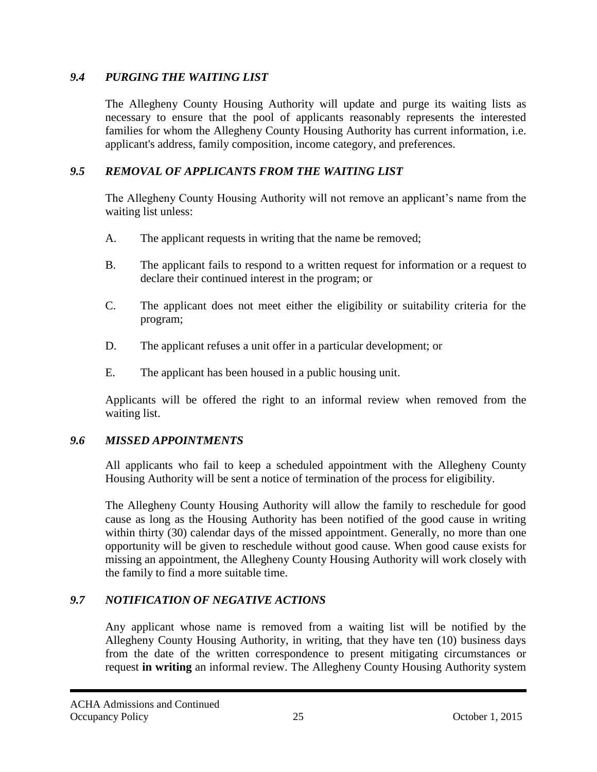### *9.4 PURGING THE WAITING LIST*

The Allegheny County Housing Authority will update and purge its waiting lists as necessary to ensure that the pool of applicants reasonably represents the interested families for whom the Allegheny County Housing Authority has current information, i.e. applicant's address, family composition, income category, and preferences.

### *9.5 REMOVAL OF APPLICANTS FROM THE WAITING LIST*

The Allegheny County Housing Authority will not remove an applicant's name from the waiting list unless:

A. The applicant requests in writing that the name be removed;

B. The applicant fails to respond to a written request for information or a request to declare their continued interest in the program; or

C. The applicant does not meet either the eligibility or suitability criteria for the program;

D. The applicant refuses a unit offer in a particular development; or

E. The applicant has been housed in a public housing unit.

Applicants will be offered the right to an informal review when removed from the waiting list.

### *9.6 MISSED APPOINTMENTS*

All applicants who fail to keep a scheduled appointment with the Allegheny County Housing Authority will be sent a notice of termination of the process for eligibility.

The Allegheny County Housing Authority will allow the family to reschedule for good cause as long as the Housing Authority has been notified of the good cause in writing within thirty (30) calendar days of the missed appointment. Generally, no more than one opportunity will be given to reschedule without good cause. When good cause exists for missing an appointment, the Allegheny County Housing Authority will work closely with the family to find a more suitable time.

### *9.7 NOTIFICATION OF NEGATIVE ACTIONS*

Any applicant whose name is removed from a waiting list will be notified by the Allegheny County Housing Authority, in writing, that they have ten (10) business days from the date of the written correspondence to present mitigating circumstances or request **in writing** an informal review. The Allegheny County Housing Authority system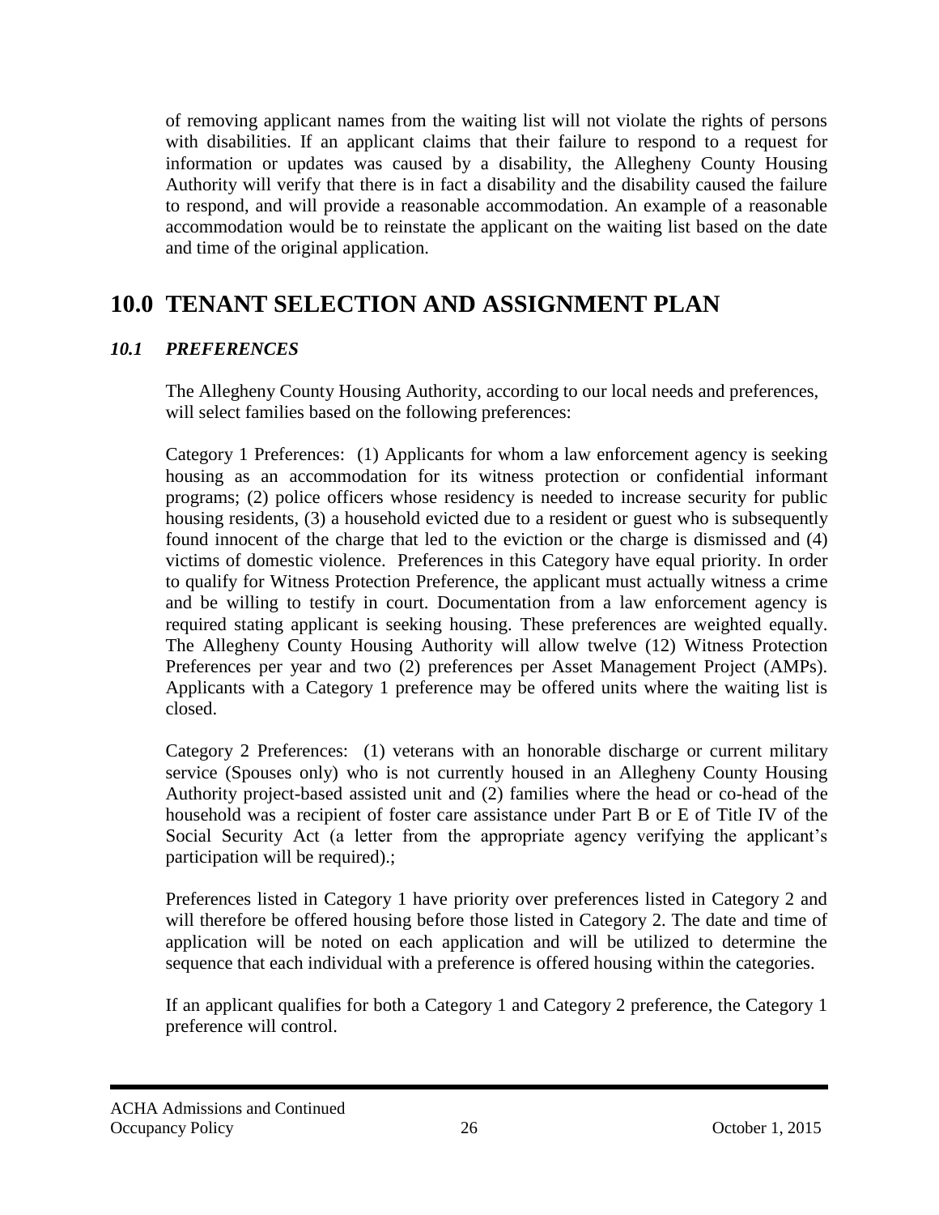of removing applicant names from the waiting list will not violate the rights of persons with disabilities. If an applicant claims that their failure to respond to a request for information or updates was caused by a disability, the Allegheny County Housing Authority will verify that there is in fact a disability and the disability caused the failure to respond, and will provide a reasonable accommodation. An example of a reasonable accommodation would be to reinstate the applicant on the waiting list based on the date and time of the original application.

# 10.0 TENANT SELECTION AND ASSIGNMENT PLAN

## *10.1 PREFERENCES*

The Allegheny County Housing Authority, according to our local needs and preferences, will select families based on the following preferences:

Category 1 Preferences: (1) Applicants for whom a law enforcement agency is seeking housing as an accommodation for its witness protection or confidential informant programs; (2) police officers whose residency is needed to increase security for public housing residents, (3) a household evicted due to a resident or guest who is subsequently found innocent of the charge that led to the eviction or the charge is dismissed and (4) victims of domestic violence. Preferences in this Category have equal priority. In order to qualify for Witness Protection Preference, the applicant must actually witness a crime and be willing to testify in court. Documentation from a law enforcement agency is required stating applicant is seeking housing. These preferences are weighted equally. The Allegheny County Housing Authority will allow twelve (12) Witness Protection Preferences per year and two (2) preferences per Asset Management Project (AMPs). Applicants with a Category 1 preference may be offered units where the waiting list is closed.

Category 2 Preferences: (1) veterans with an honorable discharge or current military service (Spouses only) who is not currently housed in an Allegheny County Housing Authority project-based assisted unit and (2) families where the head or co-head of the household was a recipient of foster care assistance under Part B or E of Title IV of the Social Security Act (a letter from the appropriate agency verifying the applicant's participation will be required).;

Preferences listed in Category 1 have priority over preferences listed in Category 2 and will therefore be offered housing before those listed in Category 2. The date and time of application will be noted on each application and will be utilized to determine the sequence that each individual with a preference is offered housing within the categories.

If an applicant qualifies for both a Category 1 and Category 2 preference, the Category 1 preference will control.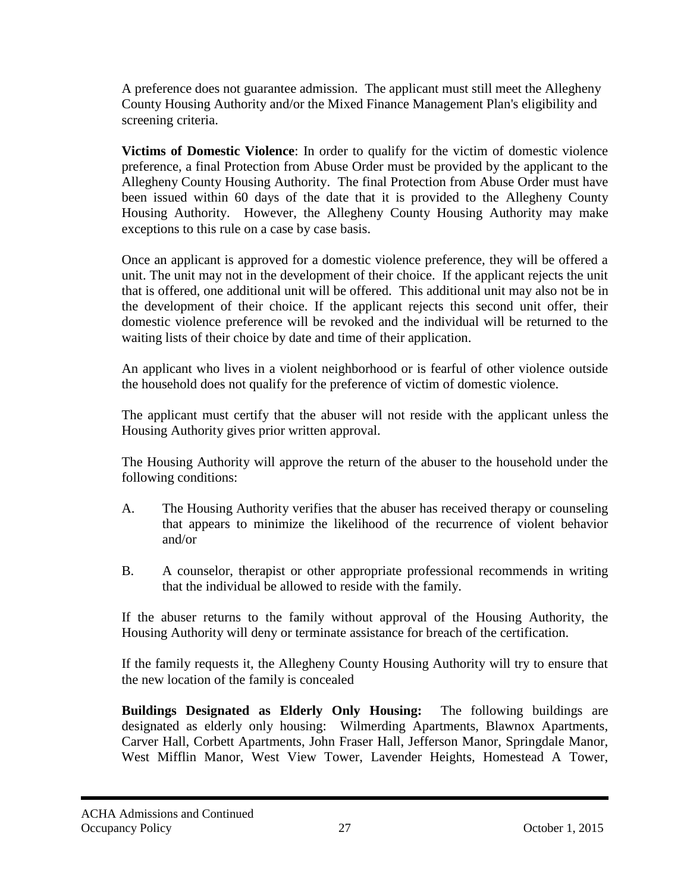A preference does not guarantee admission. The applicant must still meet the Allegheny County Housing Authority and/or the Mixed Finance Management Plan's eligibility and screening criteria.

**Victims of Domestic Violence**: In order to qualify for the victim of domestic violence preference, a final Protection from Abuse Order must be provided by the applicant to the Allegheny County Housing Authority. The final Protection from Abuse Order must have been issued within 60 days of the date that it is provided to the Allegheny County Housing Authority. However, the Allegheny County Housing Authority may make exceptions to this rule on a case by case basis.

Once an applicant is approved for a domestic violence preference, they will be offered a unit. The unit may not in the development of their choice. If the applicant rejects the unit that is offered, one additional unit will be offered. This additional unit may also not be in the development of their choice. If the applicant rejects this second unit offer, their domestic violence preference will be revoked and the individual will be returned to the waiting lists of their choice by date and time of their application.

An applicant who lives in a violent neighborhood or is fearful of other violence outside the household does not qualify for the preference of victim of domestic violence.

The applicant must certify that the abuser will not reside with the applicant unless the Housing Authority gives prior written approval.

The Housing Authority will approve the return of the abuser to the household under the following conditions:

A. The Housing Authority verifies that the abuser has received therapy or counseling that appears to minimize the likelihood of the recurrence of violent behavior and/or

B. A counselor, therapist or other appropriate professional recommends in writing that the individual be allowed to reside with the family.

If the abuser returns to the family without approval of the Housing Authority, the Housing Authority will deny or terminate assistance for breach of the certification.

If the family requests it, the Allegheny County Housing Authority will try to ensure that the new location of the family is concealed

**Buildings Designated as Elderly Only Housing:** The following buildings are designated as elderly only housing: Wilmerding Apartments, Blawnox Apartments, Carver Hall, Corbett Apartments, John Fraser Hall, Jefferson Manor, Springdale Manor, West Mifflin Manor, West View Tower, Lavender Heights, Homestead A Tower,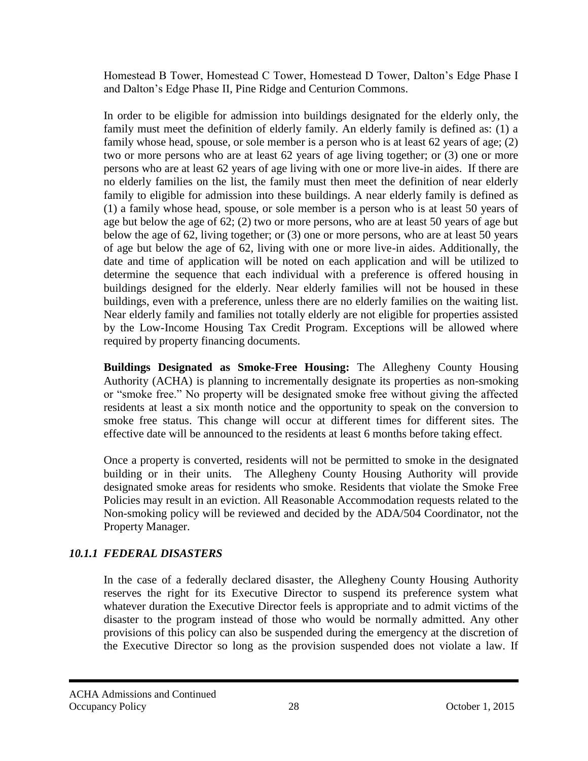Homestead B Tower, Homestead C Tower, Homestead D Tower, Dalton's Edge Phase I and Dalton's Edge Phase II, Pine Ridge and Centurion Commons.

In order to be eligible for admission into buildings designated for the elderly only, the family must meet the definition of elderly family. An elderly family is defined as: (1) a family whose head, spouse, or sole member is a person who is at least 62 years of age; (2) two or more persons who are at least 62 years of age living together; or (3) one or more persons who are at least 62 years of age living with one or more live-in aides. If there are no elderly families on the list, the family must then meet the definition of near elderly family to eligible for admission into these buildings. A near elderly family is defined as (1) a family whose head, spouse, or sole member is a person who is at least 50 years of age but below the age of 62; (2) two or more persons, who are at least 50 years of age but below the age of 62, living together; or (3) one or more persons, who are at least 50 years of age but below the age of 62, living with one or more live-in aides. Additionally, the date and time of application will be noted on each application and will be utilized to determine the sequence that each individual with a preference is offered housing in buildings designed for the elderly. Near elderly families will not be housed in these buildings, even with a preference, unless there are no elderly families on the waiting list. Near elderly family and families not totally elderly are not eligible for properties assisted by the Low-Income Housing Tax Credit Program. Exceptions will be allowed where required by property financing documents.

**Buildings Designated as Smoke-Free Housing:** The Allegheny County Housing Authority (ACHA) is planning to incrementally designate its properties as non-smoking or "smoke free." No property will be designated smoke free without giving the affected residents at least a six month notice and the opportunity to speak on the conversion to smoke free status. This change will occur at different times for different sites. The effective date will be announced to the residents at least 6 months before taking effect.

Once a property is converted, residents will not be permitted to smoke in the designated building or in their units. The Allegheny County Housing Authority will provide designated smoke areas for residents who smoke. Residents that violate the Smoke Free Policies may result in an eviction. All Reasonable Accommodation requests related to the Non-smoking policy will be reviewed and decided by the ADA/504 Coordinator, not the Property Manager.

### *10.1.1 FEDERAL DISASTERS*

In the case of a federally declared disaster, the Allegheny County Housing Authority reserves the right for its Executive Director to suspend its preference system what whatever duration the Executive Director feels is appropriate and to admit victims of the disaster to the program instead of those who would be normally admitted. Any other provisions of this policy can also be suspended during the emergency at the discretion of the Executive Director so long as the provision suspended does not violate a law. If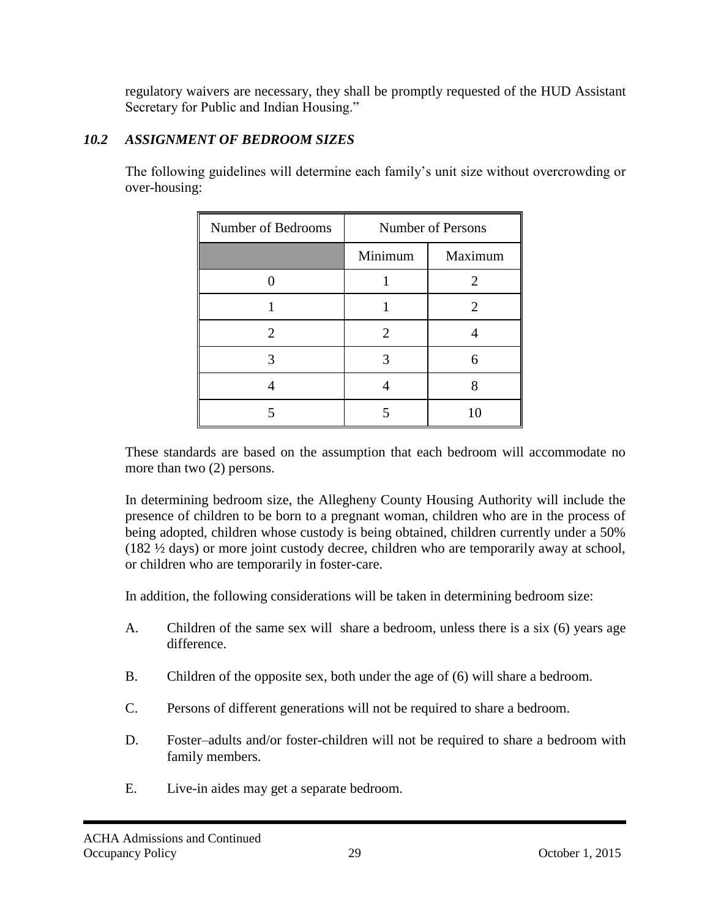regulatory waivers are necessary, they shall be promptly requested of the HUD Assistant Secretary for Public and Indian Housing."

### *10.2 ASSIGNMENT OF BEDROOM SIZES*

The following guidelines will determine each family's unit size without overcrowding or over-housing:

| Number of Bedrooms | Number of Persons | |
|---|---|---|
| | Minimum | Maximum |
| 0 | 1 | 2 |
| 1 | 1 | 2 |
| 2 | 2 | 4 |
| 3 | 3 | 6 |
| 4 | 4 | 8 |
| 5 | 5 | 10 |

These standards are based on the assumption that each bedroom will accommodate no more than two (2) persons.

In determining bedroom size, the Allegheny County Housing Authority will include the presence of children to be born to a pregnant woman, children who are in the process of being adopted, children whose custody is being obtained, children currently under a 50% (182 ½ days) or more joint custody decree, children who are temporarily away at school, or children who are temporarily in foster-care.

In addition, the following considerations will be taken in determining bedroom size:

A. Children of the same sex will share a bedroom, unless there is a six (6) years age difference.

B. Children of the opposite sex, both under the age of (6) will share a bedroom.

C. Persons of different generations will not be required to share a bedroom.

D. Foster–adults and/or foster-children will not be required to share a bedroom with family members.

E. Live-in aides may get a separate bedroom.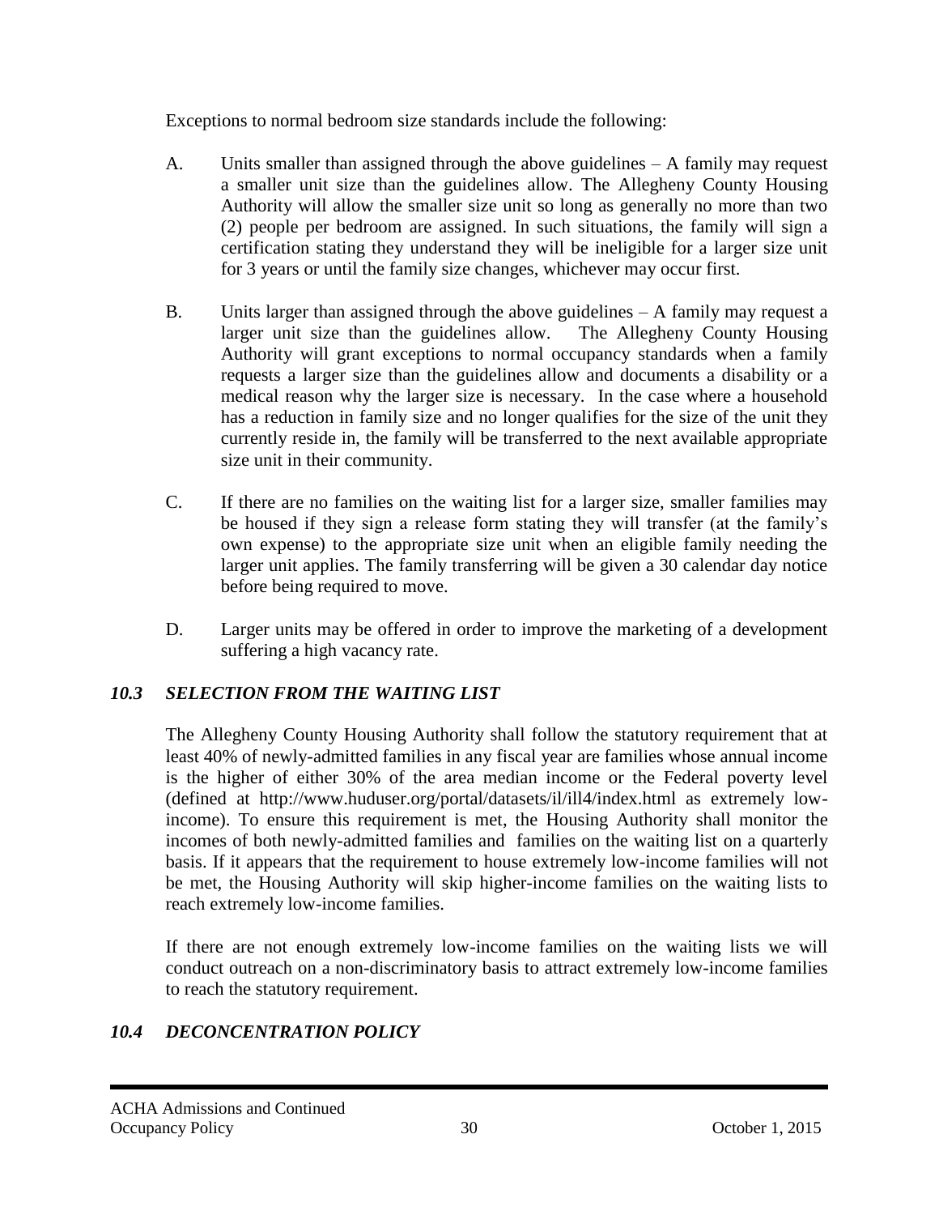Exceptions to normal bedroom size standards include the following:

A. Units smaller than assigned through the above guidelines – A family may request a smaller unit size than the guidelines allow. The Allegheny County Housing Authority will allow the smaller size unit so long as generally no more than two (2) people per bedroom are assigned. In such situations, the family will sign a certification stating they understand they will be ineligible for a larger size unit for 3 years or until the family size changes, whichever may occur first.

B. Units larger than assigned through the above guidelines – A family may request a larger unit size than the guidelines allow. The Allegheny County Housing Authority will grant exceptions to normal occupancy standards when a family requests a larger size than the guidelines allow and documents a disability or a medical reason why the larger size is necessary. In the case where a household has a reduction in family size and no longer qualifies for the size of the unit they currently reside in, the family will be transferred to the next available appropriate size unit in their community.

C. If there are no families on the waiting list for a larger size, smaller families may be housed if they sign a release form stating they will transfer (at the family's own expense) to the appropriate size unit when an eligible family needing the larger unit applies. The family transferring will be given a 30 calendar day notice before being required to move.

D. Larger units may be offered in order to improve the marketing of a development suffering a high vacancy rate.

### *10.3 SELECTION FROM THE WAITING LIST*

The Allegheny County Housing Authority shall follow the statutory requirement that at least 40% of newly-admitted families in any fiscal year are families whose annual income is the higher of either 30% of the area median income or the Federal poverty level (defined at http://www.huduser.org/portal/datasets/il/ill4/index.html as extremely low-income). To ensure this requirement is met, the Housing Authority shall monitor the incomes of both newly-admitted families and families on the waiting list on a quarterly basis. If it appears that the requirement to house extremely low-income families will not be met, the Housing Authority will skip higher-income families on the waiting lists to reach extremely low-income families.

If there are not enough extremely low-income families on the waiting lists we will conduct outreach on a non-discriminatory basis to attract extremely low-income families to reach the statutory requirement.

### *10.4 DECONCENTRATION POLICY*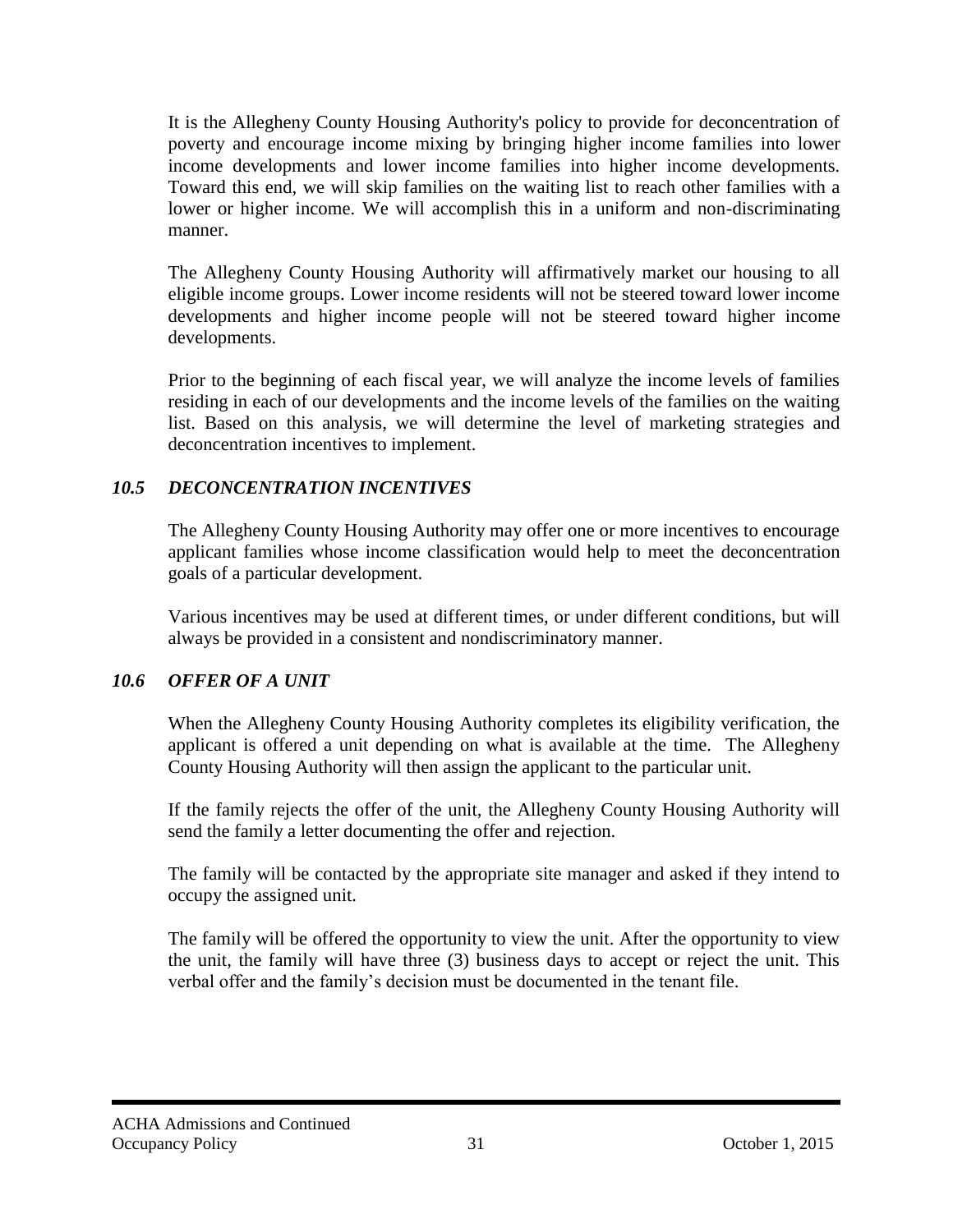It is the Allegheny County Housing Authority's policy to provide for deconcentration of poverty and encourage income mixing by bringing higher income families into lower income developments and lower income families into higher income developments. Toward this end, we will skip families on the waiting list to reach other families with a lower or higher income. We will accomplish this in a uniform and non-discriminating manner.

The Allegheny County Housing Authority will affirmatively market our housing to all eligible income groups. Lower income residents will not be steered toward lower income developments and higher income people will not be steered toward higher income developments.

Prior to the beginning of each fiscal year, we will analyze the income levels of families residing in each of our developments and the income levels of the families on the waiting list. Based on this analysis, we will determine the level of marketing strategies and deconcentration incentives to implement.

### *10.5 DECONCENTRATION INCENTIVES*

The Allegheny County Housing Authority may offer one or more incentives to encourage applicant families whose income classification would help to meet the deconcentration goals of a particular development.

Various incentives may be used at different times, or under different conditions, but will always be provided in a consistent and nondiscriminatory manner.

### *10.6 OFFER OF A UNIT*

When the Allegheny County Housing Authority completes its eligibility verification, the applicant is offered a unit depending on what is available at the time. The Allegheny County Housing Authority will then assign the applicant to the particular unit.

If the family rejects the offer of the unit, the Allegheny County Housing Authority will send the family a letter documenting the offer and rejection.

The family will be contacted by the appropriate site manager and asked if they intend to occupy the assigned unit.

The family will be offered the opportunity to view the unit. After the opportunity to view the unit, the family will have three (3) business days to accept or reject the unit. This verbal offer and the family's decision must be documented in the tenant file.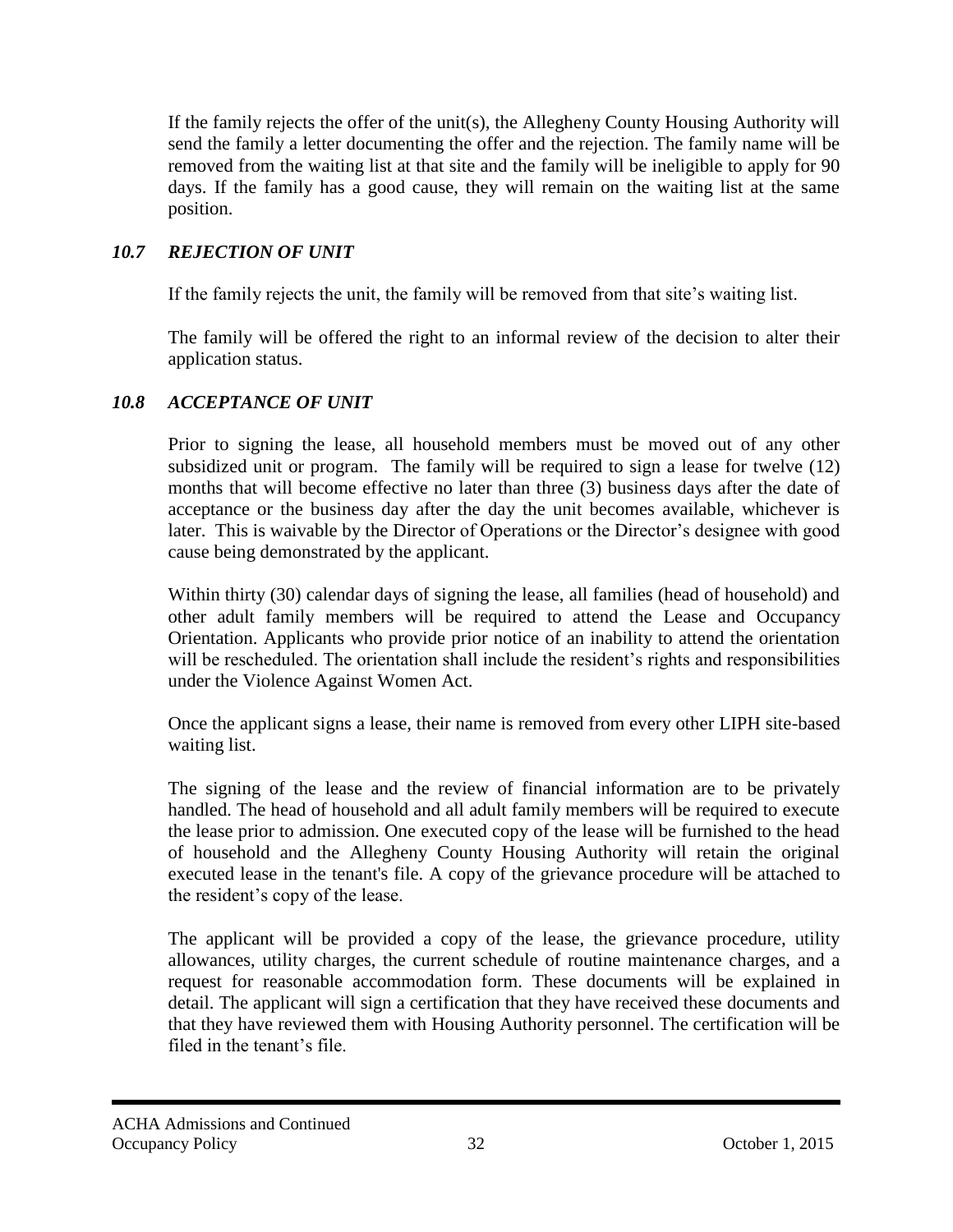If the family rejects the offer of the unit(s), the Allegheny County Housing Authority will send the family a letter documenting the offer and the rejection. The family name will be removed from the waiting list at that site and the family will be ineligible to apply for 90 days. If the family has a good cause, they will remain on the waiting list at the same position.

### *10.7 REJECTION OF UNIT*

If the family rejects the unit, the family will be removed from that site's waiting list.

The family will be offered the right to an informal review of the decision to alter their application status.

### *10.8 ACCEPTANCE OF UNIT*

Prior to signing the lease, all household members must be moved out of any other subsidized unit or program. The family will be required to sign a lease for twelve (12) months that will become effective no later than three (3) business days after the date of acceptance or the business day after the day the unit becomes available, whichever is later. This is waivable by the Director of Operations or the Director's designee with good cause being demonstrated by the applicant.

Within thirty (30) calendar days of signing the lease, all families (head of household) and other adult family members will be required to attend the Lease and Occupancy Orientation. Applicants who provide prior notice of an inability to attend the orientation will be rescheduled. The orientation shall include the resident's rights and responsibilities under the Violence Against Women Act.

Once the applicant signs a lease, their name is removed from every other LIPH site-based waiting list.

The signing of the lease and the review of financial information are to be privately handled. The head of household and all adult family members will be required to execute the lease prior to admission. One executed copy of the lease will be furnished to the head of household and the Allegheny County Housing Authority will retain the original executed lease in the tenant's file. A copy of the grievance procedure will be attached to the resident's copy of the lease.

The applicant will be provided a copy of the lease, the grievance procedure, utility allowances, utility charges, the current schedule of routine maintenance charges, and a request for reasonable accommodation form. These documents will be explained in detail. The applicant will sign a certification that they have received these documents and that they have reviewed them with Housing Authority personnel. The certification will be filed in the tenant's file.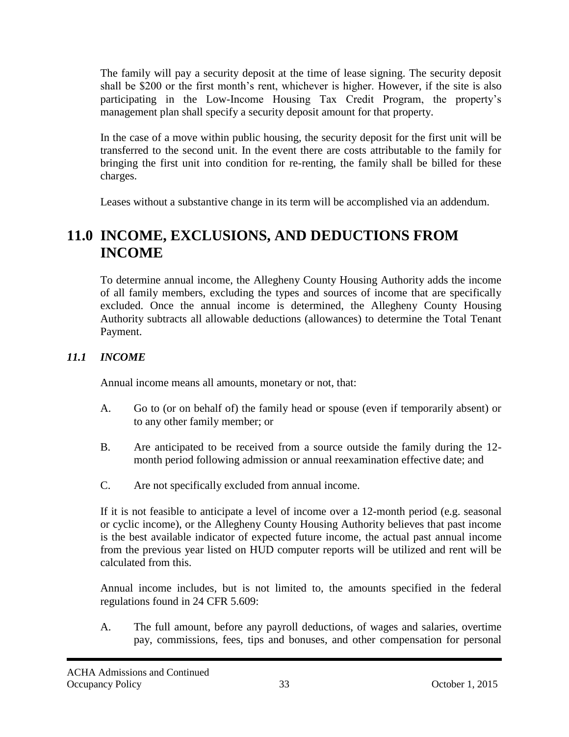The family will pay a security deposit at the time of lease signing. The security deposit shall be $200 or the first month's rent, whichever is higher. However, if the site is also participating in the Low-Income Housing Tax Credit Program, the property's management plan shall specify a security deposit amount for that property.

In the case of a move within public housing, the security deposit for the first unit will be transferred to the second unit. In the event there are costs attributable to the family for bringing the first unit into condition for re-renting, the family shall be billed for these charges.

Leases without a substantive change in its term will be accomplished via an addendum.

# 11.0 INCOME, EXCLUSIONS, AND DEDUCTIONS FROM INCOME

To determine annual income, the Allegheny County Housing Authority adds the income of all family members, excluding the types and sources of income that are specifically excluded. Once the annual income is determined, the Allegheny County Housing Authority subtracts all allowable deductions (allowances) to determine the Total Tenant Payment.

## *11.1 INCOME*

Annual income means all amounts, monetary or not, that:

A. Go to (or on behalf of) the family head or spouse (even if temporarily absent) or to any other family member; or

B. Are anticipated to be received from a source outside the family during the 12-month period following admission or annual reexamination effective date; and

C. Are not specifically excluded from annual income.

If it is not feasible to anticipate a level of income over a 12-month period (e.g. seasonal or cyclic income), or the Allegheny County Housing Authority believes that past income is the best available indicator of expected future income, the actual past annual income from the previous year listed on HUD computer reports will be utilized and rent will be calculated from this.

Annual income includes, but is not limited to, the amounts specified in the federal regulations found in 24 CFR 5.609:

A. The full amount, before any payroll deductions, of wages and salaries, overtime pay, commissions, fees, tips and bonuses, and other compensation for personal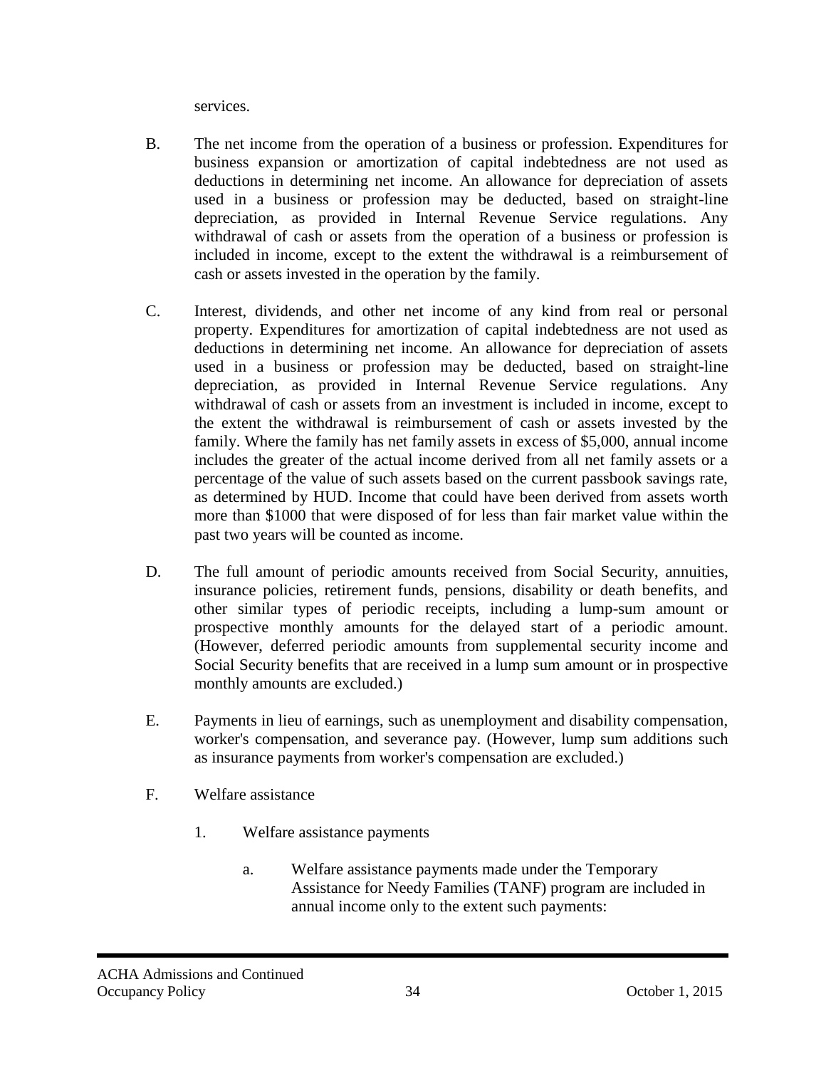services.

B. The net income from the operation of a business or profession. Expenditures for business expansion or amortization of capital indebtedness are not used as deductions in determining net income. An allowance for depreciation of assets used in a business or profession may be deducted, based on straight-line depreciation, as provided in Internal Revenue Service regulations. Any withdrawal of cash or assets from the operation of a business or profession is included in income, except to the extent the withdrawal is a reimbursement of cash or assets invested in the operation by the family.

C. Interest, dividends, and other net income of any kind from real or personal property. Expenditures for amortization of capital indebtedness are not used as deductions in determining net income. An allowance for depreciation of assets used in a business or profession may be deducted, based on straight-line depreciation, as provided in Internal Revenue Service regulations. Any withdrawal of cash or assets from an investment is included in income, except to the extent the withdrawal is reimbursement of cash or assets invested by the family. Where the family has net family assets in excess of $5,000, annual income includes the greater of the actual income derived from all net family assets or a percentage of the value of such assets based on the current passbook savings rate, as determined by HUD. Income that could have been derived from assets worth more than $1000 that were disposed of for less than fair market value within the past two years will be counted as income.

D. The full amount of periodic amounts received from Social Security, annuities, insurance policies, retirement funds, pensions, disability or death benefits, and other similar types of periodic receipts, including a lump-sum amount or prospective monthly amounts for the delayed start of a periodic amount. (However, deferred periodic amounts from supplemental security income and Social Security benefits that are received in a lump sum amount or in prospective monthly amounts are excluded.)

E. Payments in lieu of earnings, such as unemployment and disability compensation, worker's compensation, and severance pay. (However, lump sum additions such as insurance payments from worker's compensation are excluded.)

F. Welfare assistance

   1. Welfare assistance payments

      a. Welfare assistance payments made under the Temporary Assistance for Needy Families (TANF) program are included in annual income only to the extent such payments: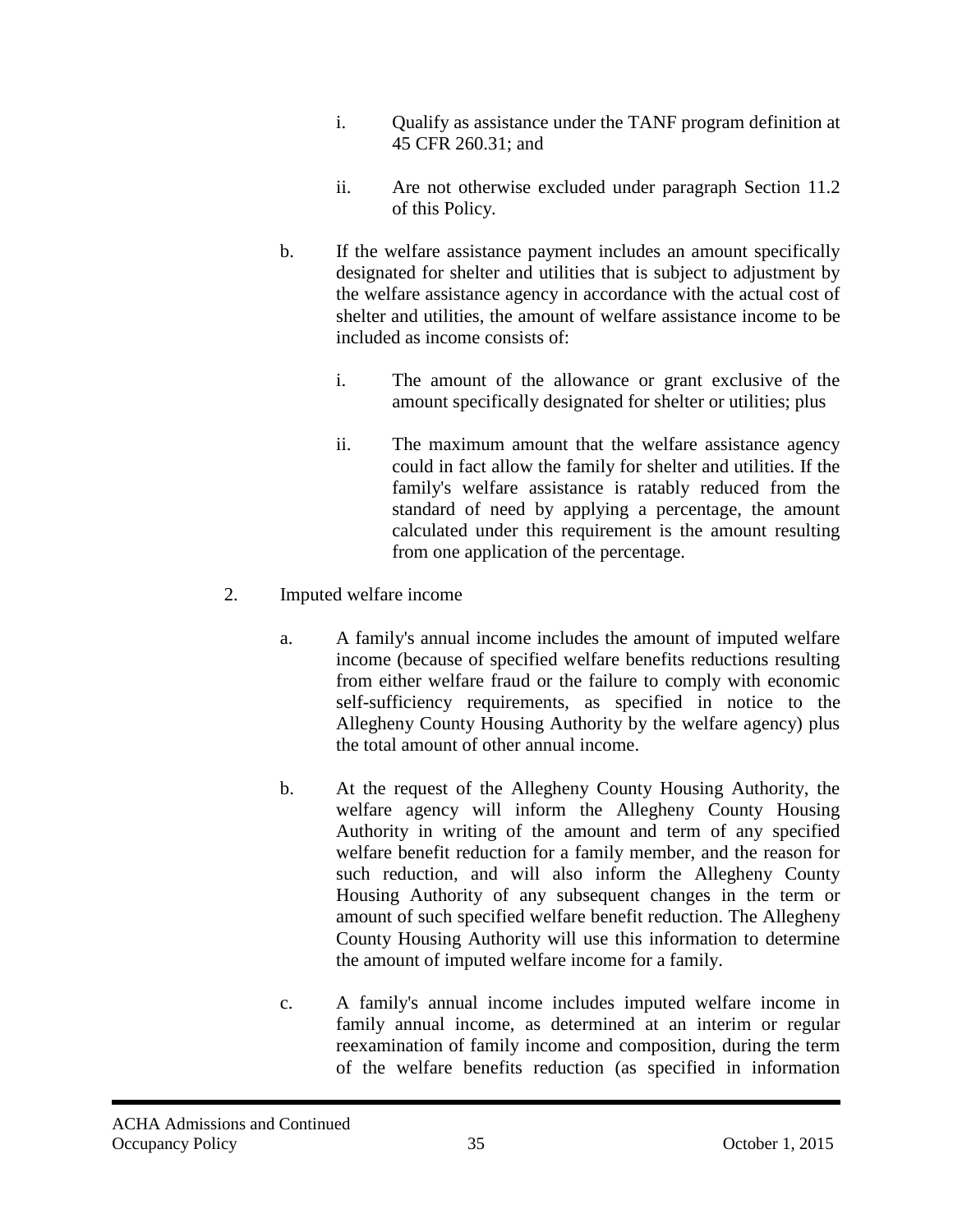i. Qualify as assistance under the TANF program definition at 45 CFR 260.31; and

ii. Are not otherwise excluded under paragraph Section 11.2 of this Policy.

b. If the welfare assistance payment includes an amount specifically designated for shelter and utilities that is subject to adjustment by the welfare assistance agency in accordance with the actual cost of shelter and utilities, the amount of welfare assistance income to be included as income consists of:

i. The amount of the allowance or grant exclusive of the amount specifically designated for shelter or utilities; plus

ii. The maximum amount that the welfare assistance agency could in fact allow the family for shelter and utilities. If the family's welfare assistance is ratably reduced from the standard of need by applying a percentage, the amount calculated under this requirement is the amount resulting from one application of the percentage.

2. Imputed welfare income

a. A family's annual income includes the amount of imputed welfare income (because of specified welfare benefits reductions resulting from either welfare fraud or the failure to comply with economic self-sufficiency requirements, as specified in notice to the Allegheny County Housing Authority by the welfare agency) plus the total amount of other annual income.

b. At the request of the Allegheny County Housing Authority, the welfare agency will inform the Allegheny County Housing Authority in writing of the amount and term of any specified welfare benefit reduction for a family member, and the reason for such reduction, and will also inform the Allegheny County Housing Authority of any subsequent changes in the term or amount of such specified welfare benefit reduction. The Allegheny County Housing Authority will use this information to determine the amount of imputed welfare income for a family.

c. A family's annual income includes imputed welfare income in family annual income, as determined at an interim or regular reexamination of family income and composition, during the term of the welfare benefits reduction (as specified in information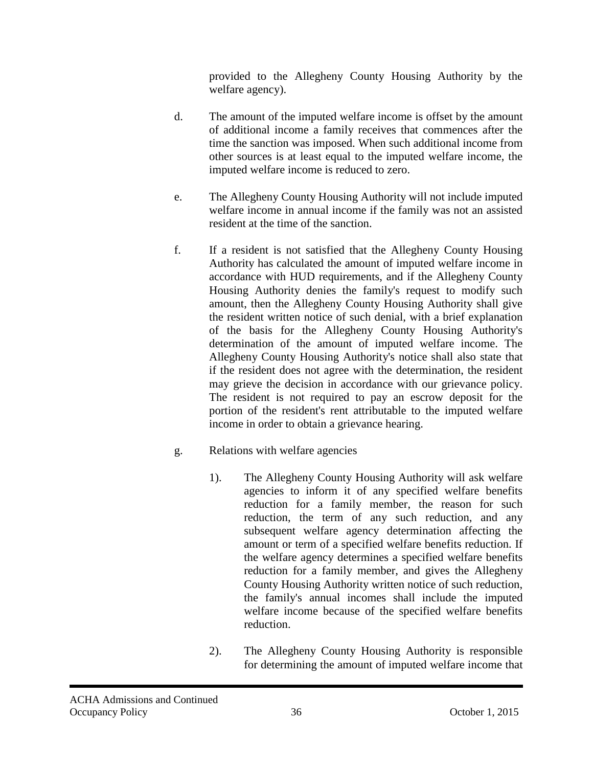provided to the Allegheny County Housing Authority by the welfare agency).

d. The amount of the imputed welfare income is offset by the amount of additional income a family receives that commences after the time the sanction was imposed. When such additional income from other sources is at least equal to the imputed welfare income, the imputed welfare income is reduced to zero.

e. The Allegheny County Housing Authority will not include imputed welfare income in annual income if the family was not an assisted resident at the time of the sanction.

f. If a resident is not satisfied that the Allegheny County Housing Authority has calculated the amount of imputed welfare income in accordance with HUD requirements, and if the Allegheny County Housing Authority denies the family's request to modify such amount, then the Allegheny County Housing Authority shall give the resident written notice of such denial, with a brief explanation of the basis for the Allegheny County Housing Authority's determination of the amount of imputed welfare income. The Allegheny County Housing Authority's notice shall also state that if the resident does not agree with the determination, the resident may grieve the decision in accordance with our grievance policy. The resident is not required to pay an escrow deposit for the portion of the resident's rent attributable to the imputed welfare income in order to obtain a grievance hearing.

g. Relations with welfare agencies

1). The Allegheny County Housing Authority will ask welfare agencies to inform it of any specified welfare benefits reduction for a family member, the reason for such reduction, the term of any such reduction, and any subsequent welfare agency determination affecting the amount or term of a specified welfare benefits reduction. If the welfare agency determines a specified welfare benefits reduction for a family member, and gives the Allegheny County Housing Authority written notice of such reduction, the family's annual incomes shall include the imputed welfare income because of the specified welfare benefits reduction.

2). The Allegheny County Housing Authority is responsible for determining the amount of imputed welfare income that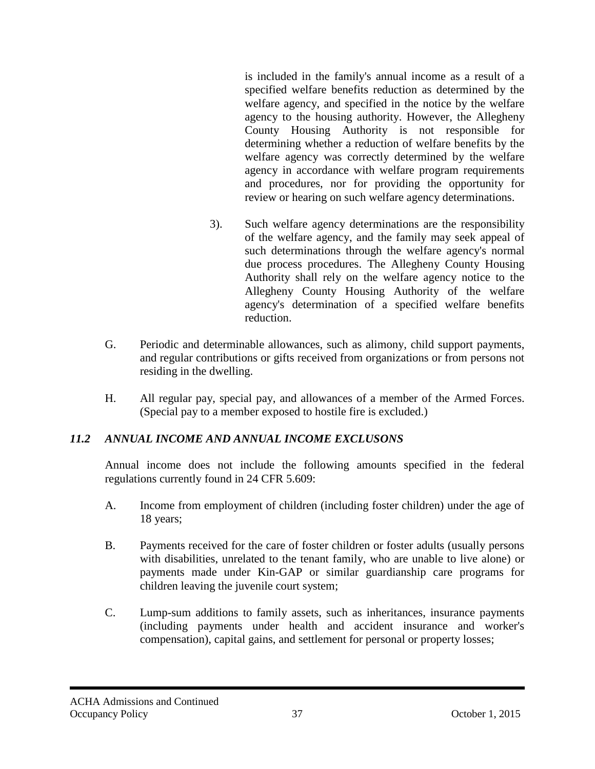is included in the family's annual income as a result of a specified welfare benefits reduction as determined by the welfare agency, and specified in the notice by the welfare agency to the housing authority. However, the Allegheny County Housing Authority is not responsible for determining whether a reduction of welfare benefits by the welfare agency was correctly determined by the welfare agency in accordance with welfare program requirements and procedures, nor for providing the opportunity for review or hearing on such welfare agency determinations.

3). Such welfare agency determinations are the responsibility of the welfare agency, and the family may seek appeal of such determinations through the welfare agency's normal due process procedures. The Allegheny County Housing Authority shall rely on the welfare agency notice to the Allegheny County Housing Authority of the welfare agency's determination of a specified welfare benefits reduction.

G. Periodic and determinable allowances, such as alimony, child support payments, and regular contributions or gifts received from organizations or from persons not residing in the dwelling.

H. All regular pay, special pay, and allowances of a member of the Armed Forces. (Special pay to a member exposed to hostile fire is excluded.)

### *11.2 ANNUAL INCOME AND ANNUAL INCOME EXCLUSONS*

Annual income does not include the following amounts specified in the federal regulations currently found in 24 CFR 5.609:

A. Income from employment of children (including foster children) under the age of 18 years;

B. Payments received for the care of foster children or foster adults (usually persons with disabilities, unrelated to the tenant family, who are unable to live alone) or payments made under Kin-GAP or similar guardianship care programs for children leaving the juvenile court system;

C. Lump-sum additions to family assets, such as inheritances, insurance payments (including payments under health and accident insurance and worker's compensation), capital gains, and settlement for personal or property losses;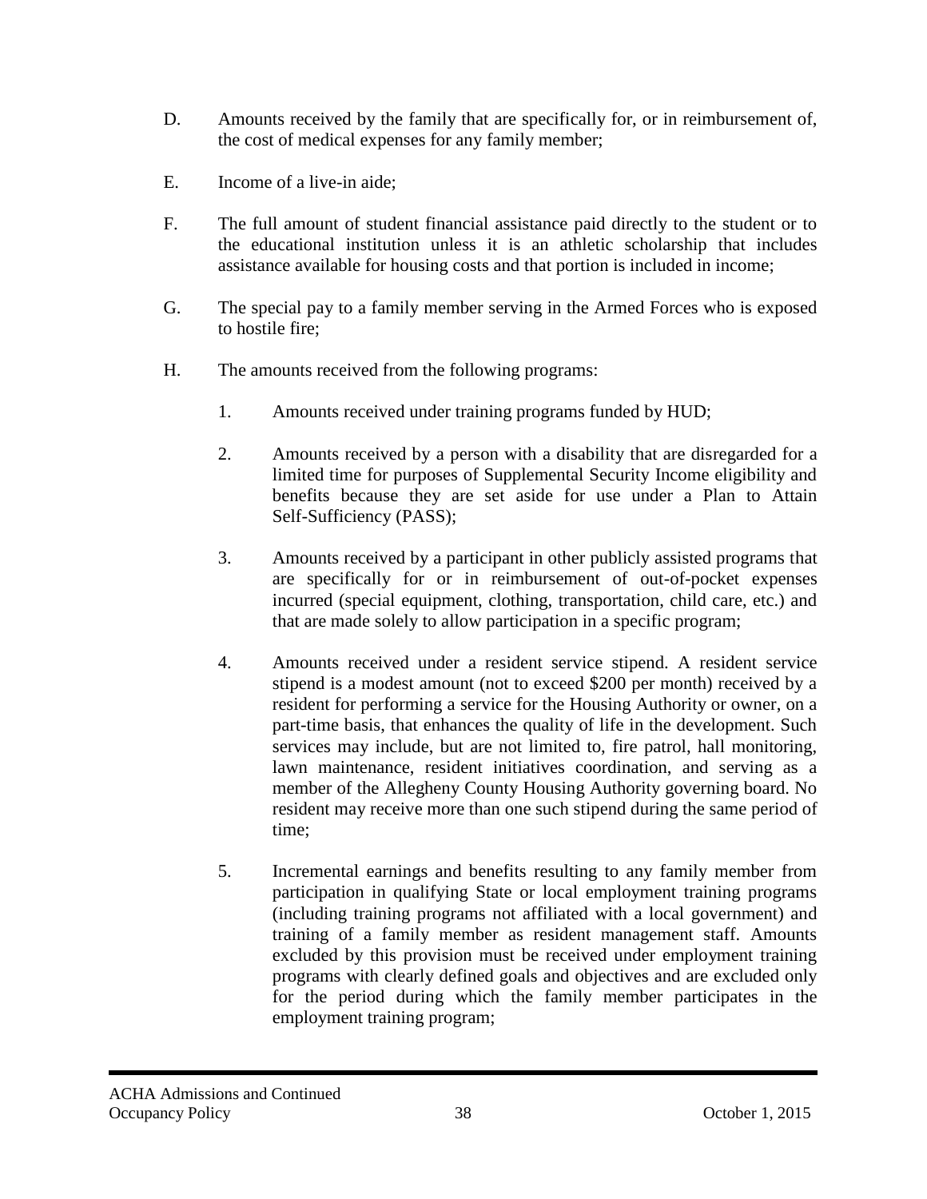D. Amounts received by the family that are specifically for, or in reimbursement of, the cost of medical expenses for any family member;

E. Income of a live-in aide;

F. The full amount of student financial assistance paid directly to the student or to the educational institution unless it is an athletic scholarship that includes assistance available for housing costs and that portion is included in income;

G. The special pay to a family member serving in the Armed Forces who is exposed to hostile fire;

H. The amounts received from the following programs:

   1. Amounts received under training programs funded by HUD;

   2. Amounts received by a person with a disability that are disregarded for a limited time for purposes of Supplemental Security Income eligibility and benefits because they are set aside for use under a Plan to Attain Self-Sufficiency (PASS);

   3. Amounts received by a participant in other publicly assisted programs that are specifically for or in reimbursement of out-of-pocket expenses incurred (special equipment, clothing, transportation, child care, etc.) and that are made solely to allow participation in a specific program;

   4. Amounts received under a resident service stipend. A resident service stipend is a modest amount (not to exceed $200 per month) received by a resident for performing a service for the Housing Authority or owner, on a part-time basis, that enhances the quality of life in the development. Such services may include, but are not limited to, fire patrol, hall monitoring, lawn maintenance, resident initiatives coordination, and serving as a member of the Allegheny County Housing Authority governing board. No resident may receive more than one such stipend during the same period of time;

   5. Incremental earnings and benefits resulting to any family member from participation in qualifying State or local employment training programs (including training programs not affiliated with a local government) and training of a family member as resident management staff. Amounts excluded by this provision must be received under employment training programs with clearly defined goals and objectives and are excluded only for the period during which the family member participates in the employment training program;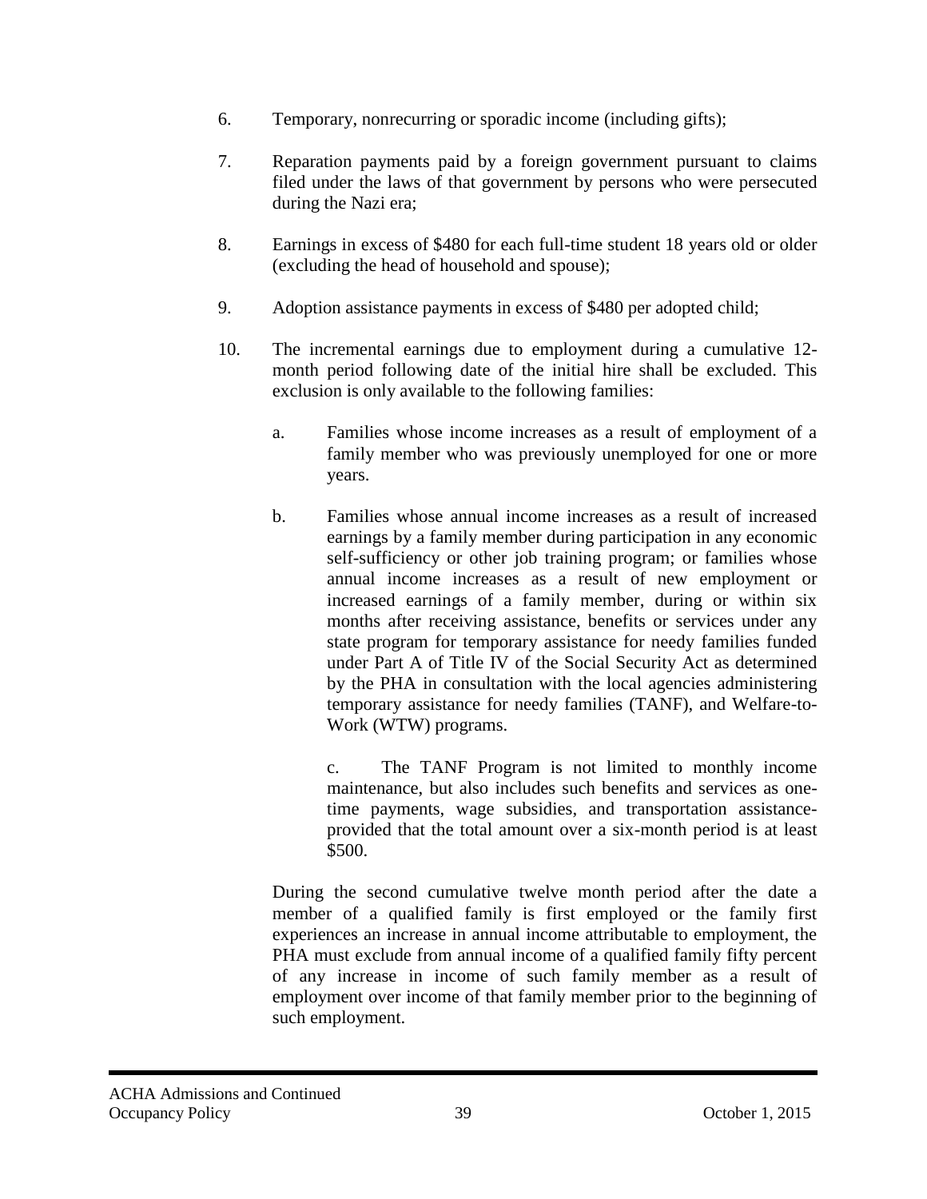6. Temporary, nonrecurring or sporadic income (including gifts);

7. Reparation payments paid by a foreign government pursuant to claims filed under the laws of that government by persons who were persecuted during the Nazi era;

8. Earnings in excess of $480 for each full-time student 18 years old or older (excluding the head of household and spouse);

9. Adoption assistance payments in excess of $480 per adopted child;

10. The incremental earnings due to employment during a cumulative 12-month period following date of the initial hire shall be excluded. This exclusion is only available to the following families:

    a. Families whose income increases as a result of employment of a family member who was previously unemployed for one or more years.

    b. Families whose annual income increases as a result of increased earnings by a family member during participation in any economic self-sufficiency or other job training program; or families whose annual income increases as a result of new employment or increased earnings of a family member, during or within six months after receiving assistance, benefits or services under any state program for temporary assistance for needy families funded under Part A of Title IV of the Social Security Act as determined by the PHA in consultation with the local agencies administering temporary assistance for needy families (TANF), and Welfare-to-Work (WTW) programs.

        c. The TANF Program is not limited to monthly income maintenance, but also includes such benefits and services as one-time payments, wage subsidies, and transportation assistance-provided that the total amount over a six-month period is at least $500.

    During the second cumulative twelve month period after the date a member of a qualified family is first employed or the family first experiences an increase in annual income attributable to employment, the PHA must exclude from annual income of a qualified family fifty percent of any increase in income of such family member as a result of employment over income of that family member prior to the beginning of such employment.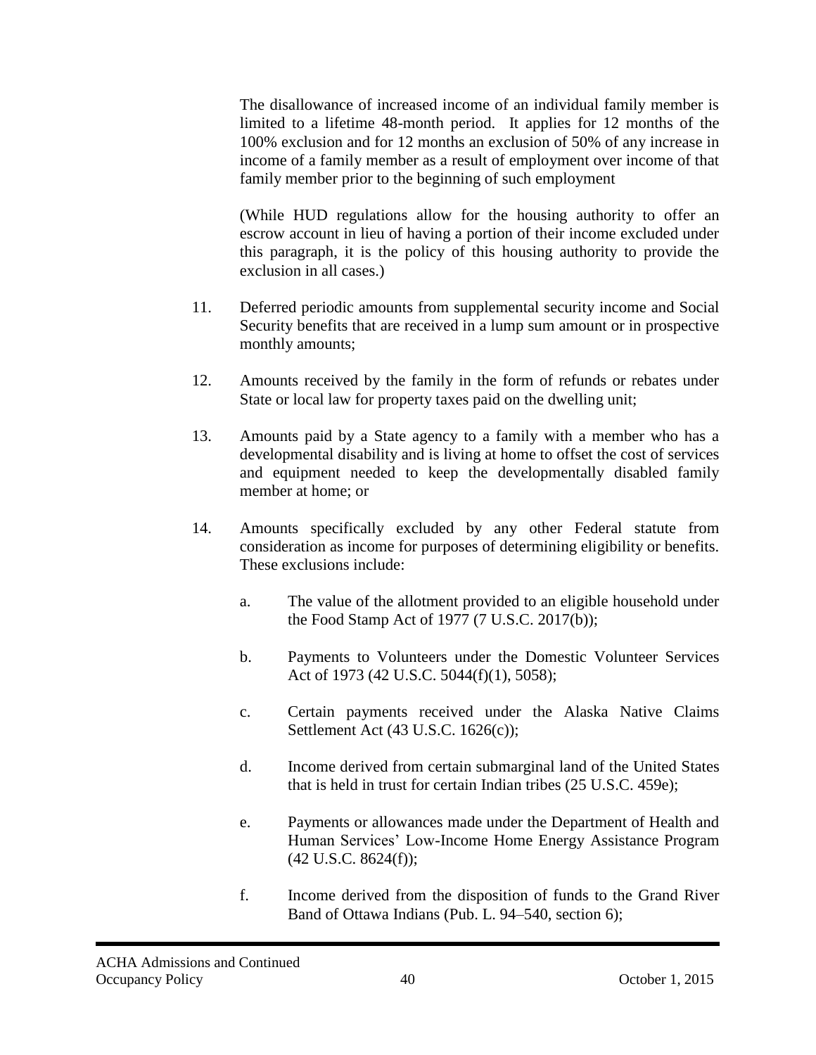The disallowance of increased income of an individual family member is limited to a lifetime 48-month period. It applies for 12 months of the 100% exclusion and for 12 months an exclusion of 50% of any increase in income of a family member as a result of employment over income of that family member prior to the beginning of such employment

(While HUD regulations allow for the housing authority to offer an escrow account in lieu of having a portion of their income excluded under this paragraph, it is the policy of this housing authority to provide the exclusion in all cases.)

11. Deferred periodic amounts from supplemental security income and Social Security benefits that are received in a lump sum amount or in prospective monthly amounts;

12. Amounts received by the family in the form of refunds or rebates under State or local law for property taxes paid on the dwelling unit;

13. Amounts paid by a State agency to a family with a member who has a developmental disability and is living at home to offset the cost of services and equipment needed to keep the developmentally disabled family member at home; or

14. Amounts specifically excluded by any other Federal statute from consideration as income for purposes of determining eligibility or benefits. These exclusions include:

    a. The value of the allotment provided to an eligible household under the Food Stamp Act of 1977 (7 U.S.C. 2017(b));

    b. Payments to Volunteers under the Domestic Volunteer Services Act of 1973 (42 U.S.C. 5044(f)(1), 5058);

    c. Certain payments received under the Alaska Native Claims Settlement Act (43 U.S.C. 1626(c));

    d. Income derived from certain submarginal land of the United States that is held in trust for certain Indian tribes (25 U.S.C. 459e);

    e. Payments or allowances made under the Department of Health and Human Services' Low-Income Home Energy Assistance Program (42 U.S.C. 8624(f));

    f. Income derived from the disposition of funds to the Grand River Band of Ottawa Indians (Pub. L. 94–540, section 6);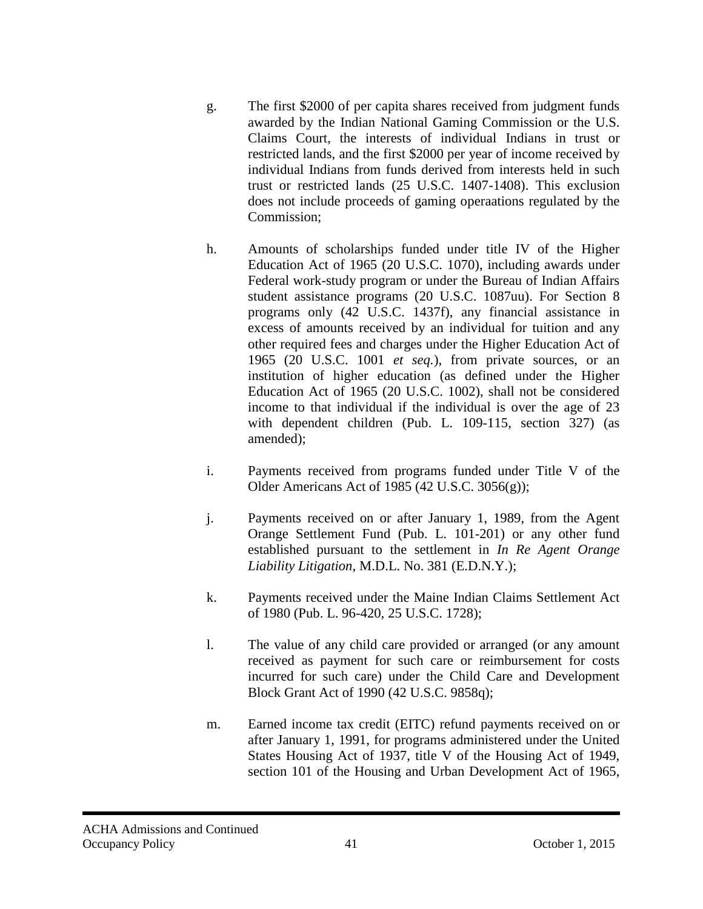g. The first $2000 of per capita shares received from judgment funds awarded by the Indian National Gaming Commission or the U.S. Claims Court, the interests of individual Indians in trust or restricted lands, and the first $2000 per year of income received by individual Indians from funds derived from interests held in such trust or restricted lands (25 U.S.C. 1407-1408). This exclusion does not include proceeds of gaming operaations regulated by the Commission;

h. Amounts of scholarships funded under title IV of the Higher Education Act of 1965 (20 U.S.C. 1070), including awards under Federal work-study program or under the Bureau of Indian Affairs student assistance programs (20 U.S.C. 1087uu). For Section 8 programs only (42 U.S.C. 1437f), any financial assistance in excess of amounts received by an individual for tuition and any other required fees and charges under the Higher Education Act of 1965 (20 U.S.C. 1001 *et seq.*), from private sources, or an institution of higher education (as defined under the Higher Education Act of 1965 (20 U.S.C. 1002), shall not be considered income to that individual if the individual is over the age of 23 with dependent children (Pub. L. 109-115, section 327) (as amended);

i. Payments received from programs funded under Title V of the Older Americans Act of 1985 (42 U.S.C. 3056(g));

j. Payments received on or after January 1, 1989, from the Agent Orange Settlement Fund (Pub. L. 101-201) or any other fund established pursuant to the settlement in *In Re Agent Orange Liability Litigation*, M.D.L. No. 381 (E.D.N.Y.);

k. Payments received under the Maine Indian Claims Settlement Act of 1980 (Pub. L. 96-420, 25 U.S.C. 1728);

l. The value of any child care provided or arranged (or any amount received as payment for such care or reimbursement for costs incurred for such care) under the Child Care and Development Block Grant Act of 1990 (42 U.S.C. 9858q);

m. Earned income tax credit (EITC) refund payments received on or after January 1, 1991, for programs administered under the United States Housing Act of 1937, title V of the Housing Act of 1949, section 101 of the Housing and Urban Development Act of 1965,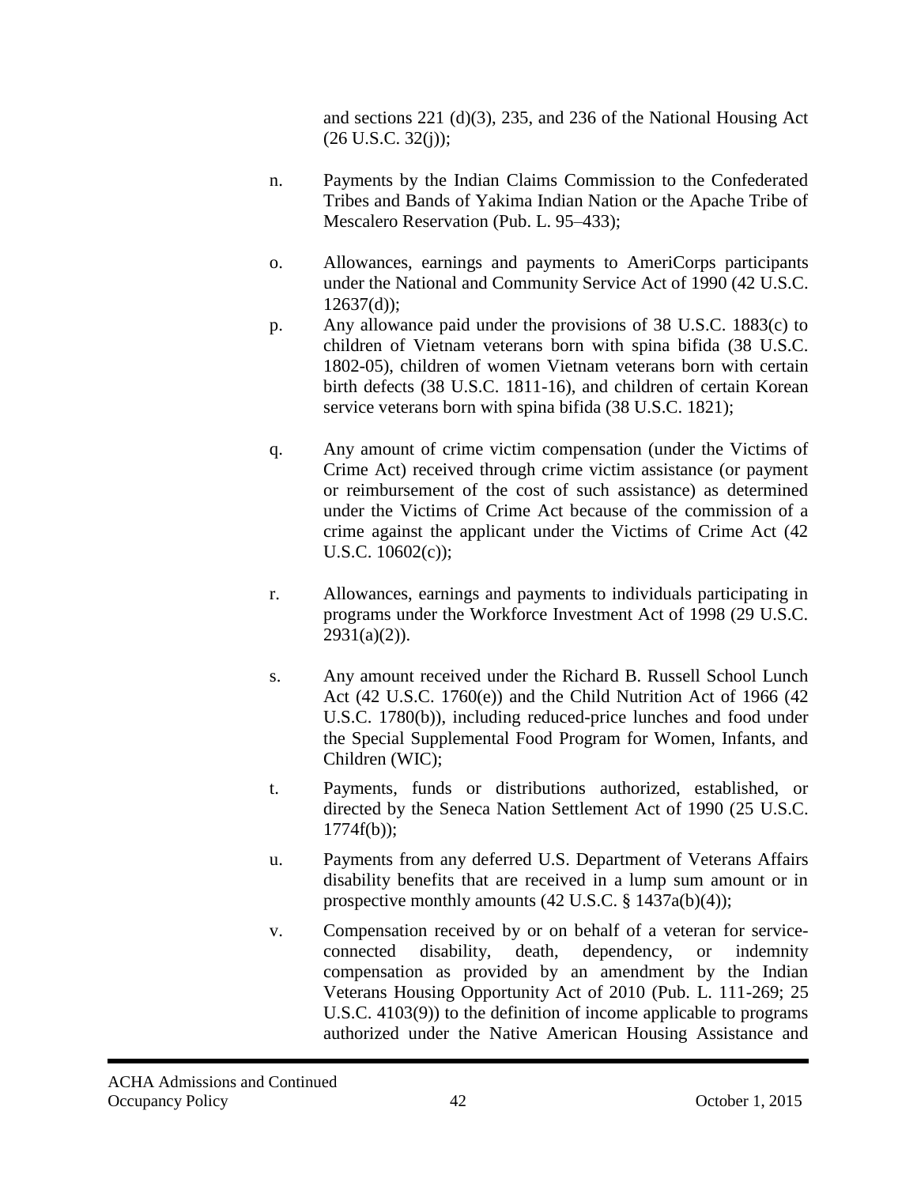and sections 221 (d)(3), 235, and 236 of the National Housing Act (26 U.S.C. 32(j));

n. Payments by the Indian Claims Commission to the Confederated Tribes and Bands of Yakima Indian Nation or the Apache Tribe of Mescalero Reservation (Pub. L. 95–433);

o. Allowances, earnings and payments to AmeriCorps participants under the National and Community Service Act of 1990 (42 U.S.C. 12637(d));

p. Any allowance paid under the provisions of 38 U.S.C. 1883(c) to children of Vietnam veterans born with spina bifida (38 U.S.C. 1802-05), children of women Vietnam veterans born with certain birth defects (38 U.S.C. 1811-16), and children of certain Korean service veterans born with spina bifida (38 U.S.C. 1821);

q. Any amount of crime victim compensation (under the Victims of Crime Act) received through crime victim assistance (or payment or reimbursement of the cost of such assistance) as determined under the Victims of Crime Act because of the commission of a crime against the applicant under the Victims of Crime Act (42 U.S.C. 10602(c));

r. Allowances, earnings and payments to individuals participating in programs under the Workforce Investment Act of 1998 (29 U.S.C. 2931(a)(2)).

s. Any amount received under the Richard B. Russell School Lunch Act (42 U.S.C. 1760(e)) and the Child Nutrition Act of 1966 (42 U.S.C. 1780(b)), including reduced-price lunches and food under the Special Supplemental Food Program for Women, Infants, and Children (WIC);

t. Payments, funds or distributions authorized, established, or directed by the Seneca Nation Settlement Act of 1990 (25 U.S.C. 1774f(b));

u. Payments from any deferred U.S. Department of Veterans Affairs disability benefits that are received in a lump sum amount or in prospective monthly amounts (42 U.S.C. § 1437a(b)(4));

v. Compensation received by or on behalf of a veteran for service-connected disability, death, dependency, or indemnity compensation as provided by an amendment by the Indian Veterans Housing Opportunity Act of 2010 (Pub. L. 111-269; 25 U.S.C. 4103(9)) to the definition of income applicable to programs authorized under the Native American Housing Assistance and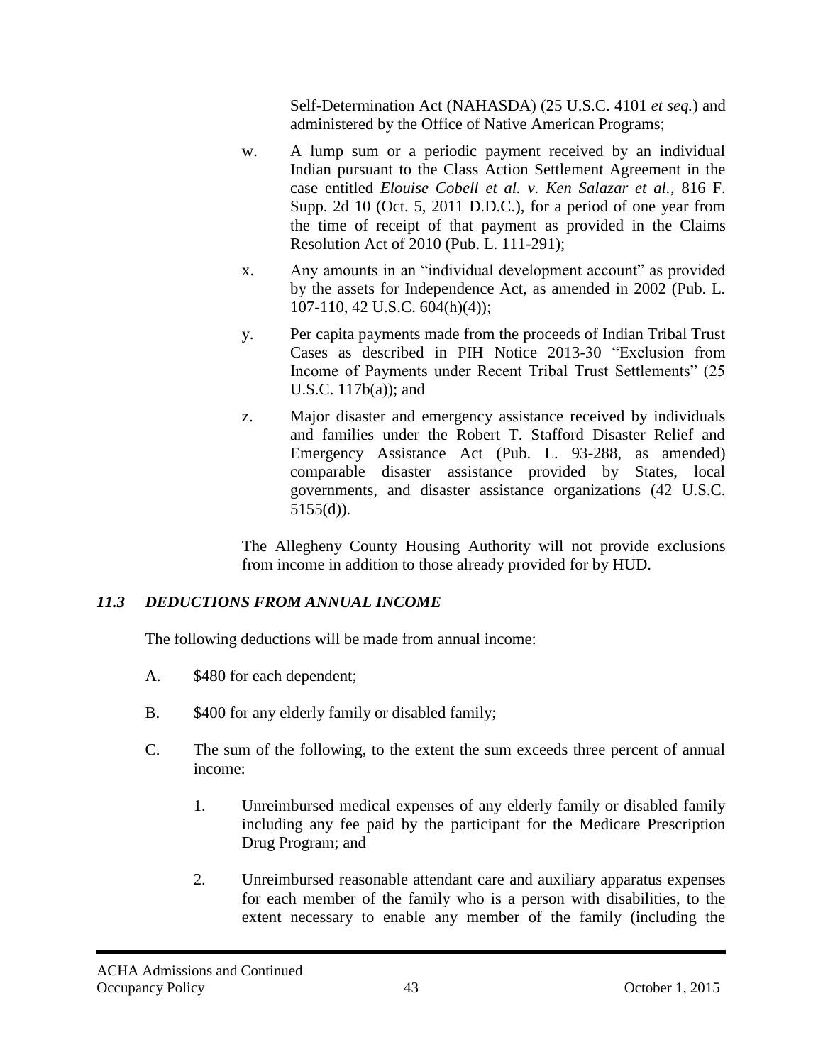Self-Determination Act (NAHASDA) (25 U.S.C. 4101 *et seq.*) and administered by the Office of Native American Programs;

w. A lump sum or a periodic payment received by an individual Indian pursuant to the Class Action Settlement Agreement in the case entitled *Elouise Cobell et al. v. Ken Salazar et al.*, 816 F. Supp. 2d 10 (Oct. 5, 2011 D.D.C.), for a period of one year from the time of receipt of that payment as provided in the Claims Resolution Act of 2010 (Pub. L. 111-291);

x. Any amounts in an "individual development account" as provided by the assets for Independence Act, as amended in 2002 (Pub. L. 107-110, 42 U.S.C. 604(h)(4));

y. Per capita payments made from the proceeds of Indian Tribal Trust Cases as described in PIH Notice 2013-30 "Exclusion from Income of Payments under Recent Tribal Trust Settlements" (25 U.S.C. 117b(a)); and

z. Major disaster and emergency assistance received by individuals and families under the Robert T. Stafford Disaster Relief and Emergency Assistance Act (Pub. L. 93-288, as amended) comparable disaster assistance provided by States, local governments, and disaster assistance organizations (42 U.S.C. 5155(d)).

The Allegheny County Housing Authority will not provide exclusions from income in addition to those already provided for by HUD.

### *11.3 DEDUCTIONS FROM ANNUAL INCOME*

The following deductions will be made from annual income:

A. $480 for each dependent;

B. $400 for any elderly family or disabled family;

C. The sum of the following, to the extent the sum exceeds three percent of annual income:

1. Unreimbursed medical expenses of any elderly family or disabled family including any fee paid by the participant for the Medicare Prescription Drug Program; and

2. Unreimbursed reasonable attendant care and auxiliary apparatus expenses for each member of the family who is a person with disabilities, to the extent necessary to enable any member of the family (including the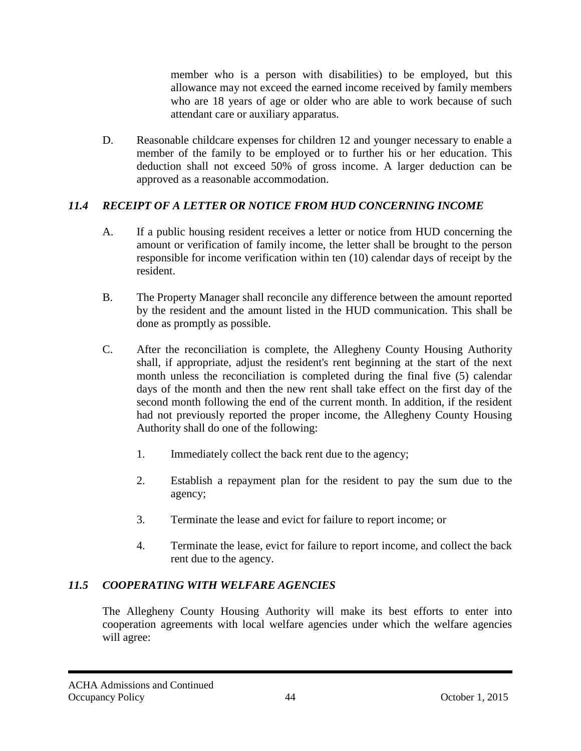member who is a person with disabilities) to be employed, but this allowance may not exceed the earned income received by family members who are 18 years of age or older who are able to work because of such attendant care or auxiliary apparatus.

D. Reasonable childcare expenses for children 12 and younger necessary to enable a member of the family to be employed or to further his or her education. This deduction shall not exceed 50% of gross income. A larger deduction can be approved as a reasonable accommodation.

### *11.4 RECEIPT OF A LETTER OR NOTICE FROM HUD CONCERNING INCOME*

A. If a public housing resident receives a letter or notice from HUD concerning the amount or verification of family income, the letter shall be brought to the person responsible for income verification within ten (10) calendar days of receipt by the resident.

B. The Property Manager shall reconcile any difference between the amount reported by the resident and the amount listed in the HUD communication. This shall be done as promptly as possible.

C. After the reconciliation is complete, the Allegheny County Housing Authority shall, if appropriate, adjust the resident's rent beginning at the start of the next month unless the reconciliation is completed during the final five (5) calendar days of the month and then the new rent shall take effect on the first day of the second month following the end of the current month. In addition, if the resident had not previously reported the proper income, the Allegheny County Housing Authority shall do one of the following:

1. Immediately collect the back rent due to the agency;

2. Establish a repayment plan for the resident to pay the sum due to the agency;

3. Terminate the lease and evict for failure to report income; or

4. Terminate the lease, evict for failure to report income, and collect the back rent due to the agency.

### *11.5 COOPERATING WITH WELFARE AGENCIES*

The Allegheny County Housing Authority will make its best efforts to enter into cooperation agreements with local welfare agencies under which the welfare agencies will agree: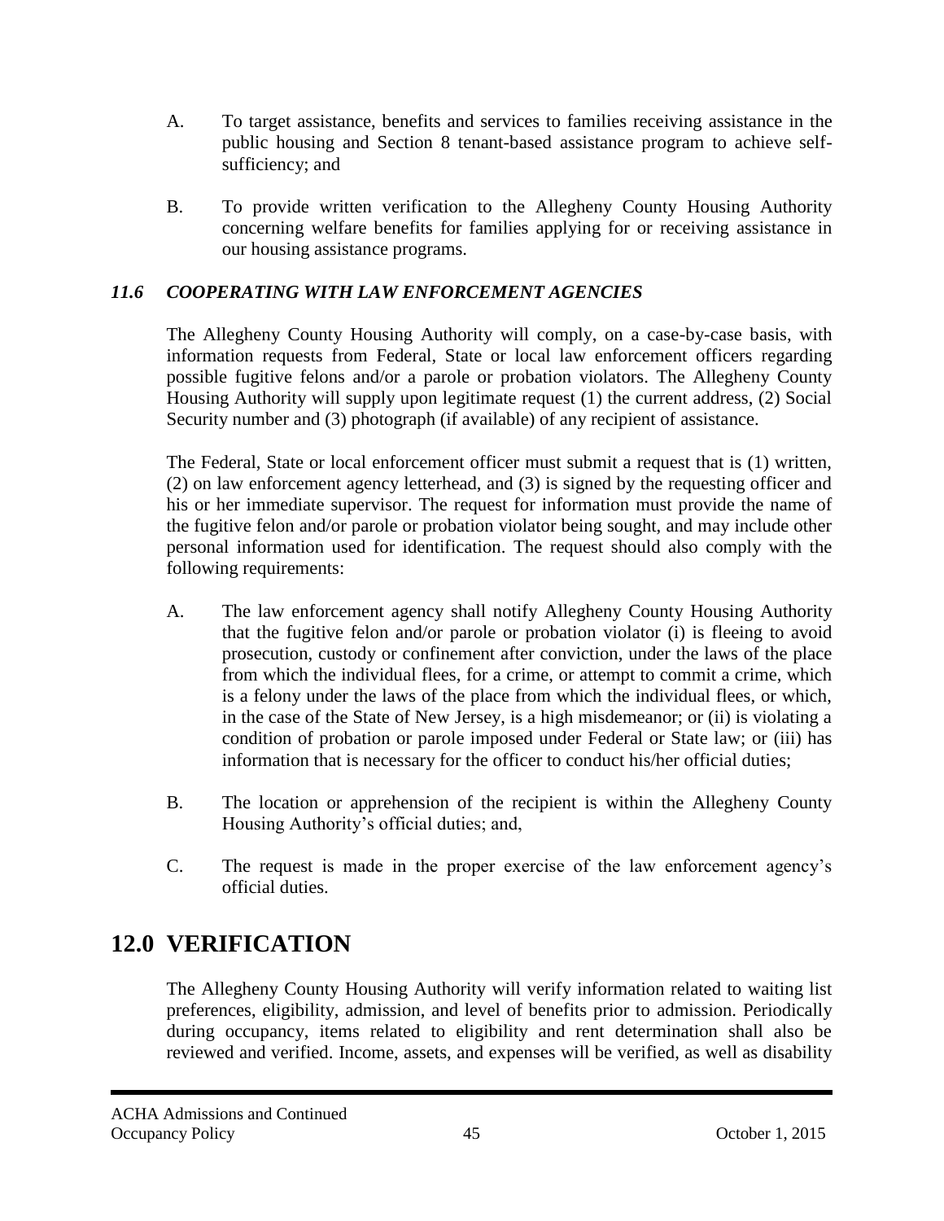A. To target assistance, benefits and services to families receiving assistance in the public housing and Section 8 tenant-based assistance program to achieve self-sufficiency; and

B. To provide written verification to the Allegheny County Housing Authority concerning welfare benefits for families applying for or receiving assistance in our housing assistance programs.

### *11.6 COOPERATING WITH LAW ENFORCEMENT AGENCIES*

The Allegheny County Housing Authority will comply, on a case-by-case basis, with information requests from Federal, State or local law enforcement officers regarding possible fugitive felons and/or a parole or probation violators. The Allegheny County Housing Authority will supply upon legitimate request (1) the current address, (2) Social Security number and (3) photograph (if available) of any recipient of assistance.

The Federal, State or local enforcement officer must submit a request that is (1) written, (2) on law enforcement agency letterhead, and (3) is signed by the requesting officer and his or her immediate supervisor. The request for information must provide the name of the fugitive felon and/or parole or probation violator being sought, and may include other personal information used for identification. The request should also comply with the following requirements:

A. The law enforcement agency shall notify Allegheny County Housing Authority that the fugitive felon and/or parole or probation violator (i) is fleeing to avoid prosecution, custody or confinement after conviction, under the laws of the place from which the individual flees, for a crime, or attempt to commit a crime, which is a felony under the laws of the place from which the individual flees, or which, in the case of the State of New Jersey, is a high misdemeanor; or (ii) is violating a condition of probation or parole imposed under Federal or State law; or (iii) has information that is necessary for the officer to conduct his/her official duties;

B. The location or apprehension of the recipient is within the Allegheny County Housing Authority's official duties; and,

C. The request is made in the proper exercise of the law enforcement agency's official duties.

# 12.0 VERIFICATION

The Allegheny County Housing Authority will verify information related to waiting list preferences, eligibility, admission, and level of benefits prior to admission. Periodically during occupancy, items related to eligibility and rent determination shall also be reviewed and verified. Income, assets, and expenses will be verified, as well as disability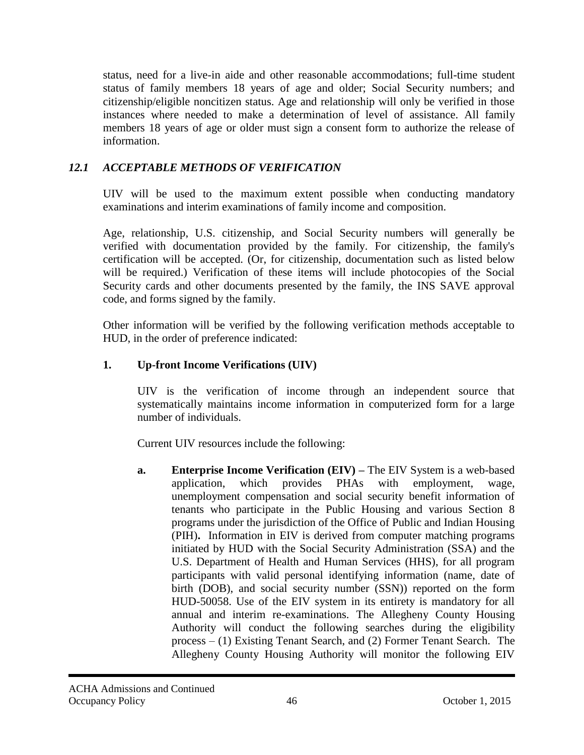status, need for a live-in aide and other reasonable accommodations; full-time student status of family members 18 years of age and older; Social Security numbers; and citizenship/eligible noncitizen status. Age and relationship will only be verified in those instances where needed to make a determination of level of assistance. All family members 18 years of age or older must sign a consent form to authorize the release of information.

### *12.1 ACCEPTABLE METHODS OF VERIFICATION*

UIV will be used to the maximum extent possible when conducting mandatory examinations and interim examinations of family income and composition.

Age, relationship, U.S. citizenship, and Social Security numbers will generally be verified with documentation provided by the family. For citizenship, the family's certification will be accepted. (Or, for citizenship, documentation such as listed below will be required.) Verification of these items will include photocopies of the Social Security cards and other documents presented by the family, the INS SAVE approval code, and forms signed by the family.

Other information will be verified by the following verification methods acceptable to HUD, in the order of preference indicated:

**1. Up-front Income Verifications (UIV)**

UIV is the verification of income through an independent source that systematically maintains income information in computerized form for a large number of individuals.

Current UIV resources include the following:

**a. Enterprise Income Verification (EIV) –** The EIV System is a web-based application, which provides PHAs with employment, wage, unemployment compensation and social security benefit information of tenants who participate in the Public Housing and various Section 8 programs under the jurisdiction of the Office of Public and Indian Housing (PIH)**.** Information in EIV is derived from computer matching programs initiated by HUD with the Social Security Administration (SSA) and the U.S. Department of Health and Human Services (HHS), for all program participants with valid personal identifying information (name, date of birth (DOB), and social security number (SSN)) reported on the form HUD-50058. Use of the EIV system in its entirety is mandatory for all annual and interim re-examinations. The Allegheny County Housing Authority will conduct the following searches during the eligibility process – (1) Existing Tenant Search, and (2) Former Tenant Search. The Allegheny County Housing Authority will monitor the following EIV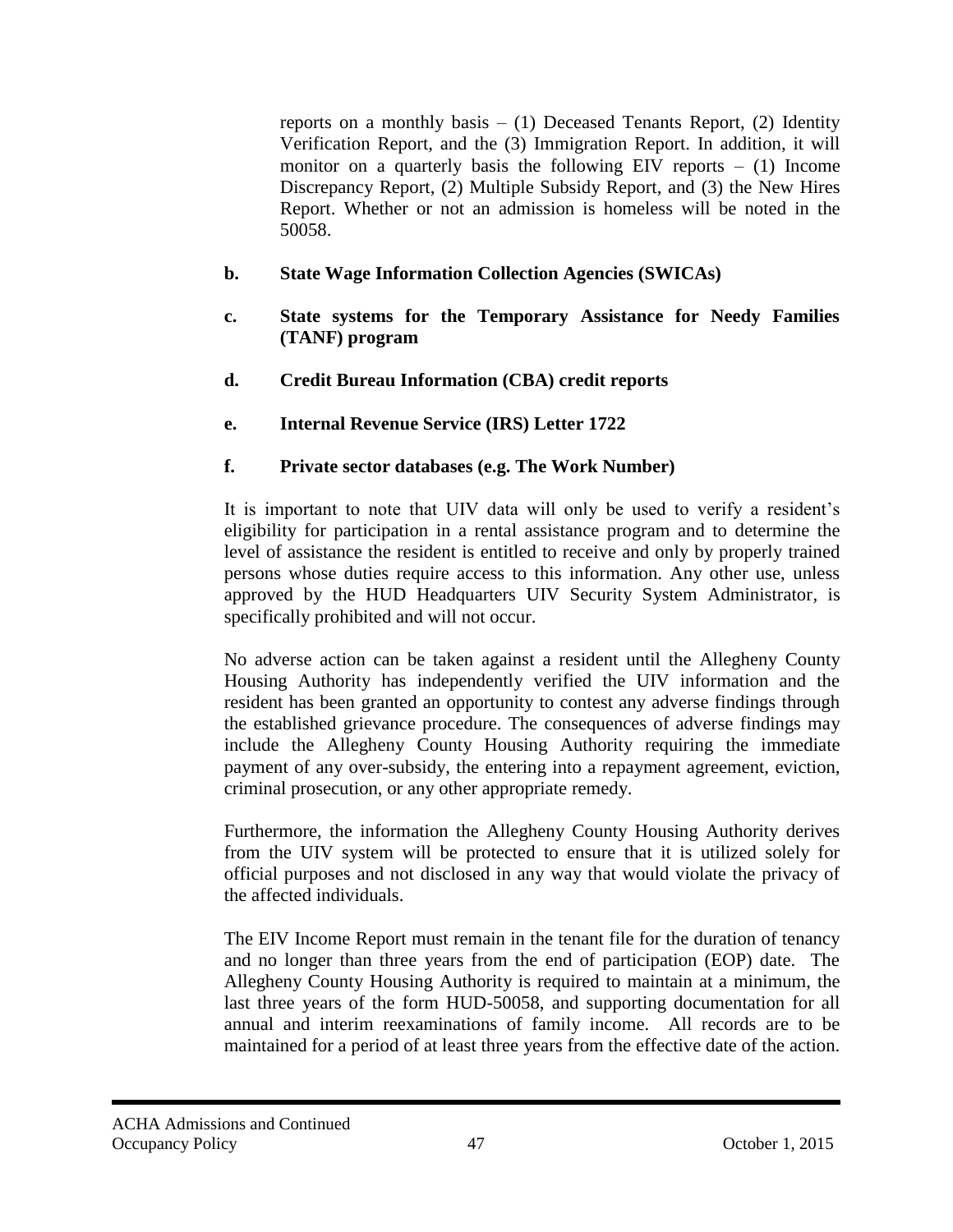reports on a monthly basis – (1) Deceased Tenants Report, (2) Identity Verification Report, and the (3) Immigration Report. In addition, it will monitor on a quarterly basis the following EIV reports – (1) Income Discrepancy Report, (2) Multiple Subsidy Report, and (3) the New Hires Report. Whether or not an admission is homeless will be noted in the 50058.

**b. State Wage Information Collection Agencies (SWICAs)**

**c. State systems for the Temporary Assistance for Needy Families (TANF) program**

**d. Credit Bureau Information (CBA) credit reports**

**e. Internal Revenue Service (IRS) Letter 1722**

**f. Private sector databases (e.g. The Work Number)**

It is important to note that UIV data will only be used to verify a resident's eligibility for participation in a rental assistance program and to determine the level of assistance the resident is entitled to receive and only by properly trained persons whose duties require access to this information. Any other use, unless approved by the HUD Headquarters UIV Security System Administrator, is specifically prohibited and will not occur.

No adverse action can be taken against a resident until the Allegheny County Housing Authority has independently verified the UIV information and the resident has been granted an opportunity to contest any adverse findings through the established grievance procedure. The consequences of adverse findings may include the Allegheny County Housing Authority requiring the immediate payment of any over-subsidy, the entering into a repayment agreement, eviction, criminal prosecution, or any other appropriate remedy.

Furthermore, the information the Allegheny County Housing Authority derives from the UIV system will be protected to ensure that it is utilized solely for official purposes and not disclosed in any way that would violate the privacy of the affected individuals.

The EIV Income Report must remain in the tenant file for the duration of tenancy and no longer than three years from the end of participation (EOP) date. The Allegheny County Housing Authority is required to maintain at a minimum, the last three years of the form HUD-50058, and supporting documentation for all annual and interim reexaminations of family income. All records are to be maintained for a period of at least three years from the effective date of the action.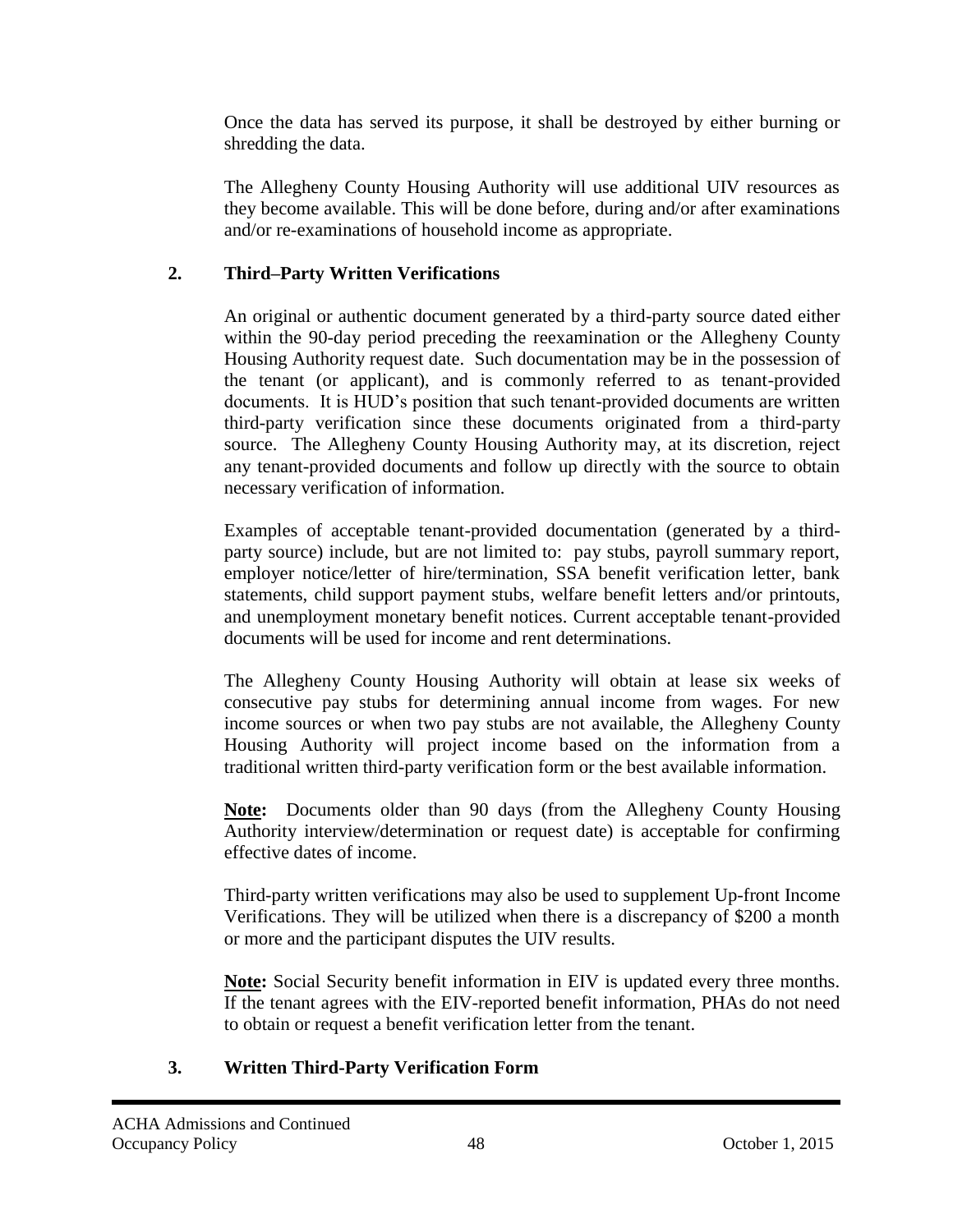Once the data has served its purpose, it shall be destroyed by either burning or shredding the data.

The Allegheny County Housing Authority will use additional UIV resources as they become available. This will be done before, during and/or after examinations and/or re-examinations of household income as appropriate.

## 2. Third–Party Written Verifications

An original or authentic document generated by a third-party source dated either within the 90-day period preceding the reexamination or the Allegheny County Housing Authority request date. Such documentation may be in the possession of the tenant (or applicant), and is commonly referred to as tenant-provided documents. It is HUD's position that such tenant-provided documents are written third-party verification since these documents originated from a third-party source. The Allegheny County Housing Authority may, at its discretion, reject any tenant-provided documents and follow up directly with the source to obtain necessary verification of information.

Examples of acceptable tenant-provided documentation (generated by a third-party source) include, but are not limited to: pay stubs, payroll summary report, employer notice/letter of hire/termination, SSA benefit verification letter, bank statements, child support payment stubs, welfare benefit letters and/or printouts, and unemployment monetary benefit notices. Current acceptable tenant-provided documents will be used for income and rent determinations.

The Allegheny County Housing Authority will obtain at lease six weeks of consecutive pay stubs for determining annual income from wages. For new income sources or when two pay stubs are not available, the Allegheny County Housing Authority will project income based on the information from a traditional written third-party verification form or the best available information.

**Note:** Documents older than 90 days (from the Allegheny County Housing Authority interview/determination or request date) is acceptable for confirming effective dates of income.

Third-party written verifications may also be used to supplement Up-front Income Verifications. They will be utilized when there is a discrepancy of $200 a month or more and the participant disputes the UIV results.

**Note:** Social Security benefit information in EIV is updated every three months. If the tenant agrees with the EIV-reported benefit information, PHAs do not need to obtain or request a benefit verification letter from the tenant.

## 3. Written Third-Party Verification Form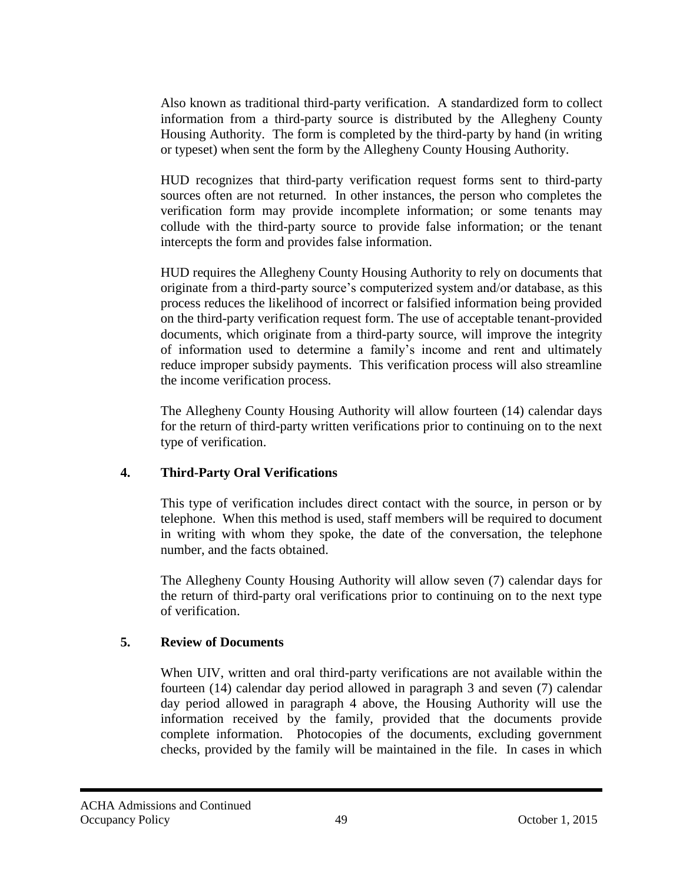Also known as traditional third-party verification. A standardized form to collect information from a third-party source is distributed by the Allegheny County Housing Authority. The form is completed by the third-party by hand (in writing or typeset) when sent the form by the Allegheny County Housing Authority.

HUD recognizes that third-party verification request forms sent to third-party sources often are not returned. In other instances, the person who completes the verification form may provide incomplete information; or some tenants may collude with the third-party source to provide false information; or the tenant intercepts the form and provides false information.

HUD requires the Allegheny County Housing Authority to rely on documents that originate from a third-party source's computerized system and/or database, as this process reduces the likelihood of incorrect or falsified information being provided on the third-party verification request form. The use of acceptable tenant-provided documents, which originate from a third-party source, will improve the integrity of information used to determine a family's income and rent and ultimately reduce improper subsidy payments. This verification process will also streamline the income verification process.

The Allegheny County Housing Authority will allow fourteen (14) calendar days for the return of third-party written verifications prior to continuing on to the next type of verification.

### 4. Third-Party Oral Verifications

This type of verification includes direct contact with the source, in person or by telephone. When this method is used, staff members will be required to document in writing with whom they spoke, the date of the conversation, the telephone number, and the facts obtained.

The Allegheny County Housing Authority will allow seven (7) calendar days for the return of third-party oral verifications prior to continuing on to the next type of verification.

### 5. Review of Documents

When UIV, written and oral third-party verifications are not available within the fourteen (14) calendar day period allowed in paragraph 3 and seven (7) calendar day period allowed in paragraph 4 above, the Housing Authority will use the information received by the family, provided that the documents provide complete information. Photocopies of the documents, excluding government checks, provided by the family will be maintained in the file. In cases in which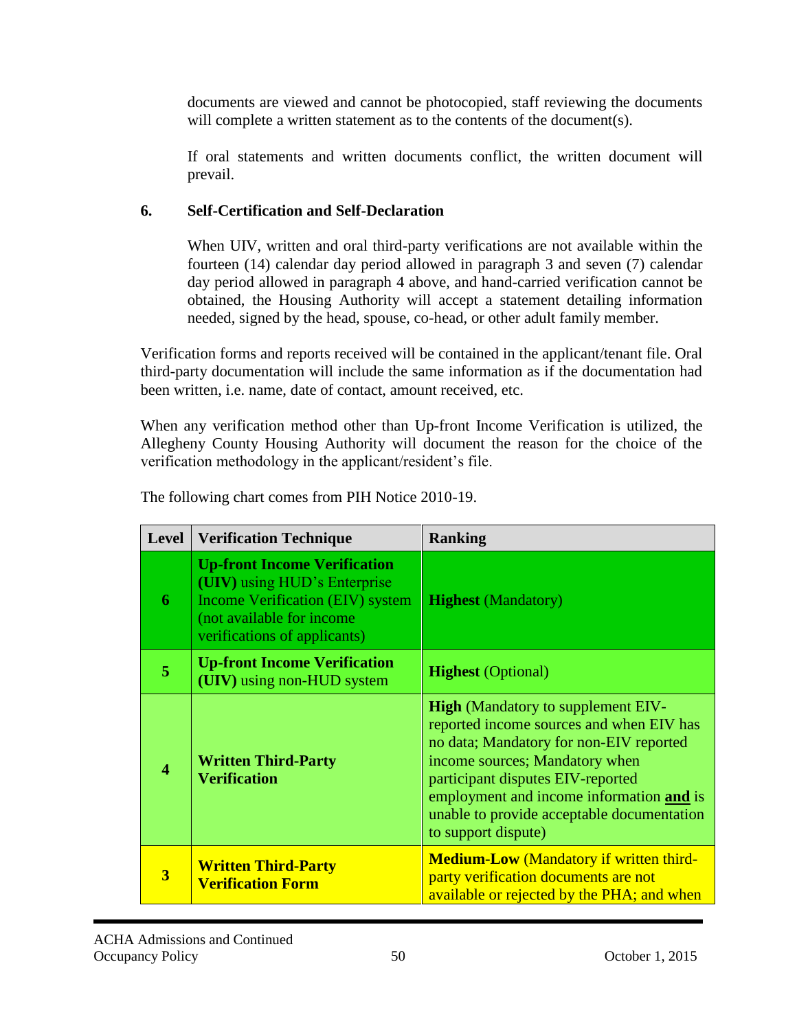documents are viewed and cannot be photocopied, staff reviewing the documents will complete a written statement as to the contents of the document(s).

If oral statements and written documents conflict, the written document will prevail.

**6. Self-Certification and Self-Declaration**

When UIV, written and oral third-party verifications are not available within the fourteen (14) calendar day period allowed in paragraph 3 and seven (7) calendar day period allowed in paragraph 4 above, and hand-carried verification cannot be obtained, the Housing Authority will accept a statement detailing information needed, signed by the head, spouse, co-head, or other adult family member.

Verification forms and reports received will be contained in the applicant/tenant file. Oral third-party documentation will include the same information as if the documentation had been written, i.e. name, date of contact, amount received, etc.

When any verification method other than Up-front Income Verification is utilized, the Allegheny County Housing Authority will document the reason for the choice of the verification methodology in the applicant/resident's file.

The following chart comes from PIH Notice 2010-19.

| Level | Verification Technique | Ranking |
|---|---|---|
| **6** | **Up-front Income Verification (UIV)** using HUD's Enterprise Income Verification (EIV) system (not available for income verifications of applicants) | **Highest** (Mandatory) |
| **5** | **Up-front Income Verification (UIV)** using non-HUD system | **Highest** (Optional) |
| **4** | **Written Third-Party Verification** | **High** (Mandatory to supplement EIV-reported income sources and when EIV has no data; Mandatory for non-EIV reported income sources; Mandatory when participant disputes EIV-reported employment and income information **and** is unable to provide acceptable documentation to support dispute) |
| **3** | **Written Third-Party Verification Form** | **Medium-Low** (Mandatory if written third-party verification documents are not available or rejected by the PHA; and when |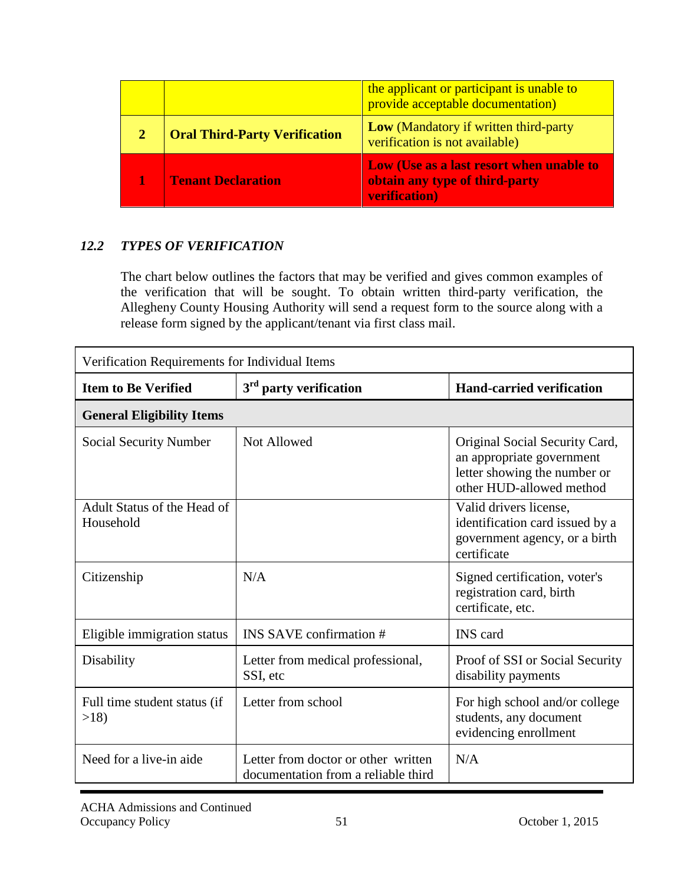| | | the applicant or participant is unable to provide acceptable documentation) |
|---|---|---|
| **2** | **Oral Third-Party Verification** | **Low** (Mandatory if written third-party verification is not available) |
| **1** | **Tenant Declaration** | **Low (Use as a last resort when unable to obtain any type of third-party verification)** |

### *12.2 TYPES OF VERIFICATION*

The chart below outlines the factors that may be verified and gives common examples of the verification that will be sought. To obtain written third-party verification, the Allegheny County Housing Authority will send a request form to the source along with a release form signed by the applicant/tenant via first class mail.

| Verification Requirements for Individual Items | | |
|---|---|---|
| **Item to Be Verified** | **3rd party verification** | **Hand-carried verification** |
| **General Eligibility Items** | | |
| Social Security Number | Not Allowed | Original Social Security Card, an appropriate government letter showing the number or other HUD-allowed method |
| Adult Status of the Head of Household | | Valid drivers license, identification card issued by a government agency, or a birth certificate |
| Citizenship | N/A | Signed certification, voter's registration card, birth certificate, etc. |
| Eligible immigration status | INS SAVE confirmation # | INS card |
| Disability | Letter from medical professional, SSI, etc | Proof of SSI or Social Security disability payments |
| Full time student status (if >18) | Letter from school | For high school and/or college students, any document evidencing enrollment |
| Need for a live-in aide | Letter from doctor or other written documentation from a reliable third | N/A |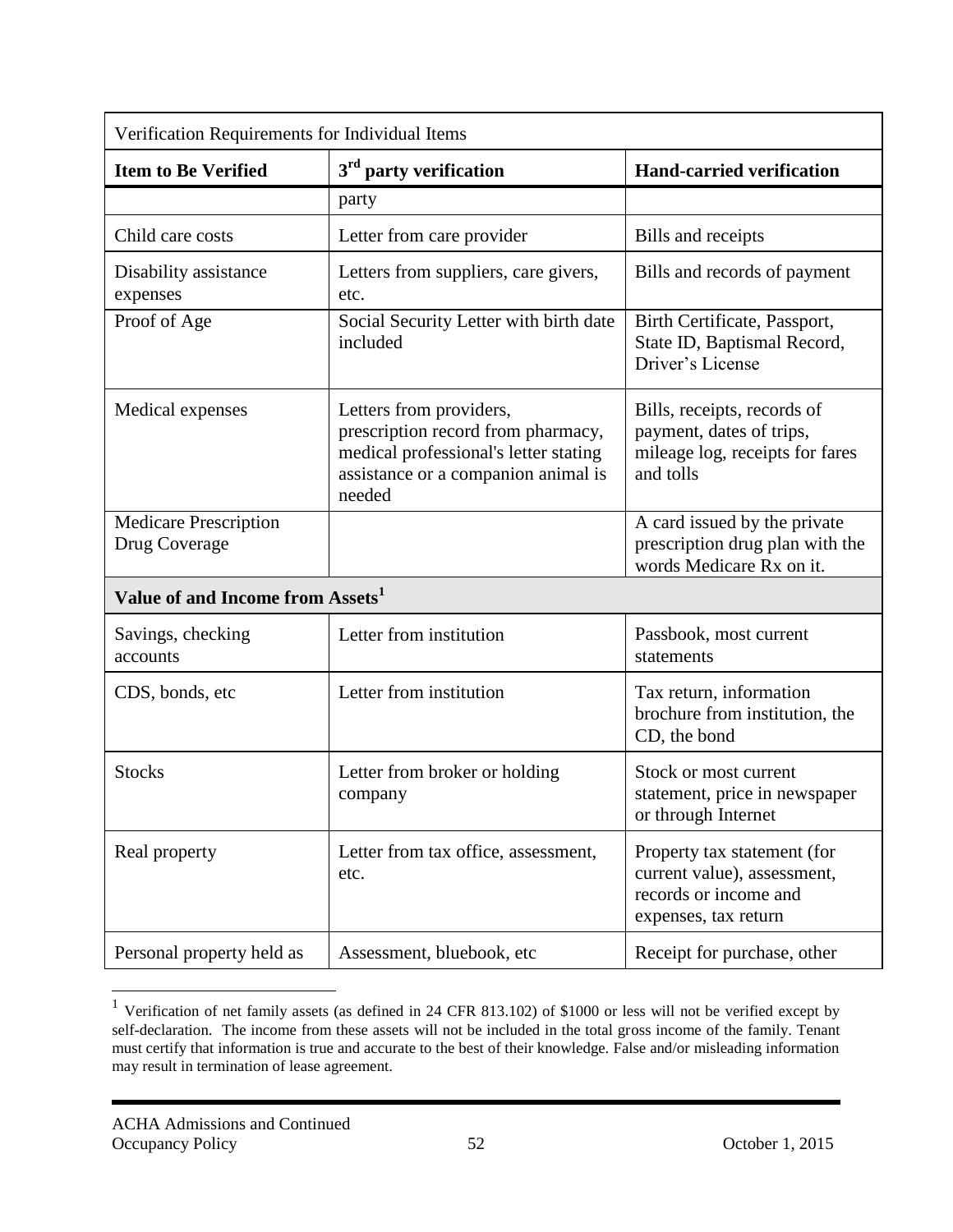| Verification Requirements for Individual Items | | |
|---|---|---|
| **Item to Be Verified** | **3rd party verification** | **Hand-carried verification** |
| | party | |
| Child care costs | Letter from care provider | Bills and receipts |
| Disability assistance expenses | Letters from suppliers, care givers, etc. | Bills and records of payment |
| Proof of Age | Social Security Letter with birth date included | Birth Certificate, Passport, State ID, Baptismal Record, Driver's License |
| Medical expenses | Letters from providers, prescription record from pharmacy, medical professional's letter stating assistance or a companion animal is needed | Bills, receipts, records of payment, dates of trips, mileage log, receipts for fares and tolls |
| Medicare Prescription Drug Coverage | | A card issued by the private prescription drug plan with the words Medicare Rx on it. |
| **Value of and Income from Assets[1]** | | |
| Savings, checking accounts | Letter from institution | Passbook, most current statements |
| CDS, bonds, etc | Letter from institution | Tax return, information brochure from institution, the CD, the bond |
| Stocks | Letter from broker or holding company | Stock or most current statement, price in newspaper or through Internet |
| Real property | Letter from tax office, assessment, etc. | Property tax statement (for current value), assessment, records or income and expenses, tax return |
| Personal property held as | Assessment, bluebook, etc | Receipt for purchase, other |

[1] Verification of net family assets (as defined in 24 CFR 813.102) of $1000 or less will not be verified except by self-declaration. The income from these assets will not be included in the total gross income of the family. Tenant must certify that information is true and accurate to the best of their knowledge. False and/or misleading information may result in termination of lease agreement.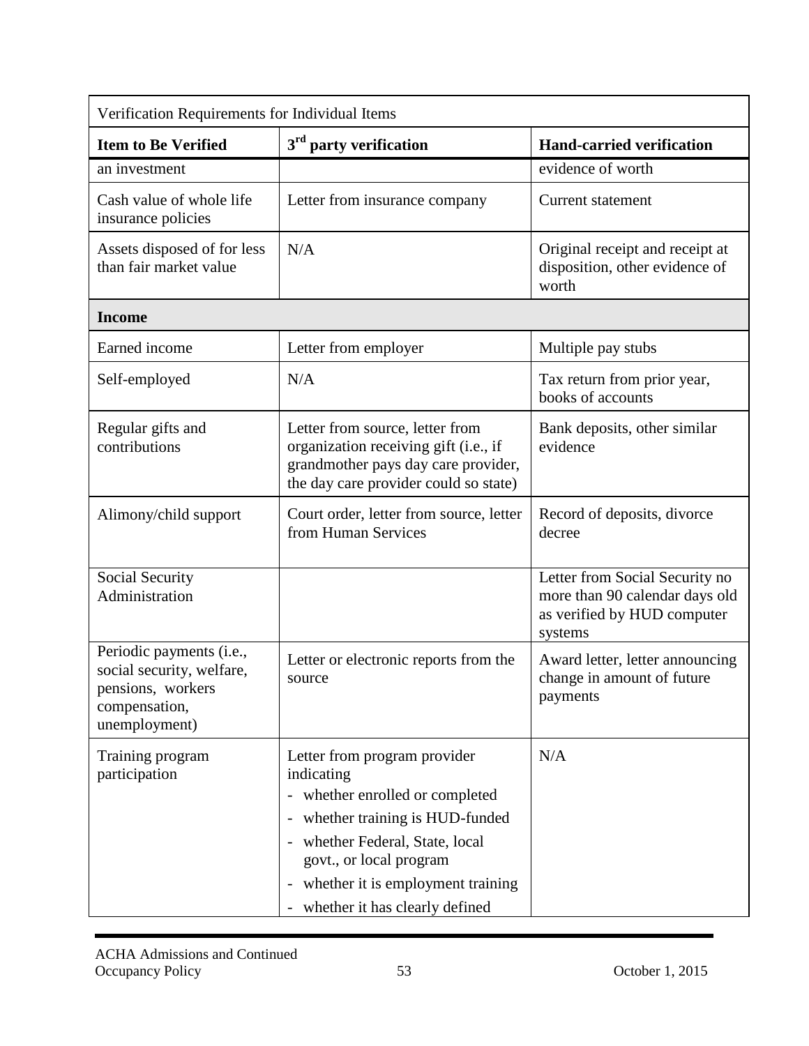| Verification Requirements for Individual Items | | |
|---|---|---|
| **Item to Be Verified** | **3rd party verification** | **Hand-carried verification** |
| an investment | | evidence of worth |
| Cash value of whole life insurance policies | Letter from insurance company | Current statement |
| Assets disposed of for less than fair market value | N/A | Original receipt and receipt at disposition, other evidence of worth |
| **Income** | | |
| Earned income | Letter from employer | Multiple pay stubs |
| Self-employed | N/A | Tax return from prior year, books of accounts |
| Regular gifts and contributions | Letter from source, letter from organization receiving gift (i.e., if grandmother pays day care provider, the day care provider could so state) | Bank deposits, other similar evidence |
| Alimony/child support | Court order, letter from source, letter from Human Services | Record of deposits, divorce decree |
| Social Security Administration | | Letter from Social Security no more than 90 calendar days old as verified by HUD computer systems |
| Periodic payments (i.e., social security, welfare, pensions, workers compensation, unemployment) | Letter or electronic reports from the source | Award letter, letter announcing change in amount of future payments |
| Training program participation | Letter from program provider indicating<br>- whether enrolled or completed<br>- whether training is HUD-funded<br>- whether Federal, State, local govt., or local program<br>- whether it is employment training<br>- whether it has clearly defined | N/A |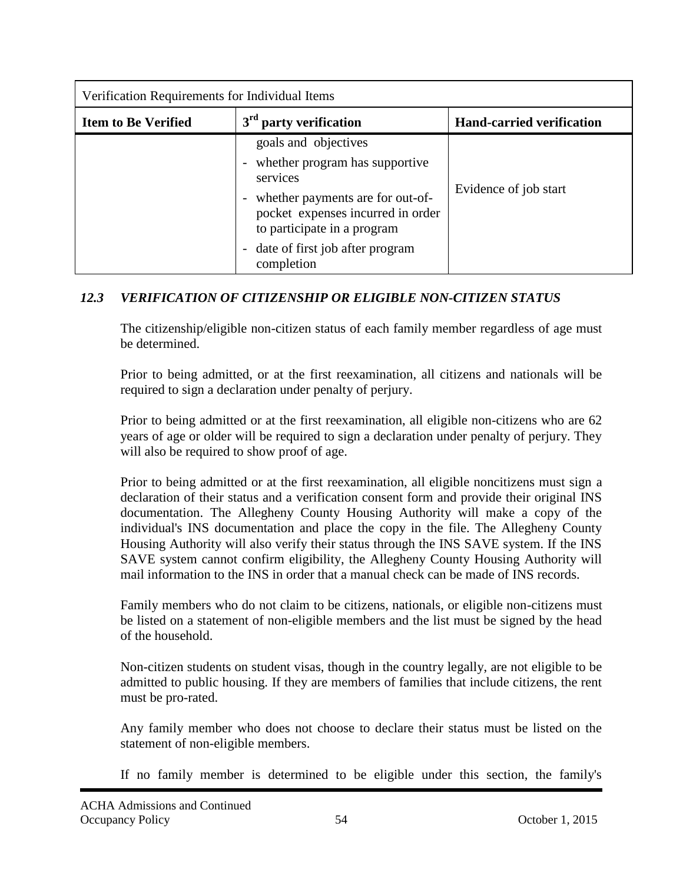| Verification Requirements for Individual Items | | |
|---|---|---|
| **Item to Be Verified** | **3rd party verification** | **Hand-carried verification** |
| | goals and objectives<br>- whether program has supportive services<br>- whether payments are for out-of-pocket expenses incurred in order to participate in a program<br>- date of first job after program completion | Evidence of job start |

### *12.3 VERIFICATION OF CITIZENSHIP OR ELIGIBLE NON-CITIZEN STATUS*

The citizenship/eligible non-citizen status of each family member regardless of age must be determined.

Prior to being admitted, or at the first reexamination, all citizens and nationals will be required to sign a declaration under penalty of perjury.

Prior to being admitted or at the first reexamination, all eligible non-citizens who are 62 years of age or older will be required to sign a declaration under penalty of perjury. They will also be required to show proof of age.

Prior to being admitted or at the first reexamination, all eligible noncitizens must sign a declaration of their status and a verification consent form and provide their original INS documentation. The Allegheny County Housing Authority will make a copy of the individual's INS documentation and place the copy in the file. The Allegheny County Housing Authority will also verify their status through the INS SAVE system. If the INS SAVE system cannot confirm eligibility, the Allegheny County Housing Authority will mail information to the INS in order that a manual check can be made of INS records.

Family members who do not claim to be citizens, nationals, or eligible non-citizens must be listed on a statement of non-eligible members and the list must be signed by the head of the household.

Non-citizen students on student visas, though in the country legally, are not eligible to be admitted to public housing. If they are members of families that include citizens, the rent must be pro-rated.

Any family member who does not choose to declare their status must be listed on the statement of non-eligible members.

If no family member is determined to be eligible under this section, the family's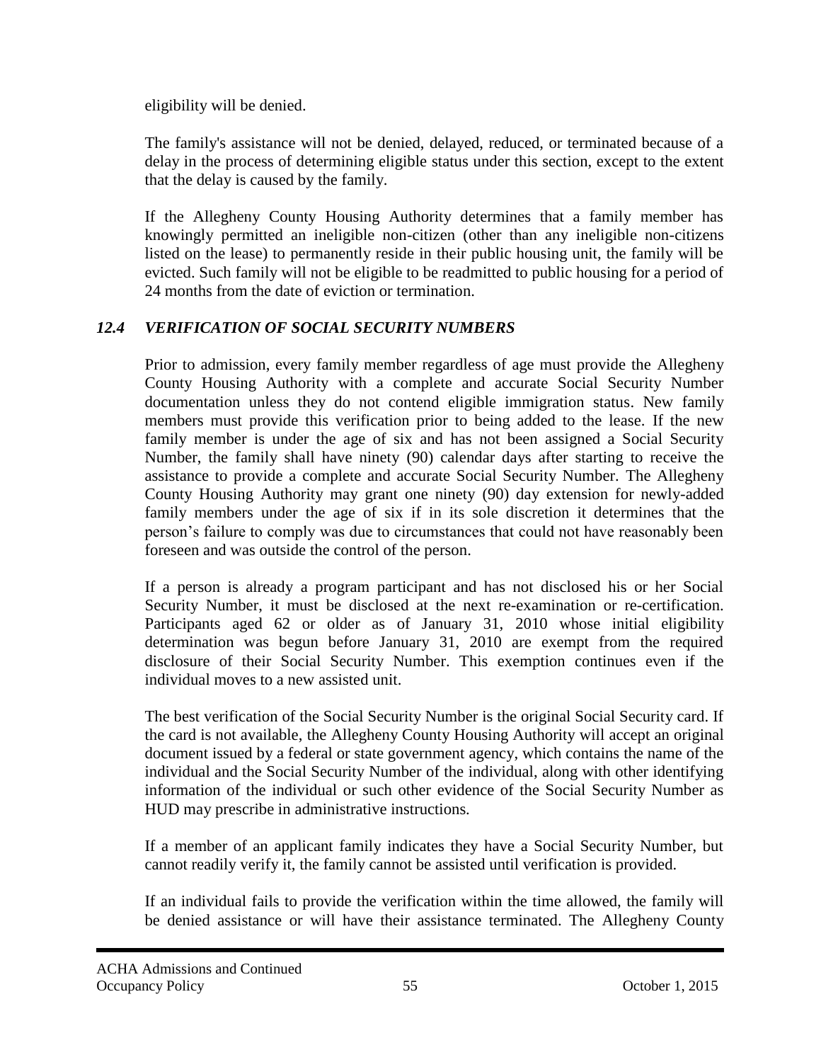eligibility will be denied.

The family's assistance will not be denied, delayed, reduced, or terminated because of a delay in the process of determining eligible status under this section, except to the extent that the delay is caused by the family.

If the Allegheny County Housing Authority determines that a family member has knowingly permitted an ineligible non-citizen (other than any ineligible non-citizens listed on the lease) to permanently reside in their public housing unit, the family will be evicted. Such family will not be eligible to be readmitted to public housing for a period of 24 months from the date of eviction or termination.

### *12.4 VERIFICATION OF SOCIAL SECURITY NUMBERS*

Prior to admission, every family member regardless of age must provide the Allegheny County Housing Authority with a complete and accurate Social Security Number documentation unless they do not contend eligible immigration status. New family members must provide this verification prior to being added to the lease. If the new family member is under the age of six and has not been assigned a Social Security Number, the family shall have ninety (90) calendar days after starting to receive the assistance to provide a complete and accurate Social Security Number. The Allegheny County Housing Authority may grant one ninety (90) day extension for newly-added family members under the age of six if in its sole discretion it determines that the person's failure to comply was due to circumstances that could not have reasonably been foreseen and was outside the control of the person.

If a person is already a program participant and has not disclosed his or her Social Security Number, it must be disclosed at the next re-examination or re-certification. Participants aged 62 or older as of January 31, 2010 whose initial eligibility determination was begun before January 31, 2010 are exempt from the required disclosure of their Social Security Number. This exemption continues even if the individual moves to a new assisted unit.

The best verification of the Social Security Number is the original Social Security card. If the card is not available, the Allegheny County Housing Authority will accept an original document issued by a federal or state government agency, which contains the name of the individual and the Social Security Number of the individual, along with other identifying information of the individual or such other evidence of the Social Security Number as HUD may prescribe in administrative instructions.

If a member of an applicant family indicates they have a Social Security Number, but cannot readily verify it, the family cannot be assisted until verification is provided.

If an individual fails to provide the verification within the time allowed, the family will be denied assistance or will have their assistance terminated. The Allegheny County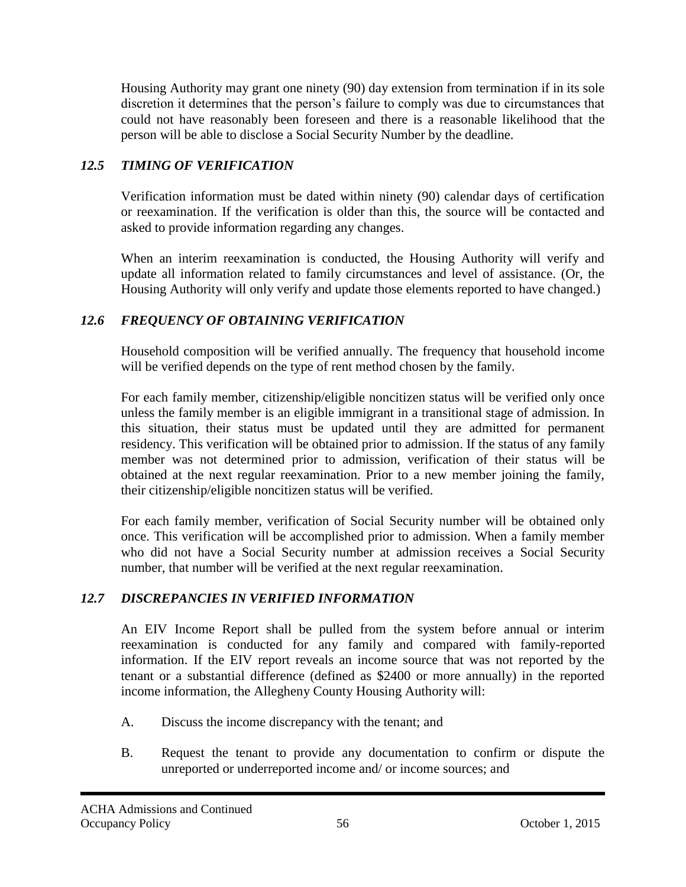Housing Authority may grant one ninety (90) day extension from termination if in its sole discretion it determines that the person's failure to comply was due to circumstances that could not have reasonably been foreseen and there is a reasonable likelihood that the person will be able to disclose a Social Security Number by the deadline.

### *12.5 TIMING OF VERIFICATION*

Verification information must be dated within ninety (90) calendar days of certification or reexamination. If the verification is older than this, the source will be contacted and asked to provide information regarding any changes.

When an interim reexamination is conducted, the Housing Authority will verify and update all information related to family circumstances and level of assistance. (Or, the Housing Authority will only verify and update those elements reported to have changed.)

### *12.6 FREQUENCY OF OBTAINING VERIFICATION*

Household composition will be verified annually. The frequency that household income will be verified depends on the type of rent method chosen by the family.

For each family member, citizenship/eligible noncitizen status will be verified only once unless the family member is an eligible immigrant in a transitional stage of admission. In this situation, their status must be updated until they are admitted for permanent residency. This verification will be obtained prior to admission. If the status of any family member was not determined prior to admission, verification of their status will be obtained at the next regular reexamination. Prior to a new member joining the family, their citizenship/eligible noncitizen status will be verified.

For each family member, verification of Social Security number will be obtained only once. This verification will be accomplished prior to admission. When a family member who did not have a Social Security number at admission receives a Social Security number, that number will be verified at the next regular reexamination.

### *12.7 DISCREPANCIES IN VERIFIED INFORMATION*

An EIV Income Report shall be pulled from the system before annual or interim reexamination is conducted for any family and compared with family-reported information. If the EIV report reveals an income source that was not reported by the tenant or a substantial difference (defined as $2400 or more annually) in the reported income information, the Allegheny County Housing Authority will:

A. Discuss the income discrepancy with the tenant; and

B. Request the tenant to provide any documentation to confirm or dispute the unreported or underreported income and/ or income sources; and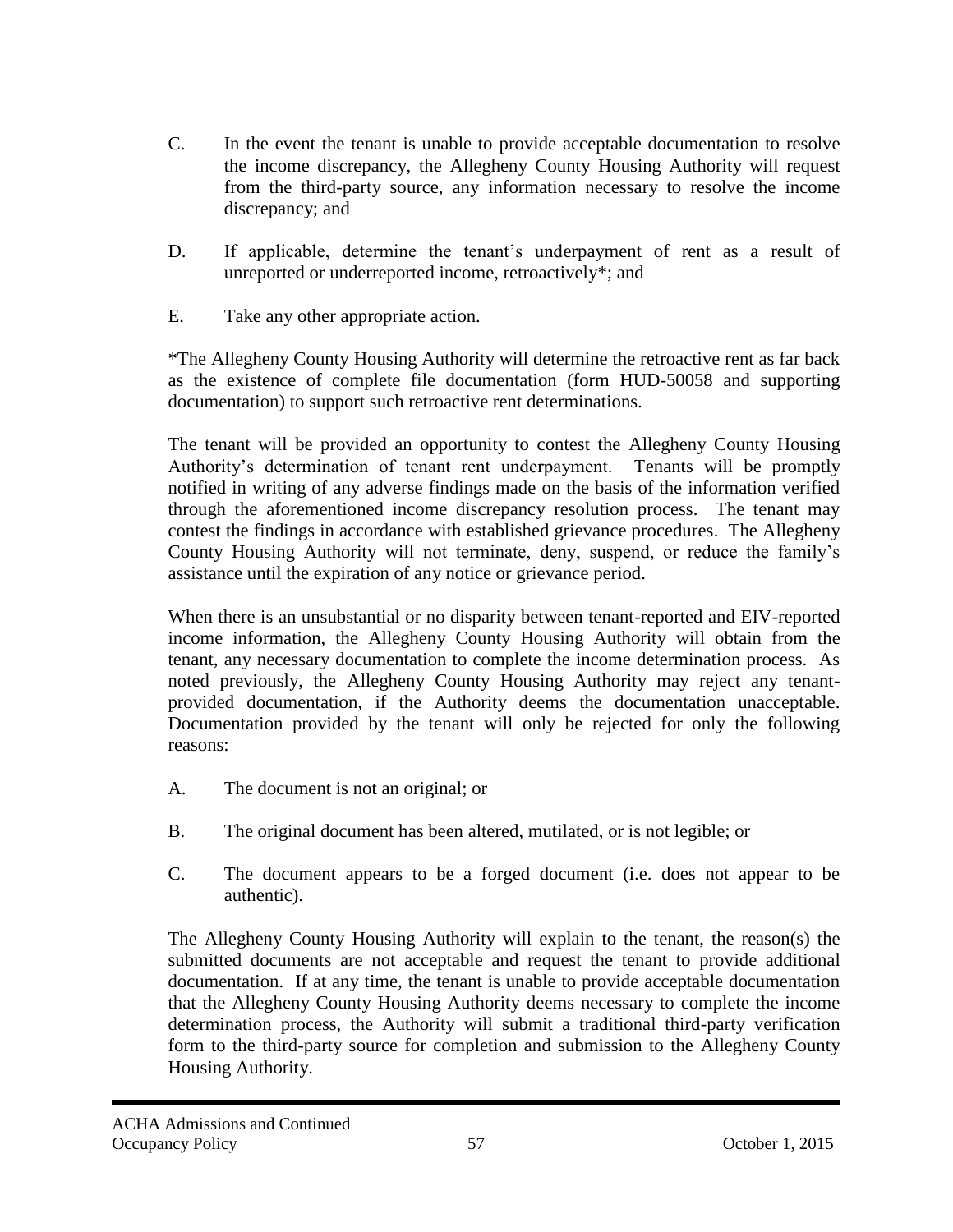C. In the event the tenant is unable to provide acceptable documentation to resolve the income discrepancy, the Allegheny County Housing Authority will request from the third-party source, any information necessary to resolve the income discrepancy; and

D. If applicable, determine the tenant's underpayment of rent as a result of unreported or underreported income, retroactively*; and

E. Take any other appropriate action.

*The Allegheny County Housing Authority will determine the retroactive rent as far back as the existence of complete file documentation (form HUD-50058 and supporting documentation) to support such retroactive rent determinations.

The tenant will be provided an opportunity to contest the Allegheny County Housing Authority's determination of tenant rent underpayment. Tenants will be promptly notified in writing of any adverse findings made on the basis of the information verified through the aforementioned income discrepancy resolution process. The tenant may contest the findings in accordance with established grievance procedures. The Allegheny County Housing Authority will not terminate, deny, suspend, or reduce the family's assistance until the expiration of any notice or grievance period.

When there is an unsubstantial or no disparity between tenant-reported and EIV-reported income information, the Allegheny County Housing Authority will obtain from the tenant, any necessary documentation to complete the income determination process. As noted previously, the Allegheny County Housing Authority may reject any tenant-provided documentation, if the Authority deems the documentation unacceptable. Documentation provided by the tenant will only be rejected for only the following reasons:

A. The document is not an original; or

B. The original document has been altered, mutilated, or is not legible; or

C. The document appears to be a forged document (i.e. does not appear to be authentic).

The Allegheny County Housing Authority will explain to the tenant, the reason(s) the submitted documents are not acceptable and request the tenant to provide additional documentation. If at any time, the tenant is unable to provide acceptable documentation that the Allegheny County Housing Authority deems necessary to complete the income determination process, the Authority will submit a traditional third-party verification form to the third-party source for completion and submission to the Allegheny County Housing Authority.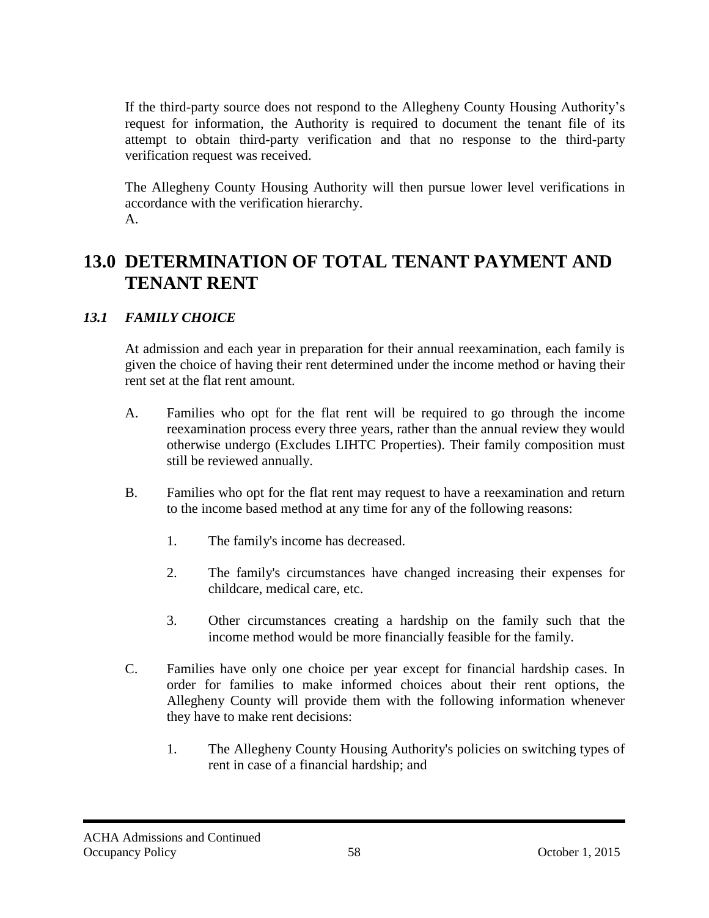If the third-party source does not respond to the Allegheny County Housing Authority's request for information, the Authority is required to document the tenant file of its attempt to obtain third-party verification and that no response to the third-party verification request was received.

The Allegheny County Housing Authority will then pursue lower level verifications in accordance with the verification hierarchy.

A.

# 13.0 DETERMINATION OF TOTAL TENANT PAYMENT AND TENANT RENT

## *13.1 FAMILY CHOICE*

At admission and each year in preparation for their annual reexamination, each family is given the choice of having their rent determined under the income method or having their rent set at the flat rent amount.

A. Families who opt for the flat rent will be required to go through the income reexamination process every three years, rather than the annual review they would otherwise undergo (Excludes LIHTC Properties). Their family composition must still be reviewed annually.

B. Families who opt for the flat rent may request to have a reexamination and return to the income based method at any time for any of the following reasons:

   1. The family's income has decreased.

   2. The family's circumstances have changed increasing their expenses for childcare, medical care, etc.

   3. Other circumstances creating a hardship on the family such that the income method would be more financially feasible for the family.

C. Families have only one choice per year except for financial hardship cases. In order for families to make informed choices about their rent options, the Allegheny County will provide them with the following information whenever they have to make rent decisions:

   1. The Allegheny County Housing Authority's policies on switching types of rent in case of a financial hardship; and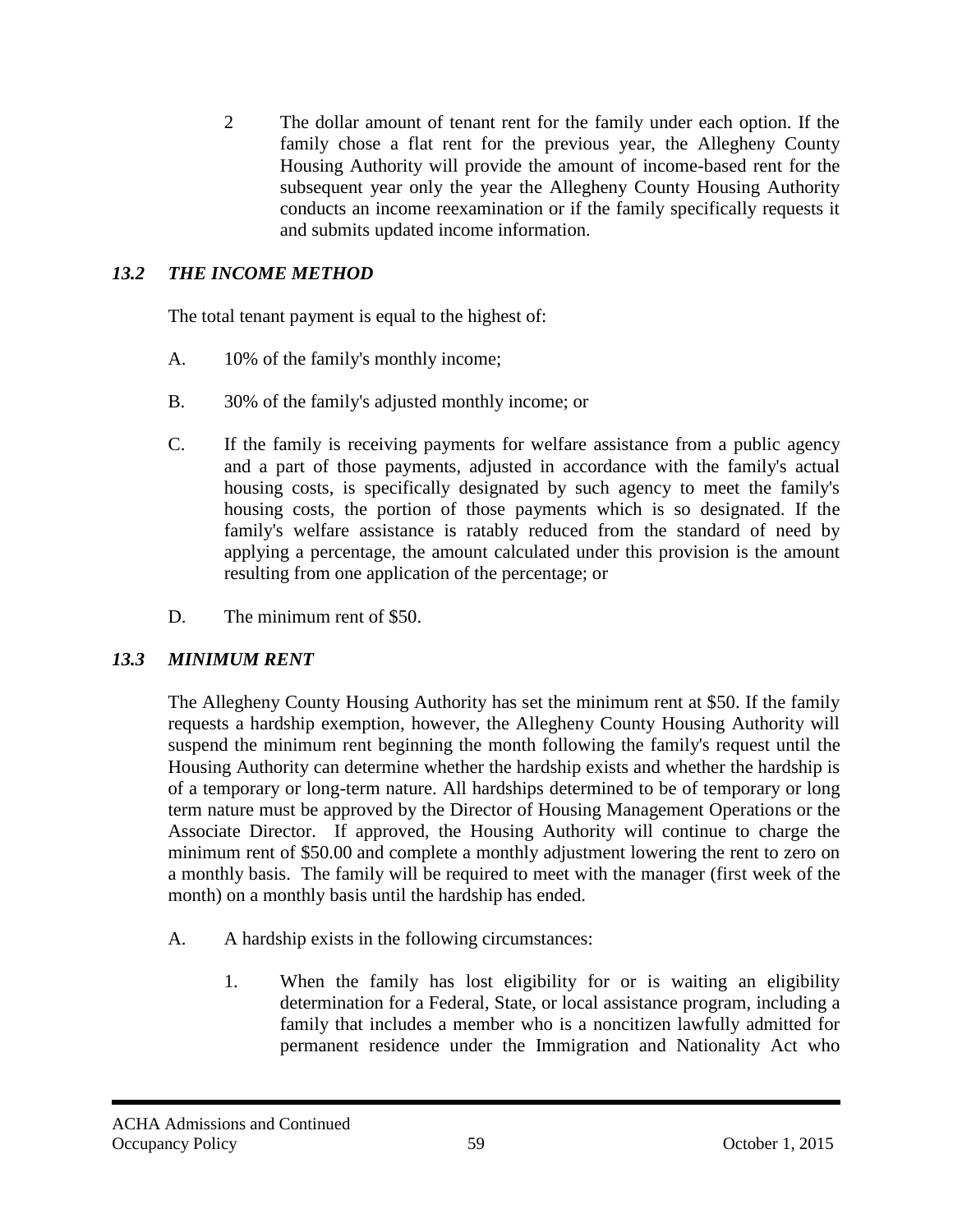2 The dollar amount of tenant rent for the family under each option. If the family chose a flat rent for the previous year, the Allegheny County Housing Authority will provide the amount of income-based rent for the subsequent year only the year the Allegheny County Housing Authority conducts an income reexamination or if the family specifically requests it and submits updated income information.

### *13.2 THE INCOME METHOD*

The total tenant payment is equal to the highest of:

A. 10% of the family's monthly income;

B. 30% of the family's adjusted monthly income; or

C. If the family is receiving payments for welfare assistance from a public agency and a part of those payments, adjusted in accordance with the family's actual housing costs, is specifically designated by such agency to meet the family's housing costs, the portion of those payments which is so designated. If the family's welfare assistance is ratably reduced from the standard of need by applying a percentage, the amount calculated under this provision is the amount resulting from one application of the percentage; or

D. The minimum rent of $50.

### *13.3 MINIMUM RENT*

The Allegheny County Housing Authority has set the minimum rent at $50. If the family requests a hardship exemption, however, the Allegheny County Housing Authority will suspend the minimum rent beginning the month following the family's request until the Housing Authority can determine whether the hardship exists and whether the hardship is of a temporary or long-term nature. All hardships determined to be of temporary or long term nature must be approved by the Director of Housing Management Operations or the Associate Director. If approved, the Housing Authority will continue to charge the minimum rent of $50.00 and complete a monthly adjustment lowering the rent to zero on a monthly basis. The family will be required to meet with the manager (first week of the month) on a monthly basis until the hardship has ended.

A. A hardship exists in the following circumstances:

   1. When the family has lost eligibility for or is waiting an eligibility determination for a Federal, State, or local assistance program, including a family that includes a member who is a noncitizen lawfully admitted for permanent residence under the Immigration and Nationality Act who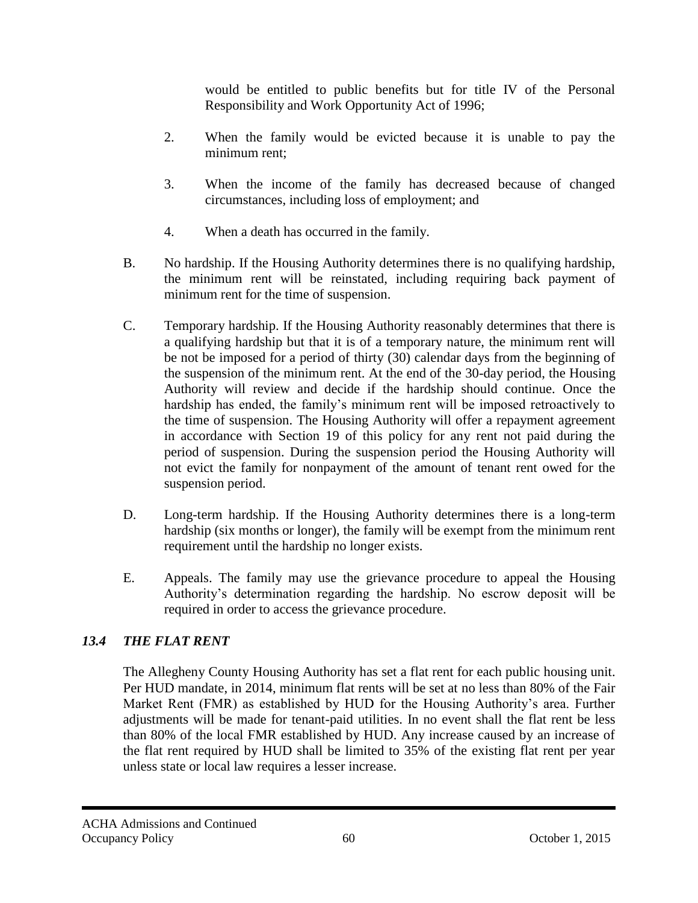would be entitled to public benefits but for title IV of the Personal Responsibility and Work Opportunity Act of 1996;

2. When the family would be evicted because it is unable to pay the minimum rent;

3. When the income of the family has decreased because of changed circumstances, including loss of employment; and

4. When a death has occurred in the family.

B. No hardship. If the Housing Authority determines there is no qualifying hardship, the minimum rent will be reinstated, including requiring back payment of minimum rent for the time of suspension.

C. Temporary hardship. If the Housing Authority reasonably determines that there is a qualifying hardship but that it is of a temporary nature, the minimum rent will be not be imposed for a period of thirty (30) calendar days from the beginning of the suspension of the minimum rent. At the end of the 30-day period, the Housing Authority will review and decide if the hardship should continue. Once the hardship has ended, the family's minimum rent will be imposed retroactively to the time of suspension. The Housing Authority will offer a repayment agreement in accordance with Section 19 of this policy for any rent not paid during the period of suspension. During the suspension period the Housing Authority will not evict the family for nonpayment of the amount of tenant rent owed for the suspension period.

D. Long-term hardship. If the Housing Authority determines there is a long-term hardship (six months or longer), the family will be exempt from the minimum rent requirement until the hardship no longer exists.

E. Appeals. The family may use the grievance procedure to appeal the Housing Authority's determination regarding the hardship. No escrow deposit will be required in order to access the grievance procedure.

### *13.4 THE FLAT RENT*

The Allegheny County Housing Authority has set a flat rent for each public housing unit. Per HUD mandate, in 2014, minimum flat rents will be set at no less than 80% of the Fair Market Rent (FMR) as established by HUD for the Housing Authority's area. Further adjustments will be made for tenant-paid utilities. In no event shall the flat rent be less than 80% of the local FMR established by HUD. Any increase caused by an increase of the flat rent required by HUD shall be limited to 35% of the existing flat rent per year unless state or local law requires a lesser increase.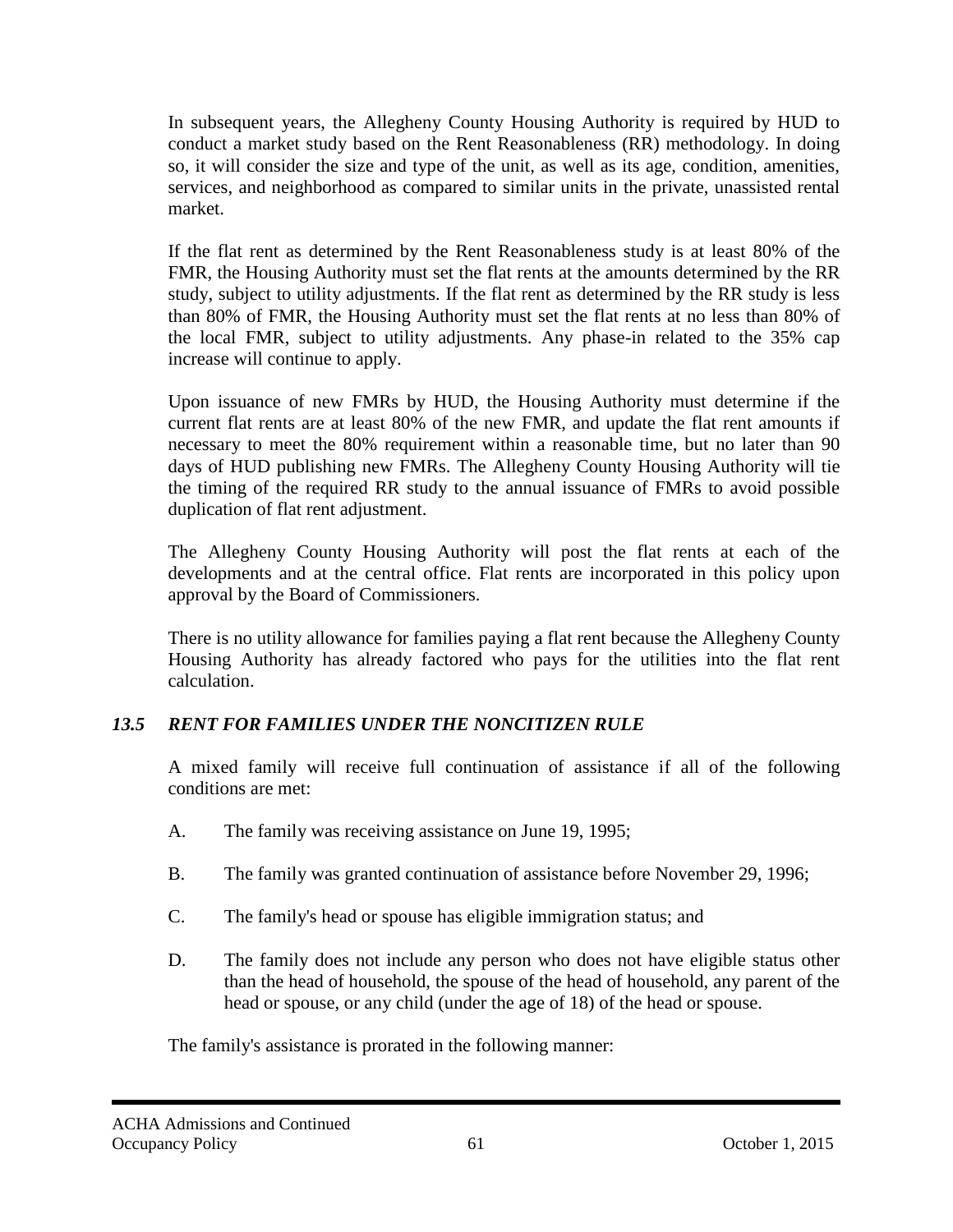In subsequent years, the Allegheny County Housing Authority is required by HUD to conduct a market study based on the Rent Reasonableness (RR) methodology. In doing so, it will consider the size and type of the unit, as well as its age, condition, amenities, services, and neighborhood as compared to similar units in the private, unassisted rental market.

If the flat rent as determined by the Rent Reasonableness study is at least 80% of the FMR, the Housing Authority must set the flat rents at the amounts determined by the RR study, subject to utility adjustments. If the flat rent as determined by the RR study is less than 80% of FMR, the Housing Authority must set the flat rents at no less than 80% of the local FMR, subject to utility adjustments. Any phase-in related to the 35% cap increase will continue to apply.

Upon issuance of new FMRs by HUD, the Housing Authority must determine if the current flat rents are at least 80% of the new FMR, and update the flat rent amounts if necessary to meet the 80% requirement within a reasonable time, but no later than 90 days of HUD publishing new FMRs. The Allegheny County Housing Authority will tie the timing of the required RR study to the annual issuance of FMRs to avoid possible duplication of flat rent adjustment.

The Allegheny County Housing Authority will post the flat rents at each of the developments and at the central office. Flat rents are incorporated in this policy upon approval by the Board of Commissioners.

There is no utility allowance for families paying a flat rent because the Allegheny County Housing Authority has already factored who pays for the utilities into the flat rent calculation.

### *13.5 RENT FOR FAMILIES UNDER THE NONCITIZEN RULE*

A mixed family will receive full continuation of assistance if all of the following conditions are met:

A. The family was receiving assistance on June 19, 1995;

B. The family was granted continuation of assistance before November 29, 1996;

C. The family's head or spouse has eligible immigration status; and

D. The family does not include any person who does not have eligible status other than the head of household, the spouse of the head of household, any parent of the head or spouse, or any child (under the age of 18) of the head or spouse.

The family's assistance is prorated in the following manner: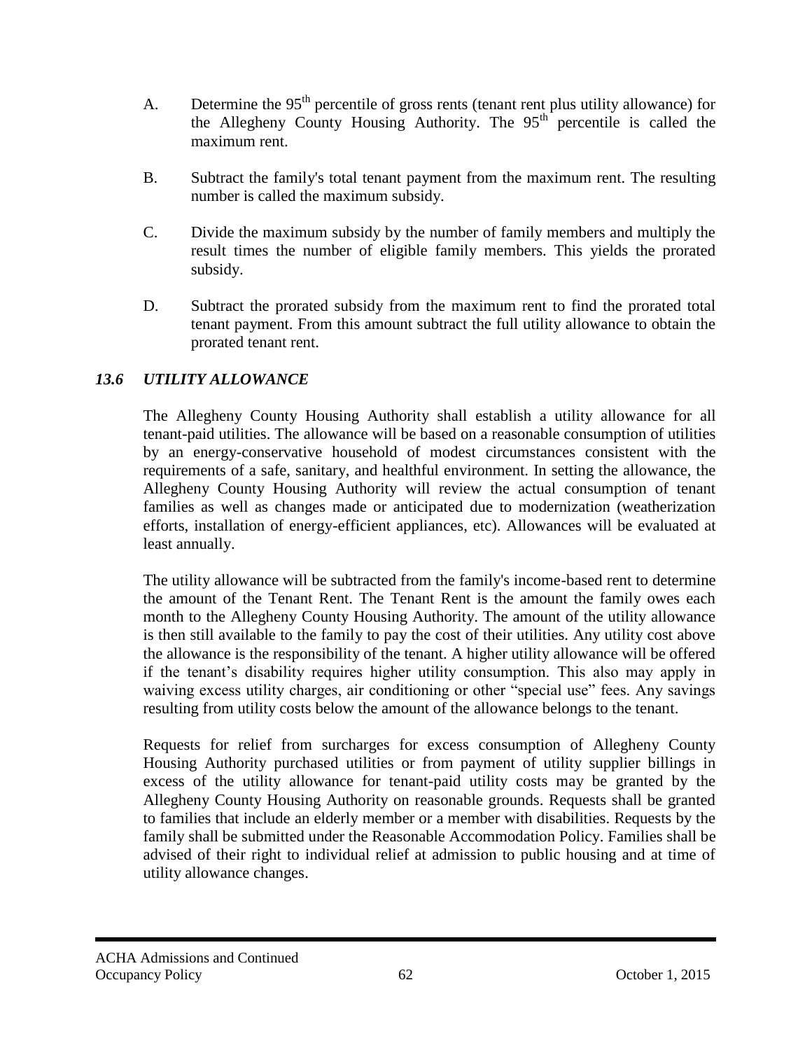A. Determine the 95th percentile of gross rents (tenant rent plus utility allowance) for the Allegheny County Housing Authority. The 95th percentile is called the maximum rent.

B. Subtract the family's total tenant payment from the maximum rent. The resulting number is called the maximum subsidy.

C. Divide the maximum subsidy by the number of family members and multiply the result times the number of eligible family members. This yields the prorated subsidy.

D. Subtract the prorated subsidy from the maximum rent to find the prorated total tenant payment. From this amount subtract the full utility allowance to obtain the prorated tenant rent.

### *13.6 UTILITY ALLOWANCE*

The Allegheny County Housing Authority shall establish a utility allowance for all tenant-paid utilities. The allowance will be based on a reasonable consumption of utilities by an energy-conservative household of modest circumstances consistent with the requirements of a safe, sanitary, and healthful environment. In setting the allowance, the Allegheny County Housing Authority will review the actual consumption of tenant families as well as changes made or anticipated due to modernization (weatherization efforts, installation of energy-efficient appliances, etc). Allowances will be evaluated at least annually.

The utility allowance will be subtracted from the family's income-based rent to determine the amount of the Tenant Rent. The Tenant Rent is the amount the family owes each month to the Allegheny County Housing Authority. The amount of the utility allowance is then still available to the family to pay the cost of their utilities. Any utility cost above the allowance is the responsibility of the tenant. A higher utility allowance will be offered if the tenant's disability requires higher utility consumption. This also may apply in waiving excess utility charges, air conditioning or other "special use" fees. Any savings resulting from utility costs below the amount of the allowance belongs to the tenant.

Requests for relief from surcharges for excess consumption of Allegheny County Housing Authority purchased utilities or from payment of utility supplier billings in excess of the utility allowance for tenant-paid utility costs may be granted by the Allegheny County Housing Authority on reasonable grounds. Requests shall be granted to families that include an elderly member or a member with disabilities. Requests by the family shall be submitted under the Reasonable Accommodation Policy. Families shall be advised of their right to individual relief at admission to public housing and at time of utility allowance changes.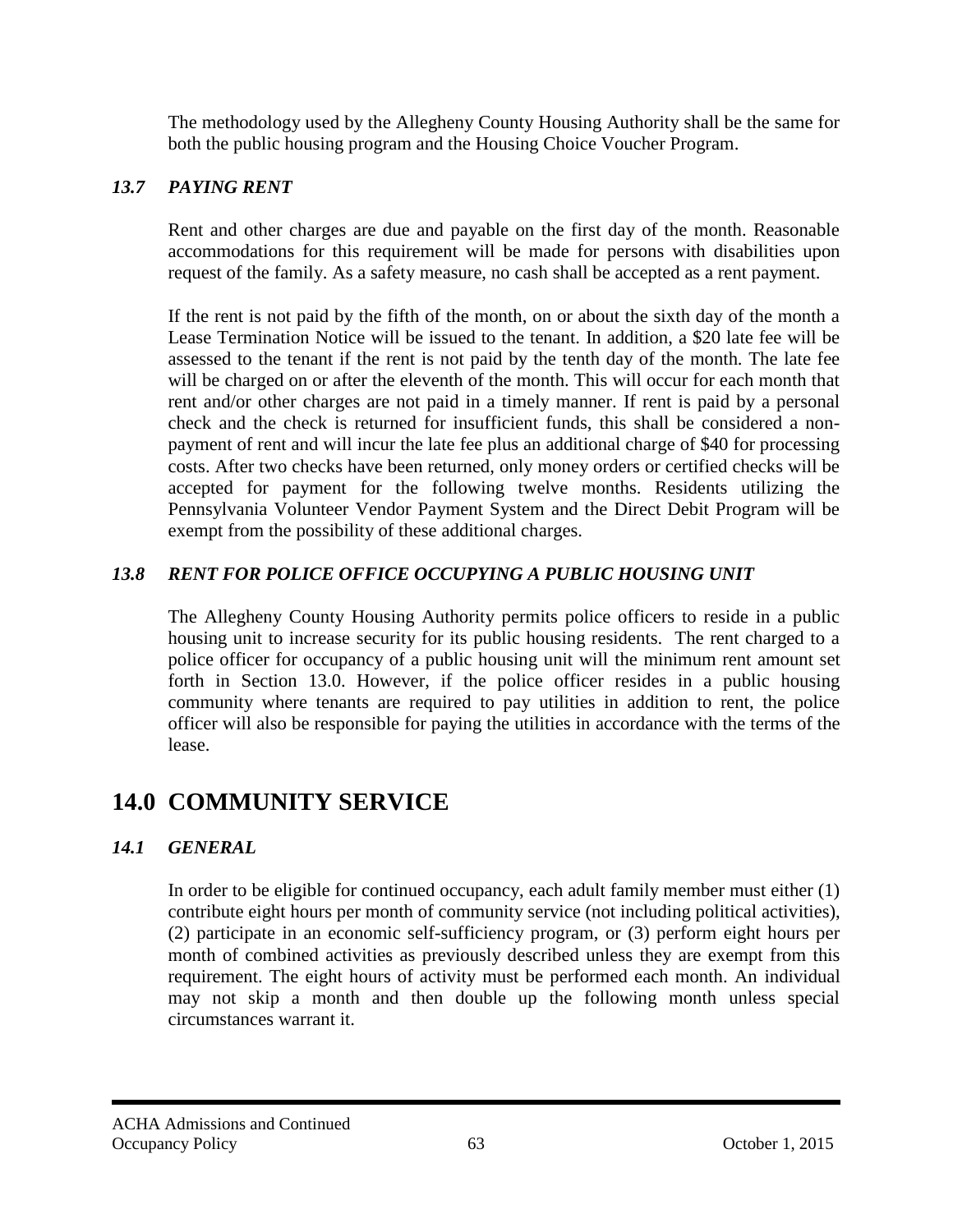The methodology used by the Allegheny County Housing Authority shall be the same for both the public housing program and the Housing Choice Voucher Program.

### *13.7 PAYING RENT*

Rent and other charges are due and payable on the first day of the month. Reasonable accommodations for this requirement will be made for persons with disabilities upon request of the family. As a safety measure, no cash shall be accepted as a rent payment.

If the rent is not paid by the fifth of the month, on or about the sixth day of the month a Lease Termination Notice will be issued to the tenant. In addition, a $20 late fee will be assessed to the tenant if the rent is not paid by the tenth day of the month. The late fee will be charged on or after the eleventh of the month. This will occur for each month that rent and/or other charges are not paid in a timely manner. If rent is paid by a personal check and the check is returned for insufficient funds, this shall be considered a non-payment of rent and will incur the late fee plus an additional charge of $40 for processing costs. After two checks have been returned, only money orders or certified checks will be accepted for payment for the following twelve months. Residents utilizing the Pennsylvania Volunteer Vendor Payment System and the Direct Debit Program will be exempt from the possibility of these additional charges.

### *13.8 RENT FOR POLICE OFFICE OCCUPYING A PUBLIC HOUSING UNIT*

The Allegheny County Housing Authority permits police officers to reside in a public housing unit to increase security for its public housing residents. The rent charged to a police officer for occupancy of a public housing unit will the minimum rent amount set forth in Section 13.0. However, if the police officer resides in a public housing community where tenants are required to pay utilities in addition to rent, the police officer will also be responsible for paying the utilities in accordance with the terms of the lease.

# 14.0 COMMUNITY SERVICE

### *14.1 GENERAL*

In order to be eligible for continued occupancy, each adult family member must either (1) contribute eight hours per month of community service (not including political activities), (2) participate in an economic self-sufficiency program, or (3) perform eight hours per month of combined activities as previously described unless they are exempt from this requirement. The eight hours of activity must be performed each month. An individual may not skip a month and then double up the following month unless special circumstances warrant it.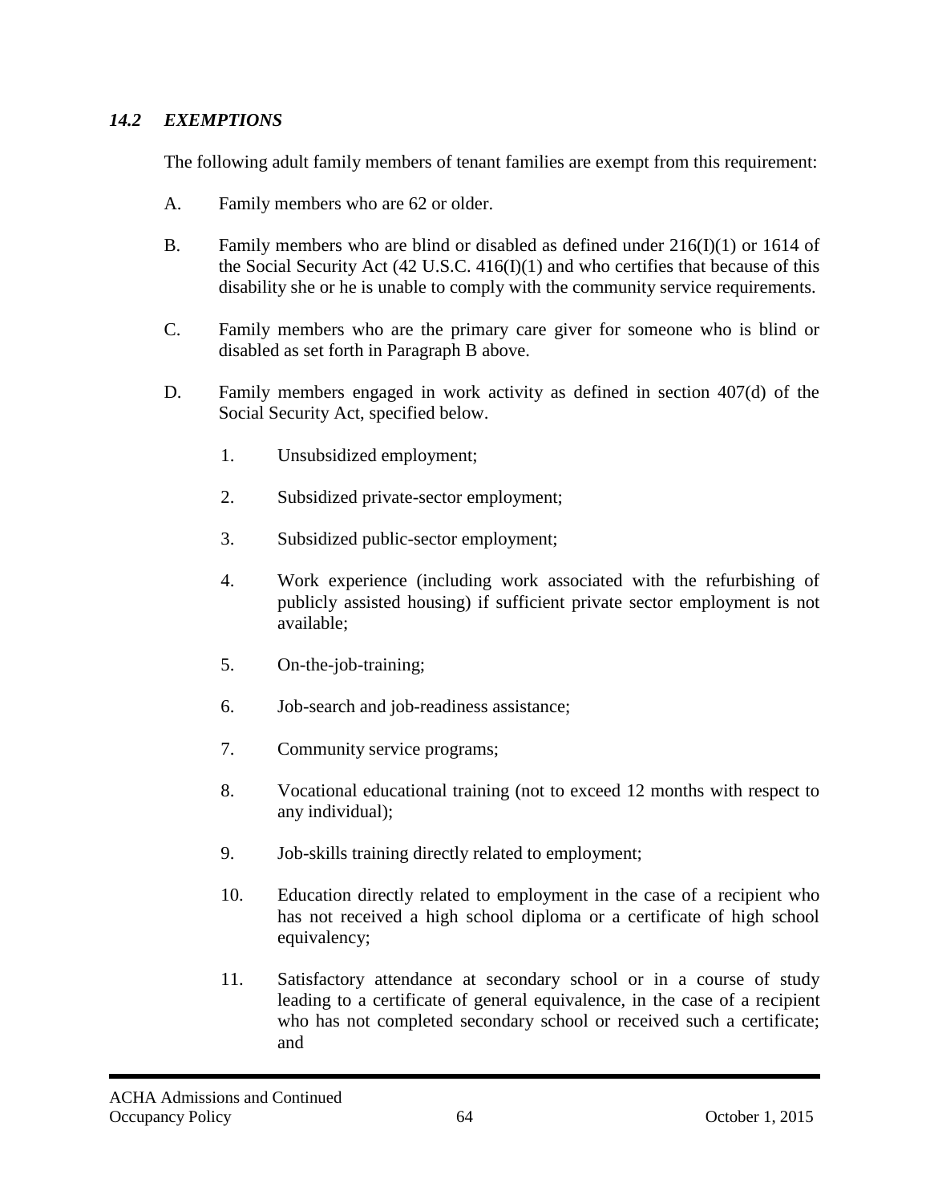### *14.2 EXEMPTIONS*

The following adult family members of tenant families are exempt from this requirement:

A. Family members who are 62 or older.

B. Family members who are blind or disabled as defined under 216(I)(1) or 1614 of the Social Security Act (42 U.S.C. 416(I)(1) and who certifies that because of this disability she or he is unable to comply with the community service requirements.

C. Family members who are the primary care giver for someone who is blind or disabled as set forth in Paragraph B above.

D. Family members engaged in work activity as defined in section 407(d) of the Social Security Act, specified below.

   1. Unsubsidized employment;

   2. Subsidized private-sector employment;

   3. Subsidized public-sector employment;

   4. Work experience (including work associated with the refurbishing of publicly assisted housing) if sufficient private sector employment is not available;

   5. On-the-job-training;

   6. Job-search and job-readiness assistance;

   7. Community service programs;

   8. Vocational educational training (not to exceed 12 months with respect to any individual);

   9. Job-skills training directly related to employment;

   10. Education directly related to employment in the case of a recipient who has not received a high school diploma or a certificate of high school equivalency;

   11. Satisfactory attendance at secondary school or in a course of study leading to a certificate of general equivalence, in the case of a recipient who has not completed secondary school or received such a certificate; and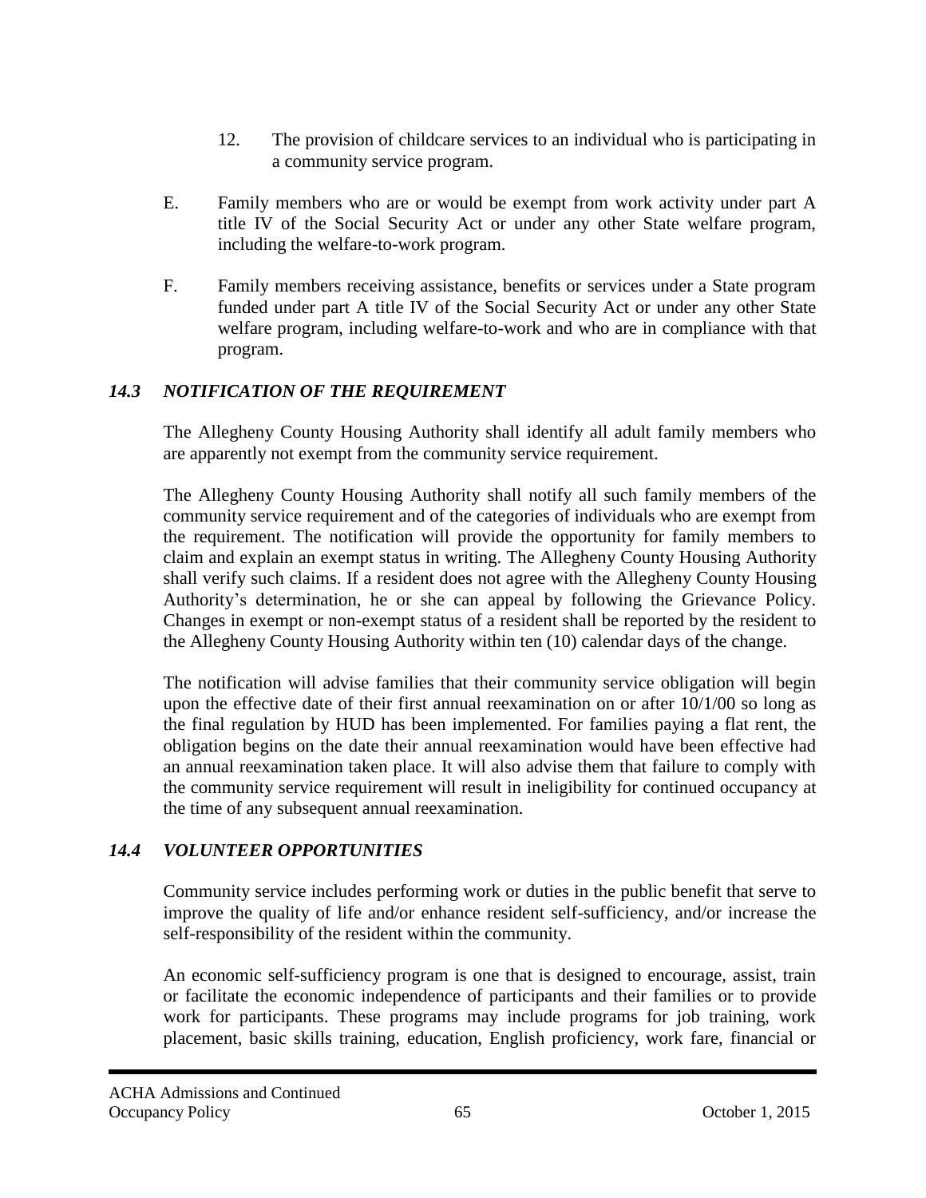12. The provision of childcare services to an individual who is participating in a community service program.

E. Family members who are or would be exempt from work activity under part A title IV of the Social Security Act or under any other State welfare program, including the welfare-to-work program.

F. Family members receiving assistance, benefits or services under a State program funded under part A title IV of the Social Security Act or under any other State welfare program, including welfare-to-work and who are in compliance with that program.

### *14.3 NOTIFICATION OF THE REQUIREMENT*

The Allegheny County Housing Authority shall identify all adult family members who are apparently not exempt from the community service requirement.

The Allegheny County Housing Authority shall notify all such family members of the community service requirement and of the categories of individuals who are exempt from the requirement. The notification will provide the opportunity for family members to claim and explain an exempt status in writing. The Allegheny County Housing Authority shall verify such claims. If a resident does not agree with the Allegheny County Housing Authority's determination, he or she can appeal by following the Grievance Policy. Changes in exempt or non-exempt status of a resident shall be reported by the resident to the Allegheny County Housing Authority within ten (10) calendar days of the change.

The notification will advise families that their community service obligation will begin upon the effective date of their first annual reexamination on or after 10/1/00 so long as the final regulation by HUD has been implemented. For families paying a flat rent, the obligation begins on the date their annual reexamination would have been effective had an annual reexamination taken place. It will also advise them that failure to comply with the community service requirement will result in ineligibility for continued occupancy at the time of any subsequent annual reexamination.

### *14.4 VOLUNTEER OPPORTUNITIES*

Community service includes performing work or duties in the public benefit that serve to improve the quality of life and/or enhance resident self-sufficiency, and/or increase the self-responsibility of the resident within the community.

An economic self-sufficiency program is one that is designed to encourage, assist, train or facilitate the economic independence of participants and their families or to provide work for participants. These programs may include programs for job training, work placement, basic skills training, education, English proficiency, work fare, financial or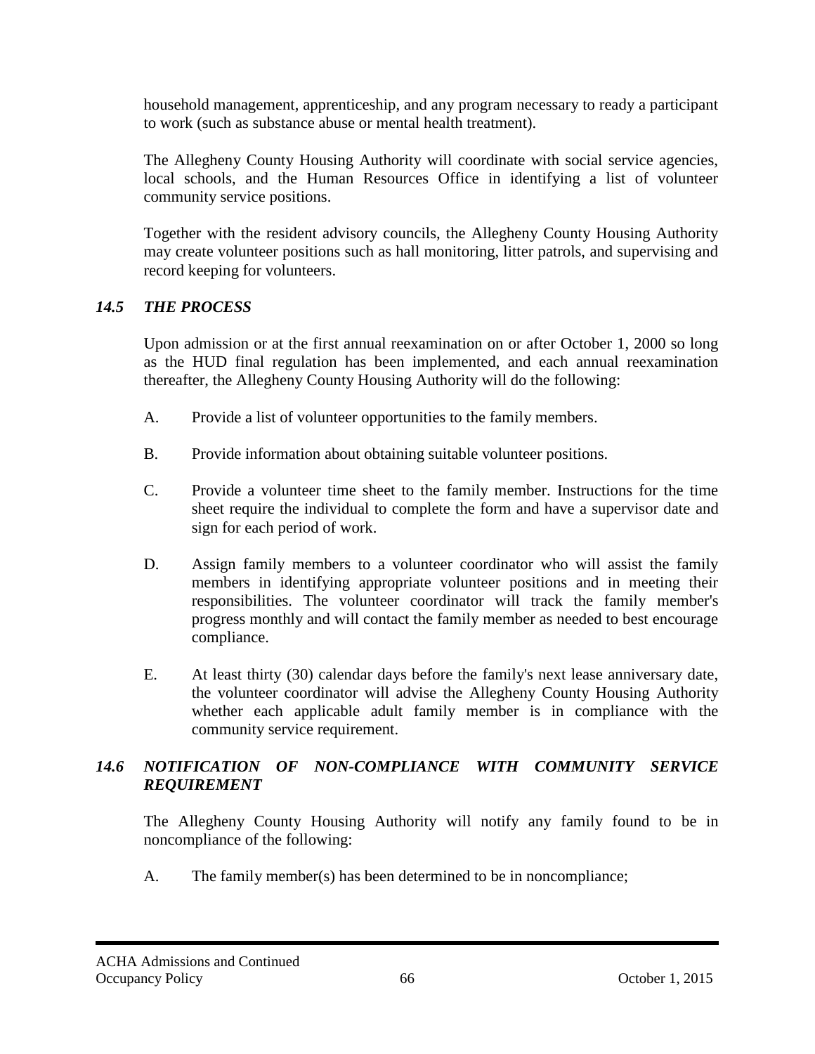household management, apprenticeship, and any program necessary to ready a participant to work (such as substance abuse or mental health treatment).

The Allegheny County Housing Authority will coordinate with social service agencies, local schools, and the Human Resources Office in identifying a list of volunteer community service positions.

Together with the resident advisory councils, the Allegheny County Housing Authority may create volunteer positions such as hall monitoring, litter patrols, and supervising and record keeping for volunteers.

### *14.5 THE PROCESS*

Upon admission or at the first annual reexamination on or after October 1, 2000 so long as the HUD final regulation has been implemented, and each annual reexamination thereafter, the Allegheny County Housing Authority will do the following:

A. Provide a list of volunteer opportunities to the family members.

B. Provide information about obtaining suitable volunteer positions.

C. Provide a volunteer time sheet to the family member. Instructions for the time sheet require the individual to complete the form and have a supervisor date and sign for each period of work.

D. Assign family members to a volunteer coordinator who will assist the family members in identifying appropriate volunteer positions and in meeting their responsibilities. The volunteer coordinator will track the family member's progress monthly and will contact the family member as needed to best encourage compliance.

E. At least thirty (30) calendar days before the family's next lease anniversary date, the volunteer coordinator will advise the Allegheny County Housing Authority whether each applicable adult family member is in compliance with the community service requirement.

### *14.6 NOTIFICATION OF NON-COMPLIANCE WITH COMMUNITY SERVICE REQUIREMENT*

The Allegheny County Housing Authority will notify any family found to be in noncompliance of the following:

A. The family member(s) has been determined to be in noncompliance;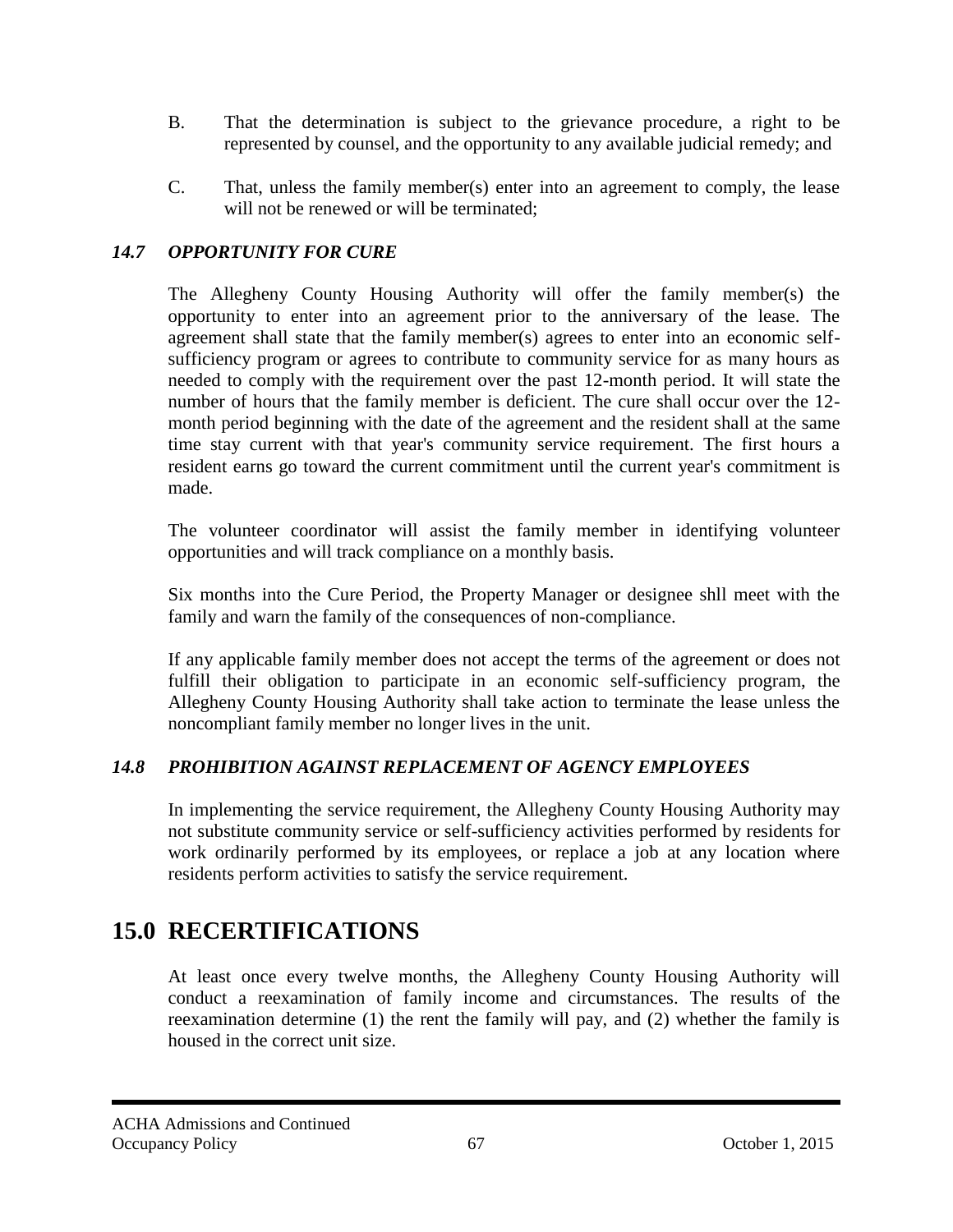B. That the determination is subject to the grievance procedure, a right to be represented by counsel, and the opportunity to any available judicial remedy; and

C. That, unless the family member(s) enter into an agreement to comply, the lease will not be renewed or will be terminated;

### *14.7 OPPORTUNITY FOR CURE*

The Allegheny County Housing Authority will offer the family member(s) the opportunity to enter into an agreement prior to the anniversary of the lease. The agreement shall state that the family member(s) agrees to enter into an economic self-sufficiency program or agrees to contribute to community service for as many hours as needed to comply with the requirement over the past 12-month period. It will state the number of hours that the family member is deficient. The cure shall occur over the 12-month period beginning with the date of the agreement and the resident shall at the same time stay current with that year's community service requirement. The first hours a resident earns go toward the current commitment until the current year's commitment is made.

The volunteer coordinator will assist the family member in identifying volunteer opportunities and will track compliance on a monthly basis.

Six months into the Cure Period, the Property Manager or designee shll meet with the family and warn the family of the consequences of non-compliance.

If any applicable family member does not accept the terms of the agreement or does not fulfill their obligation to participate in an economic self-sufficiency program, the Allegheny County Housing Authority shall take action to terminate the lease unless the noncompliant family member no longer lives in the unit.

### *14.8 PROHIBITION AGAINST REPLACEMENT OF AGENCY EMPLOYEES*

In implementing the service requirement, the Allegheny County Housing Authority may not substitute community service or self-sufficiency activities performed by residents for work ordinarily performed by its employees, or replace a job at any location where residents perform activities to satisfy the service requirement.

# 15.0 RECERTIFICATIONS

At least once every twelve months, the Allegheny County Housing Authority will conduct a reexamination of family income and circumstances. The results of the reexamination determine (1) the rent the family will pay, and (2) whether the family is housed in the correct unit size.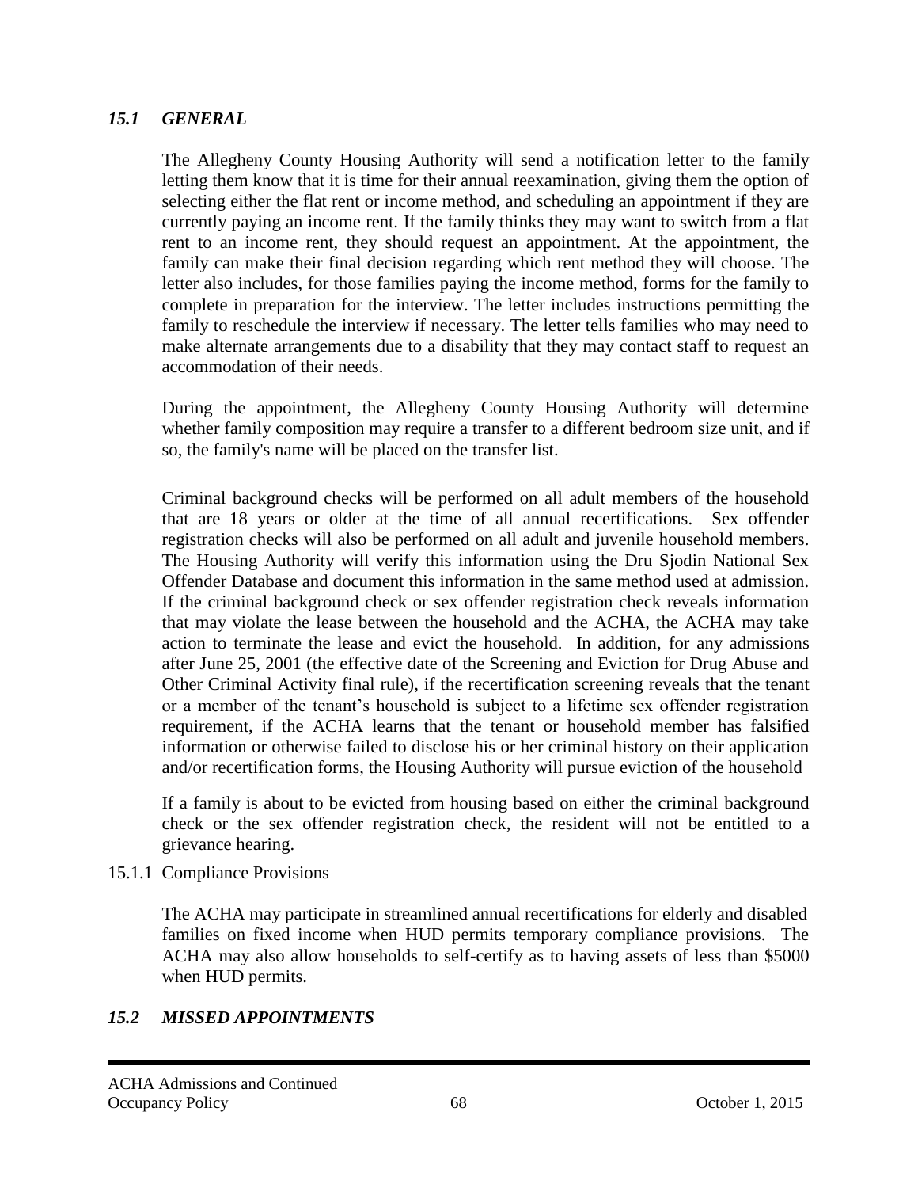## *15.1 GENERAL*

The Allegheny County Housing Authority will send a notification letter to the family letting them know that it is time for their annual reexamination, giving them the option of selecting either the flat rent or income method, and scheduling an appointment if they are currently paying an income rent. If the family thinks they may want to switch from a flat rent to an income rent, they should request an appointment. At the appointment, the family can make their final decision regarding which rent method they will choose. The letter also includes, for those families paying the income method, forms for the family to complete in preparation for the interview. The letter includes instructions permitting the family to reschedule the interview if necessary. The letter tells families who may need to make alternate arrangements due to a disability that they may contact staff to request an accommodation of their needs.

During the appointment, the Allegheny County Housing Authority will determine whether family composition may require a transfer to a different bedroom size unit, and if so, the family's name will be placed on the transfer list.

Criminal background checks will be performed on all adult members of the household that are 18 years or older at the time of all annual recertifications. Sex offender registration checks will also be performed on all adult and juvenile household members. The Housing Authority will verify this information using the Dru Sjodin National Sex Offender Database and document this information in the same method used at admission. If the criminal background check or sex offender registration check reveals information that may violate the lease between the household and the ACHA, the ACHA may take action to terminate the lease and evict the household. In addition, for any admissions after June 25, 2001 (the effective date of the Screening and Eviction for Drug Abuse and Other Criminal Activity final rule), if the recertification screening reveals that the tenant or a member of the tenant's household is subject to a lifetime sex offender registration requirement, if the ACHA learns that the tenant or household member has falsified information or otherwise failed to disclose his or her criminal history on their application and/or recertification forms, the Housing Authority will pursue eviction of the household

If a family is about to be evicted from housing based on either the criminal background check or the sex offender registration check, the resident will not be entitled to a grievance hearing.

### 15.1.1 Compliance Provisions

The ACHA may participate in streamlined annual recertifications for elderly and disabled families on fixed income when HUD permits temporary compliance provisions. The ACHA may also allow households to self-certify as to having assets of less than $5000 when HUD permits.

## *15.2 MISSED APPOINTMENTS*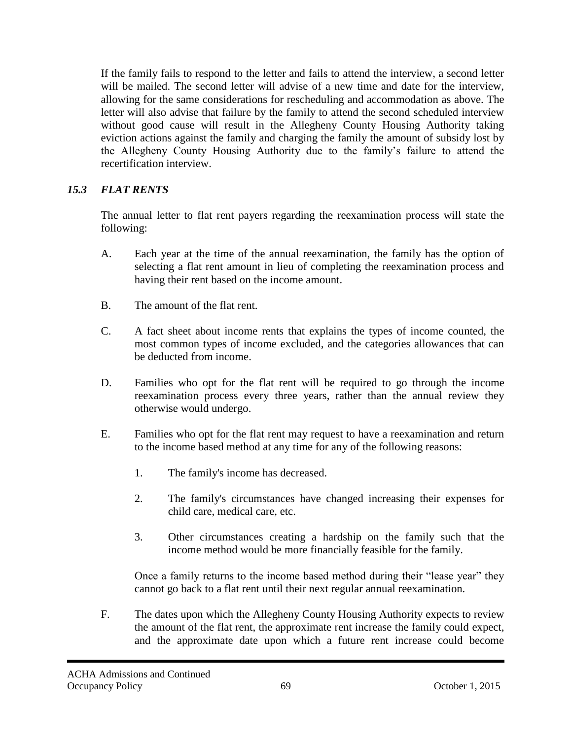If the family fails to respond to the letter and fails to attend the interview, a second letter will be mailed. The second letter will advise of a new time and date for the interview, allowing for the same considerations for rescheduling and accommodation as above. The letter will also advise that failure by the family to attend the second scheduled interview without good cause will result in the Allegheny County Housing Authority taking eviction actions against the family and charging the family the amount of subsidy lost by the Allegheny County Housing Authority due to the family's failure to attend the recertification interview.

### *15.3 FLAT RENTS*

The annual letter to flat rent payers regarding the reexamination process will state the following:

A. Each year at the time of the annual reexamination, the family has the option of selecting a flat rent amount in lieu of completing the reexamination process and having their rent based on the income amount.

B. The amount of the flat rent.

C. A fact sheet about income rents that explains the types of income counted, the most common types of income excluded, and the categories allowances that can be deducted from income.

D. Families who opt for the flat rent will be required to go through the income reexamination process every three years, rather than the annual review they otherwise would undergo.

E. Families who opt for the flat rent may request to have a reexamination and return to the income based method at any time for any of the following reasons:

   1. The family's income has decreased.

   2. The family's circumstances have changed increasing their expenses for child care, medical care, etc.

   3. Other circumstances creating a hardship on the family such that the income method would be more financially feasible for the family.

   Once a family returns to the income based method during their "lease year" they cannot go back to a flat rent until their next regular annual reexamination.

F. The dates upon which the Allegheny County Housing Authority expects to review the amount of the flat rent, the approximate rent increase the family could expect, and the approximate date upon which a future rent increase could become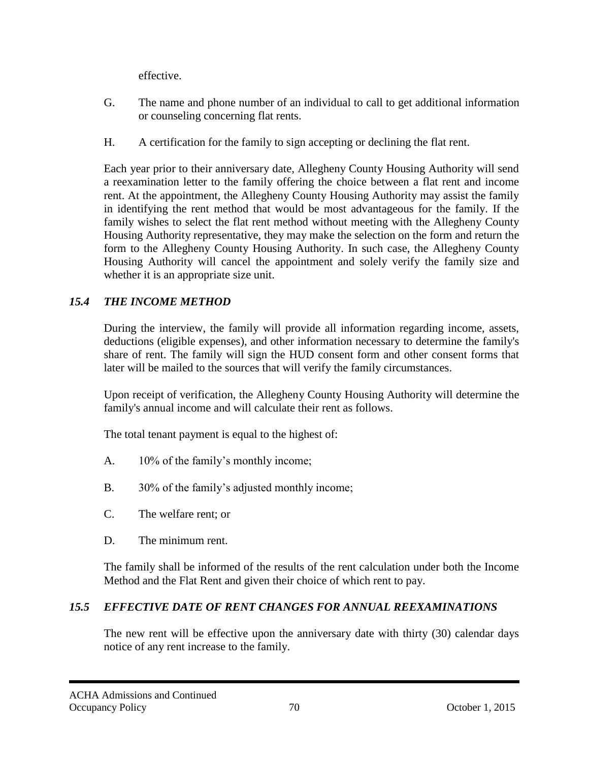effective.

G. The name and phone number of an individual to call to get additional information or counseling concerning flat rents.

H. A certification for the family to sign accepting or declining the flat rent.

Each year prior to their anniversary date, Allegheny County Housing Authority will send a reexamination letter to the family offering the choice between a flat rent and income rent. At the appointment, the Allegheny County Housing Authority may assist the family in identifying the rent method that would be most advantageous for the family. If the family wishes to select the flat rent method without meeting with the Allegheny County Housing Authority representative, they may make the selection on the form and return the form to the Allegheny County Housing Authority. In such case, the Allegheny County Housing Authority will cancel the appointment and solely verify the family size and whether it is an appropriate size unit.

### *15.4 THE INCOME METHOD*

During the interview, the family will provide all information regarding income, assets, deductions (eligible expenses), and other information necessary to determine the family's share of rent. The family will sign the HUD consent form and other consent forms that later will be mailed to the sources that will verify the family circumstances.

Upon receipt of verification, the Allegheny County Housing Authority will determine the family's annual income and will calculate their rent as follows.

The total tenant payment is equal to the highest of:

A. 10% of the family's monthly income;

B. 30% of the family's adjusted monthly income;

C. The welfare rent; or

D. The minimum rent.

The family shall be informed of the results of the rent calculation under both the Income Method and the Flat Rent and given their choice of which rent to pay.

### *15.5 EFFECTIVE DATE OF RENT CHANGES FOR ANNUAL REEXAMINATIONS*

The new rent will be effective upon the anniversary date with thirty (30) calendar days notice of any rent increase to the family.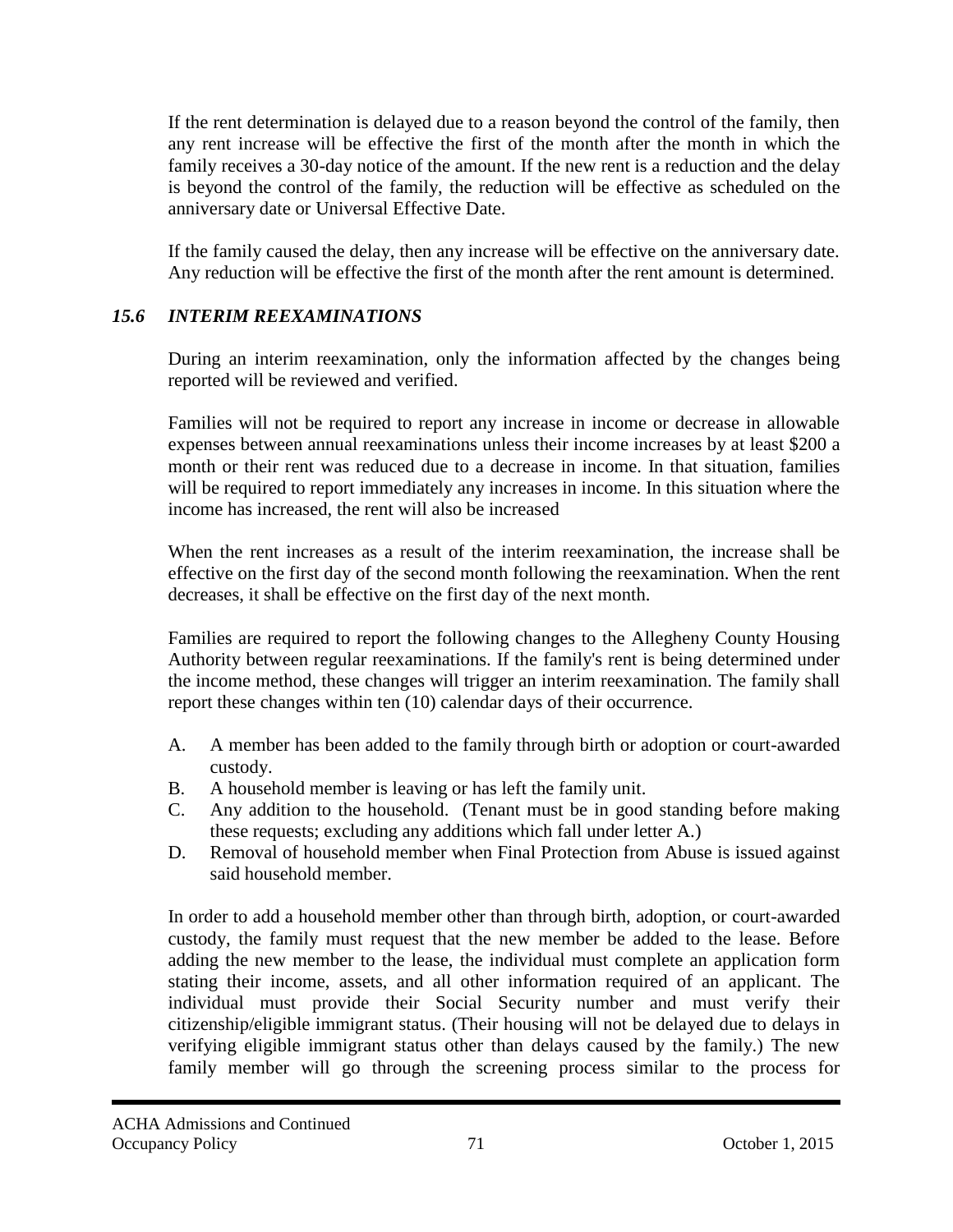If the rent determination is delayed due to a reason beyond the control of the family, then any rent increase will be effective the first of the month after the month in which the family receives a 30-day notice of the amount. If the new rent is a reduction and the delay is beyond the control of the family, the reduction will be effective as scheduled on the anniversary date or Universal Effective Date.

If the family caused the delay, then any increase will be effective on the anniversary date. Any reduction will be effective the first of the month after the rent amount is determined.

### *15.6 INTERIM REEXAMINATIONS*

During an interim reexamination, only the information affected by the changes being reported will be reviewed and verified.

Families will not be required to report any increase in income or decrease in allowable expenses between annual reexaminations unless their income increases by at least $200 a month or their rent was reduced due to a decrease in income. In that situation, families will be required to report immediately any increases in income. In this situation where the income has increased, the rent will also be increased

When the rent increases as a result of the interim reexamination, the increase shall be effective on the first day of the second month following the reexamination. When the rent decreases, it shall be effective on the first day of the next month.

Families are required to report the following changes to the Allegheny County Housing Authority between regular reexaminations. If the family's rent is being determined under the income method, these changes will trigger an interim reexamination. The family shall report these changes within ten (10) calendar days of their occurrence.

A. A member has been added to the family through birth or adoption or court-awarded custody.
B. A household member is leaving or has left the family unit.
C. Any addition to the household. (Tenant must be in good standing before making these requests; excluding any additions which fall under letter A.)
D. Removal of household member when Final Protection from Abuse is issued against said household member.

In order to add a household member other than through birth, adoption, or court-awarded custody, the family must request that the new member be added to the lease. Before adding the new member to the lease, the individual must complete an application form stating their income, assets, and all other information required of an applicant. The individual must provide their Social Security number and must verify their citizenship/eligible immigrant status. (Their housing will not be delayed due to delays in verifying eligible immigrant status other than delays caused by the family.) The new family member will go through the screening process similar to the process for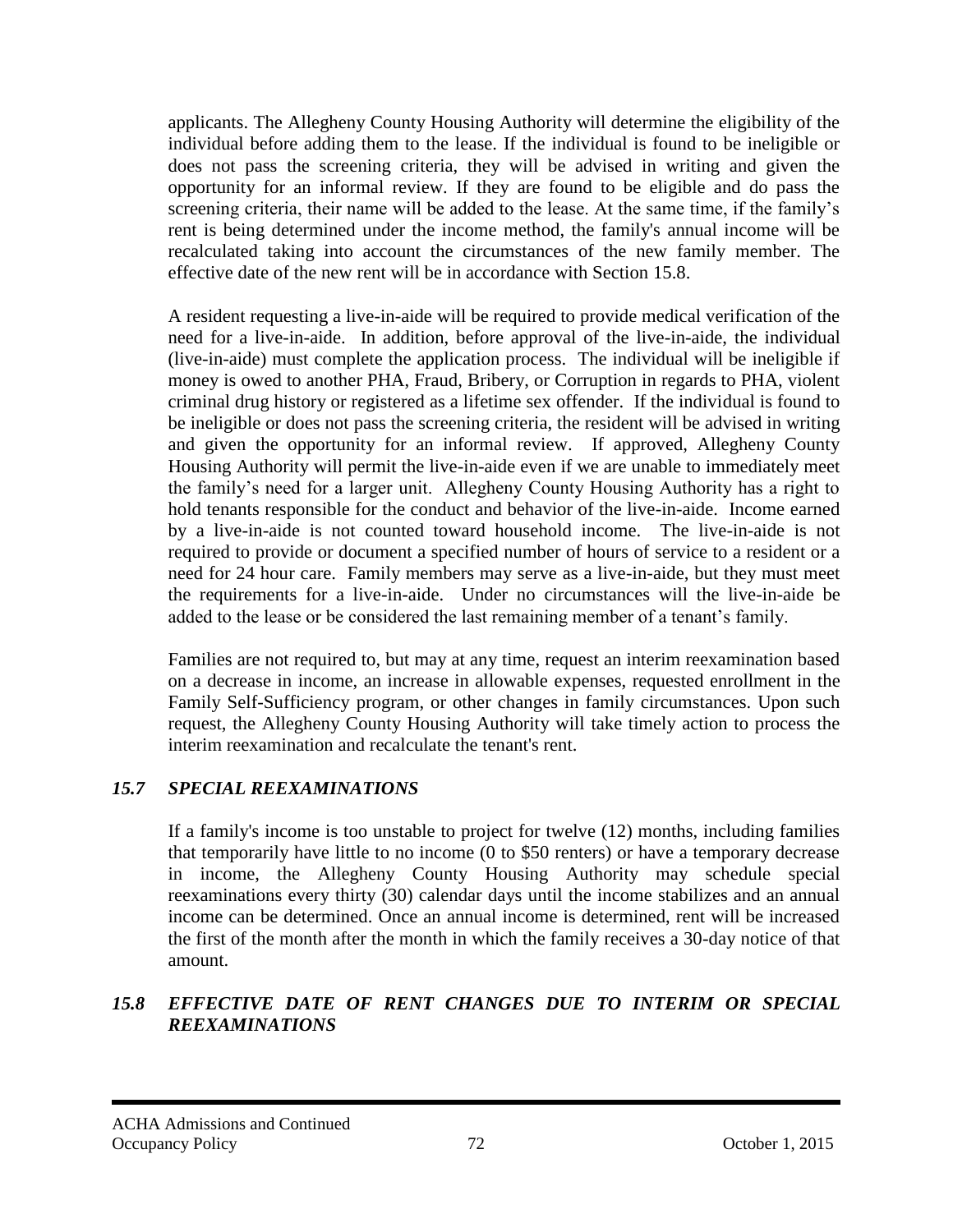applicants. The Allegheny County Housing Authority will determine the eligibility of the individual before adding them to the lease. If the individual is found to be ineligible or does not pass the screening criteria, they will be advised in writing and given the opportunity for an informal review. If they are found to be eligible and do pass the screening criteria, their name will be added to the lease. At the same time, if the family's rent is being determined under the income method, the family's annual income will be recalculated taking into account the circumstances of the new family member. The effective date of the new rent will be in accordance with Section 15.8.

A resident requesting a live-in-aide will be required to provide medical verification of the need for a live-in-aide. In addition, before approval of the live-in-aide, the individual (live-in-aide) must complete the application process. The individual will be ineligible if money is owed to another PHA, Fraud, Bribery, or Corruption in regards to PHA, violent criminal drug history or registered as a lifetime sex offender. If the individual is found to be ineligible or does not pass the screening criteria, the resident will be advised in writing and given the opportunity for an informal review. If approved, Allegheny County Housing Authority will permit the live-in-aide even if we are unable to immediately meet the family's need for a larger unit. Allegheny County Housing Authority has a right to hold tenants responsible for the conduct and behavior of the live-in-aide. Income earned by a live-in-aide is not counted toward household income. The live-in-aide is not required to provide or document a specified number of hours of service to a resident or a need for 24 hour care. Family members may serve as a live-in-aide, but they must meet the requirements for a live-in-aide. Under no circumstances will the live-in-aide be added to the lease or be considered the last remaining member of a tenant's family.

Families are not required to, but may at any time, request an interim reexamination based on a decrease in income, an increase in allowable expenses, requested enrollment in the Family Self-Sufficiency program, or other changes in family circumstances. Upon such request, the Allegheny County Housing Authority will take timely action to process the interim reexamination and recalculate the tenant's rent.

### *15.7 SPECIAL REEXAMINATIONS*

If a family's income is too unstable to project for twelve (12) months, including families that temporarily have little to no income (0 to $50 renters) or have a temporary decrease in income, the Allegheny County Housing Authority may schedule special reexaminations every thirty (30) calendar days until the income stabilizes and an annual income can be determined. Once an annual income is determined, rent will be increased the first of the month after the month in which the family receives a 30-day notice of that amount.

### *15.8 EFFECTIVE DATE OF RENT CHANGES DUE TO INTERIM OR SPECIAL REEXAMINATIONS*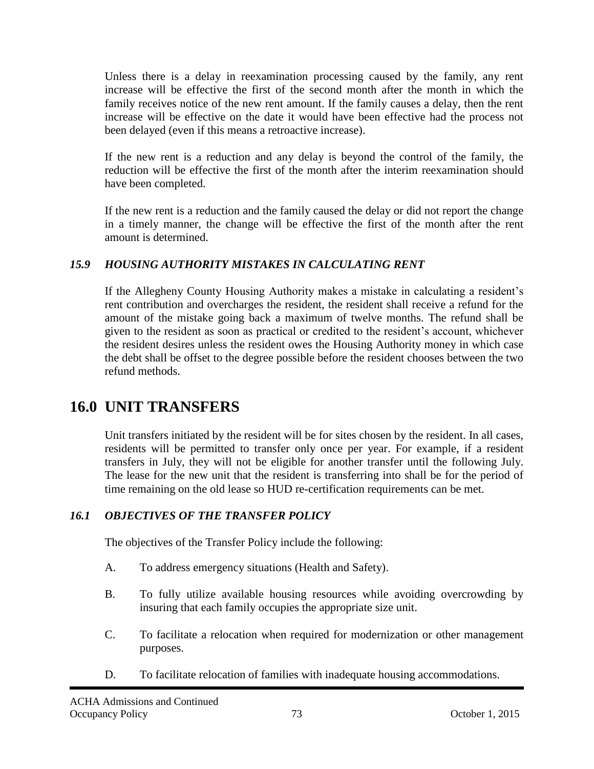Unless there is a delay in reexamination processing caused by the family, any rent increase will be effective the first of the second month after the month in which the family receives notice of the new rent amount. If the family causes a delay, then the rent increase will be effective on the date it would have been effective had the process not been delayed (even if this means a retroactive increase).

If the new rent is a reduction and any delay is beyond the control of the family, the reduction will be effective the first of the month after the interim reexamination should have been completed.

If the new rent is a reduction and the family caused the delay or did not report the change in a timely manner, the change will be effective the first of the month after the rent amount is determined.

### *15.9 HOUSING AUTHORITY MISTAKES IN CALCULATING RENT*

If the Allegheny County Housing Authority makes a mistake in calculating a resident's rent contribution and overcharges the resident, the resident shall receive a refund for the amount of the mistake going back a maximum of twelve months. The refund shall be given to the resident as soon as practical or credited to the resident's account, whichever the resident desires unless the resident owes the Housing Authority money in which case the debt shall be offset to the degree possible before the resident chooses between the two refund methods.

# 16.0 UNIT TRANSFERS

Unit transfers initiated by the resident will be for sites chosen by the resident. In all cases, residents will be permitted to transfer only once per year. For example, if a resident transfers in July, they will not be eligible for another transfer until the following July. The lease for the new unit that the resident is transferring into shall be for the period of time remaining on the old lease so HUD re-certification requirements can be met.

### *16.1 OBJECTIVES OF THE TRANSFER POLICY*

The objectives of the Transfer Policy include the following:

A. To address emergency situations (Health and Safety).

B. To fully utilize available housing resources while avoiding overcrowding by insuring that each family occupies the appropriate size unit.

C. To facilitate a relocation when required for modernization or other management purposes.

D. To facilitate relocation of families with inadequate housing accommodations.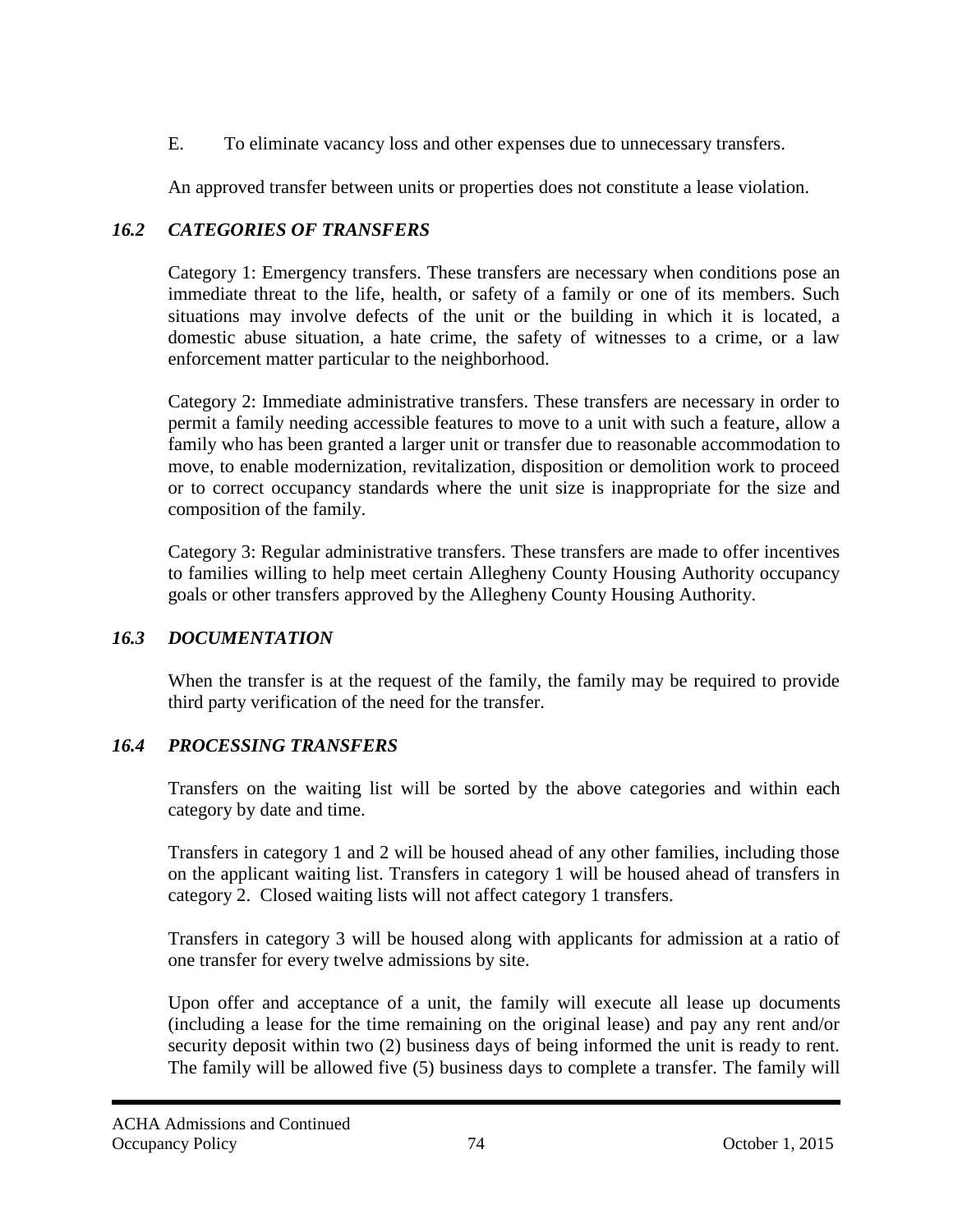E. To eliminate vacancy loss and other expenses due to unnecessary transfers.

An approved transfer between units or properties does not constitute a lease violation.

### *16.2 CATEGORIES OF TRANSFERS*

Category 1: Emergency transfers. These transfers are necessary when conditions pose an immediate threat to the life, health, or safety of a family or one of its members. Such situations may involve defects of the unit or the building in which it is located, a domestic abuse situation, a hate crime, the safety of witnesses to a crime, or a law enforcement matter particular to the neighborhood.

Category 2: Immediate administrative transfers. These transfers are necessary in order to permit a family needing accessible features to move to a unit with such a feature, allow a family who has been granted a larger unit or transfer due to reasonable accommodation to move, to enable modernization, revitalization, disposition or demolition work to proceed or to correct occupancy standards where the unit size is inappropriate for the size and composition of the family.

Category 3: Regular administrative transfers. These transfers are made to offer incentives to families willing to help meet certain Allegheny County Housing Authority occupancy goals or other transfers approved by the Allegheny County Housing Authority.

### *16.3 DOCUMENTATION*

When the transfer is at the request of the family, the family may be required to provide third party verification of the need for the transfer.

### *16.4 PROCESSING TRANSFERS*

Transfers on the waiting list will be sorted by the above categories and within each category by date and time.

Transfers in category 1 and 2 will be housed ahead of any other families, including those on the applicant waiting list. Transfers in category 1 will be housed ahead of transfers in category 2. Closed waiting lists will not affect category 1 transfers.

Transfers in category 3 will be housed along with applicants for admission at a ratio of one transfer for every twelve admissions by site.

Upon offer and acceptance of a unit, the family will execute all lease up documents (including a lease for the time remaining on the original lease) and pay any rent and/or security deposit within two (2) business days of being informed the unit is ready to rent. The family will be allowed five (5) business days to complete a transfer. The family will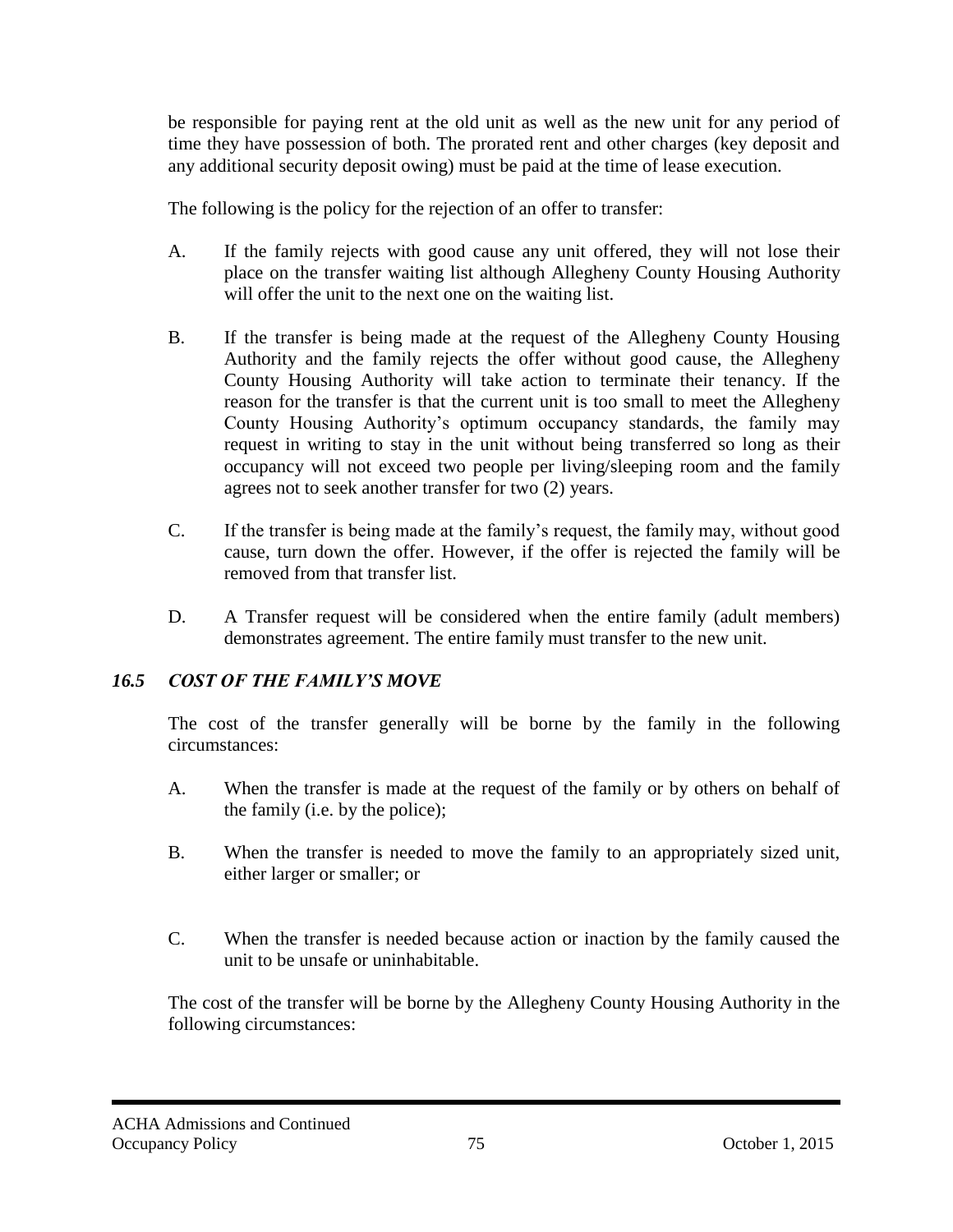be responsible for paying rent at the old unit as well as the new unit for any period of time they have possession of both. The prorated rent and other charges (key deposit and any additional security deposit owing) must be paid at the time of lease execution.

The following is the policy for the rejection of an offer to transfer:

A. If the family rejects with good cause any unit offered, they will not lose their place on the transfer waiting list although Allegheny County Housing Authority will offer the unit to the next one on the waiting list.

B. If the transfer is being made at the request of the Allegheny County Housing Authority and the family rejects the offer without good cause, the Allegheny County Housing Authority will take action to terminate their tenancy. If the reason for the transfer is that the current unit is too small to meet the Allegheny County Housing Authority's optimum occupancy standards, the family may request in writing to stay in the unit without being transferred so long as their occupancy will not exceed two people per living/sleeping room and the family agrees not to seek another transfer for two (2) years.

C. If the transfer is being made at the family's request, the family may, without good cause, turn down the offer. However, if the offer is rejected the family will be removed from that transfer list.

D. A Transfer request will be considered when the entire family (adult members) demonstrates agreement. The entire family must transfer to the new unit.

### *16.5 COST OF THE FAMILY'S MOVE*

The cost of the transfer generally will be borne by the family in the following circumstances:

A. When the transfer is made at the request of the family or by others on behalf of the family (i.e. by the police);

B. When the transfer is needed to move the family to an appropriately sized unit, either larger or smaller; or

C. When the transfer is needed because action or inaction by the family caused the unit to be unsafe or uninhabitable.

The cost of the transfer will be borne by the Allegheny County Housing Authority in the following circumstances: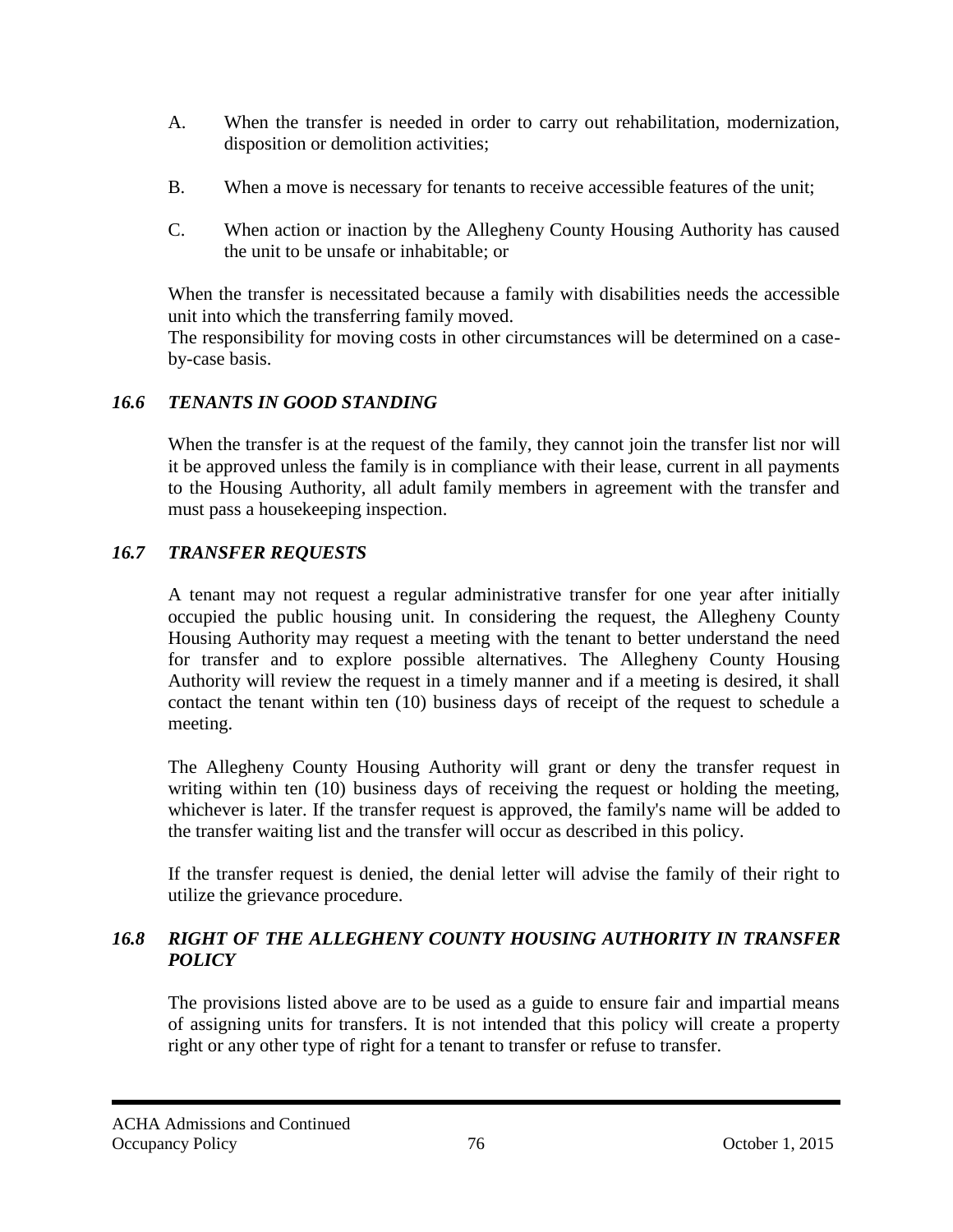A. When the transfer is needed in order to carry out rehabilitation, modernization, disposition or demolition activities;

B. When a move is necessary for tenants to receive accessible features of the unit;

C. When action or inaction by the Allegheny County Housing Authority has caused the unit to be unsafe or inhabitable; or

When the transfer is necessitated because a family with disabilities needs the accessible unit into which the transferring family moved.

The responsibility for moving costs in other circumstances will be determined on a case-by-case basis.

### *16.6 TENANTS IN GOOD STANDING*

When the transfer is at the request of the family, they cannot join the transfer list nor will it be approved unless the family is in compliance with their lease, current in all payments to the Housing Authority, all adult family members in agreement with the transfer and must pass a housekeeping inspection.

### *16.7 TRANSFER REQUESTS*

A tenant may not request a regular administrative transfer for one year after initially occupied the public housing unit. In considering the request, the Allegheny County Housing Authority may request a meeting with the tenant to better understand the need for transfer and to explore possible alternatives. The Allegheny County Housing Authority will review the request in a timely manner and if a meeting is desired, it shall contact the tenant within ten (10) business days of receipt of the request to schedule a meeting.

The Allegheny County Housing Authority will grant or deny the transfer request in writing within ten (10) business days of receiving the request or holding the meeting, whichever is later. If the transfer request is approved, the family's name will be added to the transfer waiting list and the transfer will occur as described in this policy.

If the transfer request is denied, the denial letter will advise the family of their right to utilize the grievance procedure.

### *16.8 RIGHT OF THE ALLEGHENY COUNTY HOUSING AUTHORITY IN TRANSFER POLICY*

The provisions listed above are to be used as a guide to ensure fair and impartial means of assigning units for transfers. It is not intended that this policy will create a property right or any other type of right for a tenant to transfer or refuse to transfer.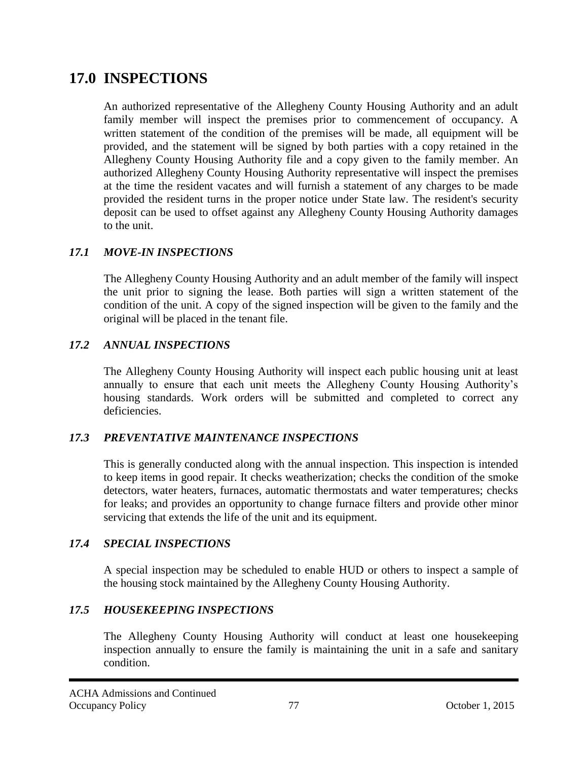# 17.0 INSPECTIONS

An authorized representative of the Allegheny County Housing Authority and an adult family member will inspect the premises prior to commencement of occupancy. A written statement of the condition of the premises will be made, all equipment will be provided, and the statement will be signed by both parties with a copy retained in the Allegheny County Housing Authority file and a copy given to the family member. An authorized Allegheny County Housing Authority representative will inspect the premises at the time the resident vacates and will furnish a statement of any charges to be made provided the resident turns in the proper notice under State law. The resident's security deposit can be used to offset against any Allegheny County Housing Authority damages to the unit.

### *17.1 MOVE-IN INSPECTIONS*

The Allegheny County Housing Authority and an adult member of the family will inspect the unit prior to signing the lease. Both parties will sign a written statement of the condition of the unit. A copy of the signed inspection will be given to the family and the original will be placed in the tenant file.

### *17.2 ANNUAL INSPECTIONS*

The Allegheny County Housing Authority will inspect each public housing unit at least annually to ensure that each unit meets the Allegheny County Housing Authority's housing standards. Work orders will be submitted and completed to correct any deficiencies.

### *17.3 PREVENTATIVE MAINTENANCE INSPECTIONS*

This is generally conducted along with the annual inspection. This inspection is intended to keep items in good repair. It checks weatherization; checks the condition of the smoke detectors, water heaters, furnaces, automatic thermostats and water temperatures; checks for leaks; and provides an opportunity to change furnace filters and provide other minor servicing that extends the life of the unit and its equipment.

### *17.4 SPECIAL INSPECTIONS*

A special inspection may be scheduled to enable HUD or others to inspect a sample of the housing stock maintained by the Allegheny County Housing Authority.

### *17.5 HOUSEKEEPING INSPECTIONS*

The Allegheny County Housing Authority will conduct at least one housekeeping inspection annually to ensure the family is maintaining the unit in a safe and sanitary condition.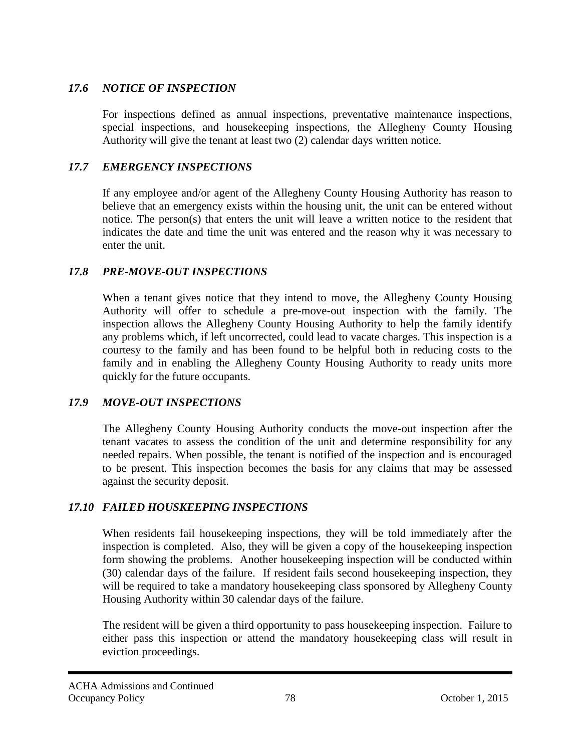### *17.6 NOTICE OF INSPECTION*

For inspections defined as annual inspections, preventative maintenance inspections, special inspections, and housekeeping inspections, the Allegheny County Housing Authority will give the tenant at least two (2) calendar days written notice.

### *17.7 EMERGENCY INSPECTIONS*

If any employee and/or agent of the Allegheny County Housing Authority has reason to believe that an emergency exists within the housing unit, the unit can be entered without notice. The person(s) that enters the unit will leave a written notice to the resident that indicates the date and time the unit was entered and the reason why it was necessary to enter the unit.

### *17.8 PRE-MOVE-OUT INSPECTIONS*

When a tenant gives notice that they intend to move, the Allegheny County Housing Authority will offer to schedule a pre-move-out inspection with the family. The inspection allows the Allegheny County Housing Authority to help the family identify any problems which, if left uncorrected, could lead to vacate charges. This inspection is a courtesy to the family and has been found to be helpful both in reducing costs to the family and in enabling the Allegheny County Housing Authority to ready units more quickly for the future occupants.

### *17.9 MOVE-OUT INSPECTIONS*

The Allegheny County Housing Authority conducts the move-out inspection after the tenant vacates to assess the condition of the unit and determine responsibility for any needed repairs. When possible, the tenant is notified of the inspection and is encouraged to be present. This inspection becomes the basis for any claims that may be assessed against the security deposit.

### *17.10 FAILED HOUSKEEPING INSPECTIONS*

When residents fail housekeeping inspections, they will be told immediately after the inspection is completed. Also, they will be given a copy of the housekeeping inspection form showing the problems. Another housekeeping inspection will be conducted within (30) calendar days of the failure. If resident fails second housekeeping inspection, they will be required to take a mandatory housekeeping class sponsored by Allegheny County Housing Authority within 30 calendar days of the failure.

The resident will be given a third opportunity to pass housekeeping inspection. Failure to either pass this inspection or attend the mandatory housekeeping class will result in eviction proceedings.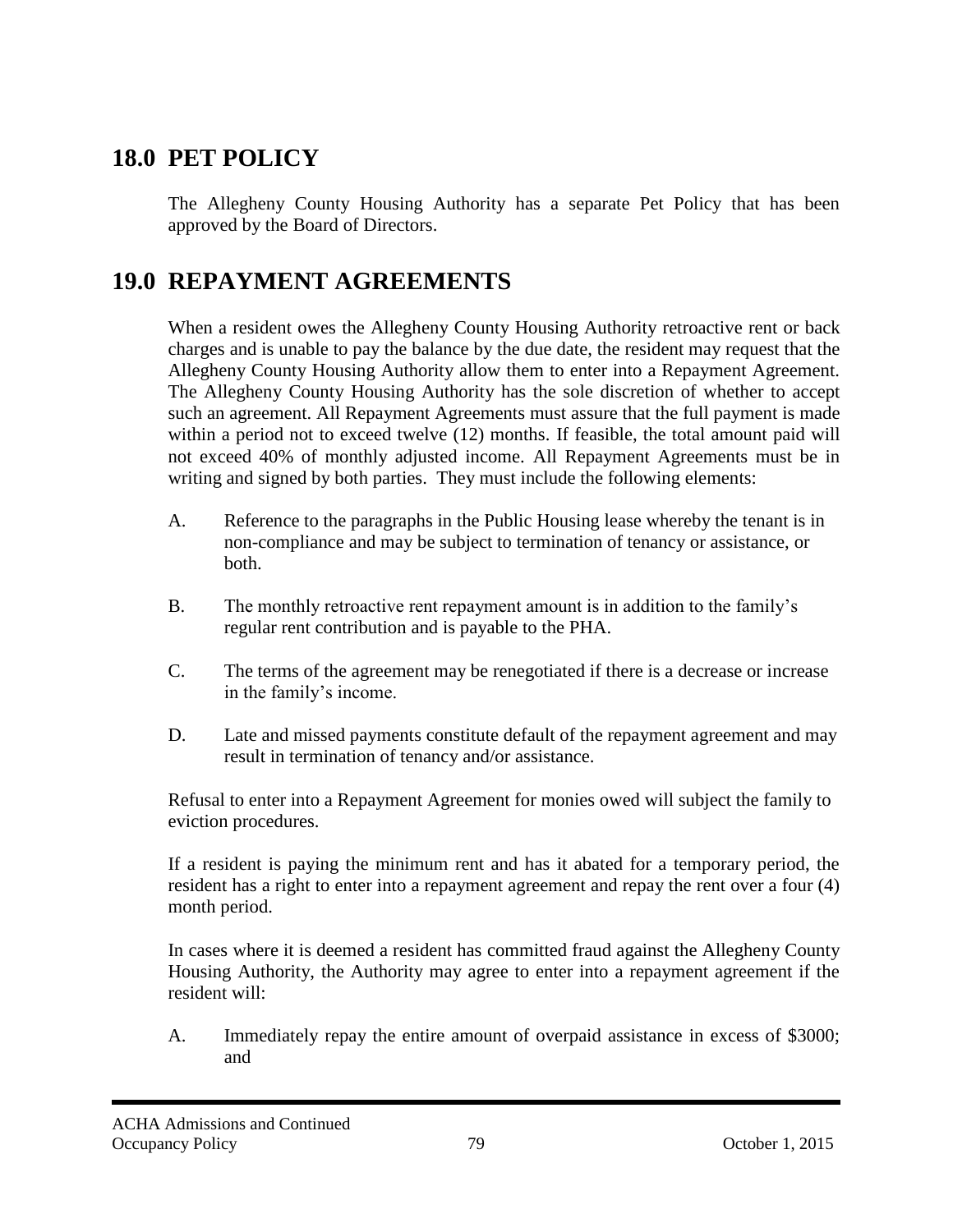## 18.0 PET POLICY

The Allegheny County Housing Authority has a separate Pet Policy that has been approved by the Board of Directors.

## 19.0 REPAYMENT AGREEMENTS

When a resident owes the Allegheny County Housing Authority retroactive rent or back charges and is unable to pay the balance by the due date, the resident may request that the Allegheny County Housing Authority allow them to enter into a Repayment Agreement. The Allegheny County Housing Authority has the sole discretion of whether to accept such an agreement. All Repayment Agreements must assure that the full payment is made within a period not to exceed twelve (12) months. If feasible, the total amount paid will not exceed 40% of monthly adjusted income. All Repayment Agreements must be in writing and signed by both parties. They must include the following elements:

A. Reference to the paragraphs in the Public Housing lease whereby the tenant is in non-compliance and may be subject to termination of tenancy or assistance, or both.

B. The monthly retroactive rent repayment amount is in addition to the family's regular rent contribution and is payable to the PHA.

C. The terms of the agreement may be renegotiated if there is a decrease or increase in the family's income.

D. Late and missed payments constitute default of the repayment agreement and may result in termination of tenancy and/or assistance.

Refusal to enter into a Repayment Agreement for monies owed will subject the family to eviction procedures.

If a resident is paying the minimum rent and has it abated for a temporary period, the resident has a right to enter into a repayment agreement and repay the rent over a four (4) month period.

In cases where it is deemed a resident has committed fraud against the Allegheny County Housing Authority, the Authority may agree to enter into a repayment agreement if the resident will:

A. Immediately repay the entire amount of overpaid assistance in excess of $3000; and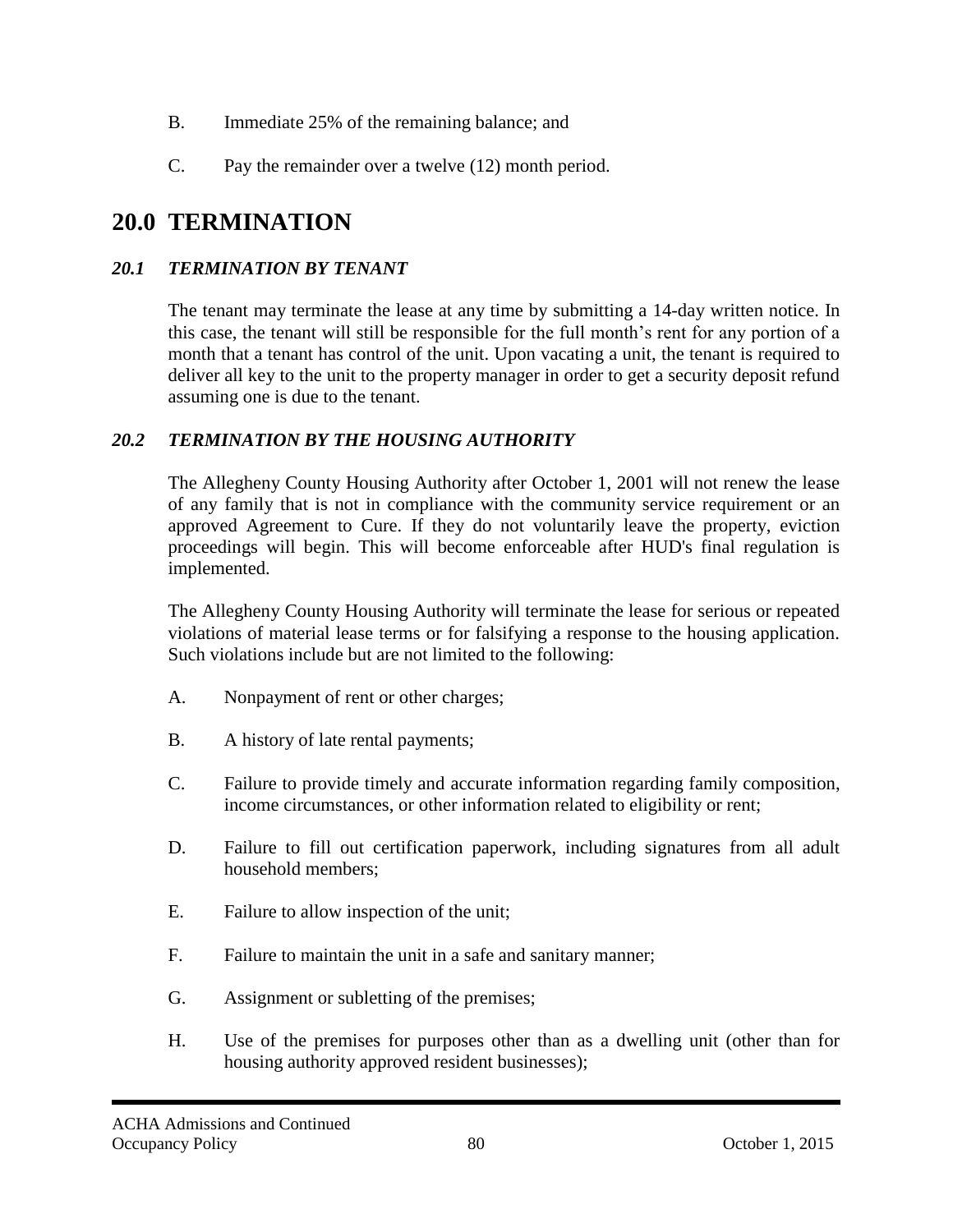B. Immediate 25% of the remaining balance; and

C. Pay the remainder over a twelve (12) month period.

# 20.0 TERMINATION

### *20.1 TERMINATION BY TENANT*

The tenant may terminate the lease at any time by submitting a 14-day written notice. In this case, the tenant will still be responsible for the full month's rent for any portion of a month that a tenant has control of the unit. Upon vacating a unit, the tenant is required to deliver all key to the unit to the property manager in order to get a security deposit refund assuming one is due to the tenant.

### *20.2 TERMINATION BY THE HOUSING AUTHORITY*

The Allegheny County Housing Authority after October 1, 2001 will not renew the lease of any family that is not in compliance with the community service requirement or an approved Agreement to Cure. If they do not voluntarily leave the property, eviction proceedings will begin. This will become enforceable after HUD's final regulation is implemented.

The Allegheny County Housing Authority will terminate the lease for serious or repeated violations of material lease terms or for falsifying a response to the housing application. Such violations include but are not limited to the following:

A. Nonpayment of rent or other charges;

B. A history of late rental payments;

C. Failure to provide timely and accurate information regarding family composition, income circumstances, or other information related to eligibility or rent;

D. Failure to fill out certification paperwork, including signatures from all adult household members;

E. Failure to allow inspection of the unit;

F. Failure to maintain the unit in a safe and sanitary manner;

G. Assignment or subletting of the premises;

H. Use of the premises for purposes other than as a dwelling unit (other than for housing authority approved resident businesses);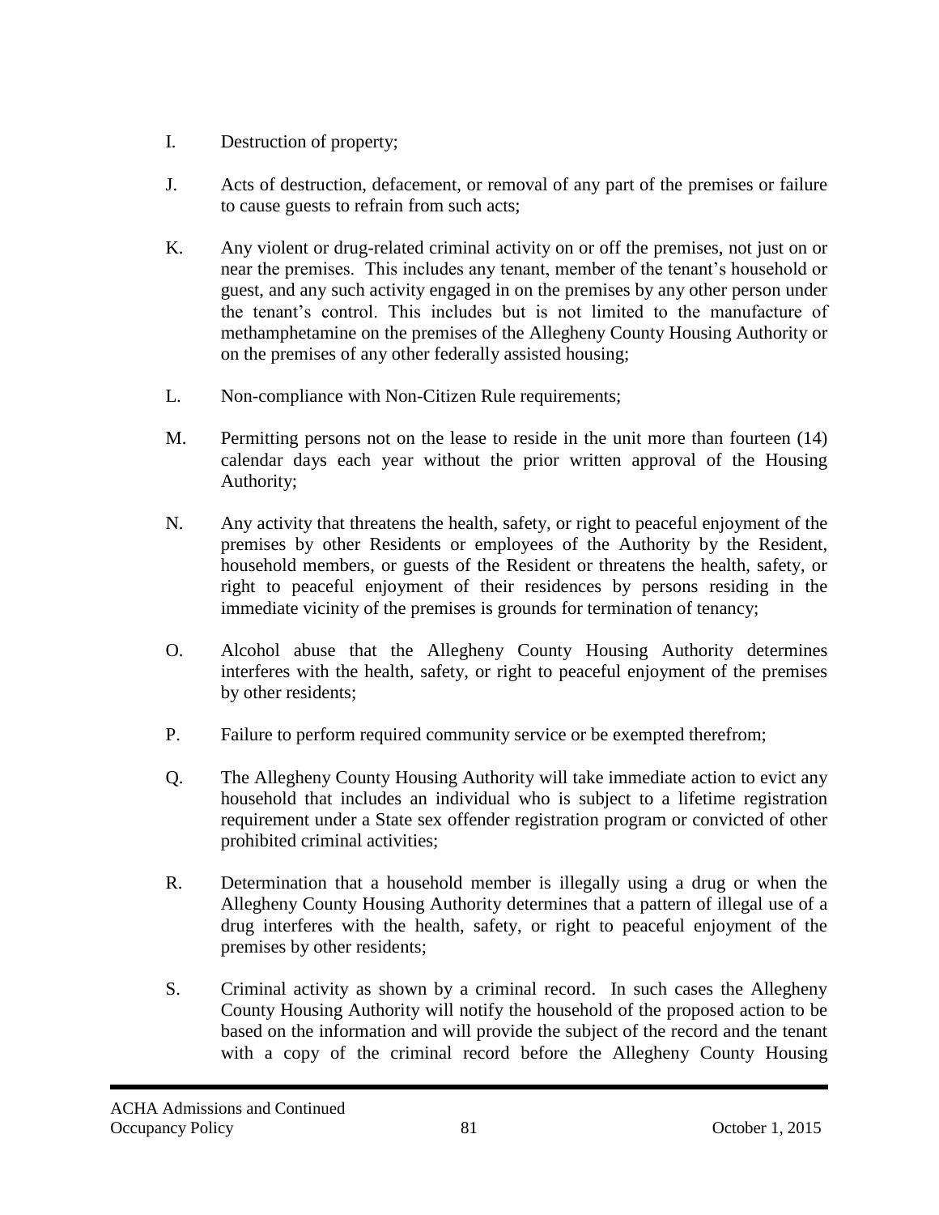I. Destruction of property;

J. Acts of destruction, defacement, or removal of any part of the premises or failure to cause guests to refrain from such acts;

K. Any violent or drug-related criminal activity on or off the premises, not just on or near the premises. This includes any tenant, member of the tenant's household or guest, and any such activity engaged in on the premises by any other person under the tenant's control. This includes but is not limited to the manufacture of methamphetamine on the premises of the Allegheny County Housing Authority or on the premises of any other federally assisted housing;

L. Non-compliance with Non-Citizen Rule requirements;

M. Permitting persons not on the lease to reside in the unit more than fourteen (14) calendar days each year without the prior written approval of the Housing Authority;

N. Any activity that threatens the health, safety, or right to peaceful enjoyment of the premises by other Residents or employees of the Authority by the Resident, household members, or guests of the Resident or threatens the health, safety, or right to peaceful enjoyment of their residences by persons residing in the immediate vicinity of the premises is grounds for termination of tenancy;

O. Alcohol abuse that the Allegheny County Housing Authority determines interferes with the health, safety, or right to peaceful enjoyment of the premises by other residents;

P. Failure to perform required community service or be exempted therefrom;

Q. The Allegheny County Housing Authority will take immediate action to evict any household that includes an individual who is subject to a lifetime registration requirement under a State sex offender registration program or convicted of other prohibited criminal activities;

R. Determination that a household member is illegally using a drug or when the Allegheny County Housing Authority determines that a pattern of illegal use of a drug interferes with the health, safety, or right to peaceful enjoyment of the premises by other residents;

S. Criminal activity as shown by a criminal record. In such cases the Allegheny County Housing Authority will notify the household of the proposed action to be based on the information and will provide the subject of the record and the tenant with a copy of the criminal record before the Allegheny County Housing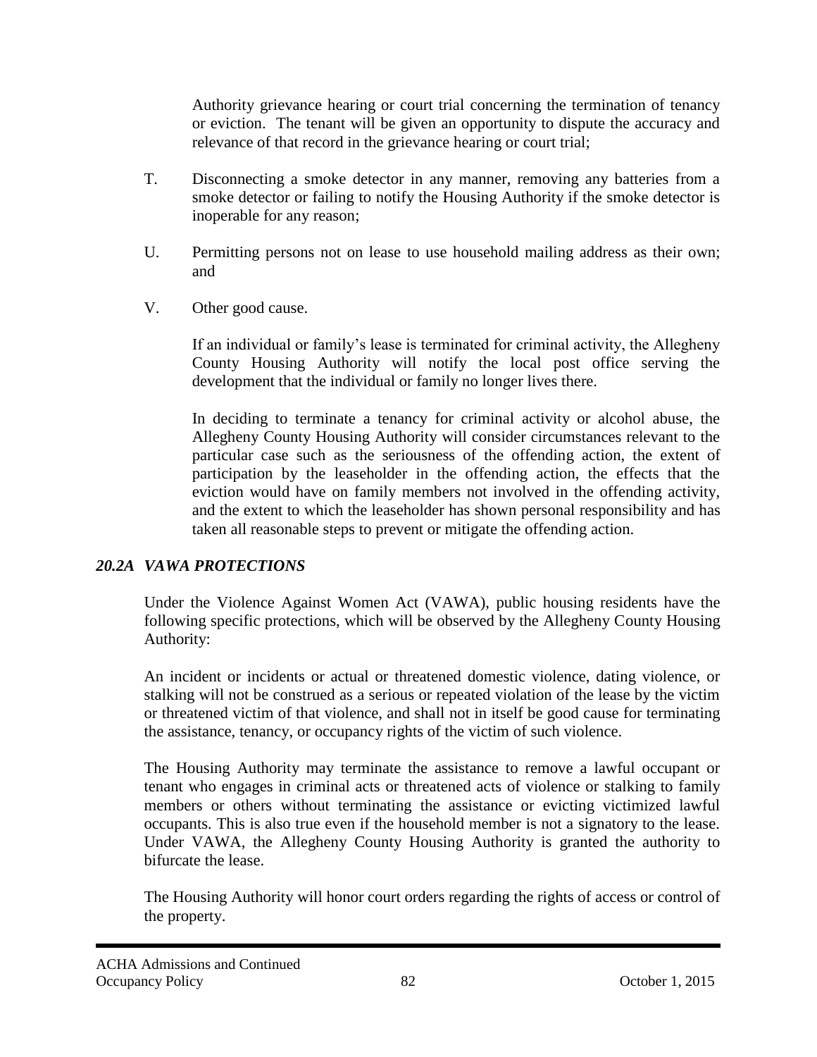Authority grievance hearing or court trial concerning the termination of tenancy or eviction. The tenant will be given an opportunity to dispute the accuracy and relevance of that record in the grievance hearing or court trial;

T. Disconnecting a smoke detector in any manner, removing any batteries from a smoke detector or failing to notify the Housing Authority if the smoke detector is inoperable for any reason;

U. Permitting persons not on lease to use household mailing address as their own; and

V. Other good cause.

If an individual or family's lease is terminated for criminal activity, the Allegheny County Housing Authority will notify the local post office serving the development that the individual or family no longer lives there.

In deciding to terminate a tenancy for criminal activity or alcohol abuse, the Allegheny County Housing Authority will consider circumstances relevant to the particular case such as the seriousness of the offending action, the extent of participation by the leaseholder in the offending action, the effects that the eviction would have on family members not involved in the offending activity, and the extent to which the leaseholder has shown personal responsibility and has taken all reasonable steps to prevent or mitigate the offending action.

### *20.2A VAWA PROTECTIONS*

Under the Violence Against Women Act (VAWA), public housing residents have the following specific protections, which will be observed by the Allegheny County Housing Authority:

An incident or incidents or actual or threatened domestic violence, dating violence, or stalking will not be construed as a serious or repeated violation of the lease by the victim or threatened victim of that violence, and shall not in itself be good cause for terminating the assistance, tenancy, or occupancy rights of the victim of such violence.

The Housing Authority may terminate the assistance to remove a lawful occupant or tenant who engages in criminal acts or threatened acts of violence or stalking to family members or others without terminating the assistance or evicting victimized lawful occupants. This is also true even if the household member is not a signatory to the lease. Under VAWA, the Allegheny County Housing Authority is granted the authority to bifurcate the lease.

The Housing Authority will honor court orders regarding the rights of access or control of the property.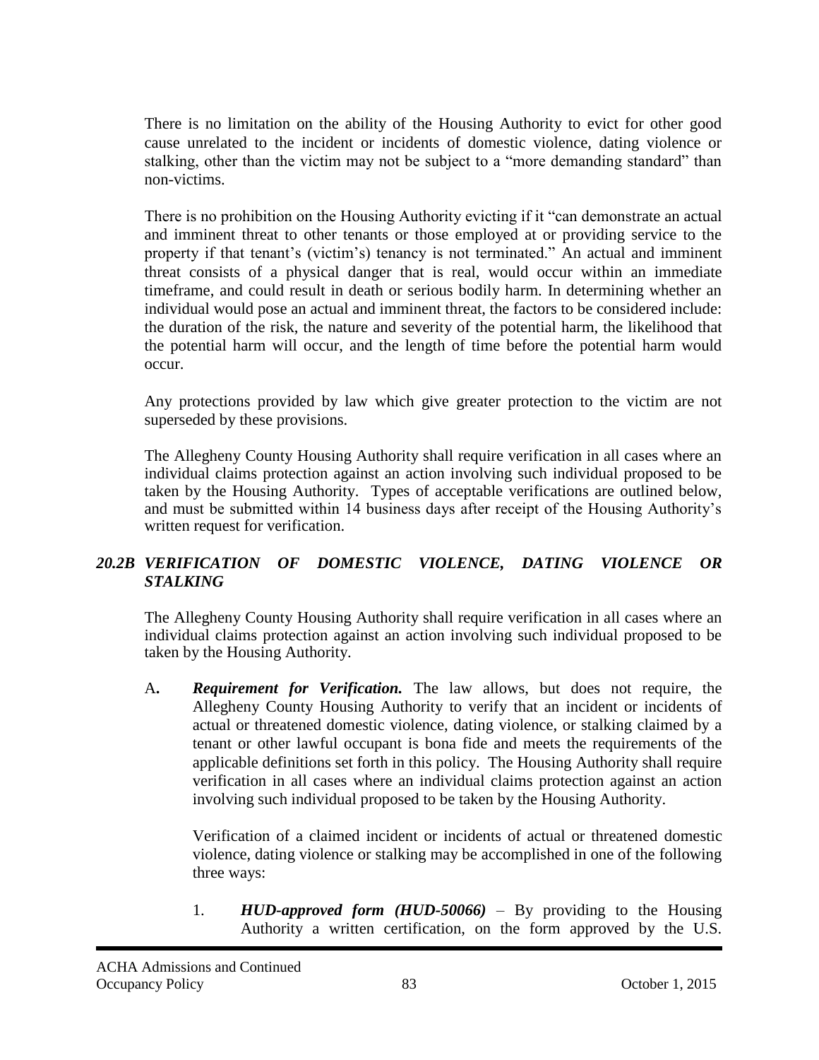There is no limitation on the ability of the Housing Authority to evict for other good cause unrelated to the incident or incidents of domestic violence, dating violence or stalking, other than the victim may not be subject to a "more demanding standard" than non-victims.

There is no prohibition on the Housing Authority evicting if it "can demonstrate an actual and imminent threat to other tenants or those employed at or providing service to the property if that tenant's (victim's) tenancy is not terminated." An actual and imminent threat consists of a physical danger that is real, would occur within an immediate timeframe, and could result in death or serious bodily harm. In determining whether an individual would pose an actual and imminent threat, the factors to be considered include: the duration of the risk, the nature and severity of the potential harm, the likelihood that the potential harm will occur, and the length of time before the potential harm would occur.

Any protections provided by law which give greater protection to the victim are not superseded by these provisions.

The Allegheny County Housing Authority shall require verification in all cases where an individual claims protection against an action involving such individual proposed to be taken by the Housing Authority. Types of acceptable verifications are outlined below, and must be submitted within 14 business days after receipt of the Housing Authority's written request for verification.

### *20.2B VERIFICATION OF DOMESTIC VIOLENCE, DATING VIOLENCE OR STALKING*

The Allegheny County Housing Authority shall require verification in all cases where an individual claims protection against an action involving such individual proposed to be taken by the Housing Authority.

A**.** ***Requirement for Verification.*** The law allows, but does not require, the Allegheny County Housing Authority to verify that an incident or incidents of actual or threatened domestic violence, dating violence, or stalking claimed by a tenant or other lawful occupant is bona fide and meets the requirements of the applicable definitions set forth in this policy. The Housing Authority shall require verification in all cases where an individual claims protection against an action involving such individual proposed to be taken by the Housing Authority.

Verification of a claimed incident or incidents of actual or threatened domestic violence, dating violence or stalking may be accomplished in one of the following three ways:

1. ***HUD-approved form (HUD-50066)*** – By providing to the Housing Authority a written certification, on the form approved by the U.S.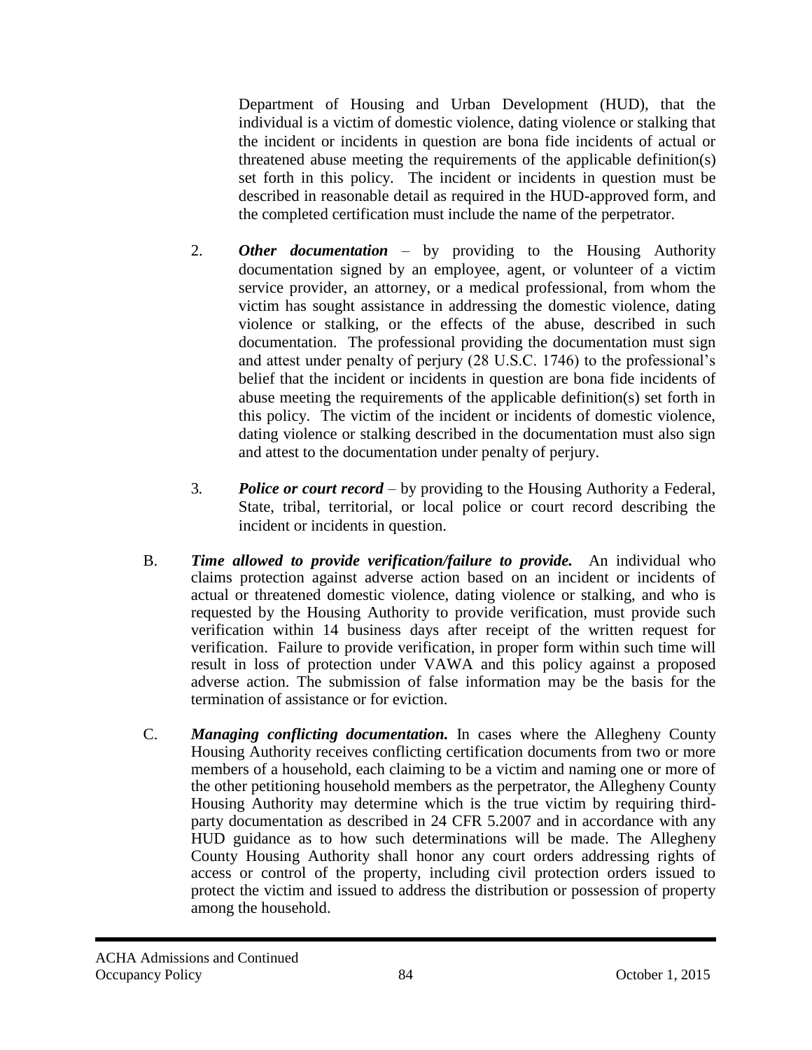Department of Housing and Urban Development (HUD), that the individual is a victim of domestic violence, dating violence or stalking that the incident or incidents in question are bona fide incidents of actual or threatened abuse meeting the requirements of the applicable definition(s) set forth in this policy. The incident or incidents in question must be described in reasonable detail as required in the HUD-approved form, and the completed certification must include the name of the perpetrator.

2. ***Other documentation*** – by providing to the Housing Authority documentation signed by an employee, agent, or volunteer of a victim service provider, an attorney, or a medical professional, from whom the victim has sought assistance in addressing the domestic violence, dating violence or stalking, or the effects of the abuse, described in such documentation. The professional providing the documentation must sign and attest under penalty of perjury (28 U.S.C. 1746) to the professional's belief that the incident or incidents in question are bona fide incidents of abuse meeting the requirements of the applicable definition(s) set forth in this policy. The victim of the incident or incidents of domestic violence, dating violence or stalking described in the documentation must also sign and attest to the documentation under penalty of perjury.

3. ***Police or court record*** – by providing to the Housing Authority a Federal, State, tribal, territorial, or local police or court record describing the incident or incidents in question.

B. ***Time allowed to provide verification/failure to provide.*** An individual who claims protection against adverse action based on an incident or incidents of actual or threatened domestic violence, dating violence or stalking, and who is requested by the Housing Authority to provide verification, must provide such verification within 14 business days after receipt of the written request for verification. Failure to provide verification, in proper form within such time will result in loss of protection under VAWA and this policy against a proposed adverse action. The submission of false information may be the basis for the termination of assistance or for eviction.

C. ***Managing conflicting documentation.*** In cases where the Allegheny County Housing Authority receives conflicting certification documents from two or more members of a household, each claiming to be a victim and naming one or more of the other petitioning household members as the perpetrator, the Allegheny County Housing Authority may determine which is the true victim by requiring third-party documentation as described in 24 CFR 5.2007 and in accordance with any HUD guidance as to how such determinations will be made. The Allegheny County Housing Authority shall honor any court orders addressing rights of access or control of the property, including civil protection orders issued to protect the victim and issued to address the distribution or possession of property among the household.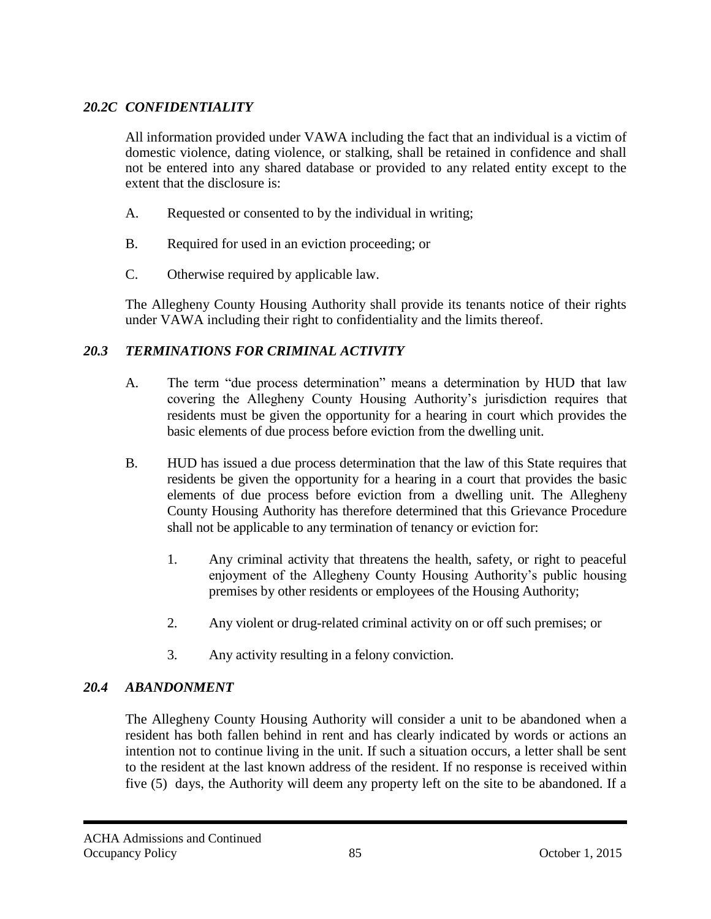### *20.2C CONFIDENTIALITY*

All information provided under VAWA including the fact that an individual is a victim of domestic violence, dating violence, or stalking, shall be retained in confidence and shall not be entered into any shared database or provided to any related entity except to the extent that the disclosure is:

A. Requested or consented to by the individual in writing;

B. Required for used in an eviction proceeding; or

C. Otherwise required by applicable law.

The Allegheny County Housing Authority shall provide its tenants notice of their rights under VAWA including their right to confidentiality and the limits thereof.

### *20.3 TERMINATIONS FOR CRIMINAL ACTIVITY*

A. The term "due process determination" means a determination by HUD that law covering the Allegheny County Housing Authority's jurisdiction requires that residents must be given the opportunity for a hearing in court which provides the basic elements of due process before eviction from the dwelling unit.

B. HUD has issued a due process determination that the law of this State requires that residents be given the opportunity for a hearing in a court that provides the basic elements of due process before eviction from a dwelling unit. The Allegheny County Housing Authority has therefore determined that this Grievance Procedure shall not be applicable to any termination of tenancy or eviction for:

   1. Any criminal activity that threatens the health, safety, or right to peaceful enjoyment of the Allegheny County Housing Authority's public housing premises by other residents or employees of the Housing Authority;

   2. Any violent or drug-related criminal activity on or off such premises; or

   3. Any activity resulting in a felony conviction.

### *20.4 ABANDONMENT*

The Allegheny County Housing Authority will consider a unit to be abandoned when a resident has both fallen behind in rent and has clearly indicated by words or actions an intention not to continue living in the unit. If such a situation occurs, a letter shall be sent to the resident at the last known address of the resident. If no response is received within five (5) days, the Authority will deem any property left on the site to be abandoned. If a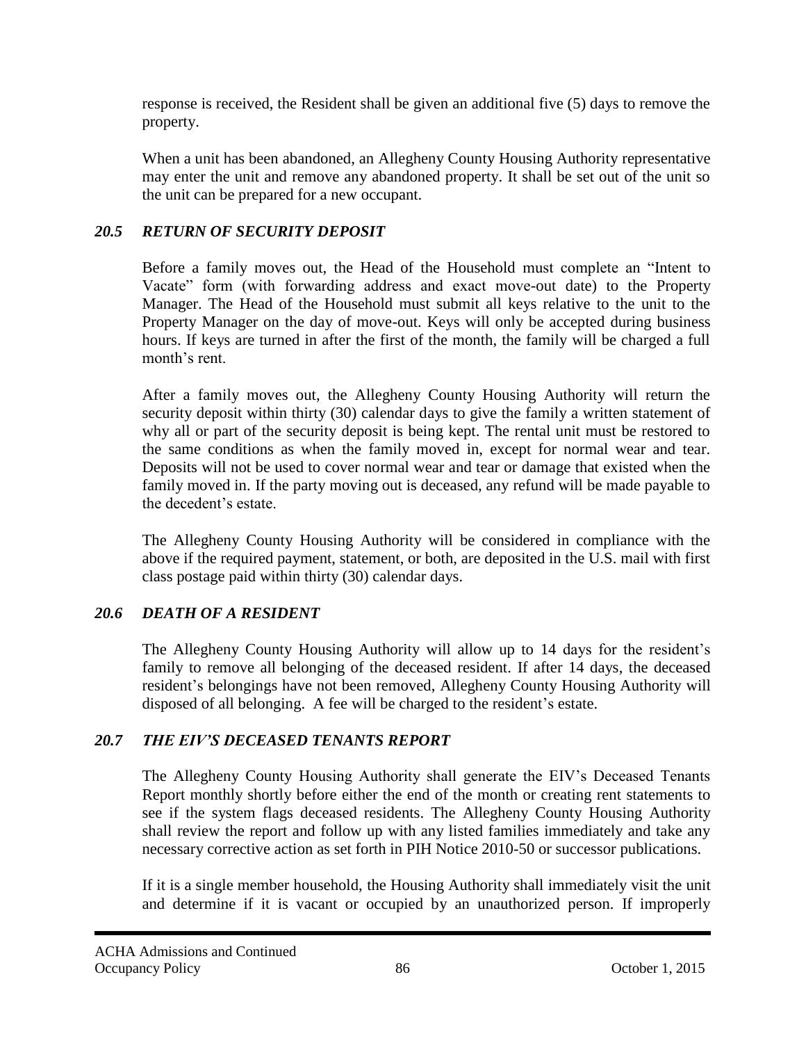response is received, the Resident shall be given an additional five (5) days to remove the property.

When a unit has been abandoned, an Allegheny County Housing Authority representative may enter the unit and remove any abandoned property. It shall be set out of the unit so the unit can be prepared for a new occupant.

### *20.5 RETURN OF SECURITY DEPOSIT*

Before a family moves out, the Head of the Household must complete an "Intent to Vacate" form (with forwarding address and exact move-out date) to the Property Manager. The Head of the Household must submit all keys relative to the unit to the Property Manager on the day of move-out. Keys will only be accepted during business hours. If keys are turned in after the first of the month, the family will be charged a full month's rent.

After a family moves out, the Allegheny County Housing Authority will return the security deposit within thirty (30) calendar days to give the family a written statement of why all or part of the security deposit is being kept. The rental unit must be restored to the same conditions as when the family moved in, except for normal wear and tear. Deposits will not be used to cover normal wear and tear or damage that existed when the family moved in. If the party moving out is deceased, any refund will be made payable to the decedent's estate.

The Allegheny County Housing Authority will be considered in compliance with the above if the required payment, statement, or both, are deposited in the U.S. mail with first class postage paid within thirty (30) calendar days.

### *20.6 DEATH OF A RESIDENT*

The Allegheny County Housing Authority will allow up to 14 days for the resident's family to remove all belonging of the deceased resident. If after 14 days, the deceased resident's belongings have not been removed, Allegheny County Housing Authority will disposed of all belonging. A fee will be charged to the resident's estate.

### *20.7 THE EIV'S DECEASED TENANTS REPORT*

The Allegheny County Housing Authority shall generate the EIV's Deceased Tenants Report monthly shortly before either the end of the month or creating rent statements to see if the system flags deceased residents. The Allegheny County Housing Authority shall review the report and follow up with any listed families immediately and take any necessary corrective action as set forth in PIH Notice 2010-50 or successor publications.

If it is a single member household, the Housing Authority shall immediately visit the unit and determine if it is vacant or occupied by an unauthorized person. If improperly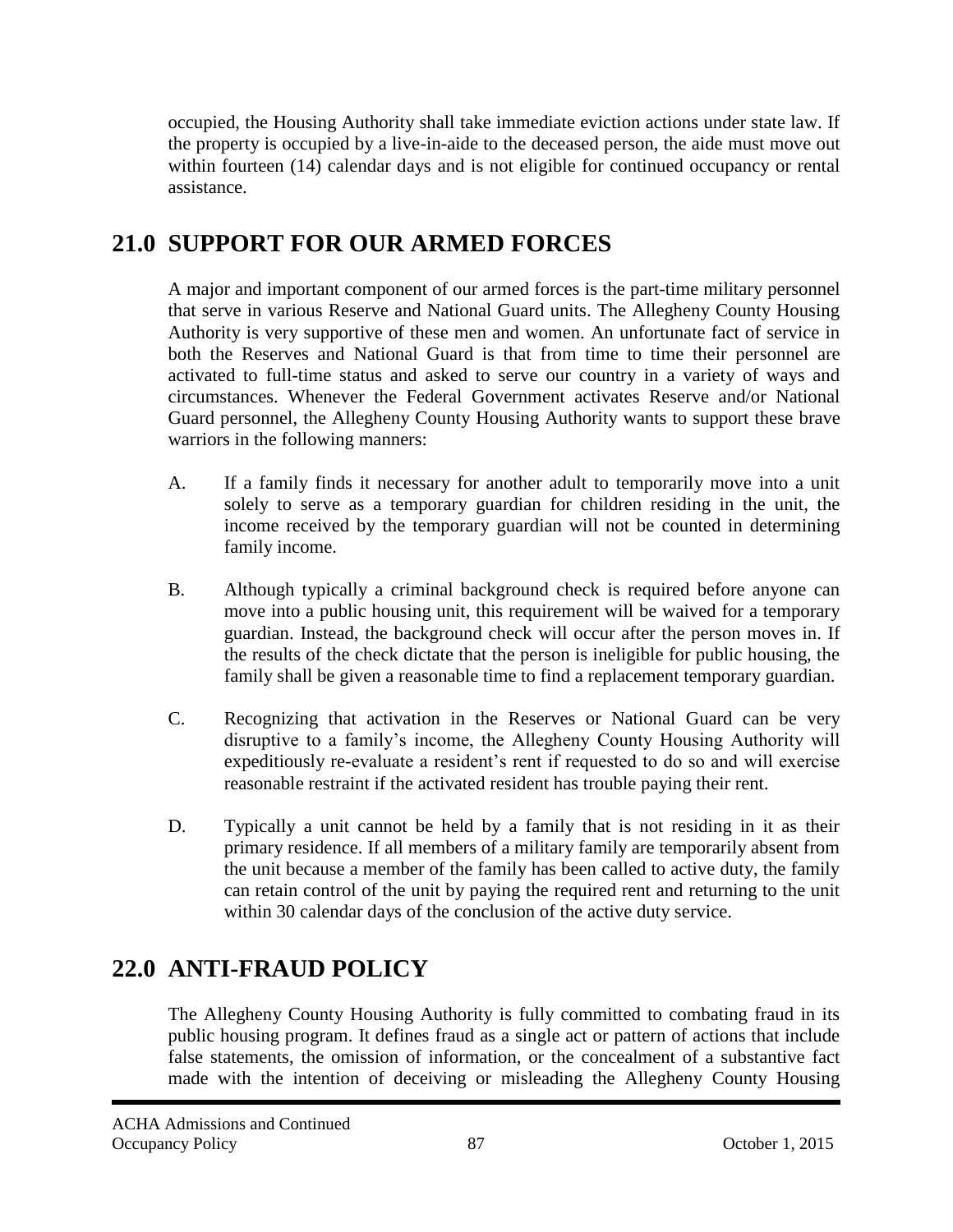occupied, the Housing Authority shall take immediate eviction actions under state law. If the property is occupied by a live-in-aide to the deceased person, the aide must move out within fourteen (14) calendar days and is not eligible for continued occupancy or rental assistance.

# 21.0 SUPPORT FOR OUR ARMED FORCES

A major and important component of our armed forces is the part-time military personnel that serve in various Reserve and National Guard units. The Allegheny County Housing Authority is very supportive of these men and women. An unfortunate fact of service in both the Reserves and National Guard is that from time to time their personnel are activated to full-time status and asked to serve our country in a variety of ways and circumstances. Whenever the Federal Government activates Reserve and/or National Guard personnel, the Allegheny County Housing Authority wants to support these brave warriors in the following manners:

A. If a family finds it necessary for another adult to temporarily move into a unit solely to serve as a temporary guardian for children residing in the unit, the income received by the temporary guardian will not be counted in determining family income.

B. Although typically a criminal background check is required before anyone can move into a public housing unit, this requirement will be waived for a temporary guardian. Instead, the background check will occur after the person moves in. If the results of the check dictate that the person is ineligible for public housing, the family shall be given a reasonable time to find a replacement temporary guardian.

C. Recognizing that activation in the Reserves or National Guard can be very disruptive to a family's income, the Allegheny County Housing Authority will expeditiously re-evaluate a resident's rent if requested to do so and will exercise reasonable restraint if the activated resident has trouble paying their rent.

D. Typically a unit cannot be held by a family that is not residing in it as their primary residence. If all members of a military family are temporarily absent from the unit because a member of the family has been called to active duty, the family can retain control of the unit by paying the required rent and returning to the unit within 30 calendar days of the conclusion of the active duty service.

# 22.0 ANTI-FRAUD POLICY

The Allegheny County Housing Authority is fully committed to combating fraud in its public housing program. It defines fraud as a single act or pattern of actions that include false statements, the omission of information, or the concealment of a substantive fact made with the intention of deceiving or misleading the Allegheny County Housing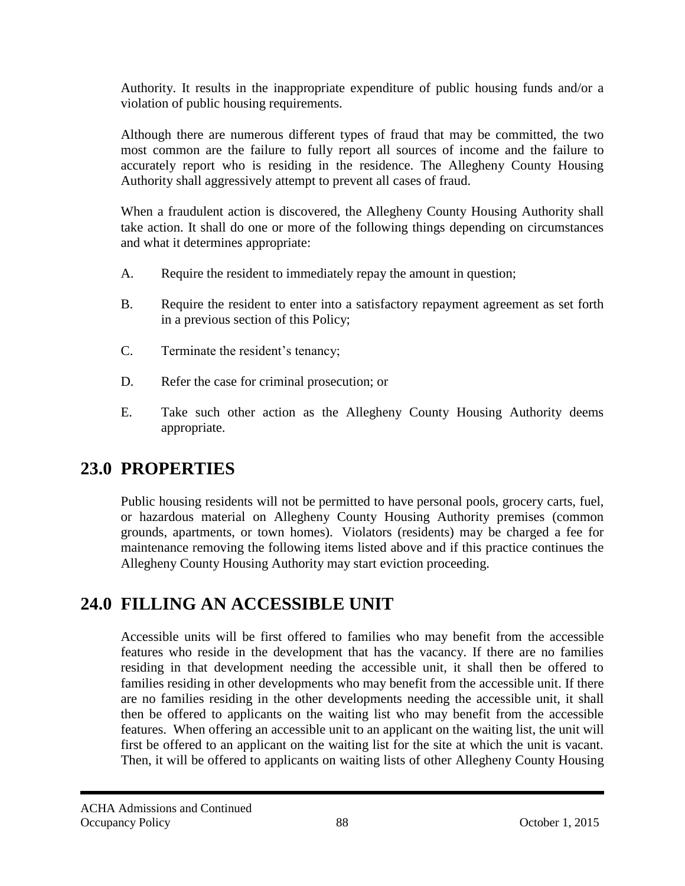Authority. It results in the inappropriate expenditure of public housing funds and/or a violation of public housing requirements.

Although there are numerous different types of fraud that may be committed, the two most common are the failure to fully report all sources of income and the failure to accurately report who is residing in the residence. The Allegheny County Housing Authority shall aggressively attempt to prevent all cases of fraud.

When a fraudulent action is discovered, the Allegheny County Housing Authority shall take action. It shall do one or more of the following things depending on circumstances and what it determines appropriate:

A. Require the resident to immediately repay the amount in question;

B. Require the resident to enter into a satisfactory repayment agreement as set forth in a previous section of this Policy;

C. Terminate the resident's tenancy;

D. Refer the case for criminal prosecution; or

E. Take such other action as the Allegheny County Housing Authority deems appropriate.

## 23.0 PROPERTIES

Public housing residents will not be permitted to have personal pools, grocery carts, fuel, or hazardous material on Allegheny County Housing Authority premises (common grounds, apartments, or town homes). Violators (residents) may be charged a fee for maintenance removing the following items listed above and if this practice continues the Allegheny County Housing Authority may start eviction proceeding.

## 24.0 FILLING AN ACCESSIBLE UNIT

Accessible units will be first offered to families who may benefit from the accessible features who reside in the development that has the vacancy. If there are no families residing in that development needing the accessible unit, it shall then be offered to families residing in other developments who may benefit from the accessible unit. If there are no families residing in the other developments needing the accessible unit, it shall then be offered to applicants on the waiting list who may benefit from the accessible features. When offering an accessible unit to an applicant on the waiting list, the unit will first be offered to an applicant on the waiting list for the site at which the unit is vacant. Then, it will be offered to applicants on waiting lists of other Allegheny County Housing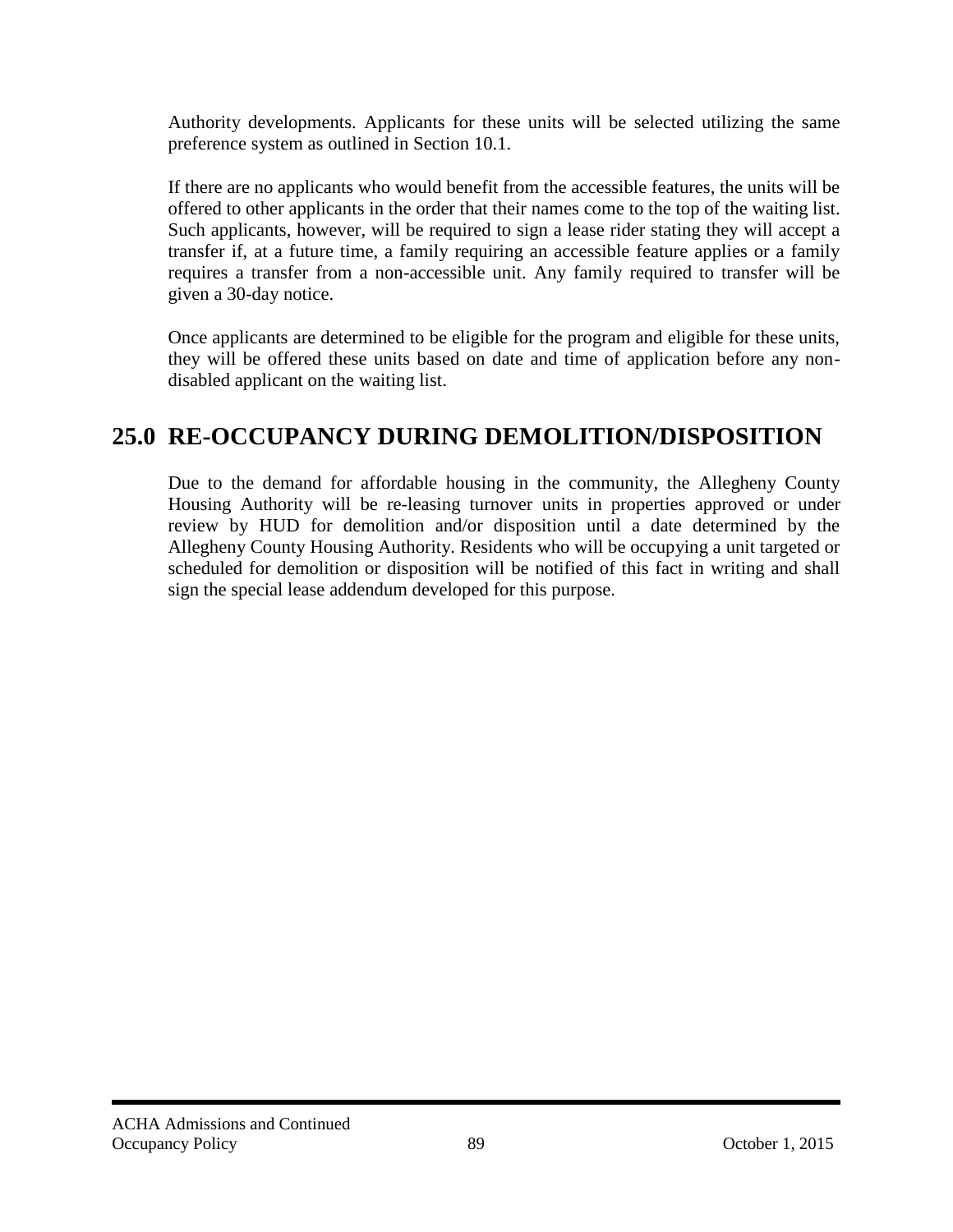Authority developments. Applicants for these units will be selected utilizing the same preference system as outlined in Section 10.1.

If there are no applicants who would benefit from the accessible features, the units will be offered to other applicants in the order that their names come to the top of the waiting list. Such applicants, however, will be required to sign a lease rider stating they will accept a transfer if, at a future time, a family requiring an accessible feature applies or a family requires a transfer from a non-accessible unit. Any family required to transfer will be given a 30-day notice.

Once applicants are determined to be eligible for the program and eligible for these units, they will be offered these units based on date and time of application before any non-disabled applicant on the waiting list.

# 25.0 RE-OCCUPANCY DURING DEMOLITION/DISPOSITION

Due to the demand for affordable housing in the community, the Allegheny County Housing Authority will be re-leasing turnover units in properties approved or under review by HUD for demolition and/or disposition until a date determined by the Allegheny County Housing Authority. Residents who will be occupying a unit targeted or scheduled for demolition or disposition will be notified of this fact in writing and shall sign the special lease addendum developed for this purpose.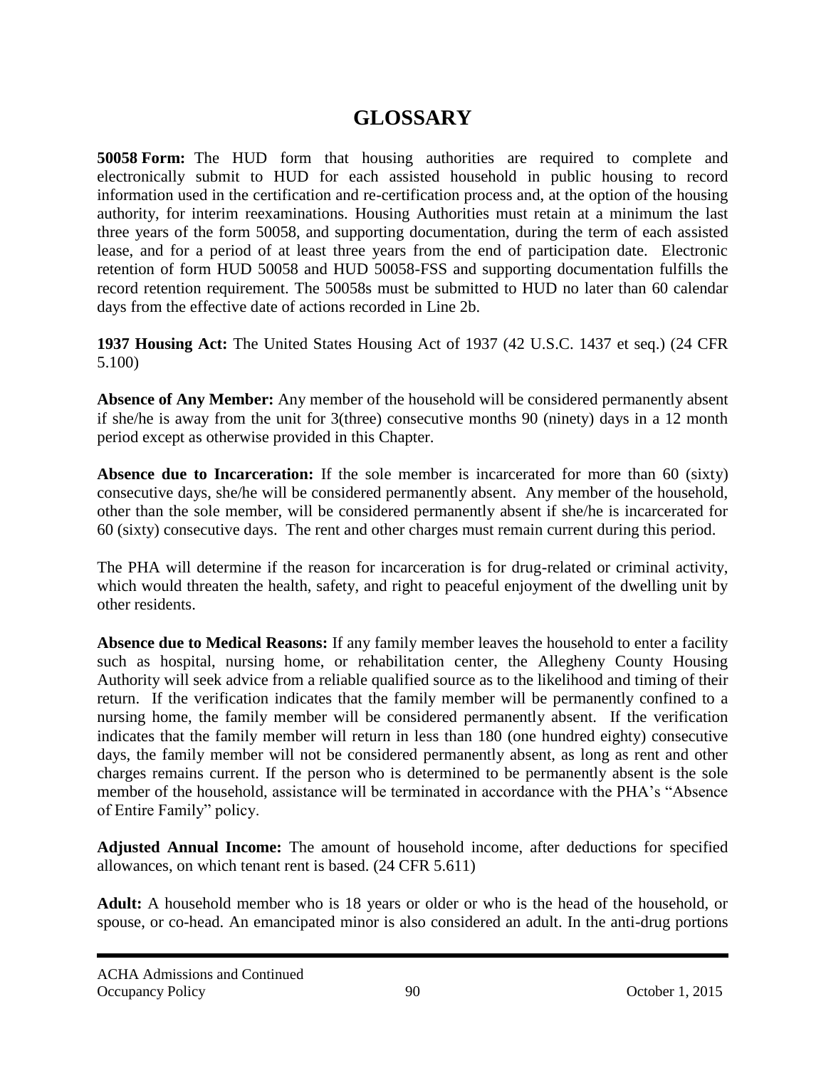# GLOSSARY

**50058 Form:** The HUD form that housing authorities are required to complete and electronically submit to HUD for each assisted household in public housing to record information used in the certification and re-certification process and, at the option of the housing authority, for interim reexaminations. Housing Authorities must retain at a minimum the last three years of the form 50058, and supporting documentation, during the term of each assisted lease, and for a period of at least three years from the end of participation date. Electronic retention of form HUD 50058 and HUD 50058-FSS and supporting documentation fulfills the record retention requirement. The 50058s must be submitted to HUD no later than 60 calendar days from the effective date of actions recorded in Line 2b.

**1937 Housing Act:** The United States Housing Act of 1937 (42 U.S.C. 1437 et seq.) (24 CFR 5.100)

**Absence of Any Member:** Any member of the household will be considered permanently absent if she/he is away from the unit for 3(three) consecutive months 90 (ninety) days in a 12 month period except as otherwise provided in this Chapter.

**Absence due to Incarceration:** If the sole member is incarcerated for more than 60 (sixty) consecutive days, she/he will be considered permanently absent. Any member of the household, other than the sole member, will be considered permanently absent if she/he is incarcerated for 60 (sixty) consecutive days. The rent and other charges must remain current during this period.

The PHA will determine if the reason for incarceration is for drug-related or criminal activity, which would threaten the health, safety, and right to peaceful enjoyment of the dwelling unit by other residents.

**Absence due to Medical Reasons:** If any family member leaves the household to enter a facility such as hospital, nursing home, or rehabilitation center, the Allegheny County Housing Authority will seek advice from a reliable qualified source as to the likelihood and timing of their return. If the verification indicates that the family member will be permanently confined to a nursing home, the family member will be considered permanently absent. If the verification indicates that the family member will return in less than 180 (one hundred eighty) consecutive days, the family member will not be considered permanently absent, as long as rent and other charges remains current. If the person who is determined to be permanently absent is the sole member of the household, assistance will be terminated in accordance with the PHA's "Absence of Entire Family" policy.

**Adjusted Annual Income:** The amount of household income, after deductions for specified allowances, on which tenant rent is based. (24 CFR 5.611)

**Adult:** A household member who is 18 years or older or who is the head of the household, or spouse, or co-head. An emancipated minor is also considered an adult. In the anti-drug portions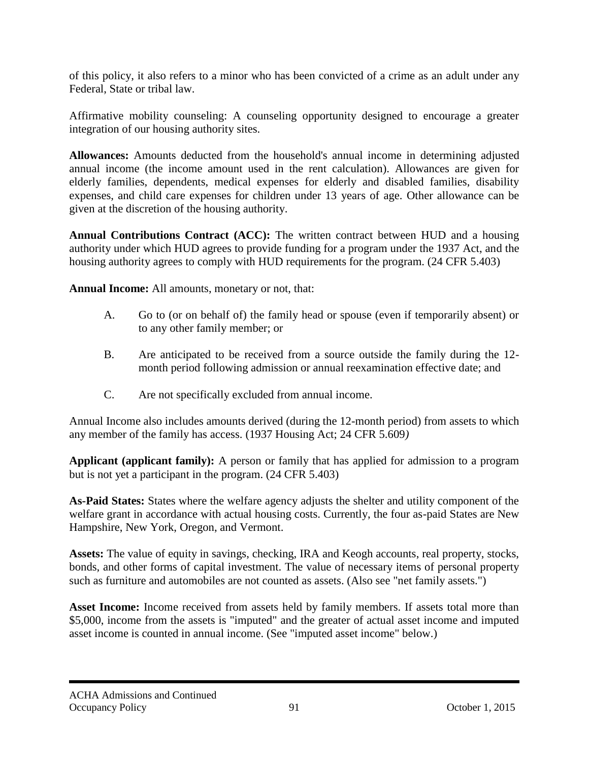of this policy, it also refers to a minor who has been convicted of a crime as an adult under any Federal, State or tribal law.

Affirmative mobility counseling: A counseling opportunity designed to encourage a greater integration of our housing authority sites.

**Allowances:** Amounts deducted from the household's annual income in determining adjusted annual income (the income amount used in the rent calculation). Allowances are given for elderly families, dependents, medical expenses for elderly and disabled families, disability expenses, and child care expenses for children under 13 years of age. Other allowance can be given at the discretion of the housing authority.

**Annual Contributions Contract (ACC):** The written contract between HUD and a housing authority under which HUD agrees to provide funding for a program under the 1937 Act, and the housing authority agrees to comply with HUD requirements for the program. (24 CFR 5.403)

**Annual Income:** All amounts, monetary or not, that:

A. Go to (or on behalf of) the family head or spouse (even if temporarily absent) or to any other family member; or

B. Are anticipated to be received from a source outside the family during the 12-month period following admission or annual reexamination effective date; and

C. Are not specifically excluded from annual income.

Annual Income also includes amounts derived (during the 12-month period) from assets to which any member of the family has access. (1937 Housing Act; 24 CFR 5.609*)*

**Applicant (applicant family):** A person or family that has applied for admission to a program but is not yet a participant in the program. (24 CFR 5.403)

**As-Paid States:** States where the welfare agency adjusts the shelter and utility component of the welfare grant in accordance with actual housing costs. Currently, the four as-paid States are New Hampshire, New York, Oregon, and Vermont.

**Assets:** The value of equity in savings, checking, IRA and Keogh accounts, real property, stocks, bonds, and other forms of capital investment. The value of necessary items of personal property such as furniture and automobiles are not counted as assets. (Also see "net family assets.")

**Asset Income:** Income received from assets held by family members. If assets total more than $5,000, income from the assets is "imputed" and the greater of actual asset income and imputed asset income is counted in annual income. (See "imputed asset income" below.)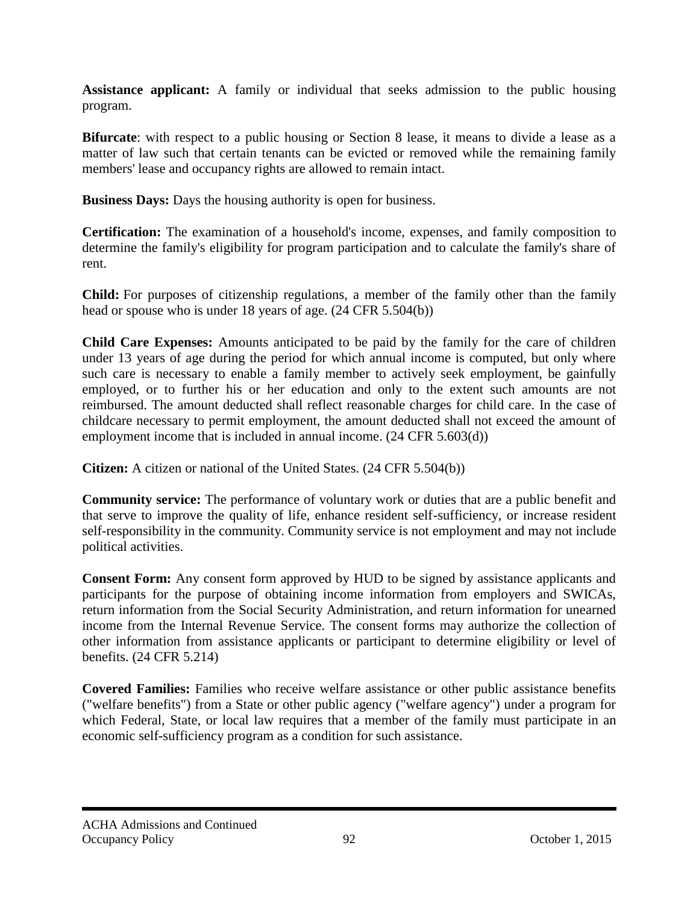**Assistance applicant:** A family or individual that seeks admission to the public housing program.

**Bifurcate**: with respect to a public housing or Section 8 lease, it means to divide a lease as a matter of law such that certain tenants can be evicted or removed while the remaining family members' lease and occupancy rights are allowed to remain intact.

**Business Days:** Days the housing authority is open for business.

**Certification:** The examination of a household's income, expenses, and family composition to determine the family's eligibility for program participation and to calculate the family's share of rent.

**Child:** For purposes of citizenship regulations, a member of the family other than the family head or spouse who is under 18 years of age. (24 CFR 5.504(b))

**Child Care Expenses:** Amounts anticipated to be paid by the family for the care of children under 13 years of age during the period for which annual income is computed, but only where such care is necessary to enable a family member to actively seek employment, be gainfully employed, or to further his or her education and only to the extent such amounts are not reimbursed. The amount deducted shall reflect reasonable charges for child care. In the case of childcare necessary to permit employment, the amount deducted shall not exceed the amount of employment income that is included in annual income. (24 CFR 5.603(d))

**Citizen:** A citizen or national of the United States. (24 CFR 5.504(b))

**Community service:** The performance of voluntary work or duties that are a public benefit and that serve to improve the quality of life, enhance resident self-sufficiency, or increase resident self-responsibility in the community. Community service is not employment and may not include political activities.

**Consent Form:** Any consent form approved by HUD to be signed by assistance applicants and participants for the purpose of obtaining income information from employers and SWICAs, return information from the Social Security Administration, and return information for unearned income from the Internal Revenue Service. The consent forms may authorize the collection of other information from assistance applicants or participant to determine eligibility or level of benefits. (24 CFR 5.214)

**Covered Families:** Families who receive welfare assistance or other public assistance benefits ("welfare benefits") from a State or other public agency ("welfare agency") under a program for which Federal, State, or local law requires that a member of the family must participate in an economic self-sufficiency program as a condition for such assistance.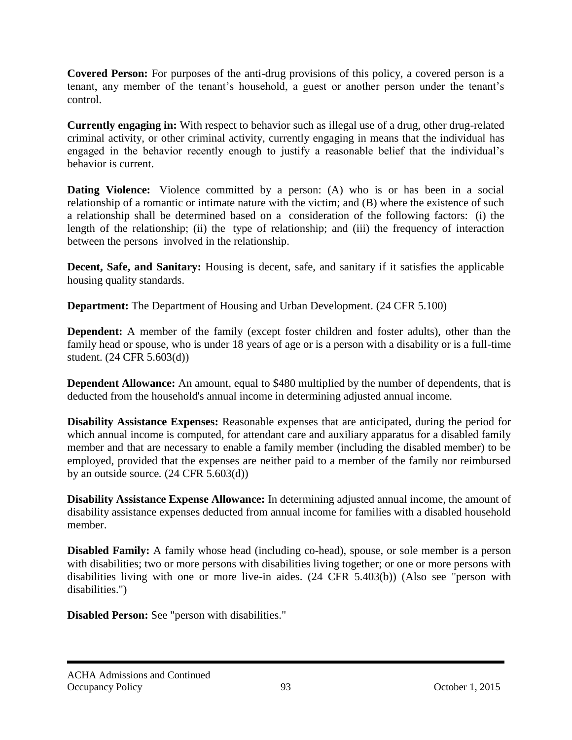**Covered Person:** For purposes of the anti-drug provisions of this policy, a covered person is a tenant, any member of the tenant's household, a guest or another person under the tenant's control.

**Currently engaging in:** With respect to behavior such as illegal use of a drug, other drug-related criminal activity, or other criminal activity, currently engaging in means that the individual has engaged in the behavior recently enough to justify a reasonable belief that the individual's behavior is current.

**Dating Violence:** Violence committed by a person: (A) who is or has been in a social relationship of a romantic or intimate nature with the victim; and (B) where the existence of such a relationship shall be determined based on a consideration of the following factors: (i) the length of the relationship; (ii) the type of relationship; and (iii) the frequency of interaction between the persons involved in the relationship.

**Decent, Safe, and Sanitary:** Housing is decent, safe, and sanitary if it satisfies the applicable housing quality standards.

**Department:** The Department of Housing and Urban Development. (24 CFR 5.100)

**Dependent:** A member of the family (except foster children and foster adults), other than the family head or spouse, who is under 18 years of age or is a person with a disability or is a full-time student. (24 CFR 5.603(d))

**Dependent Allowance:** An amount, equal to $480 multiplied by the number of dependents, that is deducted from the household's annual income in determining adjusted annual income.

**Disability Assistance Expenses:** Reasonable expenses that are anticipated, during the period for which annual income is computed, for attendant care and auxiliary apparatus for a disabled family member and that are necessary to enable a family member (including the disabled member) to be employed, provided that the expenses are neither paid to a member of the family nor reimbursed by an outside source. (24 CFR 5.603(d))

**Disability Assistance Expense Allowance:** In determining adjusted annual income, the amount of disability assistance expenses deducted from annual income for families with a disabled household member.

**Disabled Family:** A family whose head (including co-head), spouse, or sole member is a person with disabilities; two or more persons with disabilities living together; or one or more persons with disabilities living with one or more live-in aides. (24 CFR 5.403(b)) (Also see "person with disabilities.")

**Disabled Person:** See "person with disabilities."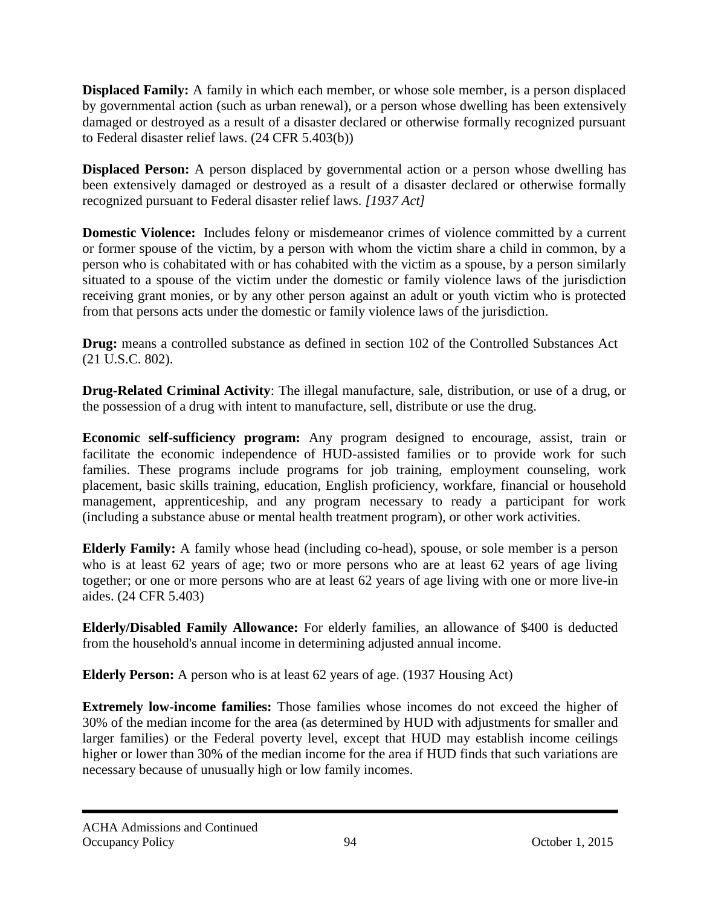**Displaced Family:** A family in which each member, or whose sole member, is a person displaced by governmental action (such as urban renewal), or a person whose dwelling has been extensively damaged or destroyed as a result of a disaster declared or otherwise formally recognized pursuant to Federal disaster relief laws. (24 CFR 5.403(b))

**Displaced Person:** A person displaced by governmental action or a person whose dwelling has been extensively damaged or destroyed as a result of a disaster declared or otherwise formally recognized pursuant to Federal disaster relief laws. *[1937 Act]*

**Domestic Violence:** Includes felony or misdemeanor crimes of violence committed by a current or former spouse of the victim, by a person with whom the victim share a child in common, by a person who is cohabitated with or has cohabited with the victim as a spouse, by a person similarly situated to a spouse of the victim under the domestic or family violence laws of the jurisdiction receiving grant monies, or by any other person against an adult or youth victim who is protected from that persons acts under the domestic or family violence laws of the jurisdiction.

**Drug:** means a controlled substance as defined in section 102 of the Controlled Substances Act (21 U.S.C. 802).

**Drug-Related Criminal Activity**: The illegal manufacture, sale, distribution, or use of a drug, or the possession of a drug with intent to manufacture, sell, distribute or use the drug.

**Economic self-sufficiency program:** Any program designed to encourage, assist, train or facilitate the economic independence of HUD-assisted families or to provide work for such families. These programs include programs for job training, employment counseling, work placement, basic skills training, education, English proficiency, workfare, financial or household management, apprenticeship, and any program necessary to ready a participant for work (including a substance abuse or mental health treatment program), or other work activities.

**Elderly Family:** A family whose head (including co-head), spouse, or sole member is a person who is at least 62 years of age; two or more persons who are at least 62 years of age living together; or one or more persons who are at least 62 years of age living with one or more live-in aides. (24 CFR 5.403)

**Elderly/Disabled Family Allowance:** For elderly families, an allowance of $400 is deducted from the household's annual income in determining adjusted annual income.

**Elderly Person:** A person who is at least 62 years of age. (1937 Housing Act)

**Extremely low-income families:** Those families whose incomes do not exceed the higher of 30% of the median income for the area (as determined by HUD with adjustments for smaller and larger families) or the Federal poverty level, except that HUD may establish income ceilings higher or lower than 30% of the median income for the area if HUD finds that such variations are necessary because of unusually high or low family incomes.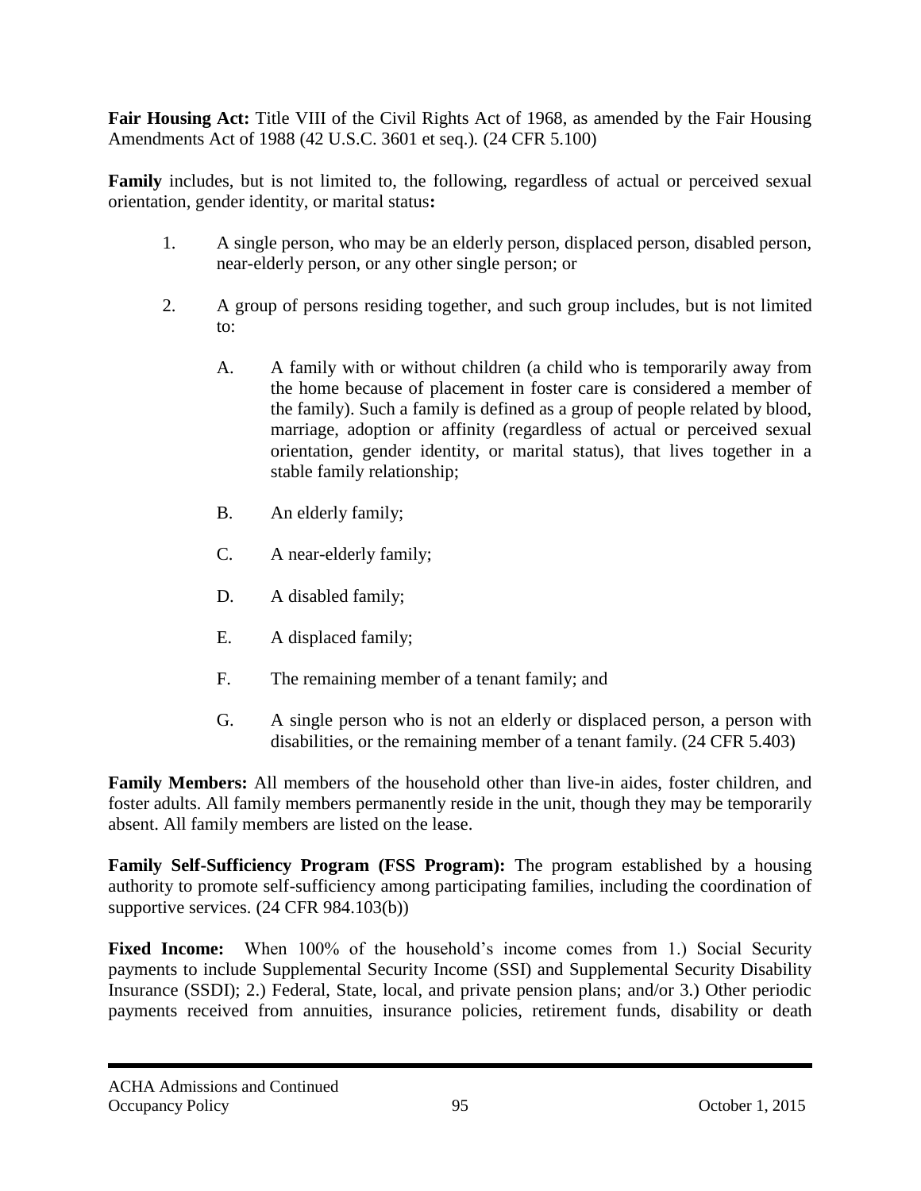**Fair Housing Act:** Title VIII of the Civil Rights Act of 1968, as amended by the Fair Housing Amendments Act of 1988 (42 U.S.C. 3601 et seq.). (24 CFR 5.100)

**Family** includes, but is not limited to, the following, regardless of actual or perceived sexual orientation, gender identity, or marital status**:**

1. A single person, who may be an elderly person, displaced person, disabled person, near-elderly person, or any other single person; or

2. A group of persons residing together, and such group includes, but is not limited to:

   A. A family with or without children (a child who is temporarily away from the home because of placement in foster care is considered a member of the family). Such a family is defined as a group of people related by blood, marriage, adoption or affinity (regardless of actual or perceived sexual orientation, gender identity, or marital status), that lives together in a stable family relationship;

   B. An elderly family;

   C. A near-elderly family;

   D. A disabled family;

   E. A displaced family;

   F. The remaining member of a tenant family; and

   G. A single person who is not an elderly or displaced person, a person with disabilities, or the remaining member of a tenant family. (24 CFR 5.403)

**Family Members:** All members of the household other than live-in aides, foster children, and foster adults. All family members permanently reside in the unit, though they may be temporarily absent. All family members are listed on the lease.

**Family Self-Sufficiency Program (FSS Program):** The program established by a housing authority to promote self-sufficiency among participating families, including the coordination of supportive services. (24 CFR 984.103(b))

**Fixed Income:** When 100% of the household's income comes from 1.) Social Security payments to include Supplemental Security Income (SSI) and Supplemental Security Disability Insurance (SSDI); 2.) Federal, State, local, and private pension plans; and/or 3.) Other periodic payments received from annuities, insurance policies, retirement funds, disability or death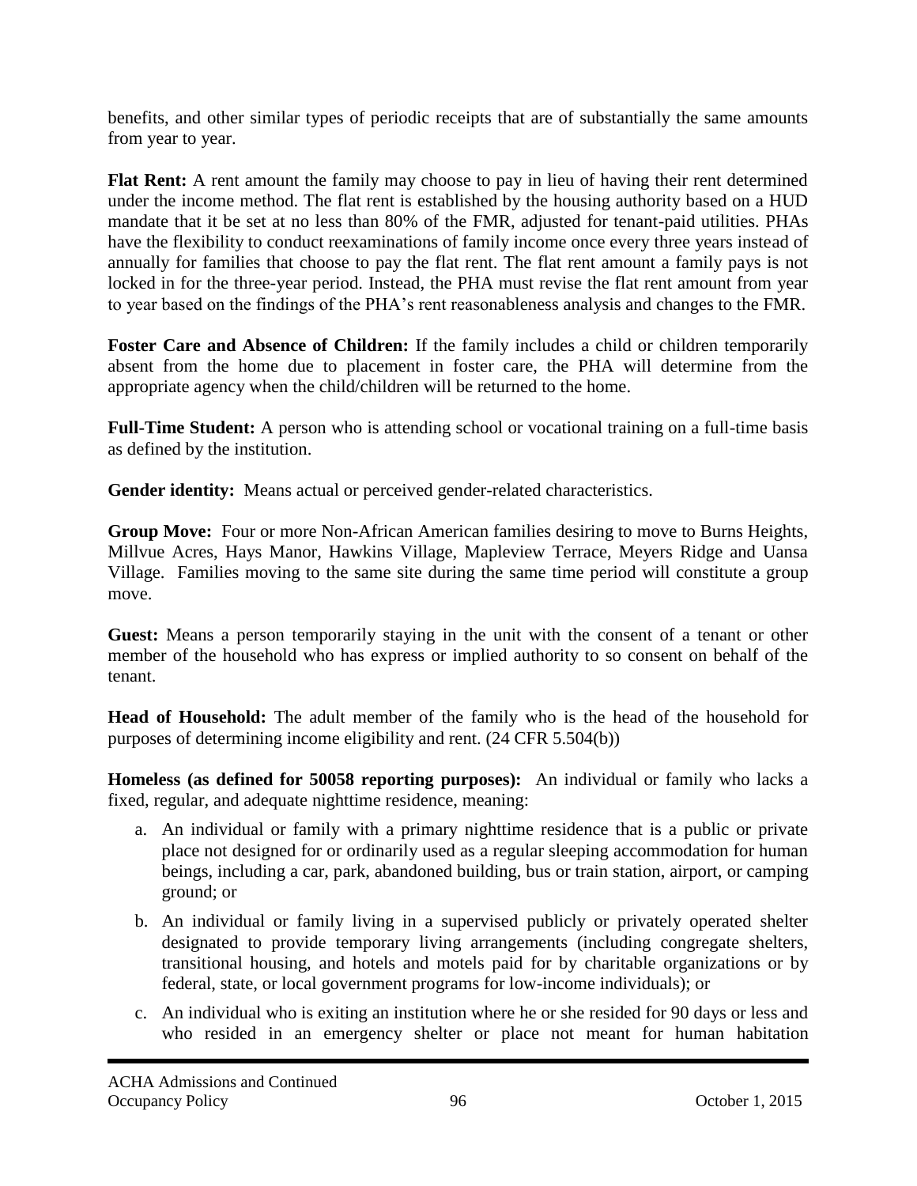benefits, and other similar types of periodic receipts that are of substantially the same amounts from year to year.

**Flat Rent:** A rent amount the family may choose to pay in lieu of having their rent determined under the income method. The flat rent is established by the housing authority based on a HUD mandate that it be set at no less than 80% of the FMR, adjusted for tenant-paid utilities. PHAs have the flexibility to conduct reexaminations of family income once every three years instead of annually for families that choose to pay the flat rent. The flat rent amount a family pays is not locked in for the three-year period. Instead, the PHA must revise the flat rent amount from year to year based on the findings of the PHA's rent reasonableness analysis and changes to the FMR.

**Foster Care and Absence of Children:** If the family includes a child or children temporarily absent from the home due to placement in foster care, the PHA will determine from the appropriate agency when the child/children will be returned to the home.

**Full-Time Student:** A person who is attending school or vocational training on a full-time basis as defined by the institution.

**Gender identity:** Means actual or perceived gender-related characteristics.

**Group Move:** Four or more Non-African American families desiring to move to Burns Heights, Millvue Acres, Hays Manor, Hawkins Village, Mapleview Terrace, Meyers Ridge and Uansa Village. Families moving to the same site during the same time period will constitute a group move.

**Guest:** Means a person temporarily staying in the unit with the consent of a tenant or other member of the household who has express or implied authority to so consent on behalf of the tenant.

**Head of Household:** The adult member of the family who is the head of the household for purposes of determining income eligibility and rent. (24 CFR 5.504(b))

**Homeless (as defined for 50058 reporting purposes):** An individual or family who lacks a fixed, regular, and adequate nighttime residence, meaning:

a. An individual or family with a primary nighttime residence that is a public or private place not designed for or ordinarily used as a regular sleeping accommodation for human beings, including a car, park, abandoned building, bus or train station, airport, or camping ground; or

b. An individual or family living in a supervised publicly or privately operated shelter designated to provide temporary living arrangements (including congregate shelters, transitional housing, and hotels and motels paid for by charitable organizations or by federal, state, or local government programs for low-income individuals); or

c. An individual who is exiting an institution where he or she resided for 90 days or less and who resided in an emergency shelter or place not meant for human habitation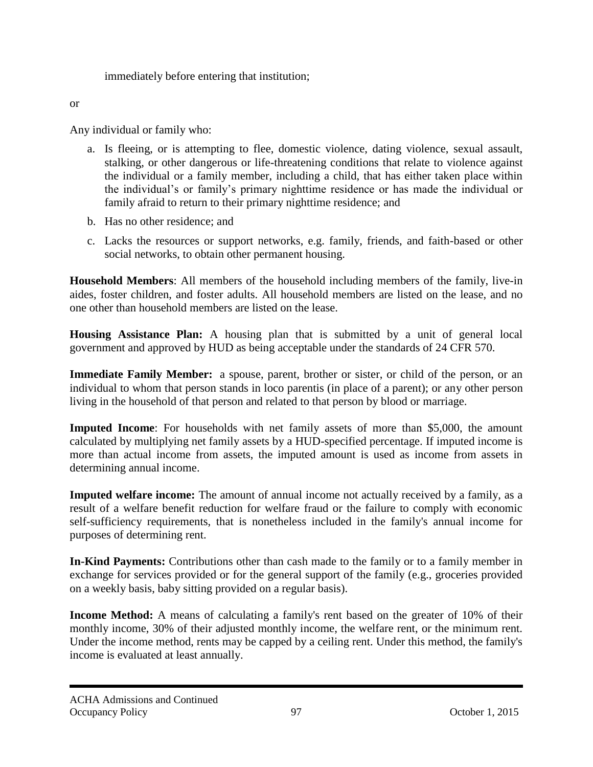immediately before entering that institution;

or

Any individual or family who:

a. Is fleeing, or is attempting to flee, domestic violence, dating violence, sexual assault, stalking, or other dangerous or life-threatening conditions that relate to violence against the individual or a family member, including a child, that has either taken place within the individual's or family's primary nighttime residence or has made the individual or family afraid to return to their primary nighttime residence; and
b. Has no other residence; and
c. Lacks the resources or support networks, e.g. family, friends, and faith-based or other social networks, to obtain other permanent housing.

**Household Members**: All members of the household including members of the family, live-in aides, foster children, and foster adults. All household members are listed on the lease, and no one other than household members are listed on the lease.

**Housing Assistance Plan:** A housing plan that is submitted by a unit of general local government and approved by HUD as being acceptable under the standards of 24 CFR 570.

**Immediate Family Member:** a spouse, parent, brother or sister, or child of the person, or an individual to whom that person stands in loco parentis (in place of a parent); or any other person living in the household of that person and related to that person by blood or marriage.

**Imputed Income**: For households with net family assets of more than $5,000, the amount calculated by multiplying net family assets by a HUD-specified percentage. If imputed income is more than actual income from assets, the imputed amount is used as income from assets in determining annual income.

**Imputed welfare income:** The amount of annual income not actually received by a family, as a result of a welfare benefit reduction for welfare fraud or the failure to comply with economic self-sufficiency requirements, that is nonetheless included in the family's annual income for purposes of determining rent.

**In-Kind Payments:** Contributions other than cash made to the family or to a family member in exchange for services provided or for the general support of the family (e.g., groceries provided on a weekly basis, baby sitting provided on a regular basis).

**Income Method:** A means of calculating a family's rent based on the greater of 10% of their monthly income, 30% of their adjusted monthly income, the welfare rent, or the minimum rent. Under the income method, rents may be capped by a ceiling rent. Under this method, the family's income is evaluated at least annually.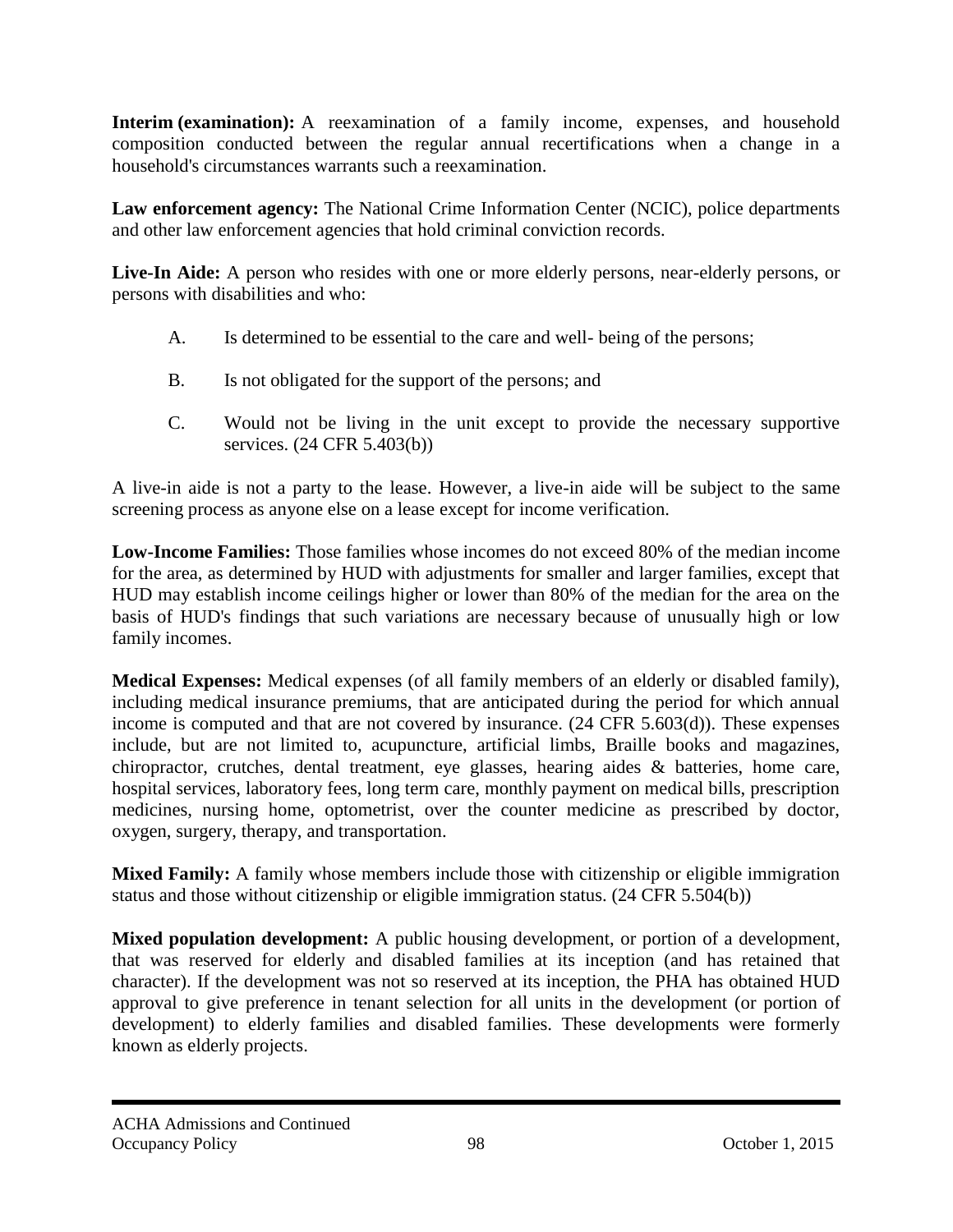**Interim (examination):** A reexamination of a family income, expenses, and household composition conducted between the regular annual recertifications when a change in a household's circumstances warrants such a reexamination.

**Law enforcement agency:** The National Crime Information Center (NCIC), police departments and other law enforcement agencies that hold criminal conviction records.

**Live-In Aide:** A person who resides with one or more elderly persons, near-elderly persons, or persons with disabilities and who:

A. Is determined to be essential to the care and well- being of the persons;

B. Is not obligated for the support of the persons; and

C. Would not be living in the unit except to provide the necessary supportive services. (24 CFR 5.403(b))

A live-in aide is not a party to the lease. However, a live-in aide will be subject to the same screening process as anyone else on a lease except for income verification.

**Low-Income Families:** Those families whose incomes do not exceed 80% of the median income for the area, as determined by HUD with adjustments for smaller and larger families, except that HUD may establish income ceilings higher or lower than 80% of the median for the area on the basis of HUD's findings that such variations are necessary because of unusually high or low family incomes.

**Medical Expenses:** Medical expenses (of all family members of an elderly or disabled family), including medical insurance premiums, that are anticipated during the period for which annual income is computed and that are not covered by insurance. (24 CFR 5.603(d)). These expenses include, but are not limited to, acupuncture, artificial limbs, Braille books and magazines, chiropractor, crutches, dental treatment, eye glasses, hearing aides & batteries, home care, hospital services, laboratory fees, long term care, monthly payment on medical bills, prescription medicines, nursing home, optometrist, over the counter medicine as prescribed by doctor, oxygen, surgery, therapy, and transportation.

**Mixed Family:** A family whose members include those with citizenship or eligible immigration status and those without citizenship or eligible immigration status. (24 CFR 5.504(b))

**Mixed population development:** A public housing development, or portion of a development, that was reserved for elderly and disabled families at its inception (and has retained that character). If the development was not so reserved at its inception, the PHA has obtained HUD approval to give preference in tenant selection for all units in the development (or portion of development) to elderly families and disabled families. These developments were formerly known as elderly projects.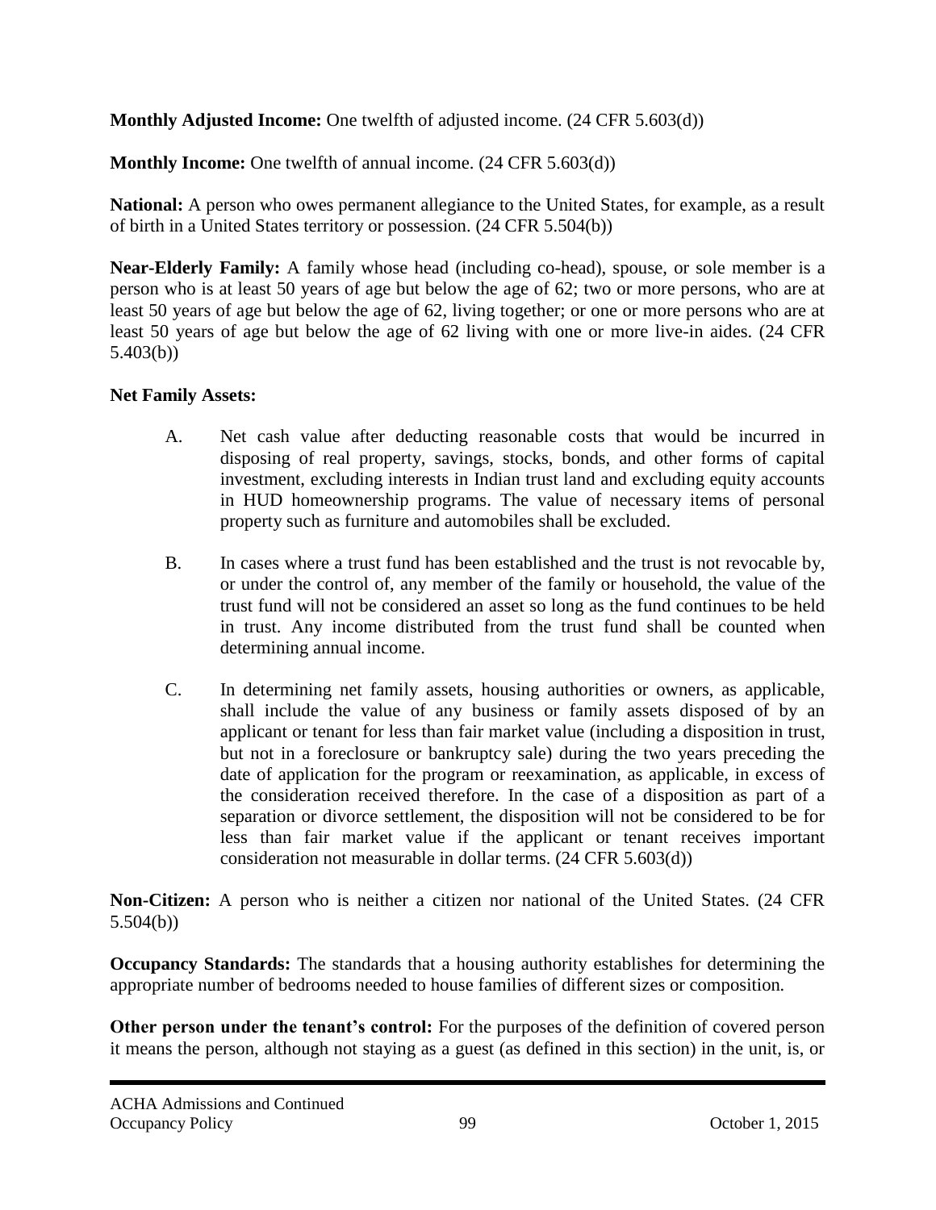**Monthly Adjusted Income:** One twelfth of adjusted income. (24 CFR 5.603(d))

**Monthly Income:** One twelfth of annual income. (24 CFR 5.603(d))

**National:** A person who owes permanent allegiance to the United States, for example, as a result of birth in a United States territory or possession. (24 CFR 5.504(b))

**Near-Elderly Family:** A family whose head (including co-head), spouse, or sole member is a person who is at least 50 years of age but below the age of 62; two or more persons, who are at least 50 years of age but below the age of 62, living together; or one or more persons who are at least 50 years of age but below the age of 62 living with one or more live-in aides. (24 CFR 5.403(b))

**Net Family Assets:**

A. Net cash value after deducting reasonable costs that would be incurred in disposing of real property, savings, stocks, bonds, and other forms of capital investment, excluding interests in Indian trust land and excluding equity accounts in HUD homeownership programs. The value of necessary items of personal property such as furniture and automobiles shall be excluded.

B. In cases where a trust fund has been established and the trust is not revocable by, or under the control of, any member of the family or household, the value of the trust fund will not be considered an asset so long as the fund continues to be held in trust. Any income distributed from the trust fund shall be counted when determining annual income.

C. In determining net family assets, housing authorities or owners, as applicable, shall include the value of any business or family assets disposed of by an applicant or tenant for less than fair market value (including a disposition in trust, but not in a foreclosure or bankruptcy sale) during the two years preceding the date of application for the program or reexamination, as applicable, in excess of the consideration received therefore. In the case of a disposition as part of a separation or divorce settlement, the disposition will not be considered to be for less than fair market value if the applicant or tenant receives important consideration not measurable in dollar terms. (24 CFR 5.603(d))

**Non-Citizen:** A person who is neither a citizen nor national of the United States. (24 CFR 5.504(b))

**Occupancy Standards:** The standards that a housing authority establishes for determining the appropriate number of bedrooms needed to house families of different sizes or composition.

**Other person under the tenant's control:** For the purposes of the definition of covered person it means the person, although not staying as a guest (as defined in this section) in the unit, is, or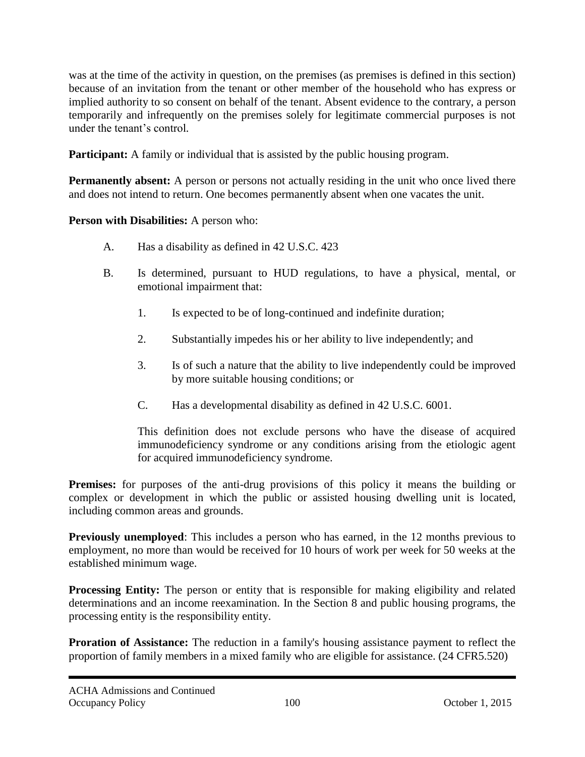was at the time of the activity in question, on the premises (as premises is defined in this section) because of an invitation from the tenant or other member of the household who has express or implied authority to so consent on behalf of the tenant. Absent evidence to the contrary, a person temporarily and infrequently on the premises solely for legitimate commercial purposes is not under the tenant's control.

**Participant:** A family or individual that is assisted by the public housing program.

**Permanently absent:** A person or persons not actually residing in the unit who once lived there and does not intend to return. One becomes permanently absent when one vacates the unit.

**Person with Disabilities:** A person who:

A. Has a disability as defined in 42 U.S.C. 423

B. Is determined, pursuant to HUD regulations, to have a physical, mental, or emotional impairment that:

   1. Is expected to be of long-continued and indefinite duration;

   2. Substantially impedes his or her ability to live independently; and

   3. Is of such a nature that the ability to live independently could be improved by more suitable housing conditions; or

C. Has a developmental disability as defined in 42 U.S.C. 6001.

This definition does not exclude persons who have the disease of acquired immunodeficiency syndrome or any conditions arising from the etiologic agent for acquired immunodeficiency syndrome.

**Premises:** for purposes of the anti-drug provisions of this policy it means the building or complex or development in which the public or assisted housing dwelling unit is located, including common areas and grounds.

**Previously unemployed**: This includes a person who has earned, in the 12 months previous to employment, no more than would be received for 10 hours of work per week for 50 weeks at the established minimum wage.

**Processing Entity:** The person or entity that is responsible for making eligibility and related determinations and an income reexamination. In the Section 8 and public housing programs, the processing entity is the responsibility entity.

**Proration of Assistance:** The reduction in a family's housing assistance payment to reflect the proportion of family members in a mixed family who are eligible for assistance. (24 CFR5.520)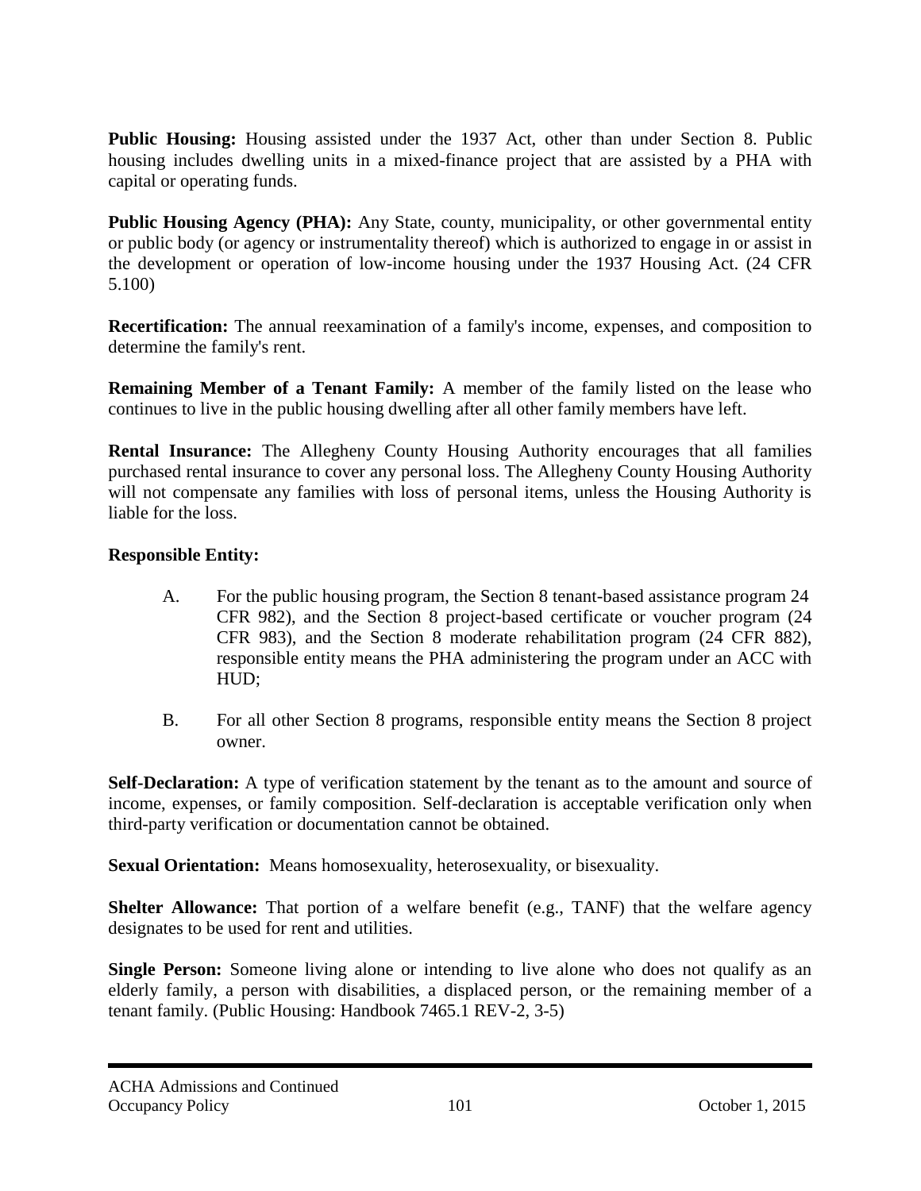**Public Housing:** Housing assisted under the 1937 Act, other than under Section 8. Public housing includes dwelling units in a mixed-finance project that are assisted by a PHA with capital or operating funds.

**Public Housing Agency (PHA):** Any State, county, municipality, or other governmental entity or public body (or agency or instrumentality thereof) which is authorized to engage in or assist in the development or operation of low-income housing under the 1937 Housing Act. (24 CFR 5.100)

**Recertification:** The annual reexamination of a family's income, expenses, and composition to determine the family's rent.

**Remaining Member of a Tenant Family:** A member of the family listed on the lease who continues to live in the public housing dwelling after all other family members have left.

**Rental Insurance:** The Allegheny County Housing Authority encourages that all families purchased rental insurance to cover any personal loss. The Allegheny County Housing Authority will not compensate any families with loss of personal items, unless the Housing Authority is liable for the loss.

**Responsible Entity:**

A. For the public housing program, the Section 8 tenant-based assistance program 24 CFR 982), and the Section 8 project-based certificate or voucher program (24 CFR 983), and the Section 8 moderate rehabilitation program (24 CFR 882), responsible entity means the PHA administering the program under an ACC with HUD;

B. For all other Section 8 programs, responsible entity means the Section 8 project owner.

**Self-Declaration:** A type of verification statement by the tenant as to the amount and source of income, expenses, or family composition. Self-declaration is acceptable verification only when third-party verification or documentation cannot be obtained.

**Sexual Orientation:** Means homosexuality, heterosexuality, or bisexuality.

**Shelter Allowance:** That portion of a welfare benefit (e.g., TANF) that the welfare agency designates to be used for rent and utilities.

**Single Person:** Someone living alone or intending to live alone who does not qualify as an elderly family, a person with disabilities, a displaced person, or the remaining member of a tenant family. (Public Housing: Handbook 7465.1 REV-2, 3-5)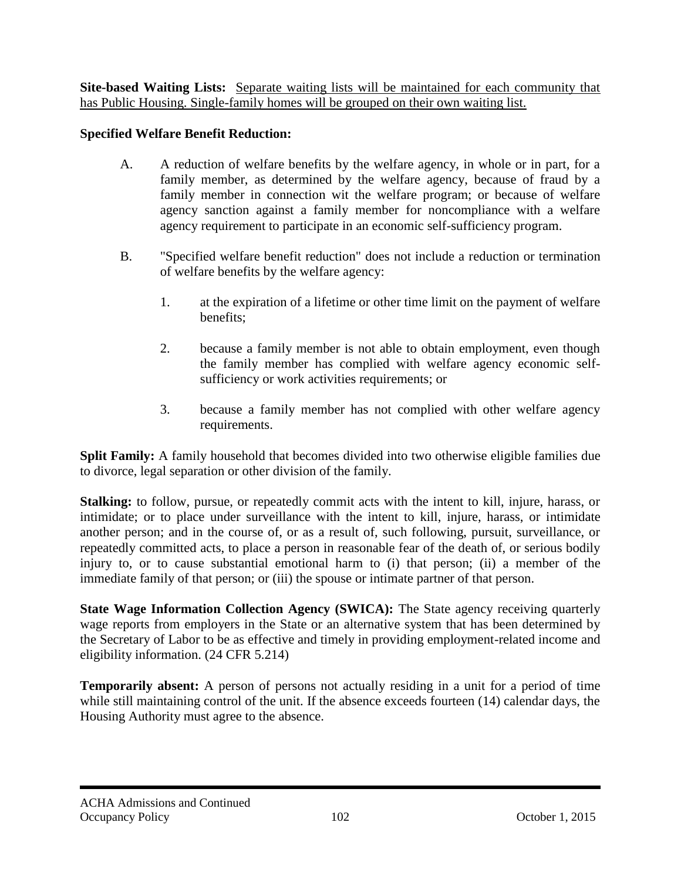**Site-based Waiting Lists:** <u>Separate waiting lists will be maintained for each community that has Public Housing. Single-family homes will be grouped on their own waiting list.</u>

**Specified Welfare Benefit Reduction:**

A. A reduction of welfare benefits by the welfare agency, in whole or in part, for a family member, as determined by the welfare agency, because of fraud by a family member in connection wit the welfare program; or because of welfare agency sanction against a family member for noncompliance with a welfare agency requirement to participate in an economic self-sufficiency program.

B. "Specified welfare benefit reduction" does not include a reduction or termination of welfare benefits by the welfare agency:

1. at the expiration of a lifetime or other time limit on the payment of welfare benefits;

2. because a family member is not able to obtain employment, even though the family member has complied with welfare agency economic self-sufficiency or work activities requirements; or

3. because a family member has not complied with other welfare agency requirements.

**Split Family:** A family household that becomes divided into two otherwise eligible families due to divorce, legal separation or other division of the family.

**Stalking:** to follow, pursue, or repeatedly commit acts with the intent to kill, injure, harass, or intimidate; or to place under surveillance with the intent to kill, injure, harass, or intimidate another person; and in the course of, or as a result of, such following, pursuit, surveillance, or repeatedly committed acts, to place a person in reasonable fear of the death of, or serious bodily injury to, or to cause substantial emotional harm to (i) that person; (ii) a member of the immediate family of that person; or (iii) the spouse or intimate partner of that person.

**State Wage Information Collection Agency (SWICA):** The State agency receiving quarterly wage reports from employers in the State or an alternative system that has been determined by the Secretary of Labor to be as effective and timely in providing employment-related income and eligibility information. (24 CFR 5.214)

**Temporarily absent:** A person of persons not actually residing in a unit for a period of time while still maintaining control of the unit. If the absence exceeds fourteen (14) calendar days, the Housing Authority must agree to the absence.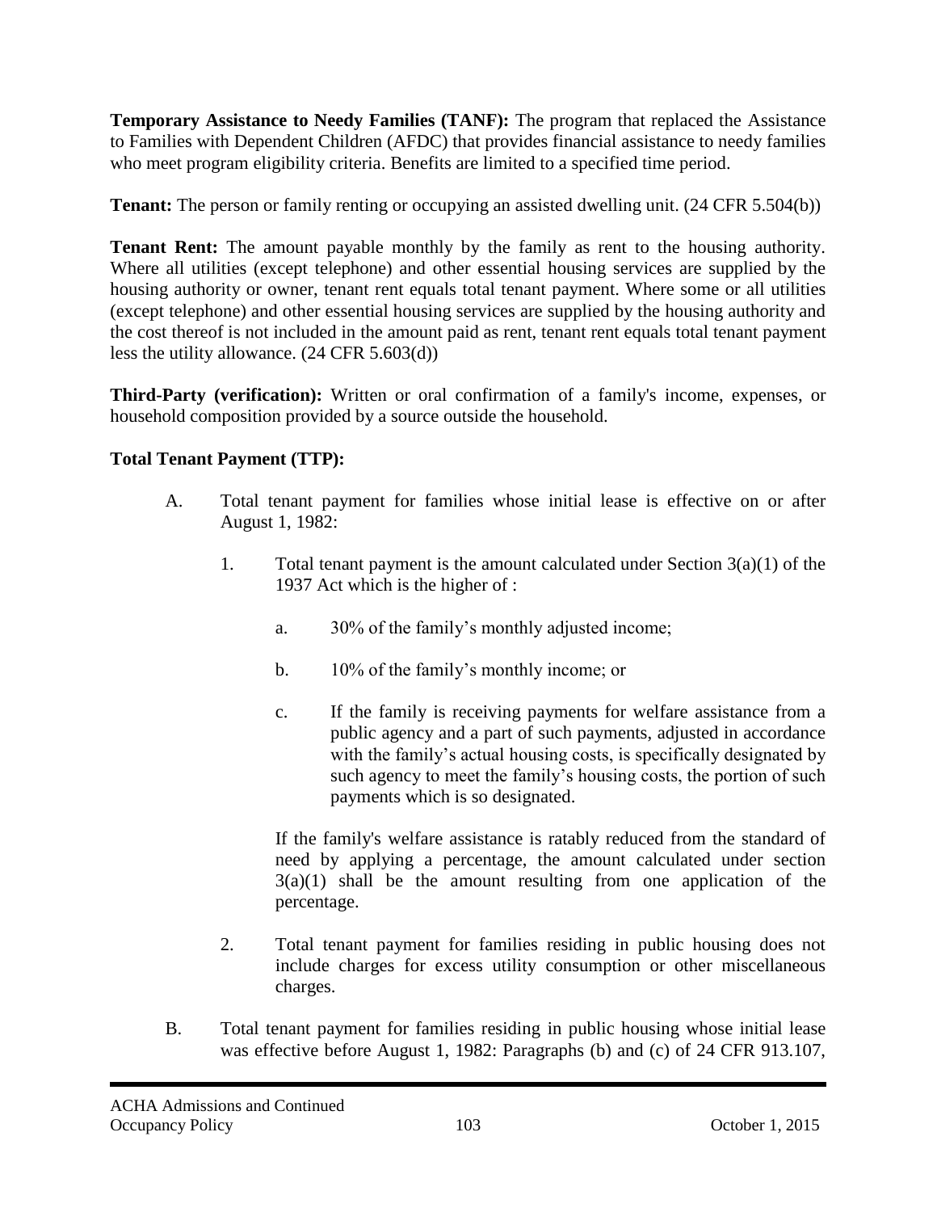**Temporary Assistance to Needy Families (TANF):** The program that replaced the Assistance to Families with Dependent Children (AFDC) that provides financial assistance to needy families who meet program eligibility criteria. Benefits are limited to a specified time period.

**Tenant:** The person or family renting or occupying an assisted dwelling unit. (24 CFR 5.504(b))

**Tenant Rent:** The amount payable monthly by the family as rent to the housing authority. Where all utilities (except telephone) and other essential housing services are supplied by the housing authority or owner, tenant rent equals total tenant payment. Where some or all utilities (except telephone) and other essential housing services are supplied by the housing authority and the cost thereof is not included in the amount paid as rent, tenant rent equals total tenant payment less the utility allowance. (24 CFR 5.603(d))

**Third-Party (verification):** Written or oral confirmation of a family's income, expenses, or household composition provided by a source outside the household.

**Total Tenant Payment (TTP):**

A. Total tenant payment for families whose initial lease is effective on or after August 1, 1982:

   1. Total tenant payment is the amount calculated under Section 3(a)(1) of the 1937 Act which is the higher of :

      a. 30% of the family's monthly adjusted income;

      b. 10% of the family's monthly income; or

      c. If the family is receiving payments for welfare assistance from a public agency and a part of such payments, adjusted in accordance with the family's actual housing costs, is specifically designated by such agency to meet the family's housing costs, the portion of such payments which is so designated.

      If the family's welfare assistance is ratably reduced from the standard of need by applying a percentage, the amount calculated under section 3(a)(1) shall be the amount resulting from one application of the percentage.

   2. Total tenant payment for families residing in public housing does not include charges for excess utility consumption or other miscellaneous charges.

B. Total tenant payment for families residing in public housing whose initial lease was effective before August 1, 1982: Paragraphs (b) and (c) of 24 CFR 913.107,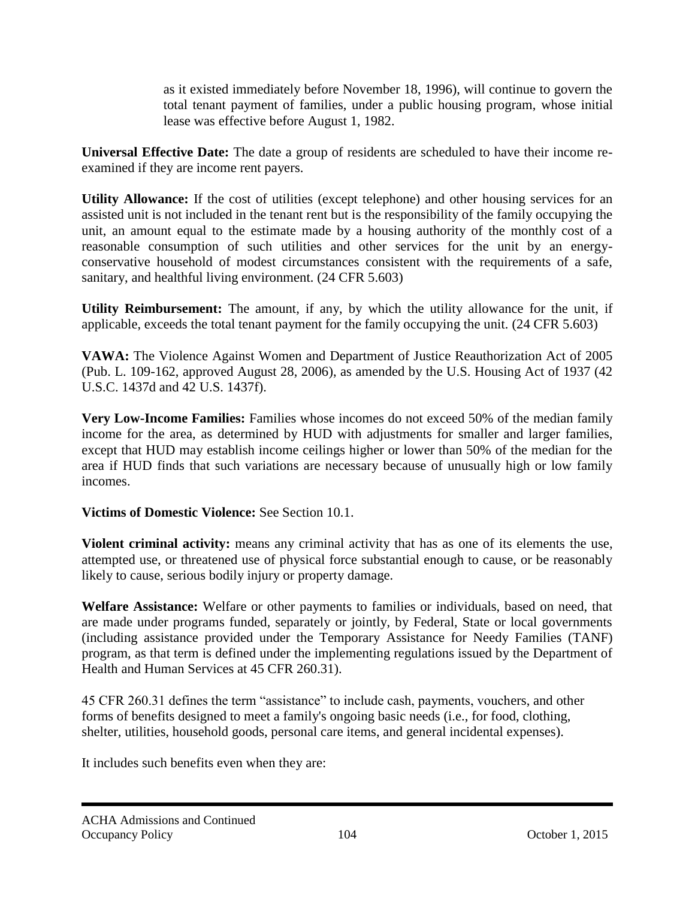as it existed immediately before November 18, 1996), will continue to govern the total tenant payment of families, under a public housing program, whose initial lease was effective before August 1, 1982.

**Universal Effective Date:** The date a group of residents are scheduled to have their income re-examined if they are income rent payers.

**Utility Allowance:** If the cost of utilities (except telephone) and other housing services for an assisted unit is not included in the tenant rent but is the responsibility of the family occupying the unit, an amount equal to the estimate made by a housing authority of the monthly cost of a reasonable consumption of such utilities and other services for the unit by an energy-conservative household of modest circumstances consistent with the requirements of a safe, sanitary, and healthful living environment. (24 CFR 5.603)

**Utility Reimbursement:** The amount, if any, by which the utility allowance for the unit, if applicable, exceeds the total tenant payment for the family occupying the unit. (24 CFR 5.603)

**VAWA:** The Violence Against Women and Department of Justice Reauthorization Act of 2005 (Pub. L. 109-162, approved August 28, 2006), as amended by the U.S. Housing Act of 1937 (42 U.S.C. 1437d and 42 U.S. 1437f).

**Very Low-Income Families:** Families whose incomes do not exceed 50% of the median family income for the area, as determined by HUD with adjustments for smaller and larger families, except that HUD may establish income ceilings higher or lower than 50% of the median for the area if HUD finds that such variations are necessary because of unusually high or low family incomes.

**Victims of Domestic Violence:** See Section 10.1.

**Violent criminal activity:** means any criminal activity that has as one of its elements the use, attempted use, or threatened use of physical force substantial enough to cause, or be reasonably likely to cause, serious bodily injury or property damage.

**Welfare Assistance:** Welfare or other payments to families or individuals, based on need, that are made under programs funded, separately or jointly, by Federal, State or local governments (including assistance provided under the Temporary Assistance for Needy Families (TANF) program, as that term is defined under the implementing regulations issued by the Department of Health and Human Services at 45 CFR 260.31).

45 CFR 260.31 defines the term "assistance" to include cash, payments, vouchers, and other forms of benefits designed to meet a family's ongoing basic needs (i.e., for food, clothing, shelter, utilities, household goods, personal care items, and general incidental expenses).

It includes such benefits even when they are: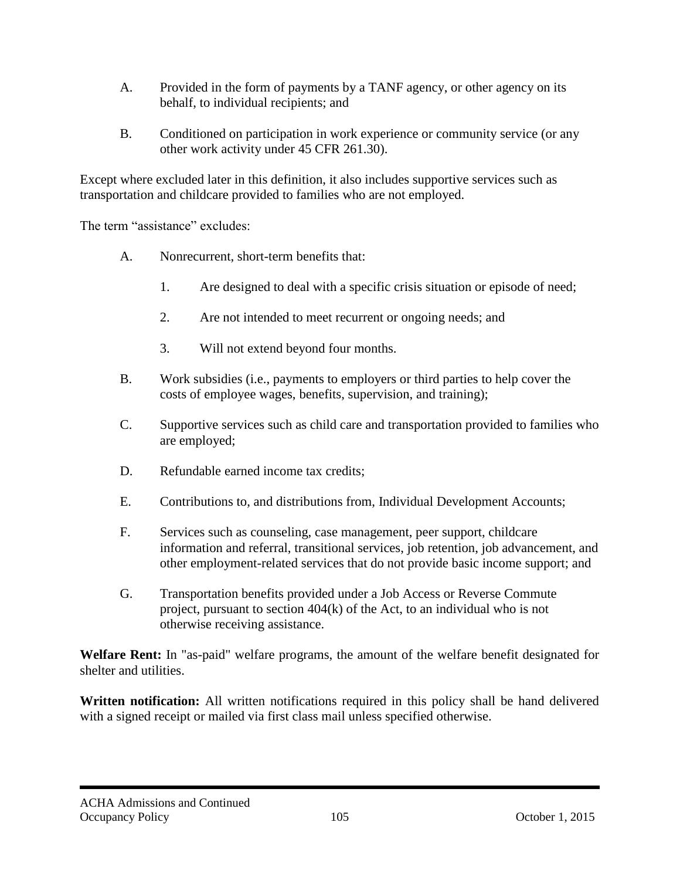A. Provided in the form of payments by a TANF agency, or other agency on its behalf, to individual recipients; and

B. Conditioned on participation in work experience or community service (or any other work activity under 45 CFR 261.30).

Except where excluded later in this definition, it also includes supportive services such as transportation and childcare provided to families who are not employed.

The term "assistance" excludes:

A. Nonrecurrent, short-term benefits that:

   1. Are designed to deal with a specific crisis situation or episode of need;

   2. Are not intended to meet recurrent or ongoing needs; and

   3. Will not extend beyond four months.

B. Work subsidies (i.e., payments to employers or third parties to help cover the costs of employee wages, benefits, supervision, and training);

C. Supportive services such as child care and transportation provided to families who are employed;

D. Refundable earned income tax credits;

E. Contributions to, and distributions from, Individual Development Accounts;

F. Services such as counseling, case management, peer support, childcare information and referral, transitional services, job retention, job advancement, and other employment-related services that do not provide basic income support; and

G. Transportation benefits provided under a Job Access or Reverse Commute project, pursuant to section 404(k) of the Act, to an individual who is not otherwise receiving assistance.

**Welfare Rent:** In "as-paid" welfare programs, the amount of the welfare benefit designated for shelter and utilities.

**Written notification:** All written notifications required in this policy shall be hand delivered with a signed receipt or mailed via first class mail unless specified otherwise.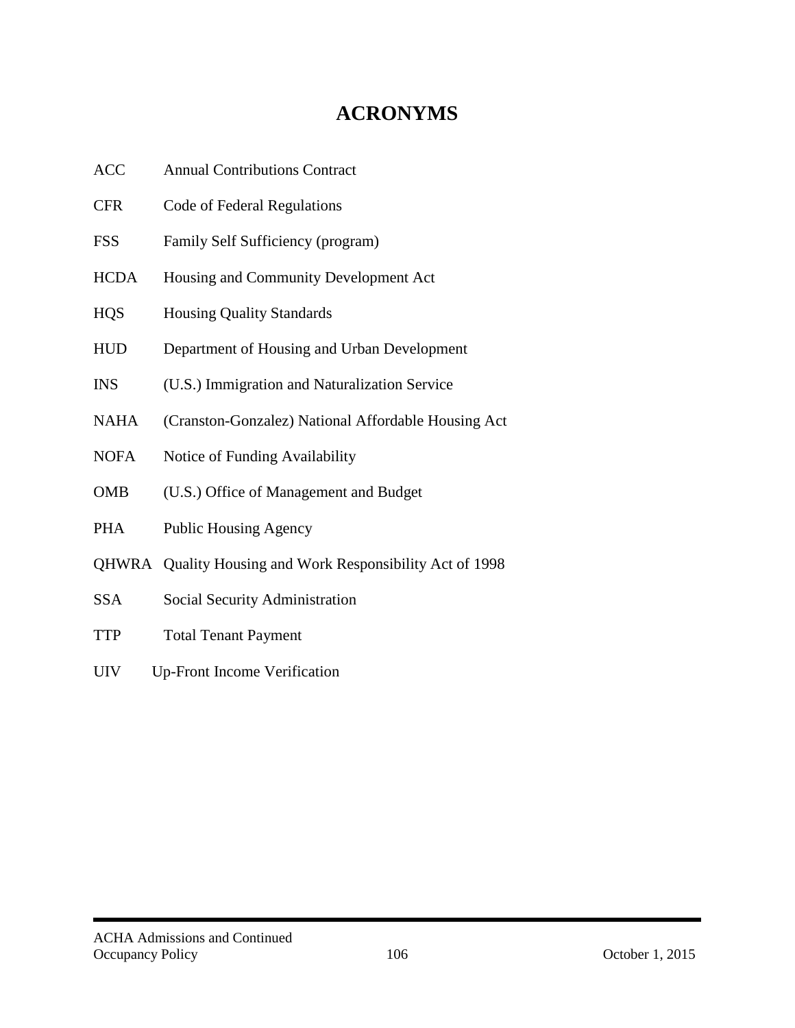# ACRONYMS

| | |
|---|---|
| ACC | Annual Contributions Contract |
| CFR | Code of Federal Regulations |
| FSS | Family Self Sufficiency (program) |
| HCDA | Housing and Community Development Act |
| HQS | Housing Quality Standards |
| HUD | Department of Housing and Urban Development |
| INS | (U.S.) Immigration and Naturalization Service |
| NAHA | (Cranston-Gonzalez) National Affordable Housing Act |
| NOFA | Notice of Funding Availability |
| OMB | (U.S.) Office of Management and Budget |
| PHA | Public Housing Agency |
| QHWRA | Quality Housing and Work Responsibility Act of 1998 |
| SSA | Social Security Administration |
| TTP | Total Tenant Payment |
| UIV | Up-Front Income Verification |